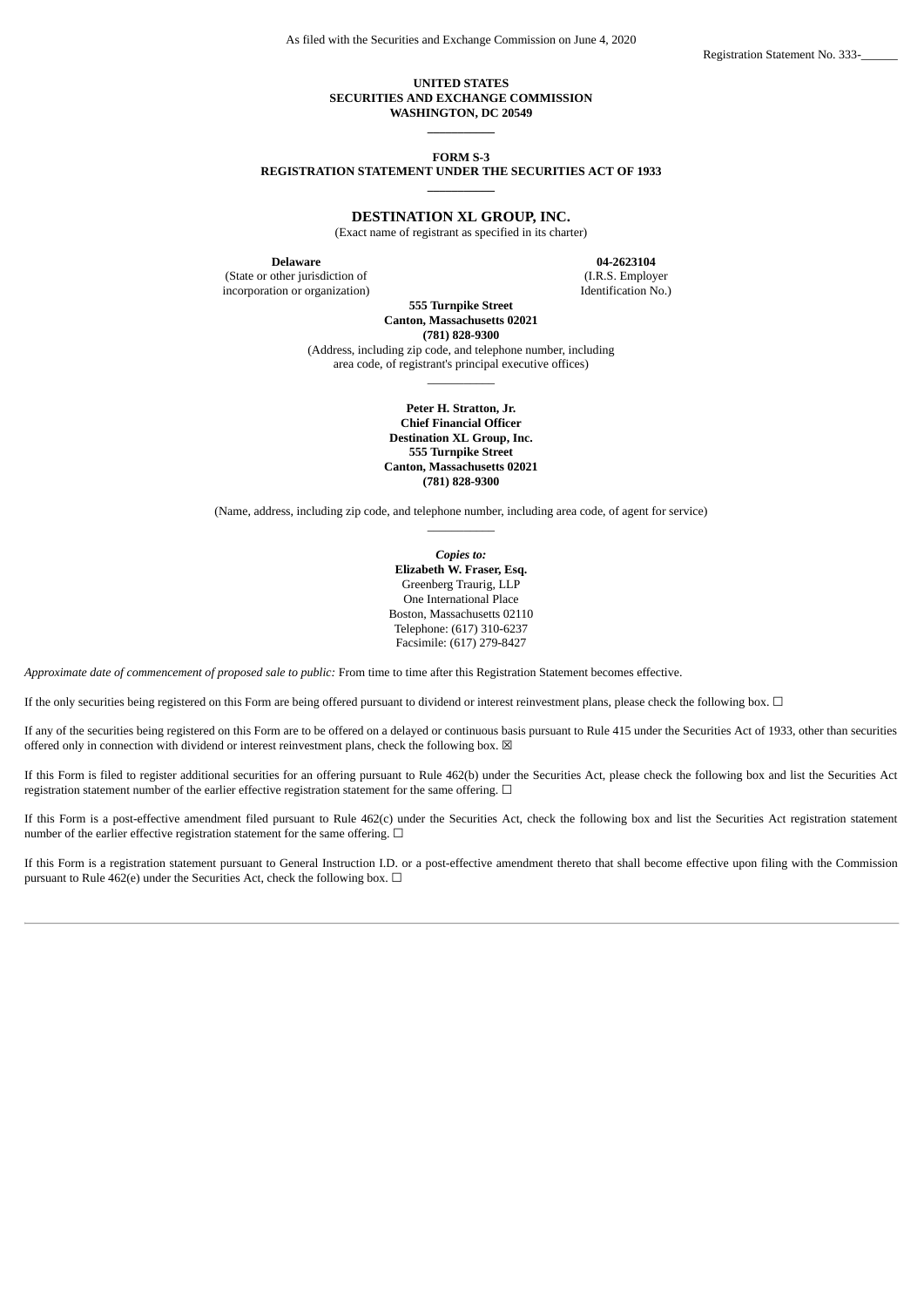As filed with the Securities and Exchange Commission on June 4, 2020

Registration Statement No. 333-______

**UNITED STATES**
**SECURITIES AND EXCHANGE COMMISSION**
**WASHINGTON, DC 20549**

---

**FORM S-3**
**REGISTRATION STATEMENT UNDER THE SECURITIES ACT OF 1933**

---

**DESTINATION XL GROUP, INC.**
(Exact name of registrant as specified in its charter)

| | |
|---|---|
| **Delaware** | **04-2623104** |
| (State or other jurisdiction of incorporation or organization) | (I.R.S. Employer Identification No.) |

**555 Turnpike Street**
**Canton, Massachusetts 02021**
**(781) 828-9300**
(Address, including zip code, and telephone number, including area code, of registrant's principal executive offices)

---

**Peter H. Stratton, Jr.**
**Chief Financial Officer**
**Destination XL Group, Inc.**
**555 Turnpike Street**
**Canton, Massachusetts 02021**
**(781) 828-9300**

(Name, address, including zip code, and telephone number, including area code, of agent for service)

---

***Copies to:***
**Elizabeth W. Fraser, Esq.**
Greenberg Traurig, LLP
One International Place
Boston, Massachusetts 02110
Telephone: (617) 310-6237
Facsimile: (617) 279-8427

*Approximate date of commencement of proposed sale to public:* From time to time after this Registration Statement becomes effective.

If the only securities being registered on this Form are being offered pursuant to dividend or interest reinvestment plans, please check the following box. ☐

If any of the securities being registered on this Form are to be offered on a delayed or continuous basis pursuant to Rule 415 under the Securities Act of 1933, other than securities offered only in connection with dividend or interest reinvestment plans, check the following box. ☒

If this Form is filed to register additional securities for an offering pursuant to Rule 462(b) under the Securities Act, please check the following box and list the Securities Act registration statement number of the earlier effective registration statement for the same offering. ☐

If this Form is a post-effective amendment filed pursuant to Rule 462(c) under the Securities Act, check the following box and list the Securities Act registration statement number of the earlier effective registration statement for the same offering. ☐

If this Form is a registration statement pursuant to General Instruction I.D. or a post-effective amendment thereto that shall become effective upon filing with the Commission pursuant to Rule 462(e) under the Securities Act, check the following box. ☐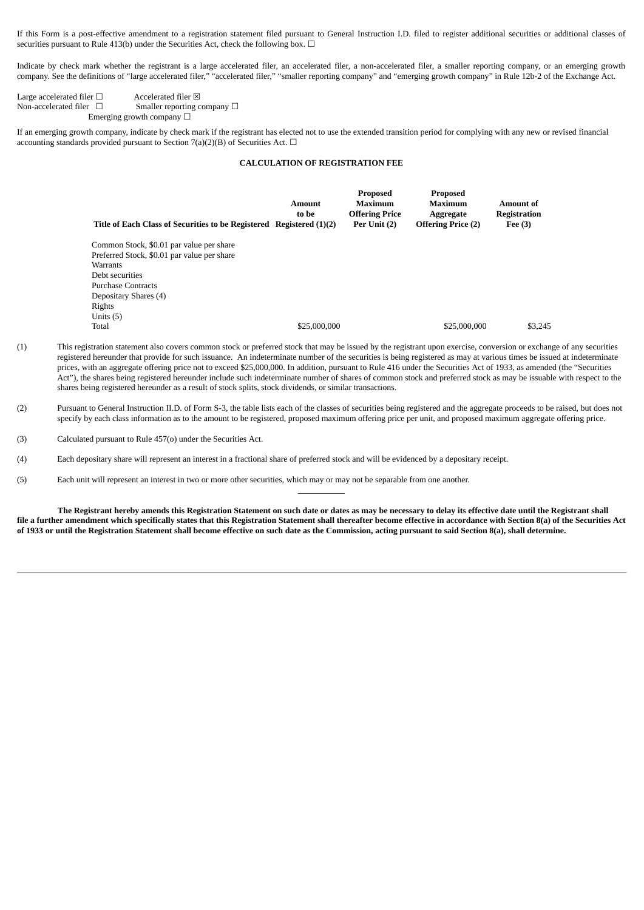If this Form is a post-effective amendment to a registration statement filed pursuant to General Instruction I.D. filed to register additional securities or additional classes of securities pursuant to Rule 413(b) under the Securities Act, check the following box. ☐

Indicate by check mark whether the registrant is a large accelerated filer, an accelerated filer, a non-accelerated filer, a smaller reporting company, or an emerging growth company. See the definitions of "large accelerated filer," "accelerated filer," "smaller reporting company" and "emerging growth company" in Rule 12b-2 of the Exchange Act.

Large accelerated filer ☐ Accelerated filer ☒
Non-accelerated filer ☐ Smaller reporting company ☐
Emerging growth company ☐

If an emerging growth company, indicate by check mark if the registrant has elected not to use the extended transition period for complying with any new or revised financial accounting standards provided pursuant to Section 7(a)(2)(B) of Securities Act. ☐

**CALCULATION OF REGISTRATION FEE**

| Title of Each Class of Securities to be Registered | Amount to be Registered (1)(2) | Proposed Maximum Offering Price Per Unit (2) | Proposed Maximum Aggregate Offering Price (2) | Amount of Registration Fee (3) |
|---|---|---|---|---|
| Common Stock, $0.01 par value per share | | | | |
| Preferred Stock, $0.01 par value per share | | | | |
| Warrants | | | | |
| Debt securities | | | | |
| Purchase Contracts | | | | |
| Depositary Shares (4) | | | | |
| Rights | | | | |
| Units (5) | | | | |
| Total | $25,000,000 | | $25,000,000 | $3,245 |

(1) This registration statement also covers common stock or preferred stock that may be issued by the registrant upon exercise, conversion or exchange of any securities registered hereunder that provide for such issuance. An indeterminate number of the securities is being registered as may at various times be issued at indeterminate prices, with an aggregate offering price not to exceed $25,000,000. In addition, pursuant to Rule 416 under the Securities Act of 1933, as amended (the "Securities Act"), the shares being registered hereunder include such indeterminate number of shares of common stock and preferred stock as may be issuable with respect to the shares being registered hereunder as a result of stock splits, stock dividends, or similar transactions.

(2) Pursuant to General Instruction II.D. of Form S-3, the table lists each of the classes of securities being registered and the aggregate proceeds to be raised, but does not specify by each class information as to the amount to be registered, proposed maximum offering price per unit, and proposed maximum aggregate offering price.

(3) Calculated pursuant to Rule 457(o) under the Securities Act.

(4) Each depositary share will represent an interest in a fractional share of preferred stock and will be evidenced by a depositary receipt.

(5) Each unit will represent an interest in two or more other securities, which may or may not be separable from one another.

---

**The Registrant hereby amends this Registration Statement on such date or dates as may be necessary to delay its effective date until the Registrant shall file a further amendment which specifically states that this Registration Statement shall thereafter become effective in accordance with Section 8(a) of the Securities Act of 1933 or until the Registration Statement shall become effective on such date as the Commission, acting pursuant to said Section 8(a), shall determine.**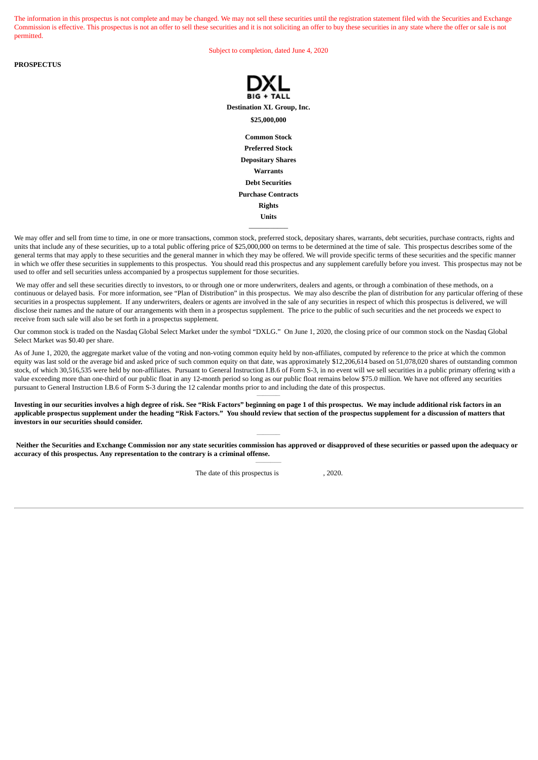The information in this prospectus is not complete and may be changed. We may not sell these securities until the registration statement filed with the Securities and Exchange Commission is effective. This prospectus is not an offer to sell these securities and it is not soliciting an offer to buy these securities in any state where the offer or sale is not permitted.

Subject to completion, dated June 4, 2020

**PROSPECTUS**

DXL
BIG + TALL

**Destination XL Group, Inc.**

**$25,000,000**

**Common Stock**
**Preferred Stock**
**Depositary Shares**
**Warrants**
**Debt Securities**
**Purchase Contracts**
**Rights**
**Units**

---

We may offer and sell from time to time, in one or more transactions, common stock, preferred stock, depositary shares, warrants, debt securities, purchase contracts, rights and units that include any of these securities, up to a total public offering price of $25,000,000 on terms to be determined at the time of sale. This prospectus describes some of the general terms that may apply to these securities and the general manner in which they may be offered. We will provide specific terms of these securities and the specific manner in which we offer these securities in supplements to this prospectus. You should read this prospectus and any supplement carefully before you invest. This prospectus may not be used to offer and sell securities unless accompanied by a prospectus supplement for those securities.

We may offer and sell these securities directly to investors, to or through one or more underwriters, dealers and agents, or through a combination of these methods, on a continuous or delayed basis. For more information, see "Plan of Distribution" in this prospectus. We may also describe the plan of distribution for any particular offering of these securities in a prospectus supplement. If any underwriters, dealers or agents are involved in the sale of any securities in respect of which this prospectus is delivered, we will disclose their names and the nature of our arrangements with them in a prospectus supplement. The price to the public of such securities and the net proceeds we expect to receive from such sale will also be set forth in a prospectus supplement.

Our common stock is traded on the Nasdaq Global Select Market under the symbol "DXLG." On June 1, 2020, the closing price of our common stock on the Nasdaq Global Select Market was $0.40 per share.

As of June 1, 2020, the aggregate market value of the voting and non-voting common equity held by non-affiliates, computed by reference to the price at which the common equity was last sold or the average bid and asked price of such common equity on that date, was approximately $12,206,614 based on 51,078,020 shares of outstanding common stock, of which 30,516,535 were held by non-affiliates. Pursuant to General Instruction I.B.6 of Form S-3, in no event will we sell securities in a public primary offering with a value exceeding more than one-third of our public float in any 12-month period so long as our public float remains below $75.0 million. We have not offered any securities pursuant to General Instruction I.B.6 of Form S-3 during the 12 calendar months prior to and including the date of this prospectus.

---

**Investing in our securities involves a high degree of risk. See "Risk Factors" beginning on page 1 of this prospectus. We may include additional risk factors in an applicable prospectus supplement under the heading "Risk Factors." You should review that section of the prospectus supplement for a discussion of matters that investors in our securities should consider.**

---

**Neither the Securities and Exchange Commission nor any state securities commission has approved or disapproved of these securities or passed upon the adequacy or accuracy of this prospectus. Any representation to the contrary is a criminal offense.**

---

The date of this prospectus is , 2020.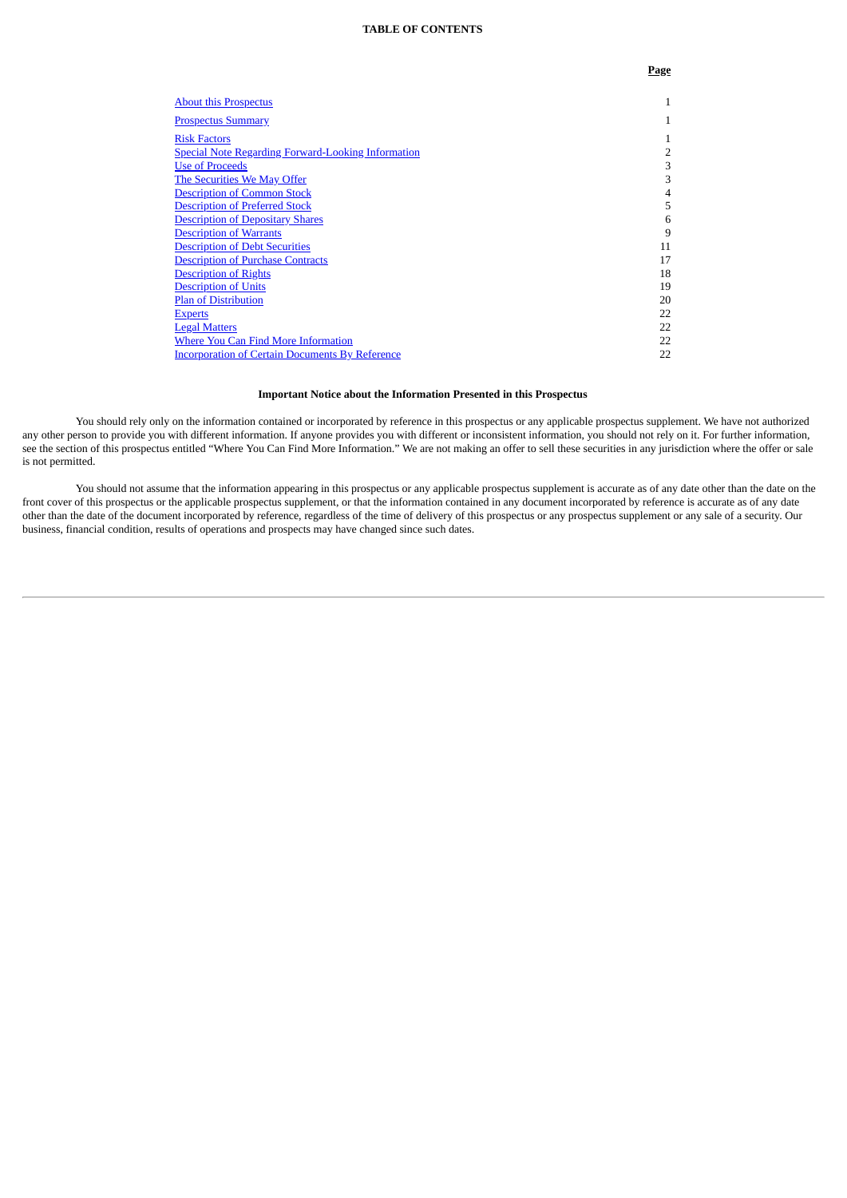**TABLE OF CONTENTS**

| | Page |
|---|---|
| About this Prospectus | 1 |
| Prospectus Summary | 1 |
| Risk Factors | 1 |
| Special Note Regarding Forward-Looking Information | 2 |
| Use of Proceeds | 3 |
| The Securities We May Offer | 3 |
| Description of Common Stock | 4 |
| Description of Preferred Stock | 5 |
| Description of Depositary Shares | 6 |
| Description of Warrants | 9 |
| Description of Debt Securities | 11 |
| Description of Purchase Contracts | 17 |
| Description of Rights | 18 |
| Description of Units | 19 |
| Plan of Distribution | 20 |
| Experts | 22 |
| Legal Matters | 22 |
| Where You Can Find More Information | 22 |
| Incorporation of Certain Documents By Reference | 22 |

**Important Notice about the Information Presented in this Prospectus**

You should rely only on the information contained or incorporated by reference in this prospectus or any applicable prospectus supplement. We have not authorized any other person to provide you with different information. If anyone provides you with different or inconsistent information, you should not rely on it. For further information, see the section of this prospectus entitled "Where You Can Find More Information." We are not making an offer to sell these securities in any jurisdiction where the offer or sale is not permitted.

You should not assume that the information appearing in this prospectus or any applicable prospectus supplement is accurate as of any date other than the date on the front cover of this prospectus or the applicable prospectus supplement, or that the information contained in any document incorporated by reference is accurate as of any date other than the date of the document incorporated by reference, regardless of the time of delivery of this prospectus or any prospectus supplement or any sale of a security. Our business, financial condition, results of operations and prospects may have changed since such dates.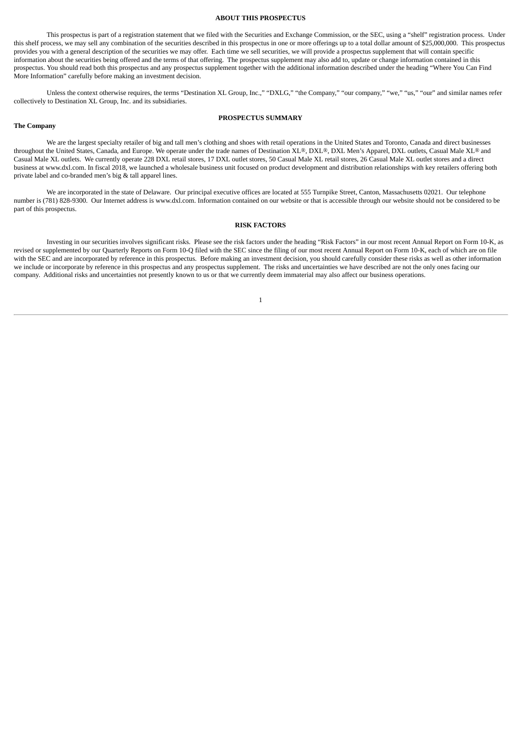## ABOUT THIS PROSPECTUS

This prospectus is part of a registration statement that we filed with the Securities and Exchange Commission, or the SEC, using a "shelf" registration process. Under this shelf process, we may sell any combination of the securities described in this prospectus in one or more offerings up to a total dollar amount of $25,000,000. This prospectus provides you with a general description of the securities we may offer. Each time we sell securities, we will provide a prospectus supplement that will contain specific information about the securities being offered and the terms of that offering. The prospectus supplement may also add to, update or change information contained in this prospectus. You should read both this prospectus and any prospectus supplement together with the additional information described under the heading "Where You Can Find More Information" carefully before making an investment decision.

Unless the context otherwise requires, the terms "Destination XL Group, Inc.," "DXLG," "the Company," "our company," "we," "us," "our" and similar names refer collectively to Destination XL Group, Inc. and its subsidiaries.

## PROSPECTUS SUMMARY

**The Company**

We are the largest specialty retailer of big and tall men's clothing and shoes with retail operations in the United States and Toronto, Canada and direct businesses throughout the United States, Canada, and Europe. We operate under the trade names of Destination XL®, DXL®, DXL Men's Apparel, DXL outlets, Casual Male XL® and Casual Male XL outlets. We currently operate 228 DXL retail stores, 17 DXL outlet stores, 50 Casual Male XL retail stores, 26 Casual Male XL outlet stores and a direct business at www.dxl.com. In fiscal 2018, we launched a wholesale business unit focused on product development and distribution relationships with key retailers offering both private label and co-branded men's big & tall apparel lines.

We are incorporated in the state of Delaware. Our principal executive offices are located at 555 Turnpike Street, Canton, Massachusetts 02021. Our telephone number is (781) 828-9300. Our Internet address is www.dxl.com. Information contained on our website or that is accessible through our website should not be considered to be part of this prospectus.

## RISK FACTORS

Investing in our securities involves significant risks. Please see the risk factors under the heading "Risk Factors" in our most recent Annual Report on Form 10-K, as revised or supplemented by our Quarterly Reports on Form 10-Q filed with the SEC since the filing of our most recent Annual Report on Form 10-K, each of which are on file with the SEC and are incorporated by reference in this prospectus. Before making an investment decision, you should carefully consider these risks as well as other information we include or incorporate by reference in this prospectus and any prospectus supplement. The risks and uncertainties we have described are not the only ones facing our company. Additional risks and uncertainties not presently known to us or that we currently deem immaterial may also affect our business operations.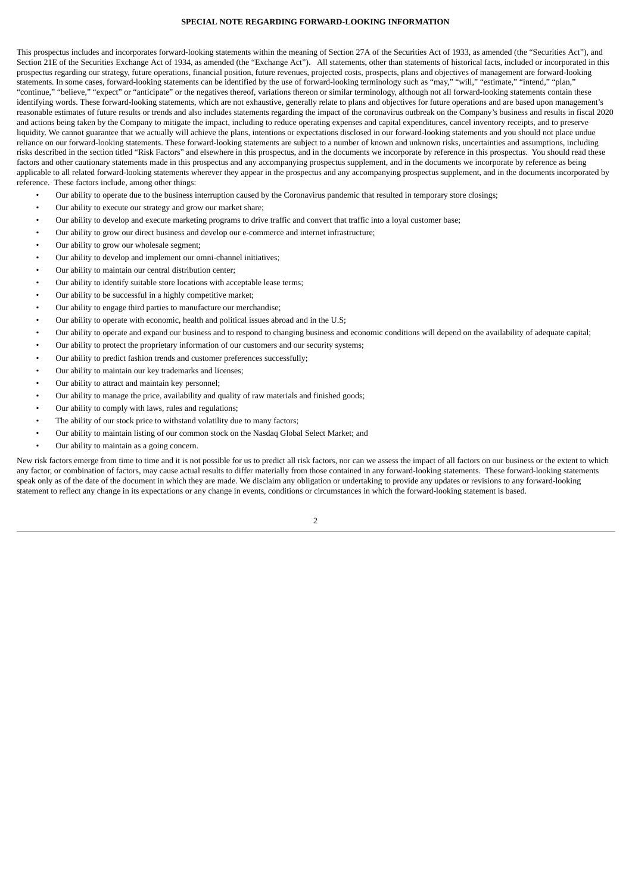## SPECIAL NOTE REGARDING FORWARD-LOOKING INFORMATION

This prospectus includes and incorporates forward-looking statements within the meaning of Section 27A of the Securities Act of 1933, as amended (the "Securities Act"), and Section 21E of the Securities Exchange Act of 1934, as amended (the "Exchange Act"). All statements, other than statements of historical facts, included or incorporated in this prospectus regarding our strategy, future operations, financial position, future revenues, projected costs, prospects, plans and objectives of management are forward-looking statements. In some cases, forward-looking statements can be identified by the use of forward-looking terminology such as "may," "will," "estimate," "intend," "plan," "continue," "believe," "expect" or "anticipate" or the negatives thereof, variations thereon or similar terminology, although not all forward-looking statements contain these identifying words. These forward-looking statements, which are not exhaustive, generally relate to plans and objectives for future operations and are based upon management's reasonable estimates of future results or trends and also includes statements regarding the impact of the coronavirus outbreak on the Company's business and results in fiscal 2020 and actions being taken by the Company to mitigate the impact, including to reduce operating expenses and capital expenditures, cancel inventory receipts, and to preserve liquidity. We cannot guarantee that we actually will achieve the plans, intentions or expectations disclosed in our forward-looking statements and you should not place undue reliance on our forward-looking statements. These forward-looking statements are subject to a number of known and unknown risks, uncertainties and assumptions, including risks described in the section titled "Risk Factors" and elsewhere in this prospectus, and in the documents we incorporate by reference in this prospectus. You should read these factors and other cautionary statements made in this prospectus and any accompanying prospectus supplement, and in the documents we incorporate by reference as being applicable to all related forward-looking statements wherever they appear in the prospectus and any accompanying prospectus supplement, and in the documents incorporated by reference. These factors include, among other things:

- Our ability to operate due to the business interruption caused by the Coronavirus pandemic that resulted in temporary store closings;
- Our ability to execute our strategy and grow our market share;
- Our ability to develop and execute marketing programs to drive traffic and convert that traffic into a loyal customer base;
- Our ability to grow our direct business and develop our e-commerce and internet infrastructure;
- Our ability to grow our wholesale segment;
- Our ability to develop and implement our omni-channel initiatives;
- Our ability to maintain our central distribution center;
- Our ability to identify suitable store locations with acceptable lease terms;
- Our ability to be successful in a highly competitive market;
- Our ability to engage third parties to manufacture our merchandise;
- Our ability to operate with economic, health and political issues abroad and in the U.S;
- Our ability to operate and expand our business and to respond to changing business and economic conditions will depend on the availability of adequate capital;
- Our ability to protect the proprietary information of our customers and our security systems;
- Our ability to predict fashion trends and customer preferences successfully;
- Our ability to maintain our key trademarks and licenses;
- Our ability to attract and maintain key personnel;
- Our ability to manage the price, availability and quality of raw materials and finished goods;
- Our ability to comply with laws, rules and regulations;
- The ability of our stock price to withstand volatility due to many factors;
- Our ability to maintain listing of our common stock on the Nasdaq Global Select Market; and
- Our ability to maintain as a going concern.

New risk factors emerge from time to time and it is not possible for us to predict all risk factors, nor can we assess the impact of all factors on our business or the extent to which any factor, or combination of factors, may cause actual results to differ materially from those contained in any forward-looking statements. These forward-looking statements speak only as of the date of the document in which they are made. We disclaim any obligation or undertaking to provide any updates or revisions to any forward-looking statement to reflect any change in its expectations or any change in events, conditions or circumstances in which the forward-looking statement is based.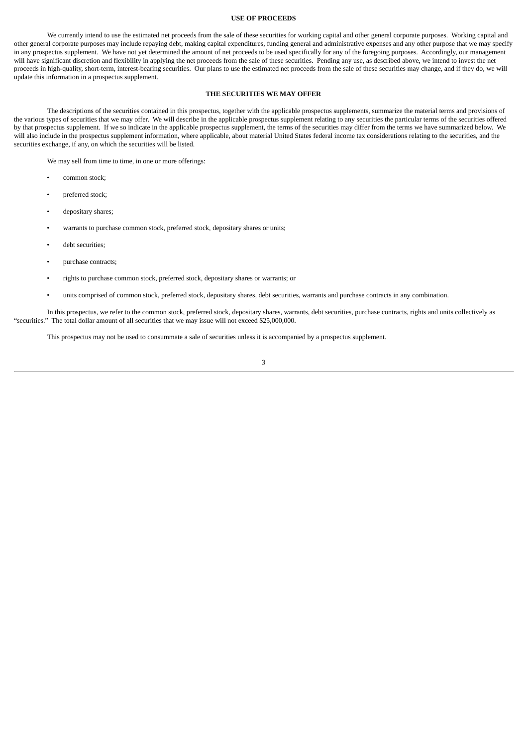## USE OF PROCEEDS

We currently intend to use the estimated net proceeds from the sale of these securities for working capital and other general corporate purposes. Working capital and other general corporate purposes may include repaying debt, making capital expenditures, funding general and administrative expenses and any other purpose that we may specify in any prospectus supplement. We have not yet determined the amount of net proceeds to be used specifically for any of the foregoing purposes. Accordingly, our management will have significant discretion and flexibility in applying the net proceeds from the sale of these securities. Pending any use, as described above, we intend to invest the net proceeds in high-quality, short-term, interest-bearing securities. Our plans to use the estimated net proceeds from the sale of these securities may change, and if they do, we will update this information in a prospectus supplement.

## THE SECURITIES WE MAY OFFER

The descriptions of the securities contained in this prospectus, together with the applicable prospectus supplements, summarize the material terms and provisions of the various types of securities that we may offer. We will describe in the applicable prospectus supplement relating to any securities the particular terms of the securities offered by that prospectus supplement. If we so indicate in the applicable prospectus supplement, the terms of the securities may differ from the terms we have summarized below. We will also include in the prospectus supplement information, where applicable, about material United States federal income tax considerations relating to the securities, and the securities exchange, if any, on which the securities will be listed.

We may sell from time to time, in one or more offerings:

- common stock;
- preferred stock;
- depositary shares;
- warrants to purchase common stock, preferred stock, depositary shares or units;
- debt securities;
- purchase contracts;
- rights to purchase common stock, preferred stock, depositary shares or warrants; or
- units comprised of common stock, preferred stock, depositary shares, debt securities, warrants and purchase contracts in any combination.

In this prospectus, we refer to the common stock, preferred stock, depositary shares, warrants, debt securities, purchase contracts, rights and units collectively as "securities." The total dollar amount of all securities that we may issue will not exceed $25,000,000.

This prospectus may not be used to consummate a sale of securities unless it is accompanied by a prospectus supplement.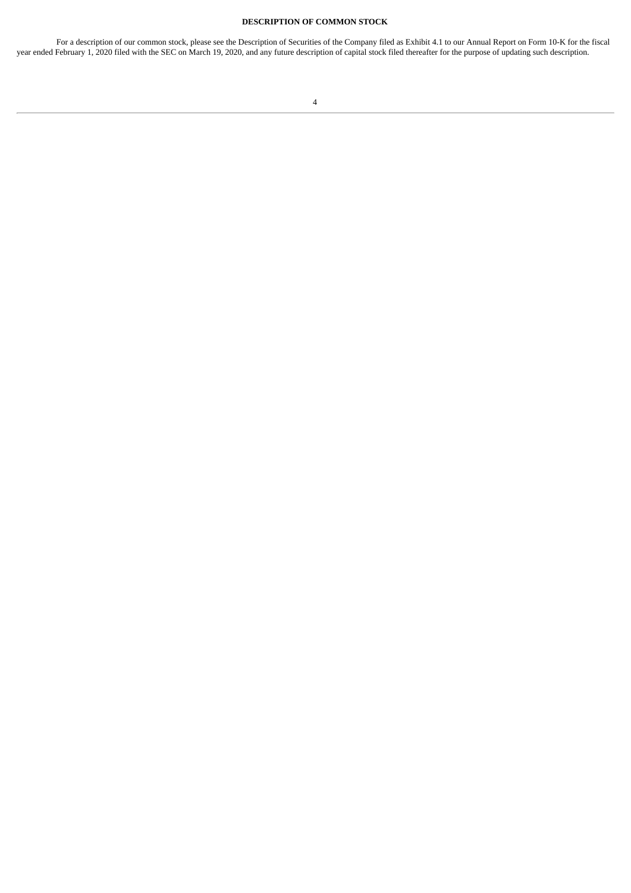## DESCRIPTION OF COMMON STOCK

For a description of our common stock, please see the Description of Securities of the Company filed as Exhibit 4.1 to our Annual Report on Form 10-K for the fiscal year ended February 1, 2020 filed with the SEC on March 19, 2020, and any future description of capital stock filed thereafter for the purpose of updating such description.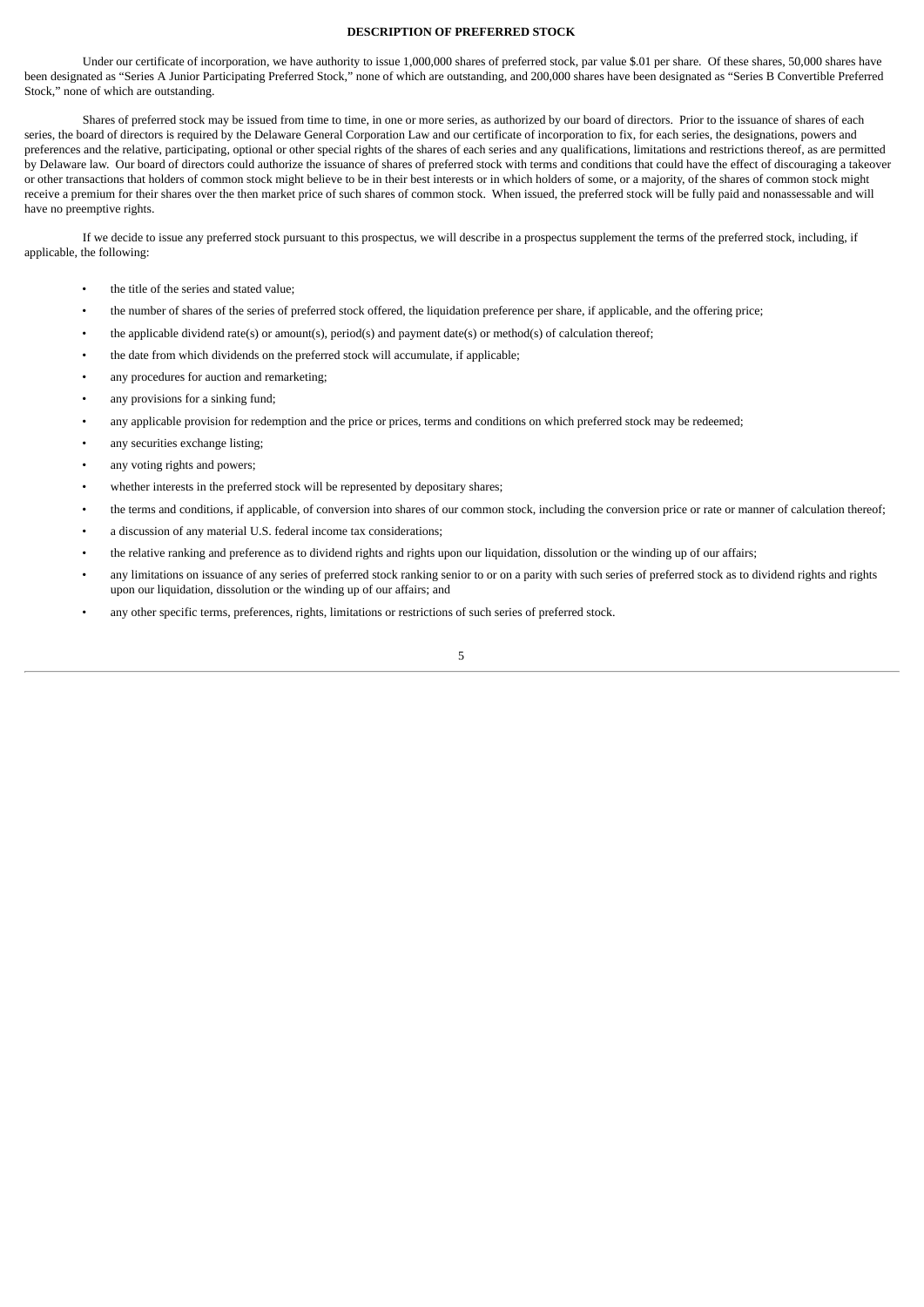## DESCRIPTION OF PREFERRED STOCK

Under our certificate of incorporation, we have authority to issue 1,000,000 shares of preferred stock, par value $.01 per share. Of these shares, 50,000 shares have been designated as "Series A Junior Participating Preferred Stock," none of which are outstanding, and 200,000 shares have been designated as "Series B Convertible Preferred Stock," none of which are outstanding.

Shares of preferred stock may be issued from time to time, in one or more series, as authorized by our board of directors. Prior to the issuance of shares of each series, the board of directors is required by the Delaware General Corporation Law and our certificate of incorporation to fix, for each series, the designations, powers and preferences and the relative, participating, optional or other special rights of the shares of each series and any qualifications, limitations and restrictions thereof, as are permitted by Delaware law. Our board of directors could authorize the issuance of shares of preferred stock with terms and conditions that could have the effect of discouraging a takeover or other transactions that holders of common stock might believe to be in their best interests or in which holders of some, or a majority, of the shares of common stock might receive a premium for their shares over the then market price of such shares of common stock. When issued, the preferred stock will be fully paid and nonassessable and will have no preemptive rights.

If we decide to issue any preferred stock pursuant to this prospectus, we will describe in a prospectus supplement the terms of the preferred stock, including, if applicable, the following:

- the title of the series and stated value;
- the number of shares of the series of preferred stock offered, the liquidation preference per share, if applicable, and the offering price;
- the applicable dividend rate(s) or amount(s), period(s) and payment date(s) or method(s) of calculation thereof;
- the date from which dividends on the preferred stock will accumulate, if applicable;
- any procedures for auction and remarketing;
- any provisions for a sinking fund;
- any applicable provision for redemption and the price or prices, terms and conditions on which preferred stock may be redeemed;
- any securities exchange listing;
- any voting rights and powers;
- whether interests in the preferred stock will be represented by depositary shares;
- the terms and conditions, if applicable, of conversion into shares of our common stock, including the conversion price or rate or manner of calculation thereof;
- a discussion of any material U.S. federal income tax considerations;
- the relative ranking and preference as to dividend rights and rights upon our liquidation, dissolution or the winding up of our affairs;
- any limitations on issuance of any series of preferred stock ranking senior to or on a parity with such series of preferred stock as to dividend rights and rights upon our liquidation, dissolution or the winding up of our affairs; and
- any other specific terms, preferences, rights, limitations or restrictions of such series of preferred stock.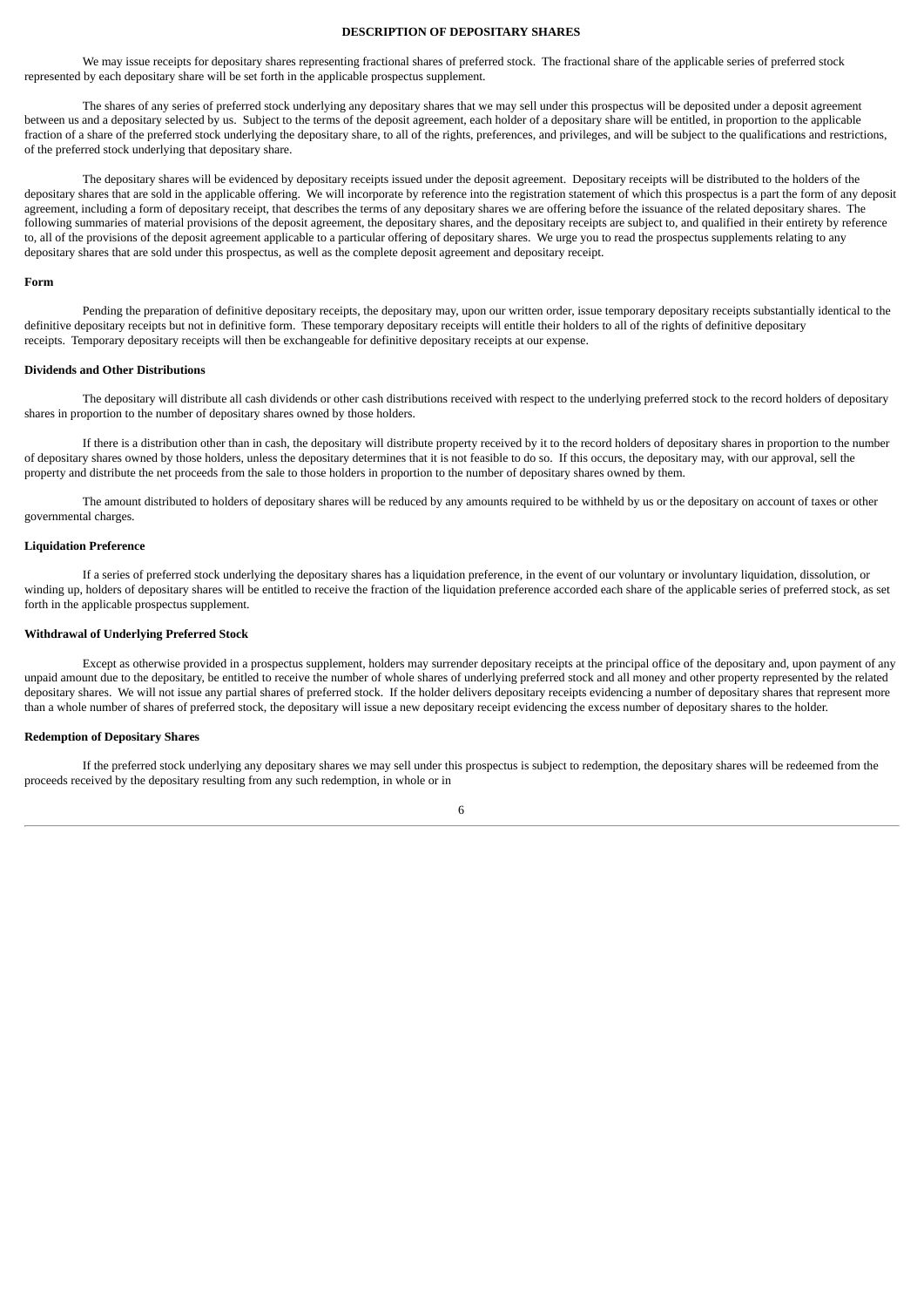## DESCRIPTION OF DEPOSITARY SHARES

We may issue receipts for depositary shares representing fractional shares of preferred stock. The fractional share of the applicable series of preferred stock represented by each depositary share will be set forth in the applicable prospectus supplement.

The shares of any series of preferred stock underlying any depositary shares that we may sell under this prospectus will be deposited under a deposit agreement between us and a depositary selected by us. Subject to the terms of the deposit agreement, each holder of a depositary share will be entitled, in proportion to the applicable fraction of a share of the preferred stock underlying the depositary share, to all of the rights, preferences, and privileges, and will be subject to the qualifications and restrictions, of the preferred stock underlying that depositary share.

The depositary shares will be evidenced by depositary receipts issued under the deposit agreement. Depositary receipts will be distributed to the holders of the depositary shares that are sold in the applicable offering. We will incorporate by reference into the registration statement of which this prospectus is a part the form of any deposit agreement, including a form of depositary receipt, that describes the terms of any depositary shares we are offering before the issuance of the related depositary shares. The following summaries of material provisions of the deposit agreement, the depositary shares, and the depositary receipts are subject to, and qualified in their entirety by reference to, all of the provisions of the deposit agreement applicable to a particular offering of depositary shares. We urge you to read the prospectus supplements relating to any depositary shares that are sold under this prospectus, as well as the complete deposit agreement and depositary receipt.

**Form**

Pending the preparation of definitive depositary receipts, the depositary may, upon our written order, issue temporary depositary receipts substantially identical to the definitive depositary receipts but not in definitive form. These temporary depositary receipts will entitle their holders to all of the rights of definitive depositary receipts. Temporary depositary receipts will then be exchangeable for definitive depositary receipts at our expense.

**Dividends and Other Distributions**

The depositary will distribute all cash dividends or other cash distributions received with respect to the underlying preferred stock to the record holders of depositary shares in proportion to the number of depositary shares owned by those holders.

If there is a distribution other than in cash, the depositary will distribute property received by it to the record holders of depositary shares in proportion to the number of depositary shares owned by those holders, unless the depositary determines that it is not feasible to do so. If this occurs, the depositary may, with our approval, sell the property and distribute the net proceeds from the sale to those holders in proportion to the number of depositary shares owned by them.

The amount distributed to holders of depositary shares will be reduced by any amounts required to be withheld by us or the depositary on account of taxes or other governmental charges.

**Liquidation Preference**

If a series of preferred stock underlying the depositary shares has a liquidation preference, in the event of our voluntary or involuntary liquidation, dissolution, or winding up, holders of depositary shares will be entitled to receive the fraction of the liquidation preference accorded each share of the applicable series of preferred stock, as set forth in the applicable prospectus supplement.

**Withdrawal of Underlying Preferred Stock**

Except as otherwise provided in a prospectus supplement, holders may surrender depositary receipts at the principal office of the depositary and, upon payment of any unpaid amount due to the depositary, be entitled to receive the number of whole shares of underlying preferred stock and all money and other property represented by the related depositary shares. We will not issue any partial shares of preferred stock. If the holder delivers depositary receipts evidencing a number of depositary shares that represent more than a whole number of shares of preferred stock, the depositary will issue a new depositary receipt evidencing the excess number of depositary shares to the holder.

**Redemption of Depositary Shares**

If the preferred stock underlying any depositary shares we may sell under this prospectus is subject to redemption, the depositary shares will be redeemed from the proceeds received by the depositary resulting from any such redemption, in whole or in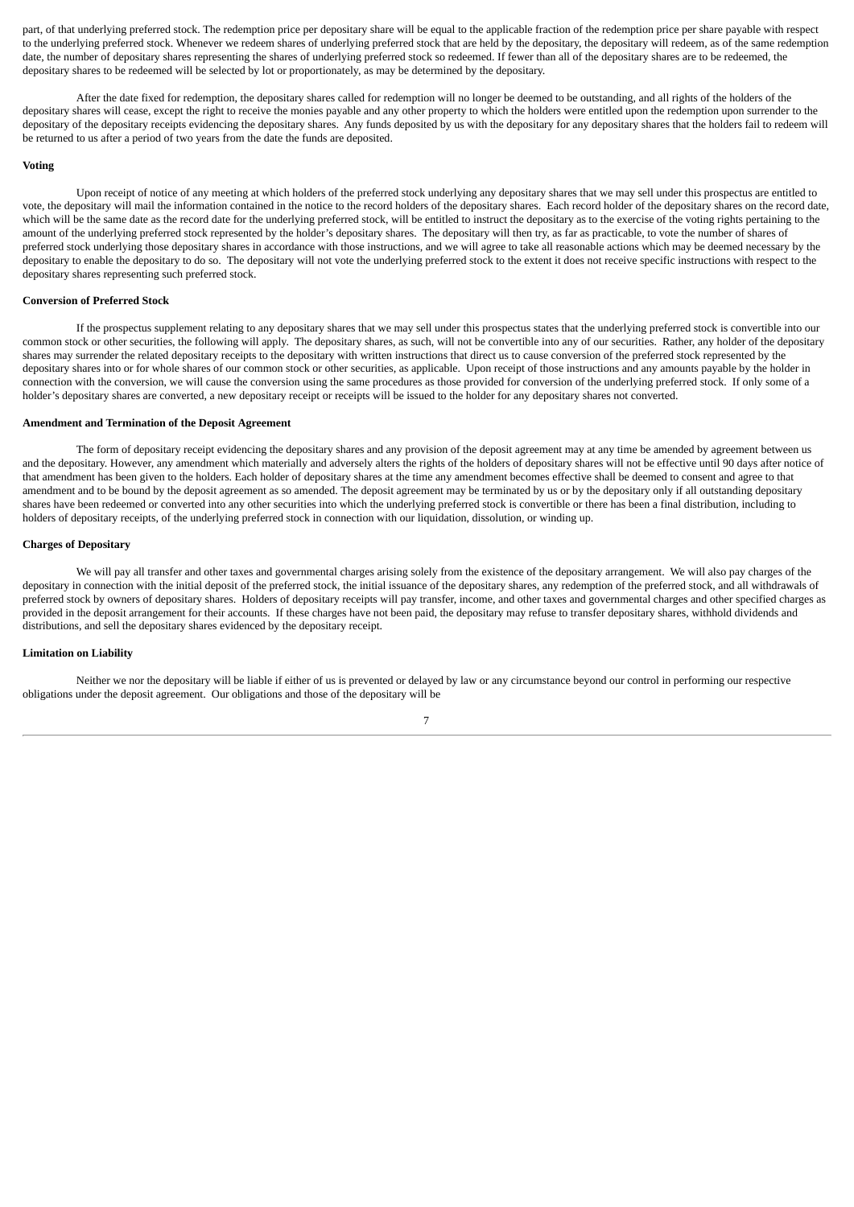part, of that underlying preferred stock. The redemption price per depositary share will be equal to the applicable fraction of the redemption price per share payable with respect to the underlying preferred stock. Whenever we redeem shares of underlying preferred stock that are held by the depositary, the depositary will redeem, as of the same redemption date, the number of depositary shares representing the shares of underlying preferred stock so redeemed. If fewer than all of the depositary shares are to be redeemed, the depositary shares to be redeemed will be selected by lot or proportionately, as may be determined by the depositary.

After the date fixed for redemption, the depositary shares called for redemption will no longer be deemed to be outstanding, and all rights of the holders of the depositary shares will cease, except the right to receive the monies payable and any other property to which the holders were entitled upon the redemption upon surrender to the depositary of the depositary receipts evidencing the depositary shares. Any funds deposited by us with the depositary for any depositary shares that the holders fail to redeem will be returned to us after a period of two years from the date the funds are deposited.

**Voting**

Upon receipt of notice of any meeting at which holders of the preferred stock underlying any depositary shares that we may sell under this prospectus are entitled to vote, the depositary will mail the information contained in the notice to the record holders of the depositary shares. Each record holder of the depositary shares on the record date, which will be the same date as the record date for the underlying preferred stock, will be entitled to instruct the depositary as to the exercise of the voting rights pertaining to the amount of the underlying preferred stock represented by the holder's depositary shares. The depositary will then try, as far as practicable, to vote the number of shares of preferred stock underlying those depositary shares in accordance with those instructions, and we will agree to take all reasonable actions which may be deemed necessary by the depositary to enable the depositary to do so. The depositary will not vote the underlying preferred stock to the extent it does not receive specific instructions with respect to the depositary shares representing such preferred stock.

**Conversion of Preferred Stock**

If the prospectus supplement relating to any depositary shares that we may sell under this prospectus states that the underlying preferred stock is convertible into our common stock or other securities, the following will apply. The depositary shares, as such, will not be convertible into any of our securities. Rather, any holder of the depositary shares may surrender the related depositary receipts to the depositary with written instructions that direct us to cause conversion of the preferred stock represented by the depositary shares into or for whole shares of our common stock or other securities, as applicable. Upon receipt of those instructions and any amounts payable by the holder in connection with the conversion, we will cause the conversion using the same procedures as those provided for conversion of the underlying preferred stock. If only some of a holder's depositary shares are converted, a new depositary receipt or receipts will be issued to the holder for any depositary shares not converted.

**Amendment and Termination of the Deposit Agreement**

The form of depositary receipt evidencing the depositary shares and any provision of the deposit agreement may at any time be amended by agreement between us and the depositary. However, any amendment which materially and adversely alters the rights of the holders of depositary shares will not be effective until 90 days after notice of that amendment has been given to the holders. Each holder of depositary shares at the time any amendment becomes effective shall be deemed to consent and agree to that amendment and to be bound by the deposit agreement as so amended. The deposit agreement may be terminated by us or by the depositary only if all outstanding depositary shares have been redeemed or converted into any other securities into which the underlying preferred stock is convertible or there has been a final distribution, including to holders of depositary receipts, of the underlying preferred stock in connection with our liquidation, dissolution, or winding up.

**Charges of Depositary**

We will pay all transfer and other taxes and governmental charges arising solely from the existence of the depositary arrangement. We will also pay charges of the depositary in connection with the initial deposit of the preferred stock, the initial issuance of the depositary shares, any redemption of the preferred stock, and all withdrawals of preferred stock by owners of depositary shares. Holders of depositary receipts will pay transfer, income, and other taxes and governmental charges and other specified charges as provided in the deposit arrangement for their accounts. If these charges have not been paid, the depositary may refuse to transfer depositary shares, withhold dividends and distributions, and sell the depositary shares evidenced by the depositary receipt.

**Limitation on Liability**

Neither we nor the depositary will be liable if either of us is prevented or delayed by law or any circumstance beyond our control in performing our respective obligations under the deposit agreement. Our obligations and those of the depositary will be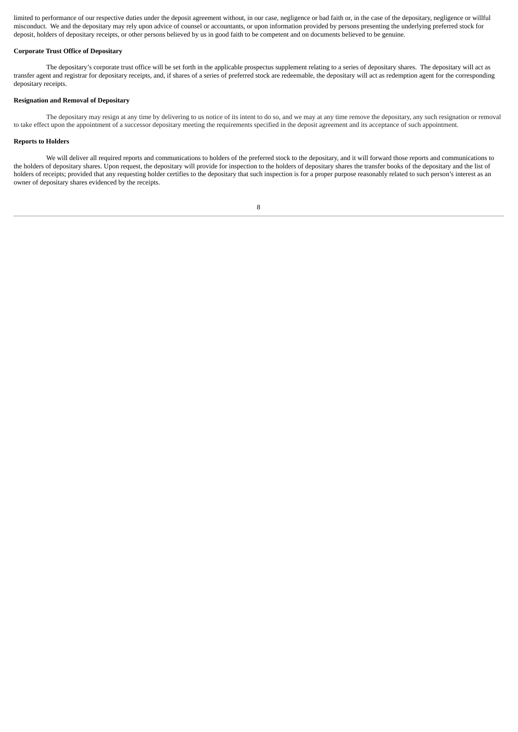limited to performance of our respective duties under the deposit agreement without, in our case, negligence or bad faith or, in the case of the depositary, negligence or willful misconduct. We and the depositary may rely upon advice of counsel or accountants, or upon information provided by persons presenting the underlying preferred stock for deposit, holders of depositary receipts, or other persons believed by us in good faith to be competent and on documents believed to be genuine.

**Corporate Trust Office of Depositary**

The depositary's corporate trust office will be set forth in the applicable prospectus supplement relating to a series of depositary shares. The depositary will act as transfer agent and registrar for depositary receipts, and, if shares of a series of preferred stock are redeemable, the depositary will act as redemption agent for the corresponding depositary receipts.

**Resignation and Removal of Depositary**

The depositary may resign at any time by delivering to us notice of its intent to do so, and we may at any time remove the depositary, any such resignation or removal to take effect upon the appointment of a successor depositary meeting the requirements specified in the deposit agreement and its acceptance of such appointment.

**Reports to Holders**

We will deliver all required reports and communications to holders of the preferred stock to the depositary, and it will forward those reports and communications to the holders of depositary shares. Upon request, the depositary will provide for inspection to the holders of depositary shares the transfer books of the depositary and the list of holders of receipts; provided that any requesting holder certifies to the depositary that such inspection is for a proper purpose reasonably related to such person's interest as an owner of depositary shares evidenced by the receipts.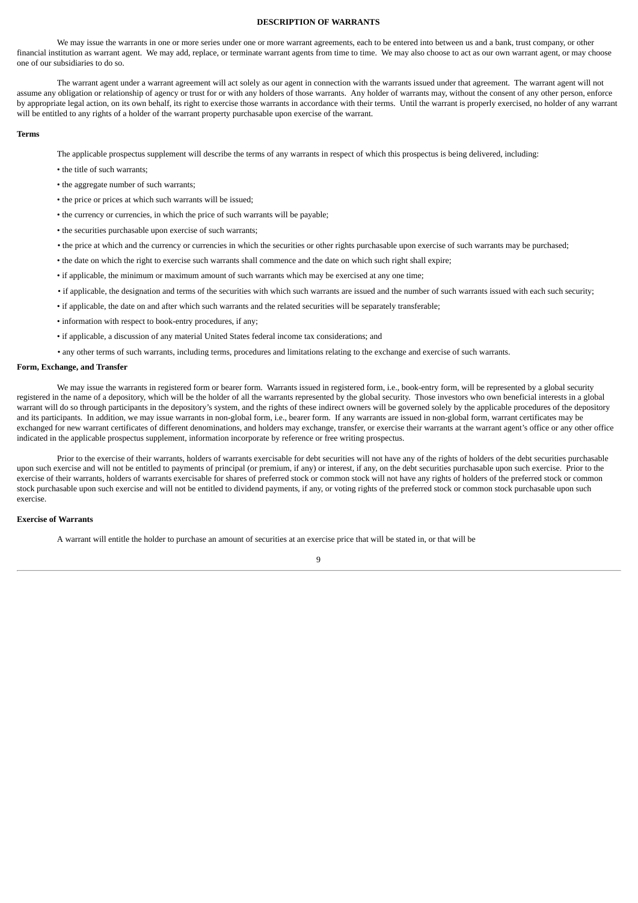## DESCRIPTION OF WARRANTS

We may issue the warrants in one or more series under one or more warrant agreements, each to be entered into between us and a bank, trust company, or other financial institution as warrant agent. We may add, replace, or terminate warrant agents from time to time. We may also choose to act as our own warrant agent, or may choose one of our subsidiaries to do so.

The warrant agent under a warrant agreement will act solely as our agent in connection with the warrants issued under that agreement. The warrant agent will not assume any obligation or relationship of agency or trust for or with any holders of those warrants. Any holder of warrants may, without the consent of any other person, enforce by appropriate legal action, on its own behalf, its right to exercise those warrants in accordance with their terms. Until the warrant is properly exercised, no holder of any warrant will be entitled to any rights of a holder of the warrant property purchasable upon exercise of the warrant.

### Terms

The applicable prospectus supplement will describe the terms of any warrants in respect of which this prospectus is being delivered, including:

- the title of such warrants;
- the aggregate number of such warrants;
- the price or prices at which such warrants will be issued;
- the currency or currencies, in which the price of such warrants will be payable;
- the securities purchasable upon exercise of such warrants;
- the price at which and the currency or currencies in which the securities or other rights purchasable upon exercise of such warrants may be purchased;
- the date on which the right to exercise such warrants shall commence and the date on which such right shall expire;
- if applicable, the minimum or maximum amount of such warrants which may be exercised at any one time;
- if applicable, the designation and terms of the securities with which such warrants are issued and the number of such warrants issued with each such security;
- if applicable, the date on and after which such warrants and the related securities will be separately transferable;
- information with respect to book-entry procedures, if any;
- if applicable, a discussion of any material United States federal income tax considerations; and
- any other terms of such warrants, including terms, procedures and limitations relating to the exchange and exercise of such warrants.

### Form, Exchange, and Transfer

We may issue the warrants in registered form or bearer form. Warrants issued in registered form, i.e., book-entry form, will be represented by a global security registered in the name of a depository, which will be the holder of all the warrants represented by the global security. Those investors who own beneficial interests in a global warrant will do so through participants in the depository's system, and the rights of these indirect owners will be governed solely by the applicable procedures of the depository and its participants. In addition, we may issue warrants in non-global form, i.e., bearer form. If any warrants are issued in non-global form, warrant certificates may be exchanged for new warrant certificates of different denominations, and holders may exchange, transfer, or exercise their warrants at the warrant agent's office or any other office indicated in the applicable prospectus supplement, information incorporate by reference or free writing prospectus.

Prior to the exercise of their warrants, holders of warrants exercisable for debt securities will not have any of the rights of holders of the debt securities purchasable upon such exercise and will not be entitled to payments of principal (or premium, if any) or interest, if any, on the debt securities purchasable upon such exercise. Prior to the exercise of their warrants, holders of warrants exercisable for shares of preferred stock or common stock will not have any rights of holders of the preferred stock or common stock purchasable upon such exercise and will not be entitled to dividend payments, if any, or voting rights of the preferred stock or common stock purchasable upon such exercise.

### Exercise of Warrants

A warrant will entitle the holder to purchase an amount of securities at an exercise price that will be stated in, or that will be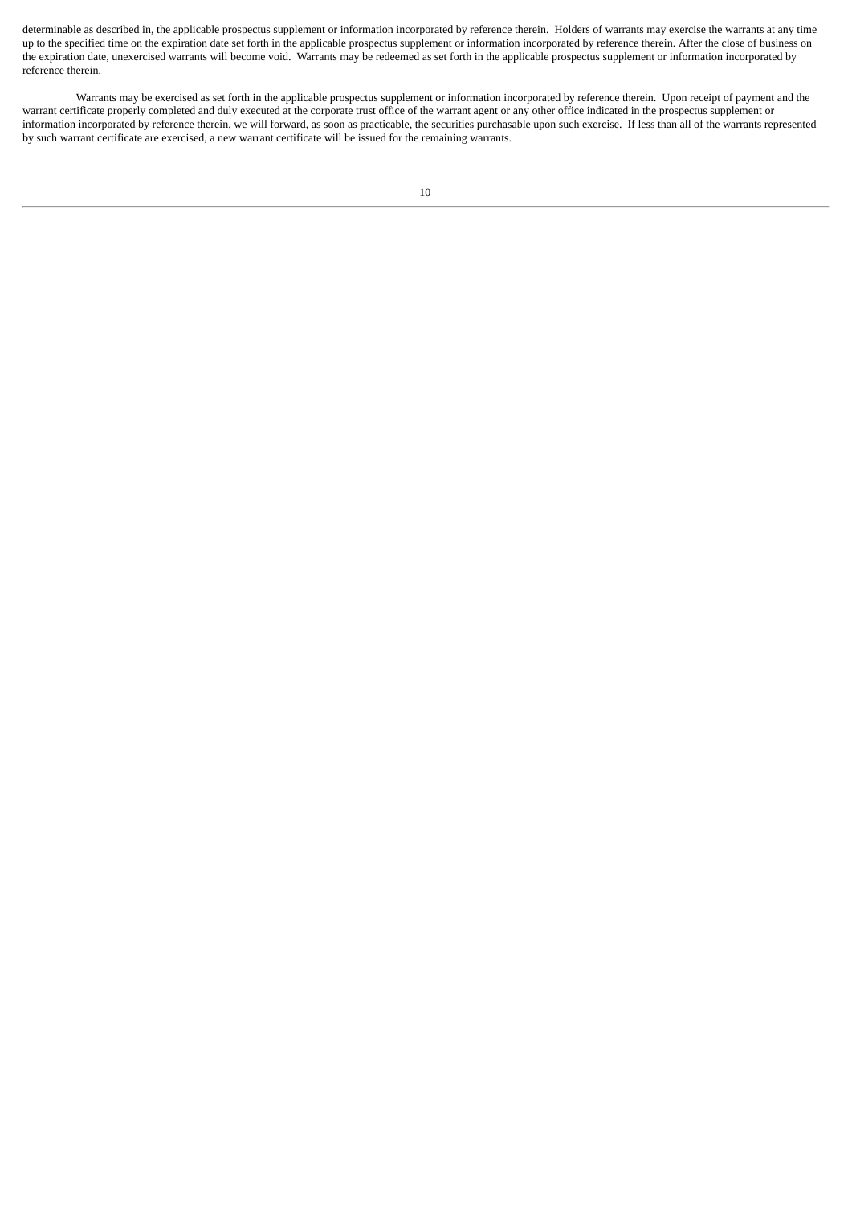determinable as described in, the applicable prospectus supplement or information incorporated by reference therein. Holders of warrants may exercise the warrants at any time up to the specified time on the expiration date set forth in the applicable prospectus supplement or information incorporated by reference therein. After the close of business on the expiration date, unexercised warrants will become void. Warrants may be redeemed as set forth in the applicable prospectus supplement or information incorporated by reference therein.

Warrants may be exercised as set forth in the applicable prospectus supplement or information incorporated by reference therein. Upon receipt of payment and the warrant certificate properly completed and duly executed at the corporate trust office of the warrant agent or any other office indicated in the prospectus supplement or information incorporated by reference therein, we will forward, as soon as practicable, the securities purchasable upon such exercise. If less than all of the warrants represented by such warrant certificate are exercised, a new warrant certificate will be issued for the remaining warrants.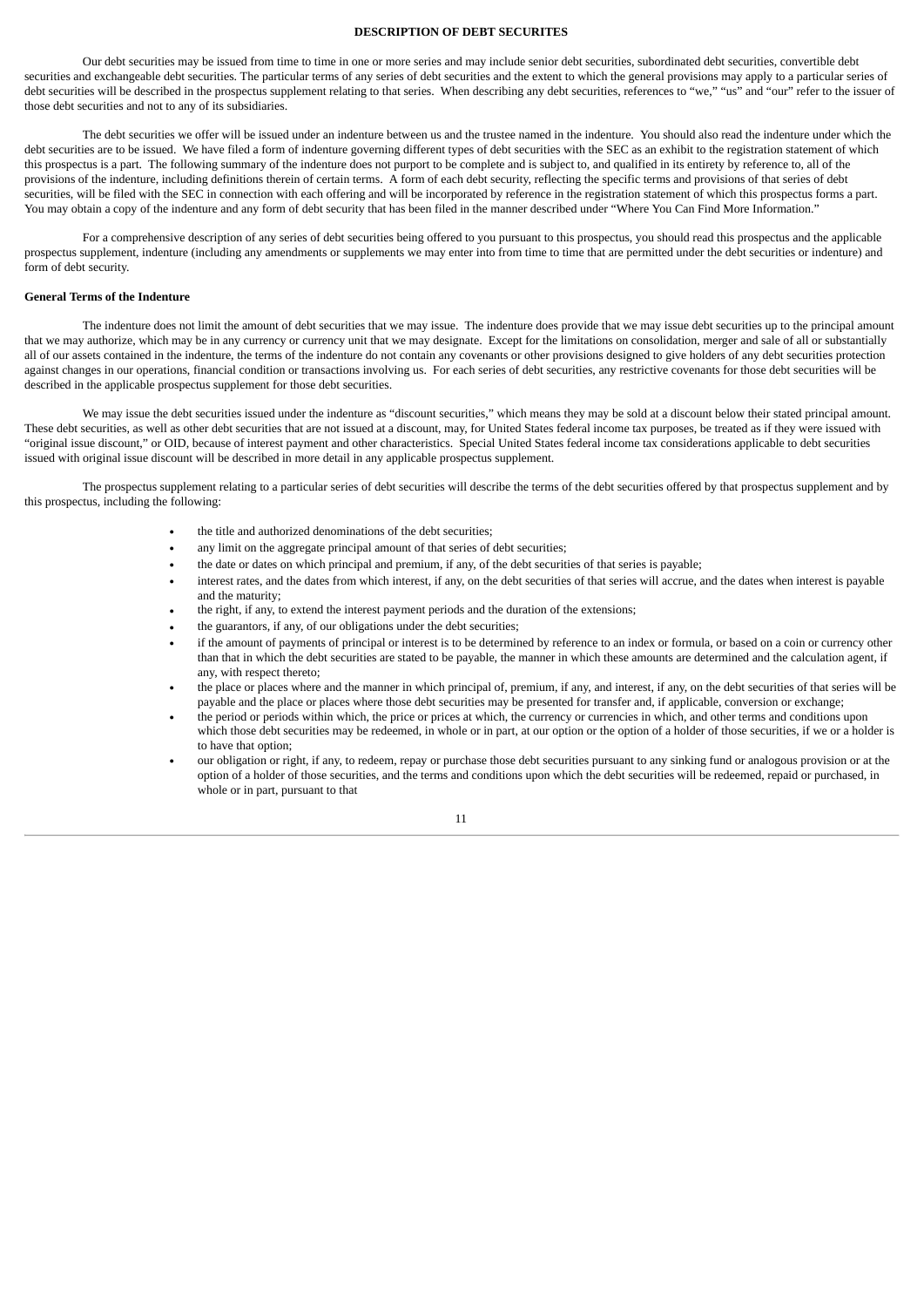## DESCRIPTION OF DEBT SECURITES

Our debt securities may be issued from time to time in one or more series and may include senior debt securities, subordinated debt securities, convertible debt securities and exchangeable debt securities. The particular terms of any series of debt securities and the extent to which the general provisions may apply to a particular series of debt securities will be described in the prospectus supplement relating to that series. When describing any debt securities, references to "we," "us" and "our" refer to the issuer of those debt securities and not to any of its subsidiaries.

The debt securities we offer will be issued under an indenture between us and the trustee named in the indenture. You should also read the indenture under which the debt securities are to be issued. We have filed a form of indenture governing different types of debt securities with the SEC as an exhibit to the registration statement of which this prospectus is a part. The following summary of the indenture does not purport to be complete and is subject to, and qualified in its entirety by reference to, all of the provisions of the indenture, including definitions therein of certain terms. A form of each debt security, reflecting the specific terms and provisions of that series of debt securities, will be filed with the SEC in connection with each offering and will be incorporated by reference in the registration statement of which this prospectus forms a part. You may obtain a copy of the indenture and any form of debt security that has been filed in the manner described under "Where You Can Find More Information."

For a comprehensive description of any series of debt securities being offered to you pursuant to this prospectus, you should read this prospectus and the applicable prospectus supplement, indenture (including any amendments or supplements we may enter into from time to time that are permitted under the debt securities or indenture) and form of debt security.

### General Terms of the Indenture

The indenture does not limit the amount of debt securities that we may issue. The indenture does provide that we may issue debt securities up to the principal amount that we may authorize, which may be in any currency or currency unit that we may designate. Except for the limitations on consolidation, merger and sale of all or substantially all of our assets contained in the indenture, the terms of the indenture do not contain any covenants or other provisions designed to give holders of any debt securities protection against changes in our operations, financial condition or transactions involving us. For each series of debt securities, any restrictive covenants for those debt securities will be described in the applicable prospectus supplement for those debt securities.

We may issue the debt securities issued under the indenture as "discount securities," which means they may be sold at a discount below their stated principal amount. These debt securities, as well as other debt securities that are not issued at a discount, may, for United States federal income tax purposes, be treated as if they were issued with "original issue discount," or OID, because of interest payment and other characteristics. Special United States federal income tax considerations applicable to debt securities issued with original issue discount will be described in more detail in any applicable prospectus supplement.

The prospectus supplement relating to a particular series of debt securities will describe the terms of the debt securities offered by that prospectus supplement and by this prospectus, including the following:

- the title and authorized denominations of the debt securities;
- any limit on the aggregate principal amount of that series of debt securities;
- the date or dates on which principal and premium, if any, of the debt securities of that series is payable;
- interest rates, and the dates from which interest, if any, on the debt securities of that series will accrue, and the dates when interest is payable and the maturity;
- the right, if any, to extend the interest payment periods and the duration of the extensions;
- the guarantors, if any, of our obligations under the debt securities;
- if the amount of payments of principal or interest is to be determined by reference to an index or formula, or based on a coin or currency other than that in which the debt securities are stated to be payable, the manner in which these amounts are determined and the calculation agent, if any, with respect thereto;
- the place or places where and the manner in which principal of, premium, if any, and interest, if any, on the debt securities of that series will be payable and the place or places where those debt securities may be presented for transfer and, if applicable, conversion or exchange;
- the period or periods within which, the price or prices at which, the currency or currencies in which, and other terms and conditions upon which those debt securities may be redeemed, in whole or in part, at our option or the option of a holder of those securities, if we or a holder is to have that option;
- our obligation or right, if any, to redeem, repay or purchase those debt securities pursuant to any sinking fund or analogous provision or at the option of a holder of those securities, and the terms and conditions upon which the debt securities will be redeemed, repaid or purchased, in whole or in part, pursuant to that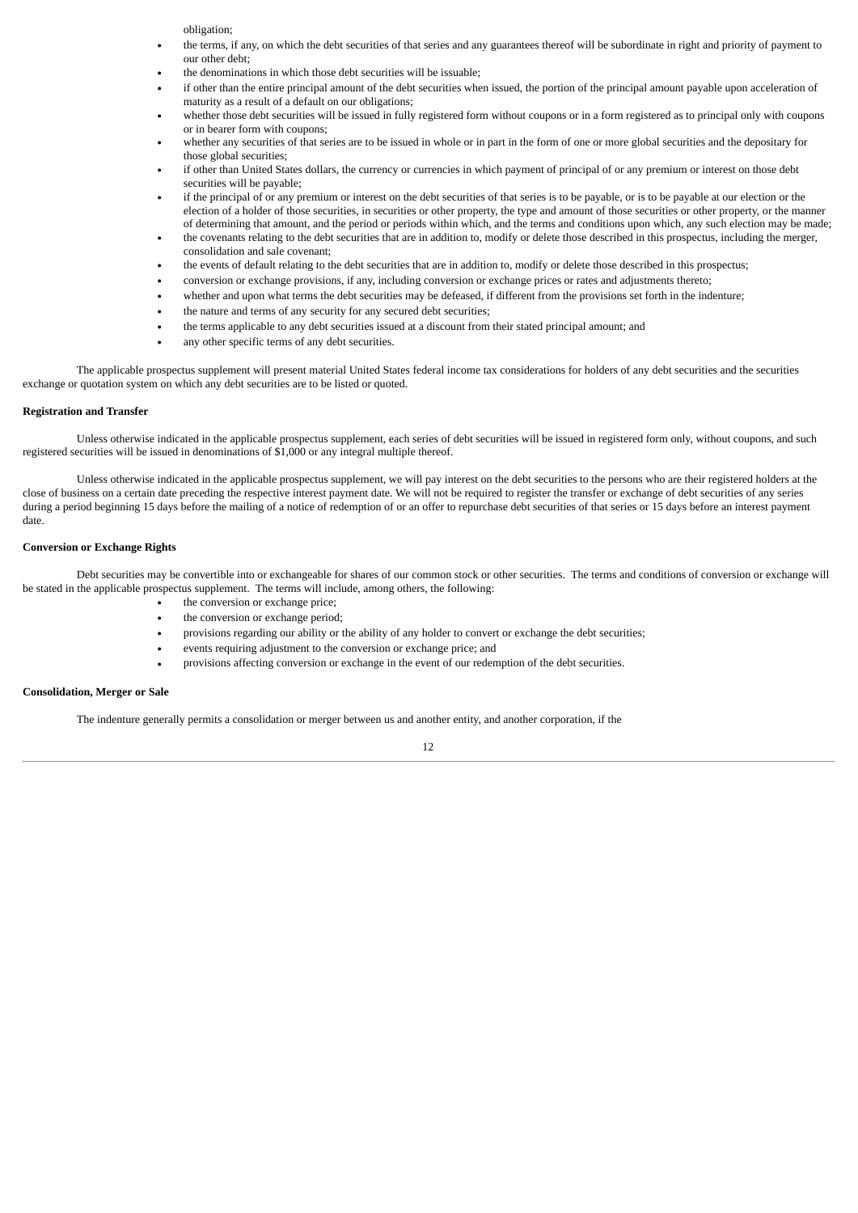obligation;

- the terms, if any, on which the debt securities of that series and any guarantees thereof will be subordinate in right and priority of payment to our other debt;
- the denominations in which those debt securities will be issuable;
- if other than the entire principal amount of the debt securities when issued, the portion of the principal amount payable upon acceleration of maturity as a result of a default on our obligations;
- whether those debt securities will be issued in fully registered form without coupons or in a form registered as to principal only with coupons or in bearer form with coupons;
- whether any securities of that series are to be issued in whole or in part in the form of one or more global securities and the depositary for those global securities;
- if other than United States dollars, the currency or currencies in which payment of principal of or any premium or interest on those debt securities will be payable;
- if the principal of or any premium or interest on the debt securities of that series is to be payable, or is to be payable at our election or the election of a holder of those securities, in securities or other property, the type and amount of those securities or other property, or the manner of determining that amount, and the period or periods within which, and the terms and conditions upon which, any such election may be made;
- the covenants relating to the debt securities that are in addition to, modify or delete those described in this prospectus, including the merger, consolidation and sale covenant;
- the events of default relating to the debt securities that are in addition to, modify or delete those described in this prospectus;
- conversion or exchange provisions, if any, including conversion or exchange prices or rates and adjustments thereto;
- whether and upon what terms the debt securities may be defeased, if different from the provisions set forth in the indenture;
- the nature and terms of any security for any secured debt securities;
- the terms applicable to any debt securities issued at a discount from their stated principal amount; and
- any other specific terms of any debt securities.

The applicable prospectus supplement will present material United States federal income tax considerations for holders of any debt securities and the securities exchange or quotation system on which any debt securities are to be listed or quoted.

**Registration and Transfer**

Unless otherwise indicated in the applicable prospectus supplement, each series of debt securities will be issued in registered form only, without coupons, and such registered securities will be issued in denominations of $1,000 or any integral multiple thereof.

Unless otherwise indicated in the applicable prospectus supplement, we will pay interest on the debt securities to the persons who are their registered holders at the close of business on a certain date preceding the respective interest payment date. We will not be required to register the transfer or exchange of debt securities of any series during a period beginning 15 days before the mailing of a notice of redemption of or an offer to repurchase debt securities of that series or 15 days before an interest payment date.

**Conversion or Exchange Rights**

Debt securities may be convertible into or exchangeable for shares of our common stock or other securities. The terms and conditions of conversion or exchange will be stated in the applicable prospectus supplement. The terms will include, among others, the following:

- the conversion or exchange price;
- the conversion or exchange period;
- provisions regarding our ability or the ability of any holder to convert or exchange the debt securities;
- events requiring adjustment to the conversion or exchange price; and
- provisions affecting conversion or exchange in the event of our redemption of the debt securities.

**Consolidation, Merger or Sale**

The indenture generally permits a consolidation or merger between us and another entity, and another corporation, if the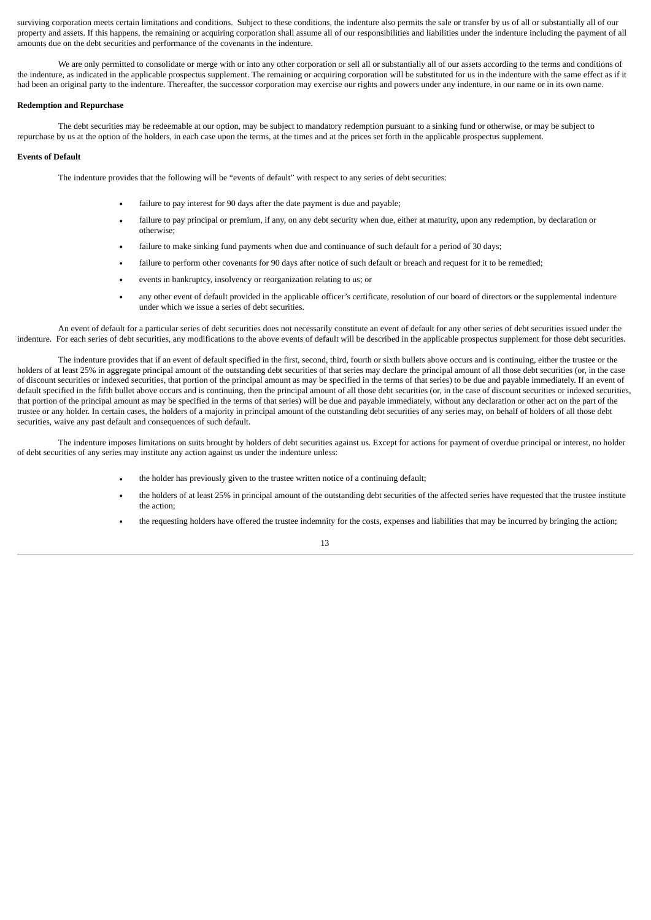surviving corporation meets certain limitations and conditions.  Subject to these conditions, the indenture also permits the sale or transfer by us of all or substantially all of our property and assets. If this happens, the remaining or acquiring corporation shall assume all of our responsibilities and liabilities under the indenture including the payment of all amounts due on the debt securities and performance of the covenants in the indenture.

We are only permitted to consolidate or merge with or into any other corporation or sell all or substantially all of our assets according to the terms and conditions of the indenture, as indicated in the applicable prospectus supplement. The remaining or acquiring corporation will be substituted for us in the indenture with the same effect as if it had been an original party to the indenture. Thereafter, the successor corporation may exercise our rights and powers under any indenture, in our name or in its own name.

**Redemption and Repurchase**

The debt securities may be redeemable at our option, may be subject to mandatory redemption pursuant to a sinking fund or otherwise, or may be subject to repurchase by us at the option of the holders, in each case upon the terms, at the times and at the prices set forth in the applicable prospectus supplement.

**Events of Default**

The indenture provides that the following will be "events of default" with respect to any series of debt securities:

- failure to pay interest for 90 days after the date payment is due and payable;
- failure to pay principal or premium, if any, on any debt security when due, either at maturity, upon any redemption, by declaration or otherwise;
- failure to make sinking fund payments when due and continuance of such default for a period of 30 days;
- failure to perform other covenants for 90 days after notice of such default or breach and request for it to be remedied;
- events in bankruptcy, insolvency or reorganization relating to us; or
- any other event of default provided in the applicable officer's certificate, resolution of our board of directors or the supplemental indenture under which we issue a series of debt securities.

An event of default for a particular series of debt securities does not necessarily constitute an event of default for any other series of debt securities issued under the indenture.  For each series of debt securities, any modifications to the above events of default will be described in the applicable prospectus supplement for those debt securities.

The indenture provides that if an event of default specified in the first, second, third, fourth or sixth bullets above occurs and is continuing, either the trustee or the holders of at least 25% in aggregate principal amount of the outstanding debt securities of that series may declare the principal amount of all those debt securities (or, in the case of discount securities or indexed securities, that portion of the principal amount as may be specified in the terms of that series) to be due and payable immediately. If an event of default specified in the fifth bullet above occurs and is continuing, then the principal amount of all those debt securities (or, in the case of discount securities or indexed securities, that portion of the principal amount as may be specified in the terms of that series) will be due and payable immediately, without any declaration or other act on the part of the trustee or any holder. In certain cases, the holders of a majority in principal amount of the outstanding debt securities of any series may, on behalf of holders of all those debt securities, waive any past default and consequences of such default.

The indenture imposes limitations on suits brought by holders of debt securities against us. Except for actions for payment of overdue principal or interest, no holder of debt securities of any series may institute any action against us under the indenture unless:

- the holder has previously given to the trustee written notice of a continuing default;
- the holders of at least 25% in principal amount of the outstanding debt securities of the affected series have requested that the trustee institute the action;
- the requesting holders have offered the trustee indemnity for the costs, expenses and liabilities that may be incurred by bringing the action;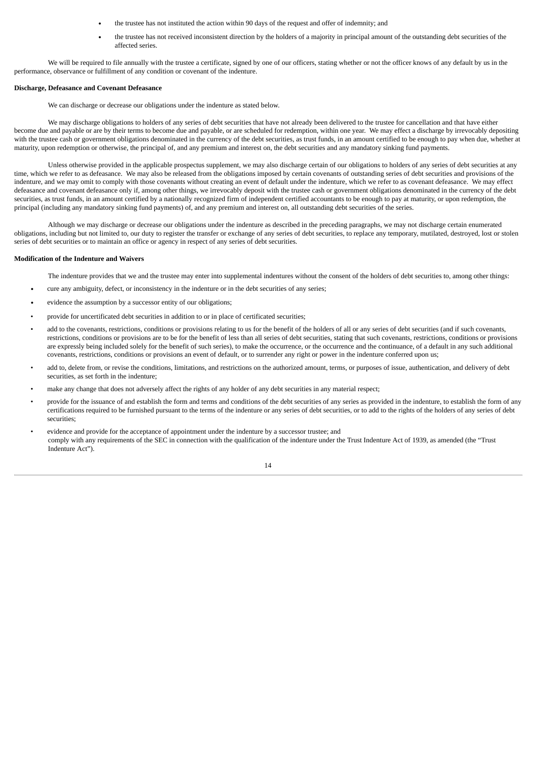- the trustee has not instituted the action within 90 days of the request and offer of indemnity; and
- the trustee has not received inconsistent direction by the holders of a majority in principal amount of the outstanding debt securities of the affected series.

We will be required to file annually with the trustee a certificate, signed by one of our officers, stating whether or not the officer knows of any default by us in the performance, observance or fulfillment of any condition or covenant of the indenture.

**Discharge, Defeasance and Covenant Defeasance**

We can discharge or decrease our obligations under the indenture as stated below.

We may discharge obligations to holders of any series of debt securities that have not already been delivered to the trustee for cancellation and that have either become due and payable or are by their terms to become due and payable, or are scheduled for redemption, within one year. We may effect a discharge by irrevocably depositing with the trustee cash or government obligations denominated in the currency of the debt securities, as trust funds, in an amount certified to be enough to pay when due, whether at maturity, upon redemption or otherwise, the principal of, and any premium and interest on, the debt securities and any mandatory sinking fund payments.

Unless otherwise provided in the applicable prospectus supplement, we may also discharge certain of our obligations to holders of any series of debt securities at any time, which we refer to as defeasance. We may also be released from the obligations imposed by certain covenants of outstanding series of debt securities and provisions of the indenture, and we may omit to comply with those covenants without creating an event of default under the indenture, which we refer to as covenant defeasance. We may effect defeasance and covenant defeasance only if, among other things, we irrevocably deposit with the trustee cash or government obligations denominated in the currency of the debt securities, as trust funds, in an amount certified by a nationally recognized firm of independent certified accountants to be enough to pay at maturity, or upon redemption, the principal (including any mandatory sinking fund payments) of, and any premium and interest on, all outstanding debt securities of the series.

Although we may discharge or decrease our obligations under the indenture as described in the preceding paragraphs, we may not discharge certain enumerated obligations, including but not limited to, our duty to register the transfer or exchange of any series of debt securities, to replace any temporary, mutilated, destroyed, lost or stolen series of debt securities or to maintain an office or agency in respect of any series of debt securities.

**Modification of the Indenture and Waivers**

The indenture provides that we and the trustee may enter into supplemental indentures without the consent of the holders of debt securities to, among other things:

- cure any ambiguity, defect, or inconsistency in the indenture or in the debt securities of any series;
- evidence the assumption by a successor entity of our obligations;
- provide for uncertificated debt securities in addition to or in place of certificated securities;
- add to the covenants, restrictions, conditions or provisions relating to us for the benefit of the holders of all or any series of debt securities (and if such covenants, restrictions, conditions or provisions are to be for the benefit of less than all series of debt securities, stating that such covenants, restrictions, conditions or provisions are expressly being included solely for the benefit of such series), to make the occurrence, or the occurrence and the continuance, of a default in any such additional covenants, restrictions, conditions or provisions an event of default, or to surrender any right or power in the indenture conferred upon us;
- add to, delete from, or revise the conditions, limitations, and restrictions on the authorized amount, terms, or purposes of issue, authentication, and delivery of debt securities, as set forth in the indenture;
- make any change that does not adversely affect the rights of any holder of any debt securities in any material respect;
- provide for the issuance of and establish the form and terms and conditions of the debt securities of any series as provided in the indenture, to establish the form of any certifications required to be furnished pursuant to the terms of the indenture or any series of debt securities, or to add to the rights of the holders of any series of debt securities;
- evidence and provide for the acceptance of appointment under the indenture by a successor trustee; and
  comply with any requirements of the SEC in connection with the qualification of the indenture under the Trust Indenture Act of 1939, as amended (the "Trust Indenture Act").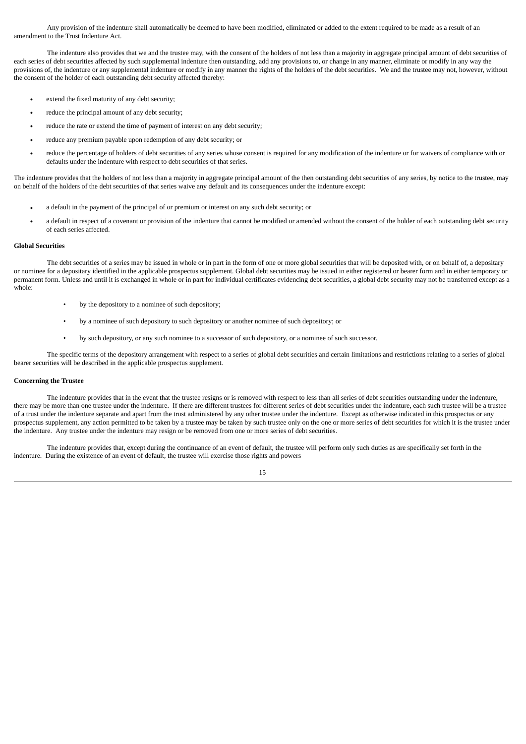Any provision of the indenture shall automatically be deemed to have been modified, eliminated or added to the extent required to be made as a result of an amendment to the Trust Indenture Act.

The indenture also provides that we and the trustee may, with the consent of the holders of not less than a majority in aggregate principal amount of debt securities of each series of debt securities affected by such supplemental indenture then outstanding, add any provisions to, or change in any manner, eliminate or modify in any way the provisions of, the indenture or any supplemental indenture or modify in any manner the rights of the holders of the debt securities. We and the trustee may not, however, without the consent of the holder of each outstanding debt security affected thereby:

- extend the fixed maturity of any debt security;
- reduce the principal amount of any debt security;
- reduce the rate or extend the time of payment of interest on any debt security;
- reduce any premium payable upon redemption of any debt security; or
- reduce the percentage of holders of debt securities of any series whose consent is required for any modification of the indenture or for waivers of compliance with or defaults under the indenture with respect to debt securities of that series.

The indenture provides that the holders of not less than a majority in aggregate principal amount of the then outstanding debt securities of any series, by notice to the trustee, may on behalf of the holders of the debt securities of that series waive any default and its consequences under the indenture except:

- a default in the payment of the principal of or premium or interest on any such debt security; or
- a default in respect of a covenant or provision of the indenture that cannot be modified or amended without the consent of the holder of each outstanding debt security of each series affected.

**Global Securities**

The debt securities of a series may be issued in whole or in part in the form of one or more global securities that will be deposited with, or on behalf of, a depositary or nominee for a depositary identified in the applicable prospectus supplement. Global debt securities may be issued in either registered or bearer form and in either temporary or permanent form. Unless and until it is exchanged in whole or in part for individual certificates evidencing debt securities, a global debt security may not be transferred except as a whole:

- by the depository to a nominee of such depository;
- by a nominee of such depository to such depository or another nominee of such depository; or
- by such depository, or any such nominee to a successor of such depository, or a nominee of such successor.

The specific terms of the depository arrangement with respect to a series of global debt securities and certain limitations and restrictions relating to a series of global bearer securities will be described in the applicable prospectus supplement.

**Concerning the Trustee**

The indenture provides that in the event that the trustee resigns or is removed with respect to less than all series of debt securities outstanding under the indenture, there may be more than one trustee under the indenture. If there are different trustees for different series of debt securities under the indenture, each such trustee will be a trustee of a trust under the indenture separate and apart from the trust administered by any other trustee under the indenture. Except as otherwise indicated in this prospectus or any prospectus supplement, any action permitted to be taken by a trustee may be taken by such trustee only on the one or more series of debt securities for which it is the trustee under the indenture. Any trustee under the indenture may resign or be removed from one or more series of debt securities.

The indenture provides that, except during the continuance of an event of default, the trustee will perform only such duties as are specifically set forth in the indenture. During the existence of an event of default, the trustee will exercise those rights and powers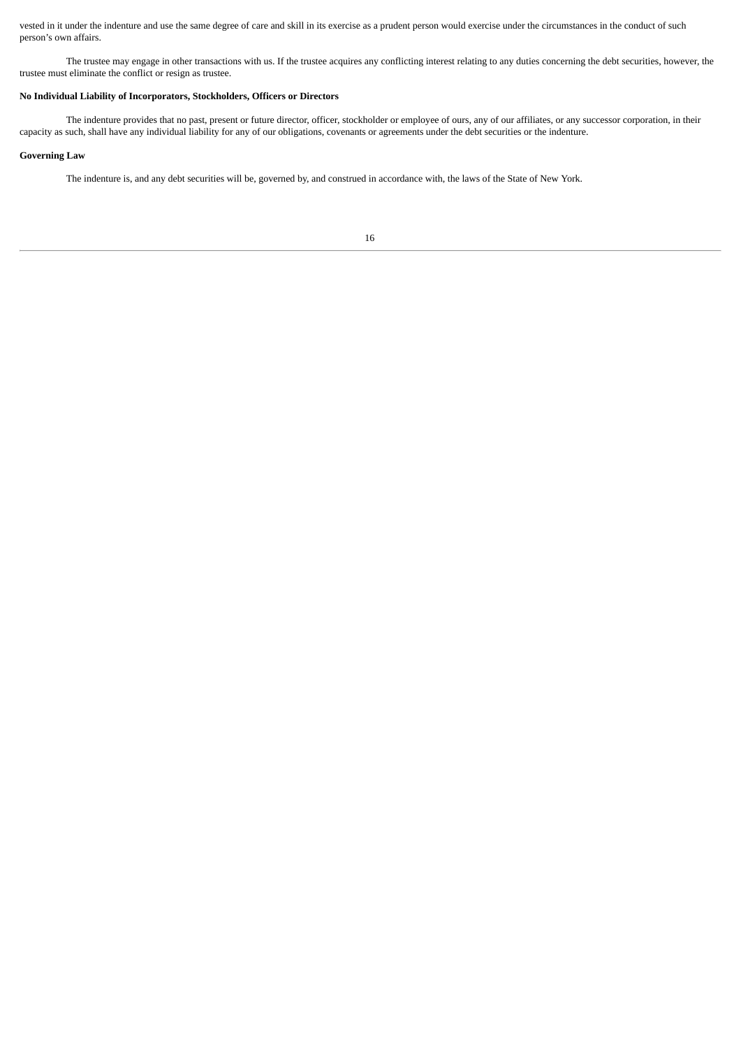vested in it under the indenture and use the same degree of care and skill in its exercise as a prudent person would exercise under the circumstances in the conduct of such person's own affairs.

The trustee may engage in other transactions with us. If the trustee acquires any conflicting interest relating to any duties concerning the debt securities, however, the trustee must eliminate the conflict or resign as trustee.

**No Individual Liability of Incorporators, Stockholders, Officers or Directors**

The indenture provides that no past, present or future director, officer, stockholder or employee of ours, any of our affiliates, or any successor corporation, in their capacity as such, shall have any individual liability for any of our obligations, covenants or agreements under the debt securities or the indenture.

**Governing Law**

The indenture is, and any debt securities will be, governed by, and construed in accordance with, the laws of the State of New York.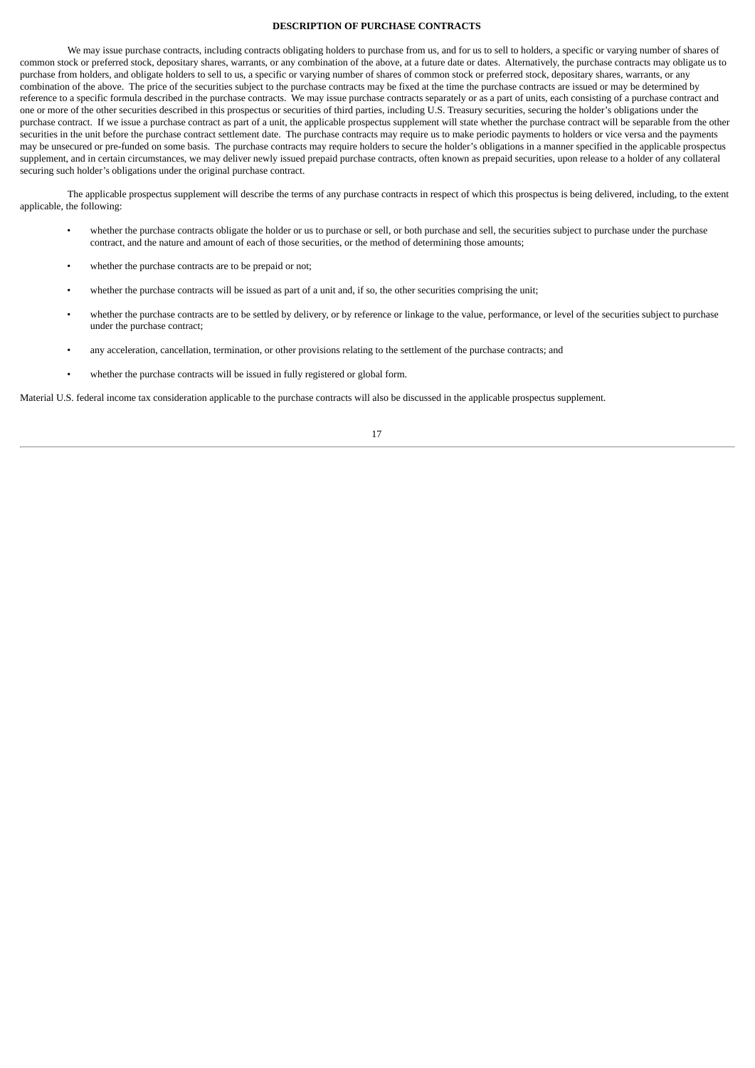# DESCRIPTION OF PURCHASE CONTRACTS

We may issue purchase contracts, including contracts obligating holders to purchase from us, and for us to sell to holders, a specific or varying number of shares of common stock or preferred stock, depositary shares, warrants, or any combination of the above, at a future date or dates. Alternatively, the purchase contracts may obligate us to purchase from holders, and obligate holders to sell to us, a specific or varying number of shares of common stock or preferred stock, depositary shares, warrants, or any combination of the above. The price of the securities subject to the purchase contracts may be fixed at the time the purchase contracts are issued or may be determined by reference to a specific formula described in the purchase contracts. We may issue purchase contracts separately or as a part of units, each consisting of a purchase contract and one or more of the other securities described in this prospectus or securities of third parties, including U.S. Treasury securities, securing the holder's obligations under the purchase contract. If we issue a purchase contract as part of a unit, the applicable prospectus supplement will state whether the purchase contract will be separable from the other securities in the unit before the purchase contract settlement date. The purchase contracts may require us to make periodic payments to holders or vice versa and the payments may be unsecured or pre-funded on some basis. The purchase contracts may require holders to secure the holder's obligations in a manner specified in the applicable prospectus supplement, and in certain circumstances, we may deliver newly issued prepaid purchase contracts, often known as prepaid securities, upon release to a holder of any collateral securing such holder's obligations under the original purchase contract.

The applicable prospectus supplement will describe the terms of any purchase contracts in respect of which this prospectus is being delivered, including, to the extent applicable, the following:

- whether the purchase contracts obligate the holder or us to purchase or sell, or both purchase and sell, the securities subject to purchase under the purchase contract, and the nature and amount of each of those securities, or the method of determining those amounts;
- whether the purchase contracts are to be prepaid or not;
- whether the purchase contracts will be issued as part of a unit and, if so, the other securities comprising the unit;
- whether the purchase contracts are to be settled by delivery, or by reference or linkage to the value, performance, or level of the securities subject to purchase under the purchase contract;
- any acceleration, cancellation, termination, or other provisions relating to the settlement of the purchase contracts; and
- whether the purchase contracts will be issued in fully registered or global form.

Material U.S. federal income tax consideration applicable to the purchase contracts will also be discussed in the applicable prospectus supplement.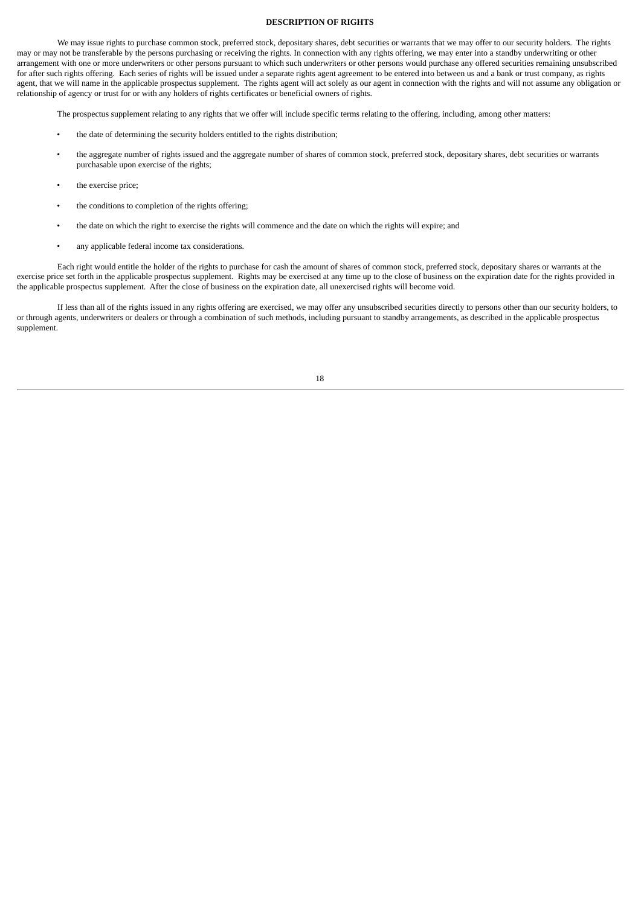## DESCRIPTION OF RIGHTS

We may issue rights to purchase common stock, preferred stock, depositary shares, debt securities or warrants that we may offer to our security holders. The rights may or may not be transferable by the persons purchasing or receiving the rights. In connection with any rights offering, we may enter into a standby underwriting or other arrangement with one or more underwriters or other persons pursuant to which such underwriters or other persons would purchase any offered securities remaining unsubscribed for after such rights offering. Each series of rights will be issued under a separate rights agent agreement to be entered into between us and a bank or trust company, as rights agent, that we will name in the applicable prospectus supplement. The rights agent will act solely as our agent in connection with the rights and will not assume any obligation or relationship of agency or trust for or with any holders of rights certificates or beneficial owners of rights.

The prospectus supplement relating to any rights that we offer will include specific terms relating to the offering, including, among other matters:

- the date of determining the security holders entitled to the rights distribution;
- the aggregate number of rights issued and the aggregate number of shares of common stock, preferred stock, depositary shares, debt securities or warrants purchasable upon exercise of the rights;
- the exercise price;
- the conditions to completion of the rights offering;
- the date on which the right to exercise the rights will commence and the date on which the rights will expire; and
- any applicable federal income tax considerations.

Each right would entitle the holder of the rights to purchase for cash the amount of shares of common stock, preferred stock, depositary shares or warrants at the exercise price set forth in the applicable prospectus supplement. Rights may be exercised at any time up to the close of business on the expiration date for the rights provided in the applicable prospectus supplement. After the close of business on the expiration date, all unexercised rights will become void.

If less than all of the rights issued in any rights offering are exercised, we may offer any unsubscribed securities directly to persons other than our security holders, to or through agents, underwriters or dealers or through a combination of such methods, including pursuant to standby arrangements, as described in the applicable prospectus supplement.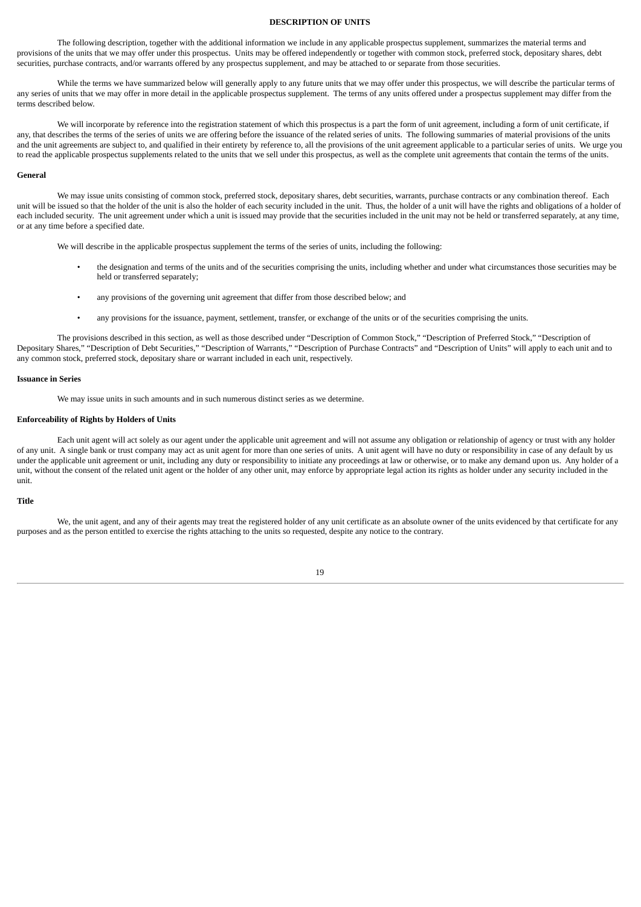# DESCRIPTION OF UNITS

The following description, together with the additional information we include in any applicable prospectus supplement, summarizes the material terms and provisions of the units that we may offer under this prospectus. Units may be offered independently or together with common stock, preferred stock, depositary shares, debt securities, purchase contracts, and/or warrants offered by any prospectus supplement, and may be attached to or separate from those securities.

While the terms we have summarized below will generally apply to any future units that we may offer under this prospectus, we will describe the particular terms of any series of units that we may offer in more detail in the applicable prospectus supplement. The terms of any units offered under a prospectus supplement may differ from the terms described below.

We will incorporate by reference into the registration statement of which this prospectus is a part the form of unit agreement, including a form of unit certificate, if any, that describes the terms of the series of units we are offering before the issuance of the related series of units. The following summaries of material provisions of the units and the unit agreements are subject to, and qualified in their entirety by reference to, all the provisions of the unit agreement applicable to a particular series of units. We urge you to read the applicable prospectus supplements related to the units that we sell under this prospectus, as well as the complete unit agreements that contain the terms of the units.

### General

We may issue units consisting of common stock, preferred stock, depositary shares, debt securities, warrants, purchase contracts or any combination thereof. Each unit will be issued so that the holder of the unit is also the holder of each security included in the unit. Thus, the holder of a unit will have the rights and obligations of a holder of each included security. The unit agreement under which a unit is issued may provide that the securities included in the unit may not be held or transferred separately, at any time, or at any time before a specified date.

We will describe in the applicable prospectus supplement the terms of the series of units, including the following:

- the designation and terms of the units and of the securities comprising the units, including whether and under what circumstances those securities may be held or transferred separately;
- any provisions of the governing unit agreement that differ from those described below; and
- any provisions for the issuance, payment, settlement, transfer, or exchange of the units or of the securities comprising the units.

The provisions described in this section, as well as those described under "Description of Common Stock," "Description of Preferred Stock," "Description of Depositary Shares," "Description of Debt Securities," "Description of Warrants," "Description of Purchase Contracts" and "Description of Units" will apply to each unit and to any common stock, preferred stock, depositary share or warrant included in each unit, respectively.

### Issuance in Series

We may issue units in such amounts and in such numerous distinct series as we determine.

### Enforceability of Rights by Holders of Units

Each unit agent will act solely as our agent under the applicable unit agreement and will not assume any obligation or relationship of agency or trust with any holder of any unit. A single bank or trust company may act as unit agent for more than one series of units. A unit agent will have no duty or responsibility in case of any default by us under the applicable unit agreement or unit, including any duty or responsibility to initiate any proceedings at law or otherwise, or to make any demand upon us. Any holder of a unit, without the consent of the related unit agent or the holder of any other unit, may enforce by appropriate legal action its rights as holder under any security included in the unit.

### Title

We, the unit agent, and any of their agents may treat the registered holder of any unit certificate as an absolute owner of the units evidenced by that certificate for any purposes and as the person entitled to exercise the rights attaching to the units so requested, despite any notice to the contrary.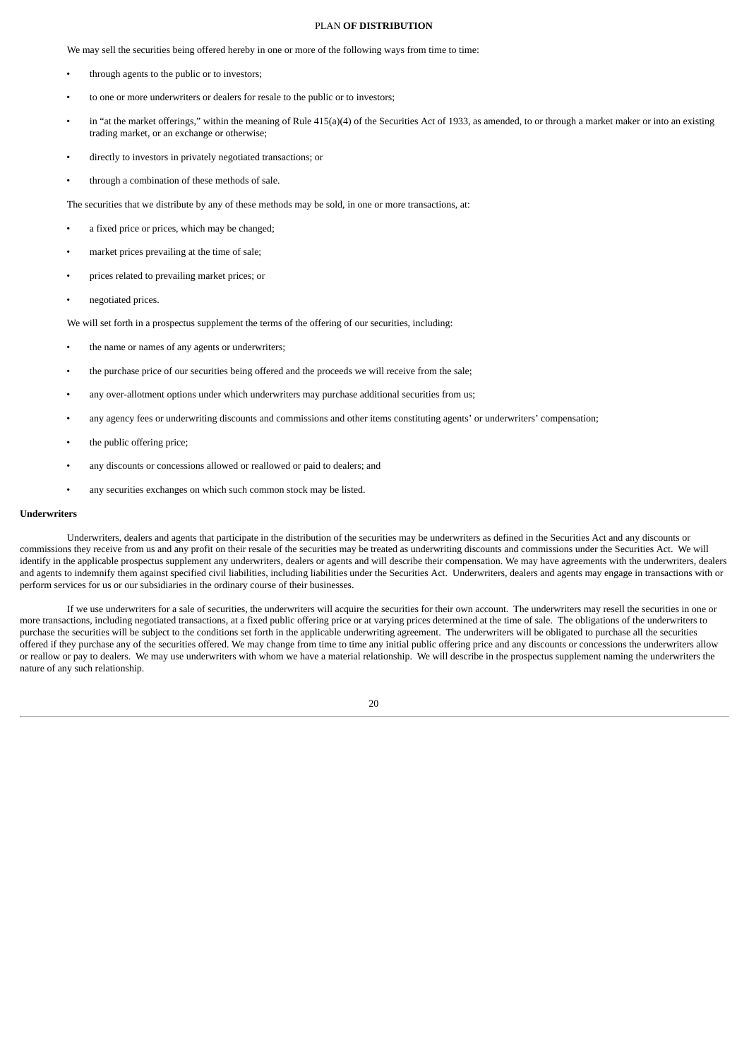# PLAN OF DISTRIBUTION

We may sell the securities being offered hereby in one or more of the following ways from time to time:

- through agents to the public or to investors;
- to one or more underwriters or dealers for resale to the public or to investors;
- in "at the market offerings," within the meaning of Rule 415(a)(4) of the Securities Act of 1933, as amended, to or through a market maker or into an existing trading market, or an exchange or otherwise;
- directly to investors in privately negotiated transactions; or
- through a combination of these methods of sale.

The securities that we distribute by any of these methods may be sold, in one or more transactions, at:

- a fixed price or prices, which may be changed;
- market prices prevailing at the time of sale;
- prices related to prevailing market prices; or
- negotiated prices.

We will set forth in a prospectus supplement the terms of the offering of our securities, including:

- the name or names of any agents or underwriters;
- the purchase price of our securities being offered and the proceeds we will receive from the sale;
- any over-allotment options under which underwriters may purchase additional securities from us;
- any agency fees or underwriting discounts and commissions and other items constituting agents' or underwriters' compensation;
- the public offering price;
- any discounts or concessions allowed or reallowed or paid to dealers; and
- any securities exchanges on which such common stock may be listed.

**Underwriters**

Underwriters, dealers and agents that participate in the distribution of the securities may be underwriters as defined in the Securities Act and any discounts or commissions they receive from us and any profit on their resale of the securities may be treated as underwriting discounts and commissions under the Securities Act. We will identify in the applicable prospectus supplement any underwriters, dealers or agents and will describe their compensation. We may have agreements with the underwriters, dealers and agents to indemnify them against specified civil liabilities, including liabilities under the Securities Act. Underwriters, dealers and agents may engage in transactions with or perform services for us or our subsidiaries in the ordinary course of their businesses.

If we use underwriters for a sale of securities, the underwriters will acquire the securities for their own account. The underwriters may resell the securities in one or more transactions, including negotiated transactions, at a fixed public offering price or at varying prices determined at the time of sale. The obligations of the underwriters to purchase the securities will be subject to the conditions set forth in the applicable underwriting agreement. The underwriters will be obligated to purchase all the securities offered if they purchase any of the securities offered. We may change from time to time any initial public offering price and any discounts or concessions the underwriters allow or reallow or pay to dealers. We may use underwriters with whom we have a material relationship. We will describe in the prospectus supplement naming the underwriters the nature of any such relationship.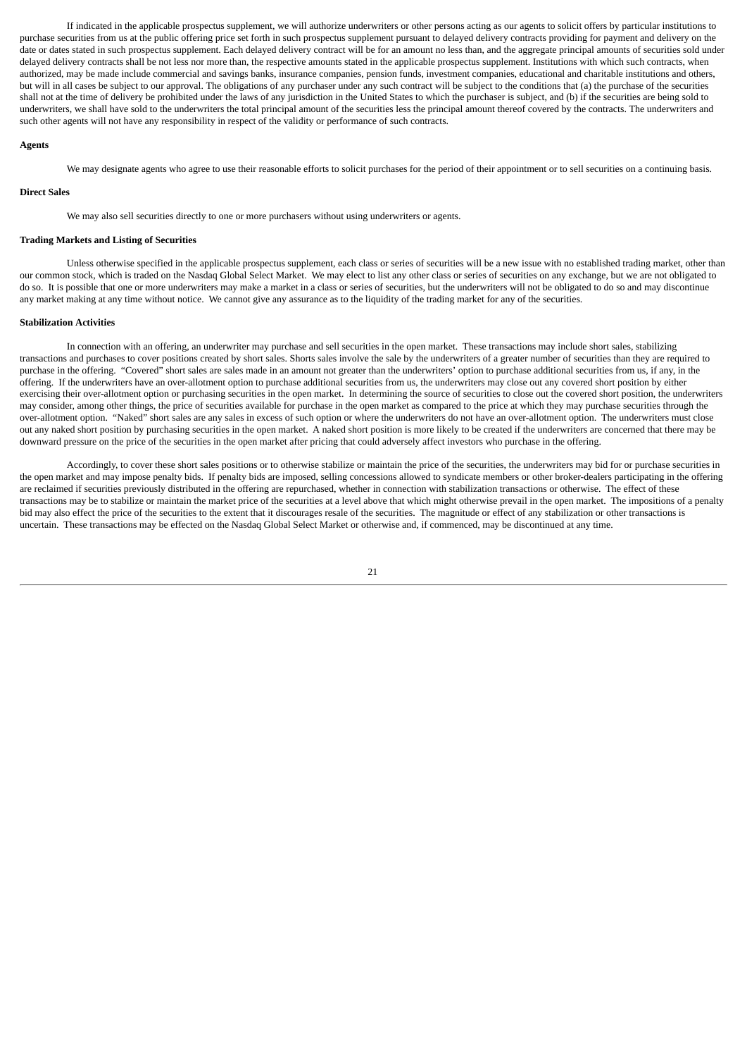If indicated in the applicable prospectus supplement, we will authorize underwriters or other persons acting as our agents to solicit offers by particular institutions to purchase securities from us at the public offering price set forth in such prospectus supplement pursuant to delayed delivery contracts providing for payment and delivery on the date or dates stated in such prospectus supplement. Each delayed delivery contract will be for an amount no less than, and the aggregate principal amounts of securities sold under delayed delivery contracts shall be not less nor more than, the respective amounts stated in the applicable prospectus supplement. Institutions with which such contracts, when authorized, may be made include commercial and savings banks, insurance companies, pension funds, investment companies, educational and charitable institutions and others, but will in all cases be subject to our approval. The obligations of any purchaser under any such contract will be subject to the conditions that (a) the purchase of the securities shall not at the time of delivery be prohibited under the laws of any jurisdiction in the United States to which the purchaser is subject, and (b) if the securities are being sold to underwriters, we shall have sold to the underwriters the total principal amount of the securities less the principal amount thereof covered by the contracts. The underwriters and such other agents will not have any responsibility in respect of the validity or performance of such contracts.

**Agents**

We may designate agents who agree to use their reasonable efforts to solicit purchases for the period of their appointment or to sell securities on a continuing basis.

**Direct Sales**

We may also sell securities directly to one or more purchasers without using underwriters or agents.

**Trading Markets and Listing of Securities**

Unless otherwise specified in the applicable prospectus supplement, each class or series of securities will be a new issue with no established trading market, other than our common stock, which is traded on the Nasdaq Global Select Market. We may elect to list any other class or series of securities on any exchange, but we are not obligated to do so. It is possible that one or more underwriters may make a market in a class or series of securities, but the underwriters will not be obligated to do so and may discontinue any market making at any time without notice. We cannot give any assurance as to the liquidity of the trading market for any of the securities.

**Stabilization Activities**

In connection with an offering, an underwriter may purchase and sell securities in the open market. These transactions may include short sales, stabilizing transactions and purchases to cover positions created by short sales. Shorts sales involve the sale by the underwriters of a greater number of securities than they are required to purchase in the offering. "Covered" short sales are sales made in an amount not greater than the underwriters' option to purchase additional securities from us, if any, in the offering. If the underwriters have an over-allotment option to purchase additional securities from us, the underwriters may close out any covered short position by either exercising their over-allotment option or purchasing securities in the open market. In determining the source of securities to close out the covered short position, the underwriters may consider, among other things, the price of securities available for purchase in the open market as compared to the price at which they may purchase securities through the over-allotment option. "Naked" short sales are any sales in excess of such option or where the underwriters do not have an over-allotment option. The underwriters must close out any naked short position by purchasing securities in the open market. A naked short position is more likely to be created if the underwriters are concerned that there may be downward pressure on the price of the securities in the open market after pricing that could adversely affect investors who purchase in the offering.

Accordingly, to cover these short sales positions or to otherwise stabilize or maintain the price of the securities, the underwriters may bid for or purchase securities in the open market and may impose penalty bids. If penalty bids are imposed, selling concessions allowed to syndicate members or other broker-dealers participating in the offering are reclaimed if securities previously distributed in the offering are repurchased, whether in connection with stabilization transactions or otherwise. The effect of these transactions may be to stabilize or maintain the market price of the securities at a level above that which might otherwise prevail in the open market. The impositions of a penalty bid may also effect the price of the securities to the extent that it discourages resale of the securities. The magnitude or effect of any stabilization or other transactions is uncertain. These transactions may be effected on the Nasdaq Global Select Market or otherwise and, if commenced, may be discontinued at any time.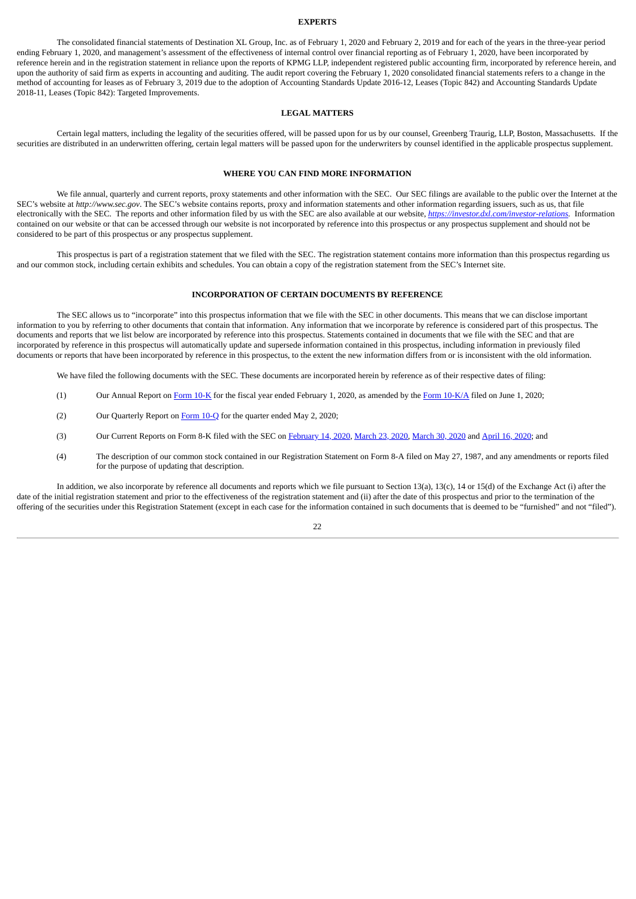## EXPERTS

The consolidated financial statements of Destination XL Group, Inc. as of February 1, 2020 and February 2, 2019 and for each of the years in the three-year period ending February 1, 2020, and management's assessment of the effectiveness of internal control over financial reporting as of February 1, 2020, have been incorporated by reference herein and in the registration statement in reliance upon the reports of KPMG LLP, independent registered public accounting firm, incorporated by reference herein, and upon the authority of said firm as experts in accounting and auditing. The audit report covering the February 1, 2020 consolidated financial statements refers to a change in the method of accounting for leases as of February 3, 2019 due to the adoption of Accounting Standards Update 2016-12, Leases (Topic 842) and Accounting Standards Update 2018-11, Leases (Topic 842): Targeted Improvements.

## LEGAL MATTERS

Certain legal matters, including the legality of the securities offered, will be passed upon for us by our counsel, Greenberg Traurig, LLP, Boston, Massachusetts. If the securities are distributed in an underwritten offering, certain legal matters will be passed upon for the underwriters by counsel identified in the applicable prospectus supplement.

## WHERE YOU CAN FIND MORE INFORMATION

We file annual, quarterly and current reports, proxy statements and other information with the SEC. Our SEC filings are available to the public over the Internet at the SEC's website at *http://www.sec.gov*. The SEC's website contains reports, proxy and information statements and other information regarding issuers, such as us, that file electronically with the SEC. The reports and other information filed by us with the SEC are also available at our website, *https://investor.dxl.com/investor-relations*. Information contained on our website or that can be accessed through our website is not incorporated by reference into this prospectus or any prospectus supplement and should not be considered to be part of this prospectus or any prospectus supplement.

This prospectus is part of a registration statement that we filed with the SEC. The registration statement contains more information than this prospectus regarding us and our common stock, including certain exhibits and schedules. You can obtain a copy of the registration statement from the SEC's Internet site.

## INCORPORATION OF CERTAIN DOCUMENTS BY REFERENCE

The SEC allows us to "incorporate" into this prospectus information that we file with the SEC in other documents. This means that we can disclose important information to you by referring to other documents that contain that information. Any information that we incorporate by reference is considered part of this prospectus. The documents and reports that we list below are incorporated by reference into this prospectus. Statements contained in documents that we file with the SEC and that are incorporated by reference in this prospectus will automatically update and supersede information contained in this prospectus, including information in previously filed documents or reports that have been incorporated by reference in this prospectus, to the extent the new information differs from or is inconsistent with the old information.

We have filed the following documents with the SEC. These documents are incorporated herein by reference as of their respective dates of filing:

(1) Our Annual Report on Form 10-K for the fiscal year ended February 1, 2020, as amended by the Form 10-K/A filed on June 1, 2020;

(2) Our Quarterly Report on Form 10-Q for the quarter ended May 2, 2020;

(3) Our Current Reports on Form 8-K filed with the SEC on February 14, 2020, March 23, 2020, March 30, 2020 and April 16, 2020; and

(4) The description of our common stock contained in our Registration Statement on Form 8-A filed on May 27, 1987, and any amendments or reports filed for the purpose of updating that description.

In addition, we also incorporate by reference all documents and reports which we file pursuant to Section 13(a), 13(c), 14 or 15(d) of the Exchange Act (i) after the date of the initial registration statement and prior to the effectiveness of the registration statement and (ii) after the date of this prospectus and prior to the termination of the offering of the securities under this Registration Statement (except in each case for the information contained in such documents that is deemed to be "furnished" and not "filed").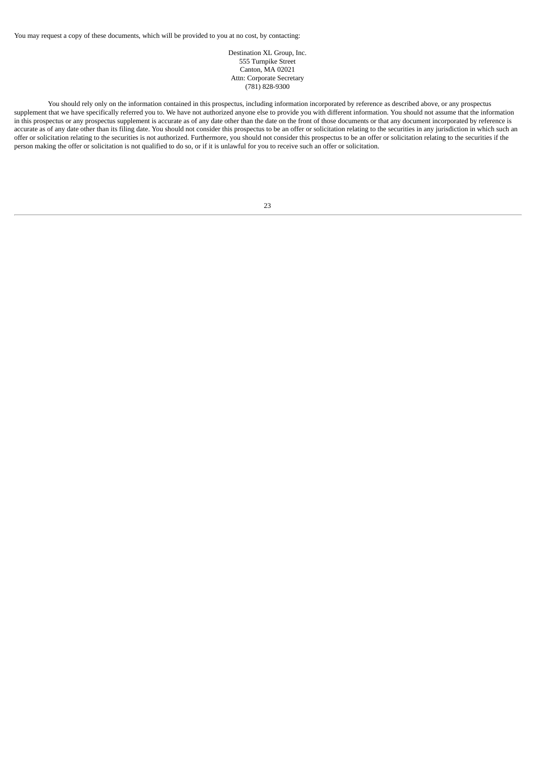You may request a copy of these documents, which will be provided to you at no cost, by contacting:

Destination XL Group, Inc.
555 Turnpike Street
Canton, MA 02021
Attn: Corporate Secretary
(781) 828-9300

You should rely only on the information contained in this prospectus, including information incorporated by reference as described above, or any prospectus supplement that we have specifically referred you to. We have not authorized anyone else to provide you with different information. You should not assume that the information in this prospectus or any prospectus supplement is accurate as of any date other than the date on the front of those documents or that any document incorporated by reference is accurate as of any date other than its filing date. You should not consider this prospectus to be an offer or solicitation relating to the securities in any jurisdiction in which such an offer or solicitation relating to the securities is not authorized. Furthermore, you should not consider this prospectus to be an offer or solicitation relating to the securities if the person making the offer or solicitation is not qualified to do so, or if it is unlawful for you to receive such an offer or solicitation.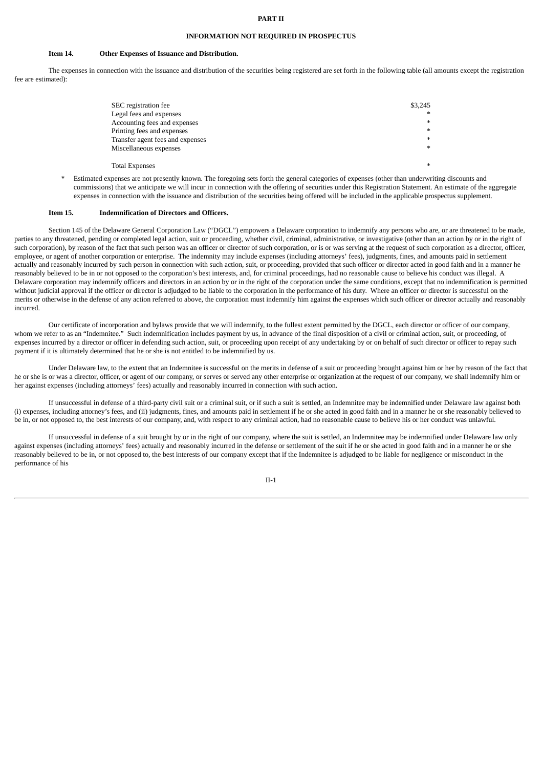**PART II**

**INFORMATION NOT REQUIRED IN PROSPECTUS**

**Item 14. Other Expenses of Issuance and Distribution.**

The expenses in connection with the issuance and distribution of the securities being registered are set forth in the following table (all amounts except the registration fee are estimated):

| | |
|---|---|
| SEC registration fee | $3,245 |
| Legal fees and expenses | * |
| Accounting fees and expenses | * |
| Printing fees and expenses | * |
| Transfer agent fees and expenses | * |
| Miscellaneous expenses | * |
| Total Expenses | * |

\* Estimated expenses are not presently known. The foregoing sets forth the general categories of expenses (other than underwriting discounts and commissions) that we anticipate we will incur in connection with the offering of securities under this Registration Statement. An estimate of the aggregate expenses in connection with the issuance and distribution of the securities being offered will be included in the applicable prospectus supplement.

**Item 15. Indemnification of Directors and Officers.**

Section 145 of the Delaware General Corporation Law ("DGCL") empowers a Delaware corporation to indemnify any persons who are, or are threatened to be made, parties to any threatened, pending or completed legal action, suit or proceeding, whether civil, criminal, administrative, or investigative (other than an action by or in the right of such corporation), by reason of the fact that such person was an officer or director of such corporation, or is or was serving at the request of such corporation as a director, officer, employee, or agent of another corporation or enterprise. The indemnity may include expenses (including attorneys' fees), judgments, fines, and amounts paid in settlement actually and reasonably incurred by such person in connection with such action, suit, or proceeding, provided that such officer or director acted in good faith and in a manner he reasonably believed to be in or not opposed to the corporation's best interests, and, for criminal proceedings, had no reasonable cause to believe his conduct was illegal. A Delaware corporation may indemnify officers and directors in an action by or in the right of the corporation under the same conditions, except that no indemnification is permitted without judicial approval if the officer or director is adjudged to be liable to the corporation in the performance of his duty. Where an officer or director is successful on the merits or otherwise in the defense of any action referred to above, the corporation must indemnify him against the expenses which such officer or director actually and reasonably incurred.

Our certificate of incorporation and bylaws provide that we will indemnify, to the fullest extent permitted by the DGCL, each director or officer of our company, whom we refer to as an "Indemnitee." Such indemnification includes payment by us, in advance of the final disposition of a civil or criminal action, suit, or proceeding, of expenses incurred by a director or officer in defending such action, suit, or proceeding upon receipt of any undertaking by or on behalf of such director or officer to repay such payment if it is ultimately determined that he or she is not entitled to be indemnified by us.

Under Delaware law, to the extent that an Indemnitee is successful on the merits in defense of a suit or proceeding brought against him or her by reason of the fact that he or she is or was a director, officer, or agent of our company, or serves or served any other enterprise or organization at the request of our company, we shall indemnify him or her against expenses (including attorneys' fees) actually and reasonably incurred in connection with such action.

If unsuccessful in defense of a third-party civil suit or a criminal suit, or if such a suit is settled, an Indemnitee may be indemnified under Delaware law against both (i) expenses, including attorney's fees, and (ii) judgments, fines, and amounts paid in settlement if he or she acted in good faith and in a manner he or she reasonably believed to be in, or not opposed to, the best interests of our company, and, with respect to any criminal action, had no reasonable cause to believe his or her conduct was unlawful.

If unsuccessful in defense of a suit brought by or in the right of our company, where the suit is settled, an Indemnitee may be indemnified under Delaware law only against expenses (including attorneys' fees) actually and reasonably incurred in the defense or settlement of the suit if he or she acted in good faith and in a manner he or she reasonably believed to be in, or not opposed to, the best interests of our company except that if the Indemnitee is adjudged to be liable for negligence or misconduct in the performance of his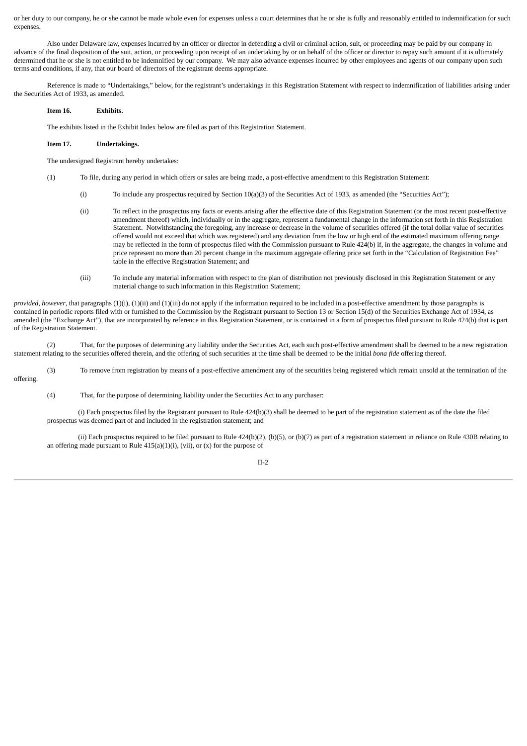or her duty to our company, he or she cannot be made whole even for expenses unless a court determines that he or she is fully and reasonably entitled to indemnification for such expenses.

Also under Delaware law, expenses incurred by an officer or director in defending a civil or criminal action, suit, or proceeding may be paid by our company in advance of the final disposition of the suit, action, or proceeding upon receipt of an undertaking by or on behalf of the officer or director to repay such amount if it is ultimately determined that he or she is not entitled to be indemnified by our company. We may also advance expenses incurred by other employees and agents of our company upon such terms and conditions, if any, that our board of directors of the registrant deems appropriate.

Reference is made to "Undertakings," below, for the registrant's undertakings in this Registration Statement with respect to indemnification of liabilities arising under the Securities Act of 1933, as amended.

**Item 16. Exhibits.**

The exhibits listed in the Exhibit Index below are filed as part of this Registration Statement.

**Item 17. Undertakings.**

The undersigned Registrant hereby undertakes:

(1) To file, during any period in which offers or sales are being made, a post-effective amendment to this Registration Statement:

(i) To include any prospectus required by Section 10(a)(3) of the Securities Act of 1933, as amended (the "Securities Act");

(ii) To reflect in the prospectus any facts or events arising after the effective date of this Registration Statement (or the most recent post-effective amendment thereof) which, individually or in the aggregate, represent a fundamental change in the information set forth in this Registration Statement. Notwithstanding the foregoing, any increase or decrease in the volume of securities offered (if the total dollar value of securities offered would not exceed that which was registered) and any deviation from the low or high end of the estimated maximum offering range may be reflected in the form of prospectus filed with the Commission pursuant to Rule 424(b) if, in the aggregate, the changes in volume and price represent no more than 20 percent change in the maximum aggregate offering price set forth in the "Calculation of Registration Fee" table in the effective Registration Statement; and

(iii) To include any material information with respect to the plan of distribution not previously disclosed in this Registration Statement or any material change to such information in this Registration Statement;

*provided, however*, that paragraphs (1)(i), (1)(ii) and (1)(iii) do not apply if the information required to be included in a post-effective amendment by those paragraphs is contained in periodic reports filed with or furnished to the Commission by the Registrant pursuant to Section 13 or Section 15(d) of the Securities Exchange Act of 1934, as amended (the "Exchange Act"), that are incorporated by reference in this Registration Statement, or is contained in a form of prospectus filed pursuant to Rule 424(b) that is part of the Registration Statement.

(2) That, for the purposes of determining any liability under the Securities Act, each such post-effective amendment shall be deemed to be a new registration statement relating to the securities offered therein, and the offering of such securities at the time shall be deemed to be the initial *bona fide* offering thereof.

(3) To remove from registration by means of a post-effective amendment any of the securities being registered which remain unsold at the termination of the offering.

(4) That, for the purpose of determining liability under the Securities Act to any purchaser:

(i) Each prospectus filed by the Registrant pursuant to Rule 424(b)(3) shall be deemed to be part of the registration statement as of the date the filed prospectus was deemed part of and included in the registration statement; and

(ii) Each prospectus required to be filed pursuant to Rule 424(b)(2), (b)(5), or (b)(7) as part of a registration statement in reliance on Rule 430B relating to an offering made pursuant to Rule 415(a)(1)(i), (vii), or (x) for the purpose of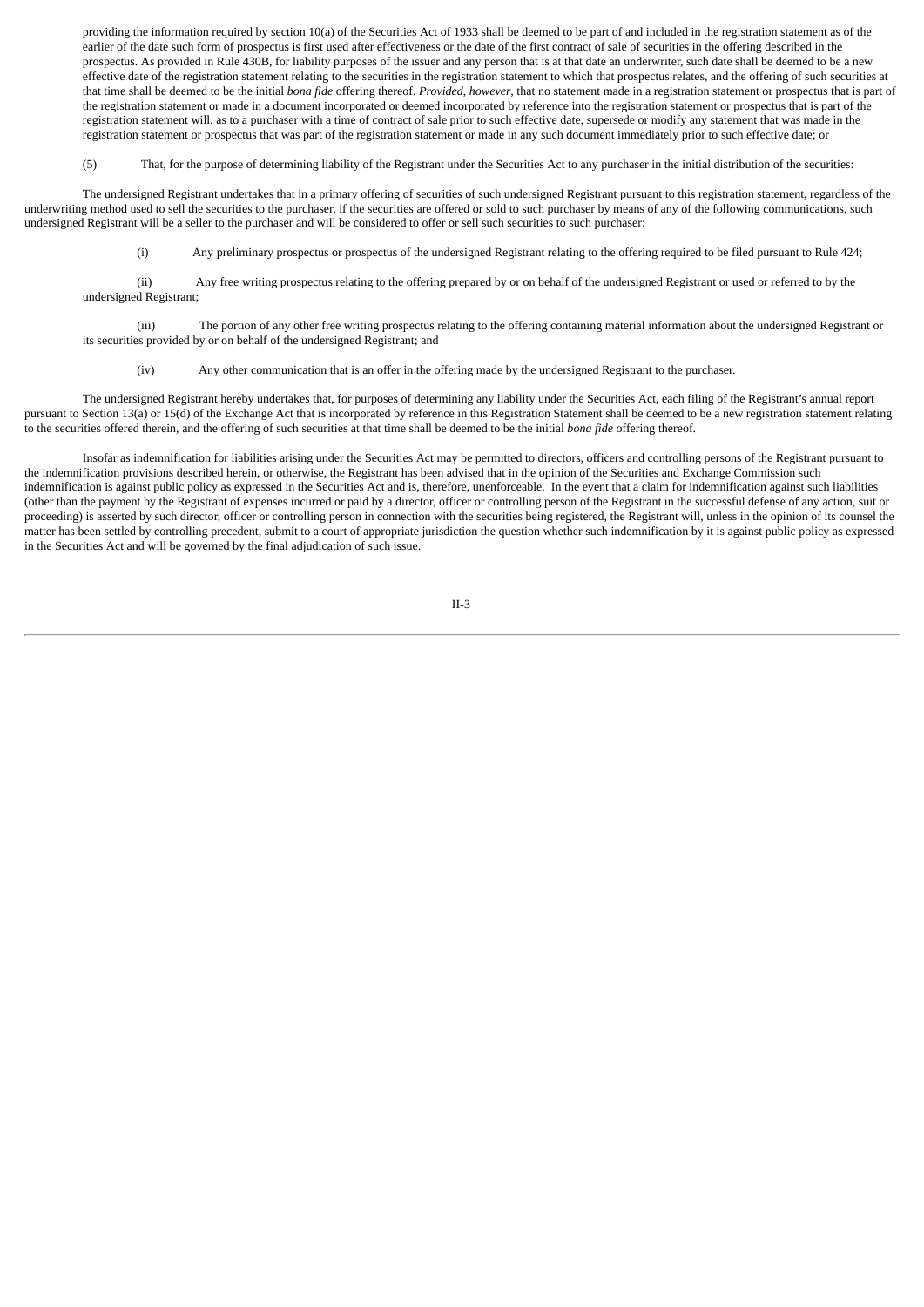providing the information required by section 10(a) of the Securities Act of 1933 shall be deemed to be part of and included in the registration statement as of the earlier of the date such form of prospectus is first used after effectiveness or the date of the first contract of sale of securities in the offering described in the prospectus. As provided in Rule 430B, for liability purposes of the issuer and any person that is at that date an underwriter, such date shall be deemed to be a new effective date of the registration statement relating to the securities in the registration statement to which that prospectus relates, and the offering of such securities at that time shall be deemed to be the initial *bona fide* offering thereof. *Provided, however*, that no statement made in a registration statement or prospectus that is part of the registration statement or made in a document incorporated or deemed incorporated by reference into the registration statement or prospectus that is part of the registration statement will, as to a purchaser with a time of contract of sale prior to such effective date, supersede or modify any statement that was made in the registration statement or prospectus that was part of the registration statement or made in any such document immediately prior to such effective date; or

(5) That, for the purpose of determining liability of the Registrant under the Securities Act to any purchaser in the initial distribution of the securities:

The undersigned Registrant undertakes that in a primary offering of securities of such undersigned Registrant pursuant to this registration statement, regardless of the underwriting method used to sell the securities to the purchaser, if the securities are offered or sold to such purchaser by means of any of the following communications, such undersigned Registrant will be a seller to the purchaser and will be considered to offer or sell such securities to such purchaser:

(i) Any preliminary prospectus or prospectus of the undersigned Registrant relating to the offering required to be filed pursuant to Rule 424;

(ii) Any free writing prospectus relating to the offering prepared by or on behalf of the undersigned Registrant or used or referred to by the undersigned Registrant;

(iii) The portion of any other free writing prospectus relating to the offering containing material information about the undersigned Registrant or its securities provided by or on behalf of the undersigned Registrant; and

(iv) Any other communication that is an offer in the offering made by the undersigned Registrant to the purchaser.

The undersigned Registrant hereby undertakes that, for purposes of determining any liability under the Securities Act, each filing of the Registrant's annual report pursuant to Section 13(a) or 15(d) of the Exchange Act that is incorporated by reference in this Registration Statement shall be deemed to be a new registration statement relating to the securities offered therein, and the offering of such securities at that time shall be deemed to be the initial *bona fide* offering thereof.

Insofar as indemnification for liabilities arising under the Securities Act may be permitted to directors, officers and controlling persons of the Registrant pursuant to the indemnification provisions described herein, or otherwise, the Registrant has been advised that in the opinion of the Securities and Exchange Commission such indemnification is against public policy as expressed in the Securities Act and is, therefore, unenforceable. In the event that a claim for indemnification against such liabilities (other than the payment by the Registrant of expenses incurred or paid by a director, officer or controlling person of the Registrant in the successful defense of any action, suit or proceeding) is asserted by such director, officer or controlling person in connection with the securities being registered, the Registrant will, unless in the opinion of its counsel the matter has been settled by controlling precedent, submit to a court of appropriate jurisdiction the question whether such indemnification by it is against public policy as expressed in the Securities Act and will be governed by the final adjudication of such issue.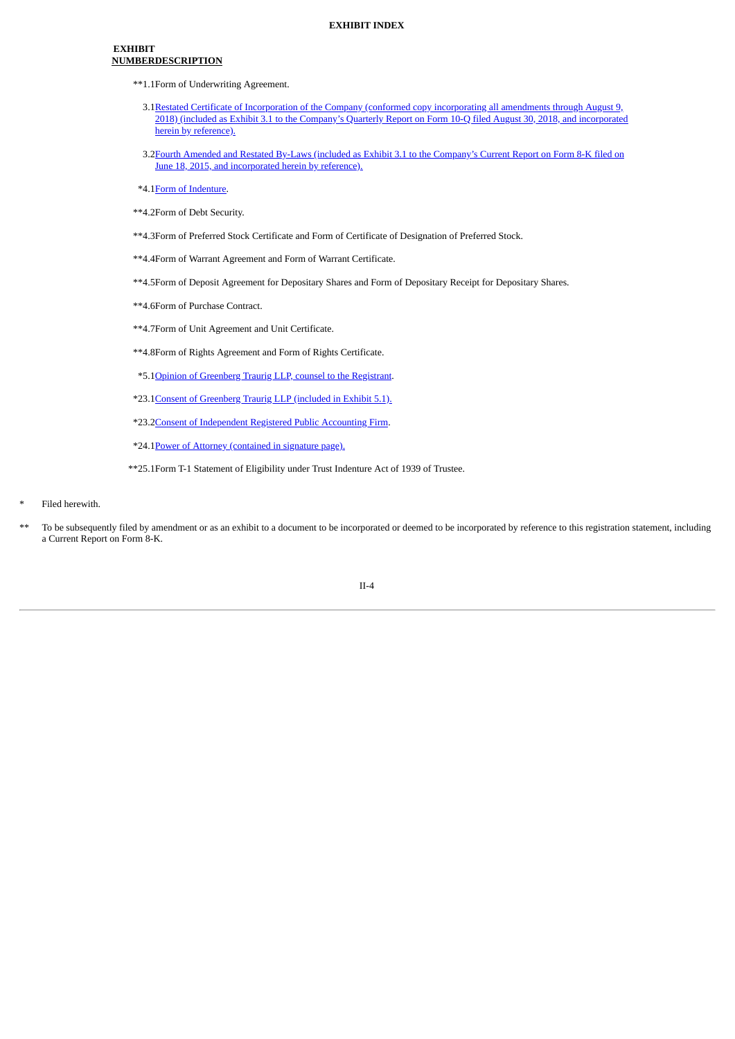## EXHIBIT INDEX

| EXHIBIT NUMBER | DESCRIPTION |
| --- | --- |
| **1.1 | Form of Underwriting Agreement. |
| 3.1 | Restated Certificate of Incorporation of the Company (conformed copy incorporating all amendments through August 9, 2018) (included as Exhibit 3.1 to the Company's Quarterly Report on Form 10-Q filed August 30, 2018, and incorporated herein by reference). |
| 3.2 | Fourth Amended and Restated By-Laws (included as Exhibit 3.1 to the Company's Current Report on Form 8-K filed on June 18, 2015, and incorporated herein by reference). |
| *4.1 | Form of Indenture. |
| **4.2 | Form of Debt Security. |
| **4.3 | Form of Preferred Stock Certificate and Form of Certificate of Designation of Preferred Stock. |
| **4.4 | Form of Warrant Agreement and Form of Warrant Certificate. |
| **4.5 | Form of Deposit Agreement for Depositary Shares and Form of Depositary Receipt for Depositary Shares. |
| **4.6 | Form of Purchase Contract. |
| **4.7 | Form of Unit Agreement and Unit Certificate. |
| **4.8 | Form of Rights Agreement and Form of Rights Certificate. |
| *5.1 | Opinion of Greenberg Traurig LLP, counsel to the Registrant. |
| *23.1 | Consent of Greenberg Traurig LLP (included in Exhibit 5.1). |
| *23.2 | Consent of Independent Registered Public Accounting Firm. |
| *24.1 | Power of Attorney (contained in signature page). |
| **25.1 | Form T-1 Statement of Eligibility under Trust Indenture Act of 1939 of Trustee. |

\* Filed herewith.

\** To be subsequently filed by amendment or as an exhibit to a document to be incorporated or deemed to be incorporated by reference to this registration statement, including a Current Report on Form 8-K.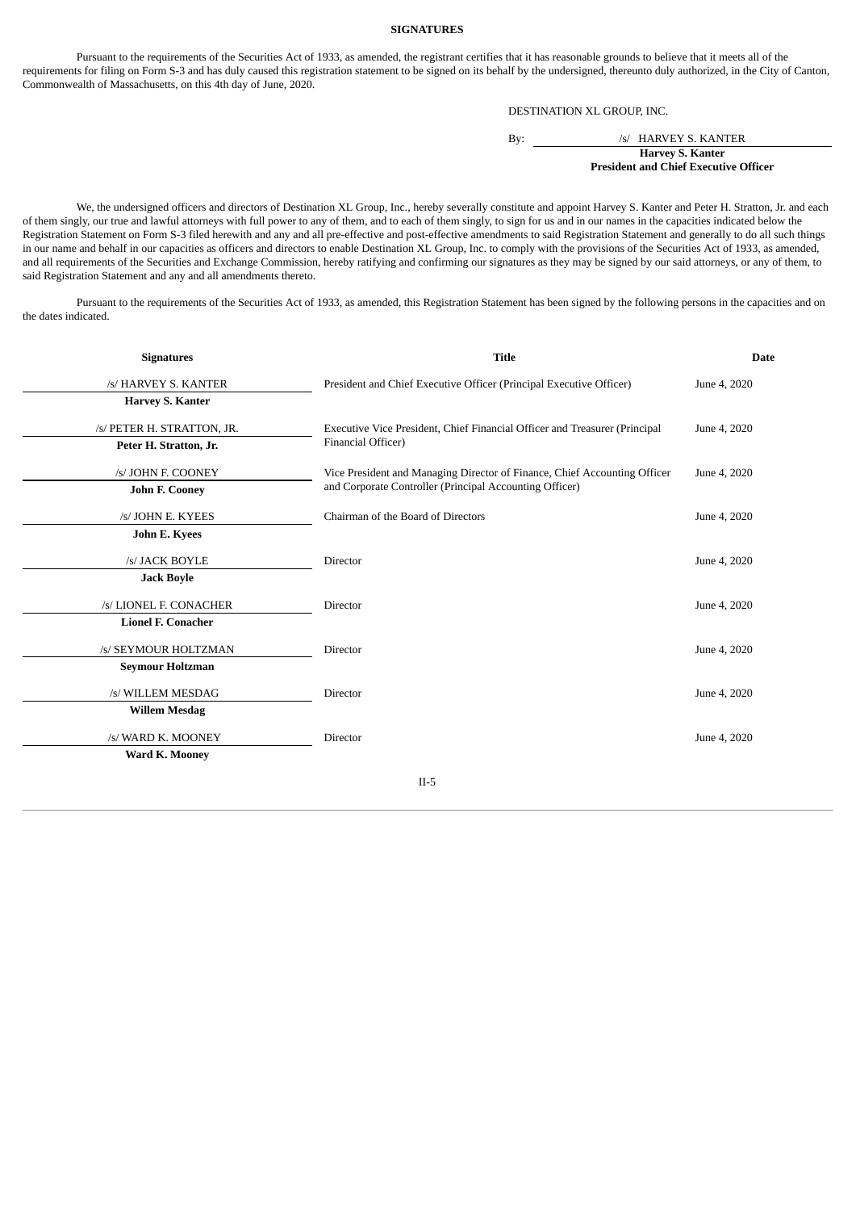**SIGNATURES**

Pursuant to the requirements of the Securities Act of 1933, as amended, the registrant certifies that it has reasonable grounds to believe that it meets all of the requirements for filing on Form S-3 and has duly caused this registration statement to be signed on its behalf by the undersigned, thereunto duly authorized, in the City of Canton, Commonwealth of Massachusetts, on this 4th day of June, 2020.

DESTINATION XL GROUP, INC.

By: /s/ HARVEY S. KANTER
**Harvey S. Kanter**
**President and Chief Executive Officer**

We, the undersigned officers and directors of Destination XL Group, Inc., hereby severally constitute and appoint Harvey S. Kanter and Peter H. Stratton, Jr. and each of them singly, our true and lawful attorneys with full power to any of them, and to each of them singly, to sign for us and in our names in the capacities indicated below the Registration Statement on Form S-3 filed herewith and any and all pre-effective and post-effective amendments to said Registration Statement and generally to do all such things in our name and behalf in our capacities as officers and directors to enable Destination XL Group, Inc. to comply with the provisions of the Securities Act of 1933, as amended, and all requirements of the Securities and Exchange Commission, hereby ratifying and confirming our signatures as they may be signed by our said attorneys, or any of them, to said Registration Statement and any and all amendments thereto.

Pursuant to the requirements of the Securities Act of 1933, as amended, this Registration Statement has been signed by the following persons in the capacities and on the dates indicated.

| Signatures | Title | Date |
|---|---|---|
| /s/ HARVEY S. KANTER<br>**Harvey S. Kanter** | President and Chief Executive Officer (Principal Executive Officer) | June 4, 2020 |
| /s/ PETER H. STRATTON, JR.<br>**Peter H. Stratton, Jr.** | Executive Vice President, Chief Financial Officer and Treasurer (Principal Financial Officer) | June 4, 2020 |
| /s/ JOHN F. COONEY<br>**John F. Cooney** | Vice President and Managing Director of Finance, Chief Accounting Officer and Corporate Controller (Principal Accounting Officer) | June 4, 2020 |
| /s/ JOHN E. KYEES<br>**John E. Kyees** | Chairman of the Board of Directors | June 4, 2020 |
| /s/ JACK BOYLE<br>**Jack Boyle** | Director | June 4, 2020 |
| /s/ LIONEL F. CONACHER<br>**Lionel F. Conacher** | Director | June 4, 2020 |
| /s/ SEYMOUR HOLTZMAN<br>**Seymour Holtzman** | Director | June 4, 2020 |
| /s/ WILLEM MESDAG<br>**Willem Mesdag** | Director | June 4, 2020 |
| /s/ WARD K. MOONEY<br>**Ward K. Mooney** | Director | June 4, 2020 |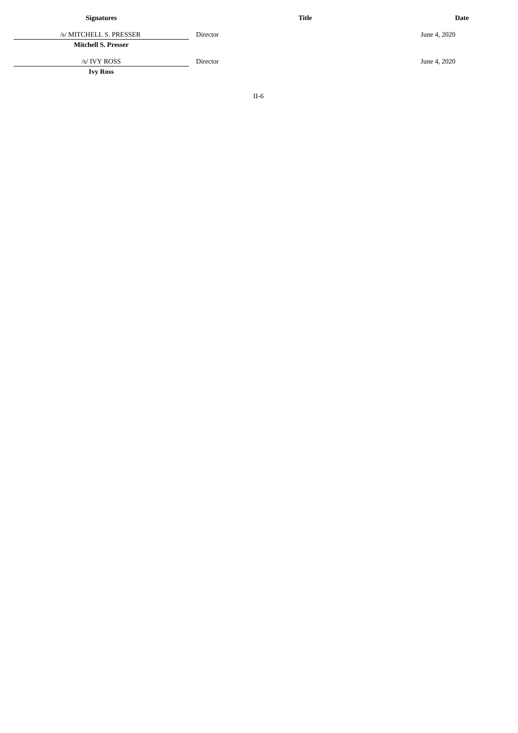| Signatures | Title | Date |
| --- | --- | --- |
| /s/ MITCHELL S. PRESSER<br>**Mitchell S. Presser** | Director | June 4, 2020 |
| /s/ IVY ROSS<br>**Ivy Ross** | Director | June 4, 2020 |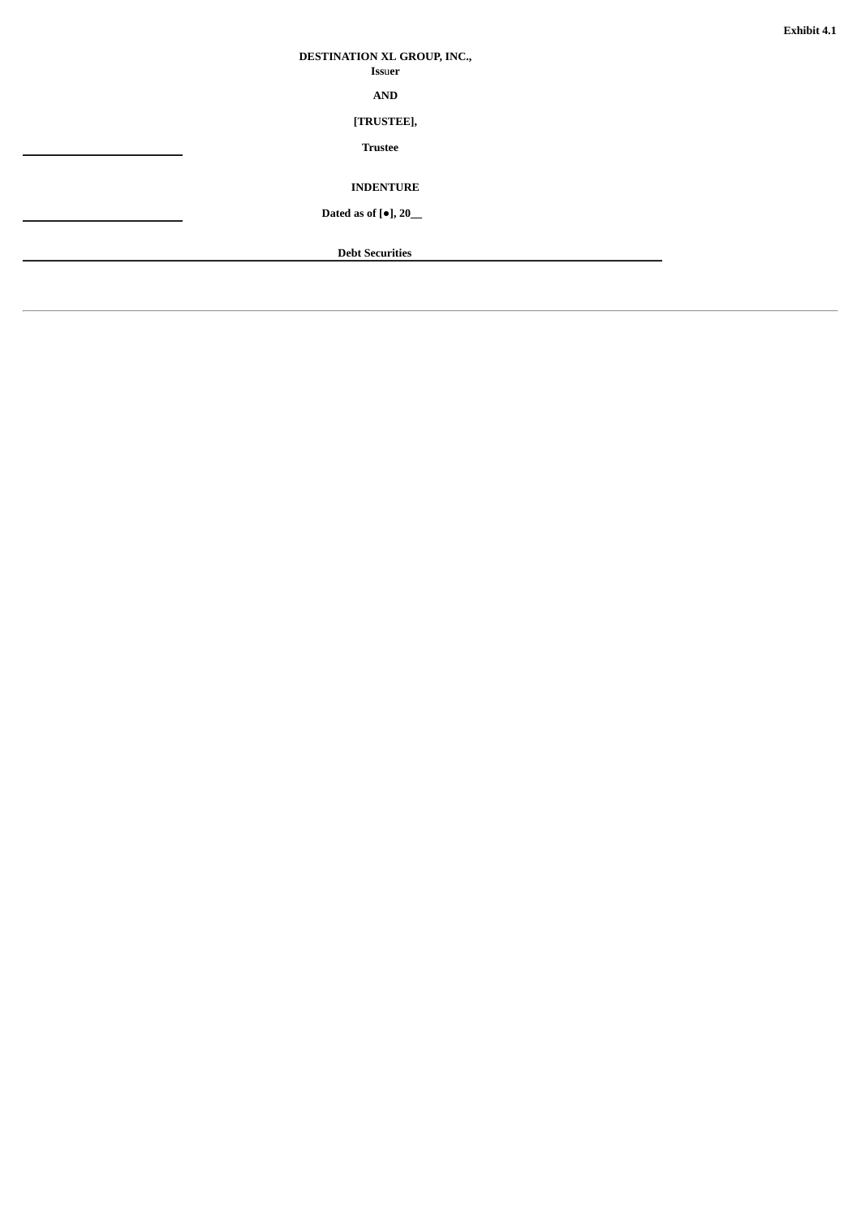**Exhibit 4.1**

**DESTINATION XL GROUP, INC.,**
**Issuer**

**AND**

**[TRUSTEE],**

**Trustee**

**INDENTURE**

**Dated as of [●], 20__**

**Debt Securities**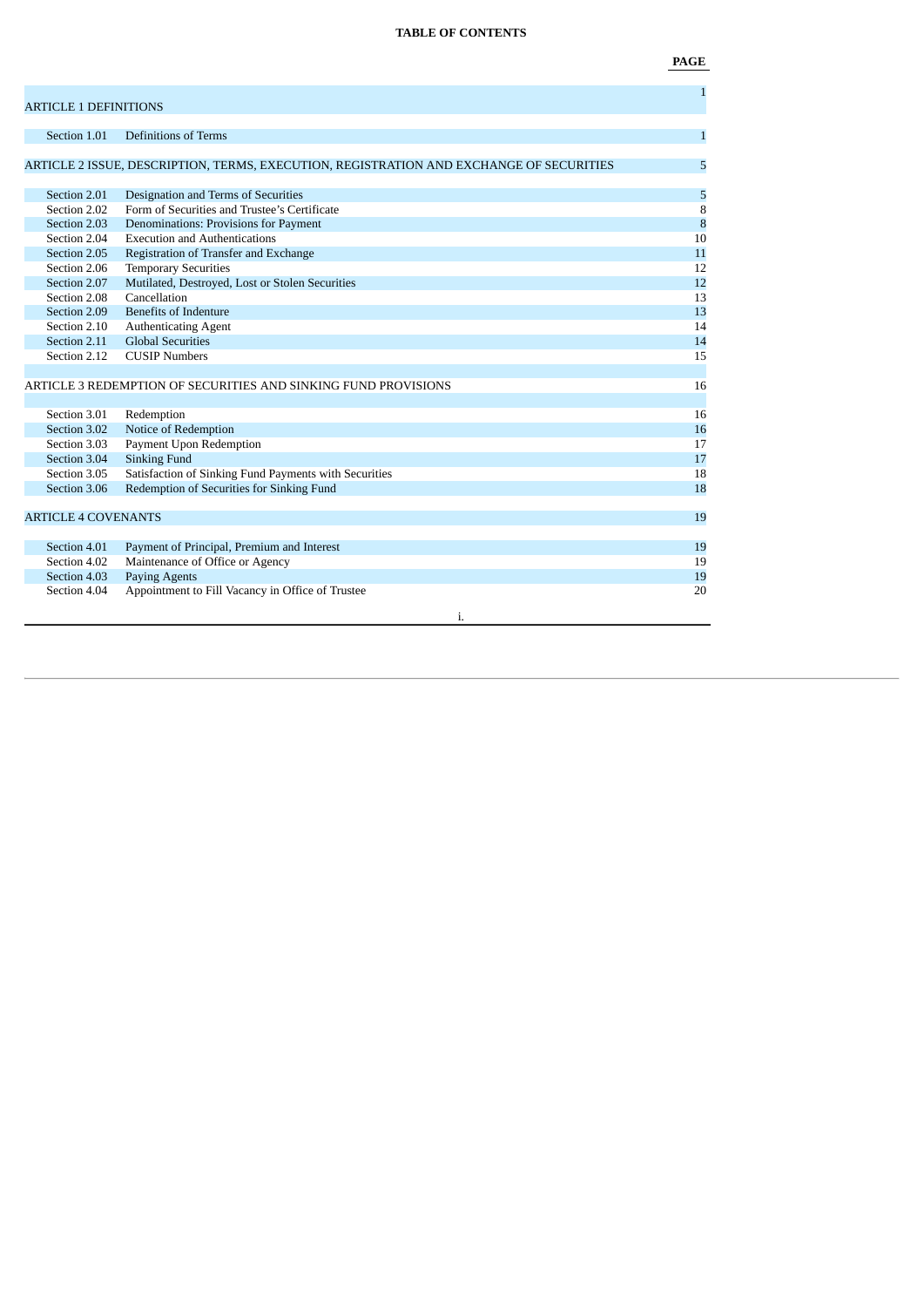**TABLE OF CONTENTS**

| | | PAGE |
|---|---|---|
| ARTICLE 1 DEFINITIONS | | 1 |
| Section 1.01 | Definitions of Terms | 1 |
| ARTICLE 2 ISSUE, DESCRIPTION, TERMS, EXECUTION, REGISTRATION AND EXCHANGE OF SECURITIES | | 5 |
| Section 2.01 | Designation and Terms of Securities | 5 |
| Section 2.02 | Form of Securities and Trustee's Certificate | 8 |
| Section 2.03 | Denominations: Provisions for Payment | 8 |
| Section 2.04 | Execution and Authentications | 10 |
| Section 2.05 | Registration of Transfer and Exchange | 11 |
| Section 2.06 | Temporary Securities | 12 |
| Section 2.07 | Mutilated, Destroyed, Lost or Stolen Securities | 12 |
| Section 2.08 | Cancellation | 13 |
| Section 2.09 | Benefits of Indenture | 13 |
| Section 2.10 | Authenticating Agent | 14 |
| Section 2.11 | Global Securities | 14 |
| Section 2.12 | CUSIP Numbers | 15 |
| ARTICLE 3 REDEMPTION OF SECURITIES AND SINKING FUND PROVISIONS | | 16 |
| Section 3.01 | Redemption | 16 |
| Section 3.02 | Notice of Redemption | 16 |
| Section 3.03 | Payment Upon Redemption | 17 |
| Section 3.04 | Sinking Fund | 17 |
| Section 3.05 | Satisfaction of Sinking Fund Payments with Securities | 18 |
| Section 3.06 | Redemption of Securities for Sinking Fund | 18 |
| ARTICLE 4 COVENANTS | | 19 |
| Section 4.01 | Payment of Principal, Premium and Interest | 19 |
| Section 4.02 | Maintenance of Office or Agency | 19 |
| Section 4.03 | Paying Agents | 19 |
| Section 4.04 | Appointment to Fill Vacancy in Office of Trustee | 20 |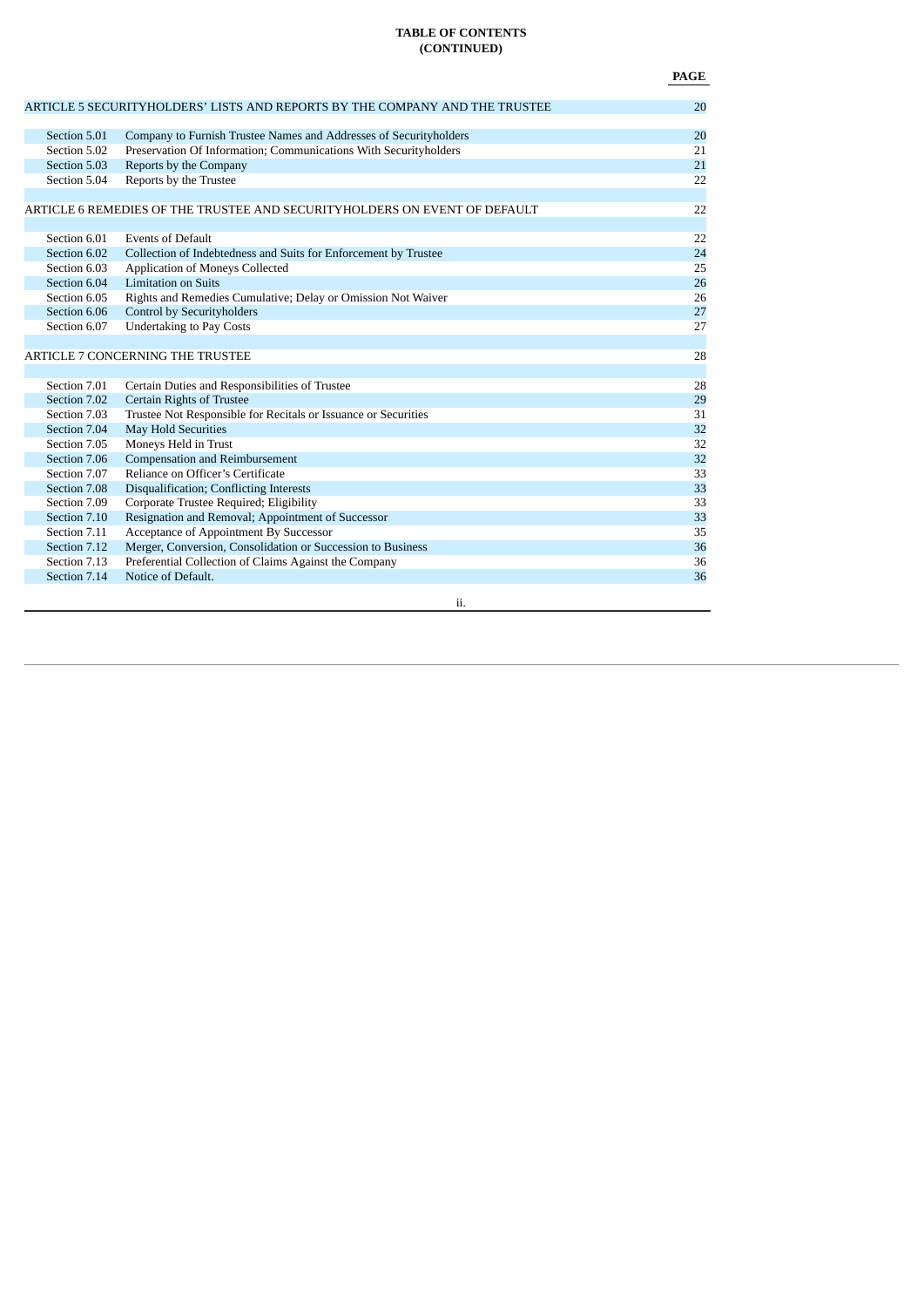**TABLE OF CONTENTS**
**(CONTINUED)**

| | | PAGE |
|---|---|---|
| ARTICLE 5 SECURITYHOLDERS' LISTS AND REPORTS BY THE COMPANY AND THE TRUSTEE | | 20 |
| Section 5.01 | Company to Furnish Trustee Names and Addresses of Securityholders | 20 |
| Section 5.02 | Preservation Of Information; Communications With Securityholders | 21 |
| Section 5.03 | Reports by the Company | 21 |
| Section 5.04 | Reports by the Trustee | 22 |
| ARTICLE 6 REMEDIES OF THE TRUSTEE AND SECURITYHOLDERS ON EVENT OF DEFAULT | | 22 |
| Section 6.01 | Events of Default | 22 |
| Section 6.02 | Collection of Indebtedness and Suits for Enforcement by Trustee | 24 |
| Section 6.03 | Application of Moneys Collected | 25 |
| Section 6.04 | Limitation on Suits | 26 |
| Section 6.05 | Rights and Remedies Cumulative; Delay or Omission Not Waiver | 26 |
| Section 6.06 | Control by Securityholders | 27 |
| Section 6.07 | Undertaking to Pay Costs | 27 |
| ARTICLE 7 CONCERNING THE TRUSTEE | | 28 |
| Section 7.01 | Certain Duties and Responsibilities of Trustee | 28 |
| Section 7.02 | Certain Rights of Trustee | 29 |
| Section 7.03 | Trustee Not Responsible for Recitals or Issuance or Securities | 31 |
| Section 7.04 | May Hold Securities | 32 |
| Section 7.05 | Moneys Held in Trust | 32 |
| Section 7.06 | Compensation and Reimbursement | 32 |
| Section 7.07 | Reliance on Officer's Certificate | 33 |
| Section 7.08 | Disqualification; Conflicting Interests | 33 |
| Section 7.09 | Corporate Trustee Required; Eligibility | 33 |
| Section 7.10 | Resignation and Removal; Appointment of Successor | 33 |
| Section 7.11 | Acceptance of Appointment By Successor | 35 |
| Section 7.12 | Merger, Conversion, Consolidation or Succession to Business | 36 |
| Section 7.13 | Preferential Collection of Claims Against the Company | 36 |
| Section 7.14 | Notice of Default. | 36 |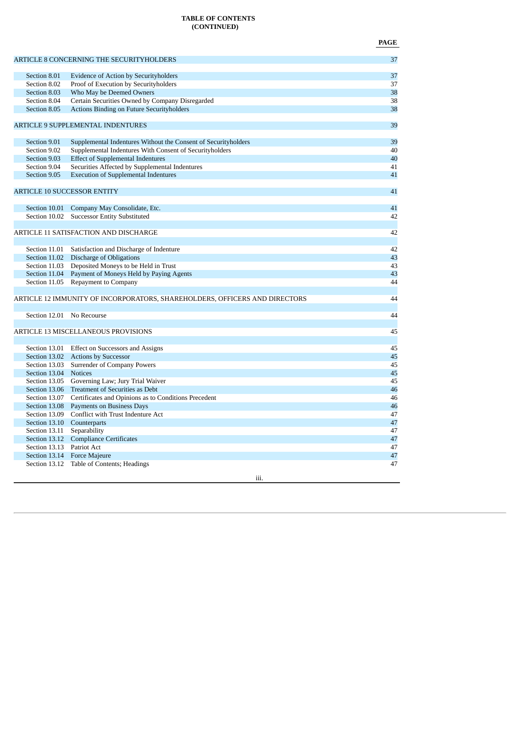**TABLE OF CONTENTS**
**(CONTINUED)**

| | | **PAGE** |
|---|---|---|
| ARTICLE 8 CONCERNING THE SECURITYHOLDERS | | 37 |
| Section 8.01 | Evidence of Action by Securityholders | 37 |
| Section 8.02 | Proof of Execution by Securityholders | 37 |
| Section 8.03 | Who May be Deemed Owners | 38 |
| Section 8.04 | Certain Securities Owned by Company Disregarded | 38 |
| Section 8.05 | Actions Binding on Future Securityholders | 38 |
| ARTICLE 9 SUPPLEMENTAL INDENTURES | | 39 |
| Section 9.01 | Supplemental Indentures Without the Consent of Securityholders | 39 |
| Section 9.02 | Supplemental Indentures With Consent of Securityholders | 40 |
| Section 9.03 | Effect of Supplemental Indentures | 40 |
| Section 9.04 | Securities Affected by Supplemental Indentures | 41 |
| Section 9.05 | Execution of Supplemental Indentures | 41 |
| ARTICLE 10 SUCCESSOR ENTITY | | 41 |
| Section 10.01 | Company May Consolidate, Etc. | 41 |
| Section 10.02 | Successor Entity Substituted | 42 |
| ARTICLE 11 SATISFACTION AND DISCHARGE | | 42 |
| Section 11.01 | Satisfaction and Discharge of Indenture | 42 |
| Section 11.02 | Discharge of Obligations | 43 |
| Section 11.03 | Deposited Moneys to be Held in Trust | 43 |
| Section 11.04 | Payment of Moneys Held by Paying Agents | 43 |
| Section 11.05 | Repayment to Company | 44 |
| ARTICLE 12 IMMUNITY OF INCORPORATORS, SHAREHOLDERS, OFFICERS AND DIRECTORS | | 44 |
| Section 12.01 | No Recourse | 44 |
| ARTICLE 13 MISCELLANEOUS PROVISIONS | | 45 |
| Section 13.01 | Effect on Successors and Assigns | 45 |
| Section 13.02 | Actions by Successor | 45 |
| Section 13.03 | Surrender of Company Powers | 45 |
| Section 13.04 | Notices | 45 |
| Section 13.05 | Governing Law; Jury Trial Waiver | 45 |
| Section 13.06 | Treatment of Securities as Debt | 46 |
| Section 13.07 | Certificates and Opinions as to Conditions Precedent | 46 |
| Section 13.08 | Payments on Business Days | 46 |
| Section 13.09 | Conflict with Trust Indenture Act | 47 |
| Section 13.10 | Counterparts | 47 |
| Section 13.11 | Separability | 47 |
| Section 13.12 | Compliance Certificates | 47 |
| Section 13.13 | Patriot Act | 47 |
| Section 13.14 | Force Majeure | 47 |
| Section 13.12 | Table of Contents; Headings | 47 |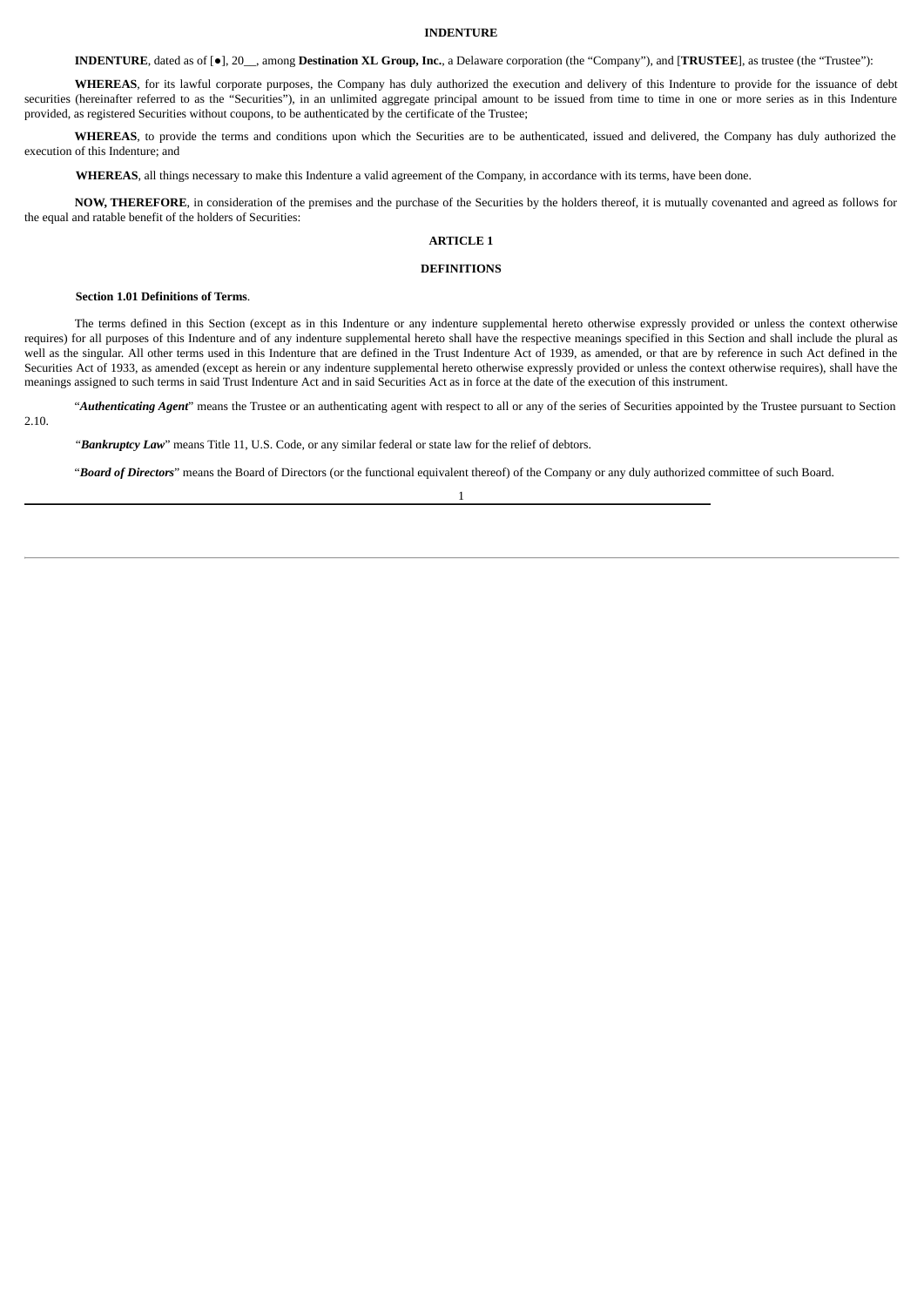# INDENTURE

**INDENTURE**, dated as of [●], 20__, among **Destination XL Group, Inc.**, a Delaware corporation (the "Company"), and [**TRUSTEE**], as trustee (the "Trustee"):

**WHEREAS**, for its lawful corporate purposes, the Company has duly authorized the execution and delivery of this Indenture to provide for the issuance of debt securities (hereinafter referred to as the "Securities"), in an unlimited aggregate principal amount to be issued from time to time in one or more series as in this Indenture provided, as registered Securities without coupons, to be authenticated by the certificate of the Trustee;

**WHEREAS**, to provide the terms and conditions upon which the Securities are to be authenticated, issued and delivered, the Company has duly authorized the execution of this Indenture; and

**WHEREAS**, all things necessary to make this Indenture a valid agreement of the Company, in accordance with its terms, have been done.

**NOW, THEREFORE**, in consideration of the premises and the purchase of the Securities by the holders thereof, it is mutually covenanted and agreed as follows for the equal and ratable benefit of the holders of Securities:

## ARTICLE 1

## DEFINITIONS

### Section 1.01 Definitions of Terms.

The terms defined in this Section (except as in this Indenture or any indenture supplemental hereto otherwise expressly provided or unless the context otherwise requires) for all purposes of this Indenture and of any indenture supplemental hereto shall have the respective meanings specified in this Section and shall include the plural as well as the singular. All other terms used in this Indenture that are defined in the Trust Indenture Act of 1939, as amended, or that are by reference in such Act defined in the Securities Act of 1933, as amended (except as herein or any indenture supplemental hereto otherwise expressly provided or unless the context otherwise requires), shall have the meanings assigned to such terms in said Trust Indenture Act and in said Securities Act as in force at the date of the execution of this instrument.

"***Authenticating Agent***" means the Trustee or an authenticating agent with respect to all or any of the series of Securities appointed by the Trustee pursuant to Section 2.10.

"***Bankruptcy Law***" means Title 11, U.S. Code, or any similar federal or state law for the relief of debtors.

"***Board of Directors***" means the Board of Directors (or the functional equivalent thereof) of the Company or any duly authorized committee of such Board.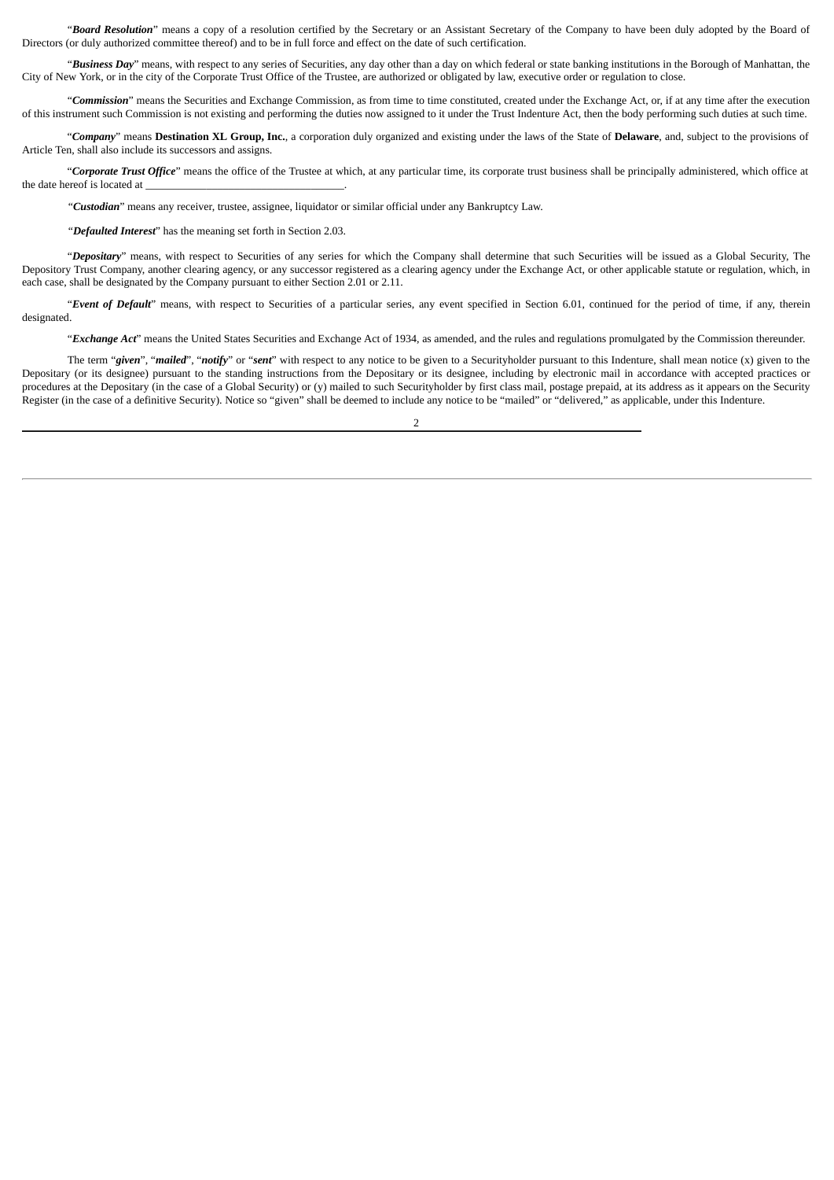"***Board Resolution***" means a copy of a resolution certified by the Secretary or an Assistant Secretary of the Company to have been duly adopted by the Board of Directors (or duly authorized committee thereof) and to be in full force and effect on the date of such certification.

"***Business Day***" means, with respect to any series of Securities, any day other than a day on which federal or state banking institutions in the Borough of Manhattan, the City of New York, or in the city of the Corporate Trust Office of the Trustee, are authorized or obligated by law, executive order or regulation to close.

"***Commission***" means the Securities and Exchange Commission, as from time to time constituted, created under the Exchange Act, or, if at any time after the execution of this instrument such Commission is not existing and performing the duties now assigned to it under the Trust Indenture Act, then the body performing such duties at such time.

"***Company***" means **Destination XL Group, Inc.**, a corporation duly organized and existing under the laws of the State of **Delaware**, and, subject to the provisions of Article Ten, shall also include its successors and assigns.

"***Corporate Trust Office***" means the office of the Trustee at which, at any particular time, its corporate trust business shall be principally administered, which office at the date hereof is located at ___________________________________.

"***Custodian***" means any receiver, trustee, assignee, liquidator or similar official under any Bankruptcy Law.

"***Defaulted Interest***" has the meaning set forth in Section 2.03.

"***Depositary***" means, with respect to Securities of any series for which the Company shall determine that such Securities will be issued as a Global Security, The Depository Trust Company, another clearing agency, or any successor registered as a clearing agency under the Exchange Act, or other applicable statute or regulation, which, in each case, shall be designated by the Company pursuant to either Section 2.01 or 2.11.

"***Event of Default***" means, with respect to Securities of a particular series, any event specified in Section 6.01, continued for the period of time, if any, therein designated.

"***Exchange Act***" means the United States Securities and Exchange Act of 1934, as amended, and the rules and regulations promulgated by the Commission thereunder.

The term "***given***", "***mailed***", "***notify***" or "***sent***" with respect to any notice to be given to a Securityholder pursuant to this Indenture, shall mean notice (x) given to the Depositary (or its designee) pursuant to the standing instructions from the Depositary or its designee, including by electronic mail in accordance with accepted practices or procedures at the Depositary (in the case of a Global Security) or (y) mailed to such Securityholder by first class mail, postage prepaid, at its address as it appears on the Security Register (in the case of a definitive Security). Notice so "given" shall be deemed to include any notice to be "mailed" or "delivered," as applicable, under this Indenture.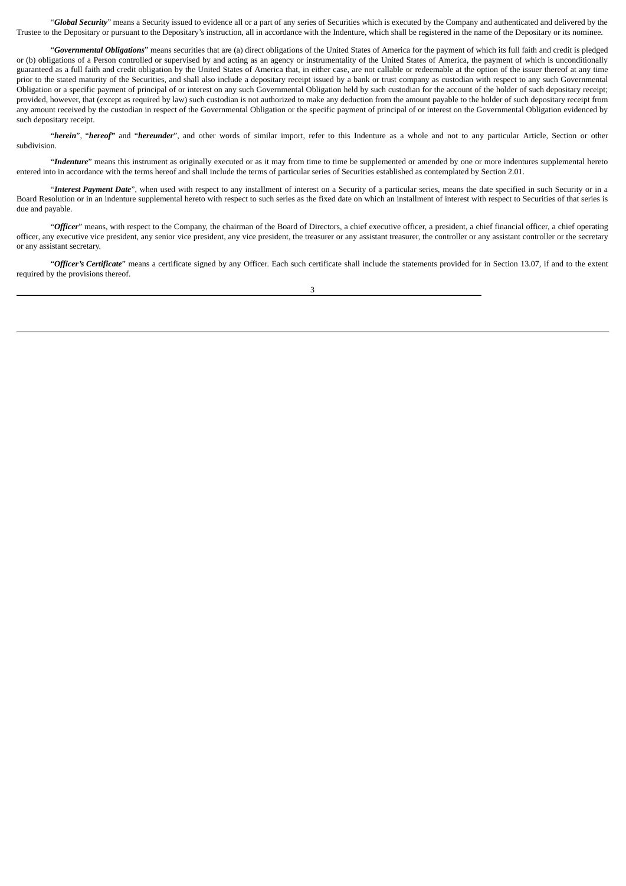"***Global Security***" means a Security issued to evidence all or a part of any series of Securities which is executed by the Company and authenticated and delivered by the Trustee to the Depositary or pursuant to the Depositary's instruction, all in accordance with the Indenture, which shall be registered in the name of the Depositary or its nominee.

"***Governmental Obligations***" means securities that are (a) direct obligations of the United States of America for the payment of which its full faith and credit is pledged or (b) obligations of a Person controlled or supervised by and acting as an agency or instrumentality of the United States of America, the payment of which is unconditionally guaranteed as a full faith and credit obligation by the United States of America that, in either case, are not callable or redeemable at the option of the issuer thereof at any time prior to the stated maturity of the Securities, and shall also include a depositary receipt issued by a bank or trust company as custodian with respect to any such Governmental Obligation or a specific payment of principal of or interest on any such Governmental Obligation held by such custodian for the account of the holder of such depositary receipt; provided, however, that (except as required by law) such custodian is not authorized to make any deduction from the amount payable to the holder of such depositary receipt from any amount received by the custodian in respect of the Governmental Obligation or the specific payment of principal of or interest on the Governmental Obligation evidenced by such depositary receipt.

"***herein***", "***hereof***" and "***hereunder***", and other words of similar import, refer to this Indenture as a whole and not to any particular Article, Section or other subdivision.

"***Indenture***" means this instrument as originally executed or as it may from time to time be supplemented or amended by one or more indentures supplemental hereto entered into in accordance with the terms hereof and shall include the terms of particular series of Securities established as contemplated by Section 2.01.

"***Interest Payment Date***", when used with respect to any installment of interest on a Security of a particular series, means the date specified in such Security or in a Board Resolution or in an indenture supplemental hereto with respect to such series as the fixed date on which an installment of interest with respect to Securities of that series is due and payable.

"***Officer***" means, with respect to the Company, the chairman of the Board of Directors, a chief executive officer, a president, a chief financial officer, a chief operating officer, any executive vice president, any senior vice president, any vice president, the treasurer or any assistant treasurer, the controller or any assistant controller or the secretary or any assistant secretary.

"***Officer's Certificate***" means a certificate signed by any Officer. Each such certificate shall include the statements provided for in Section 13.07, if and to the extent required by the provisions thereof.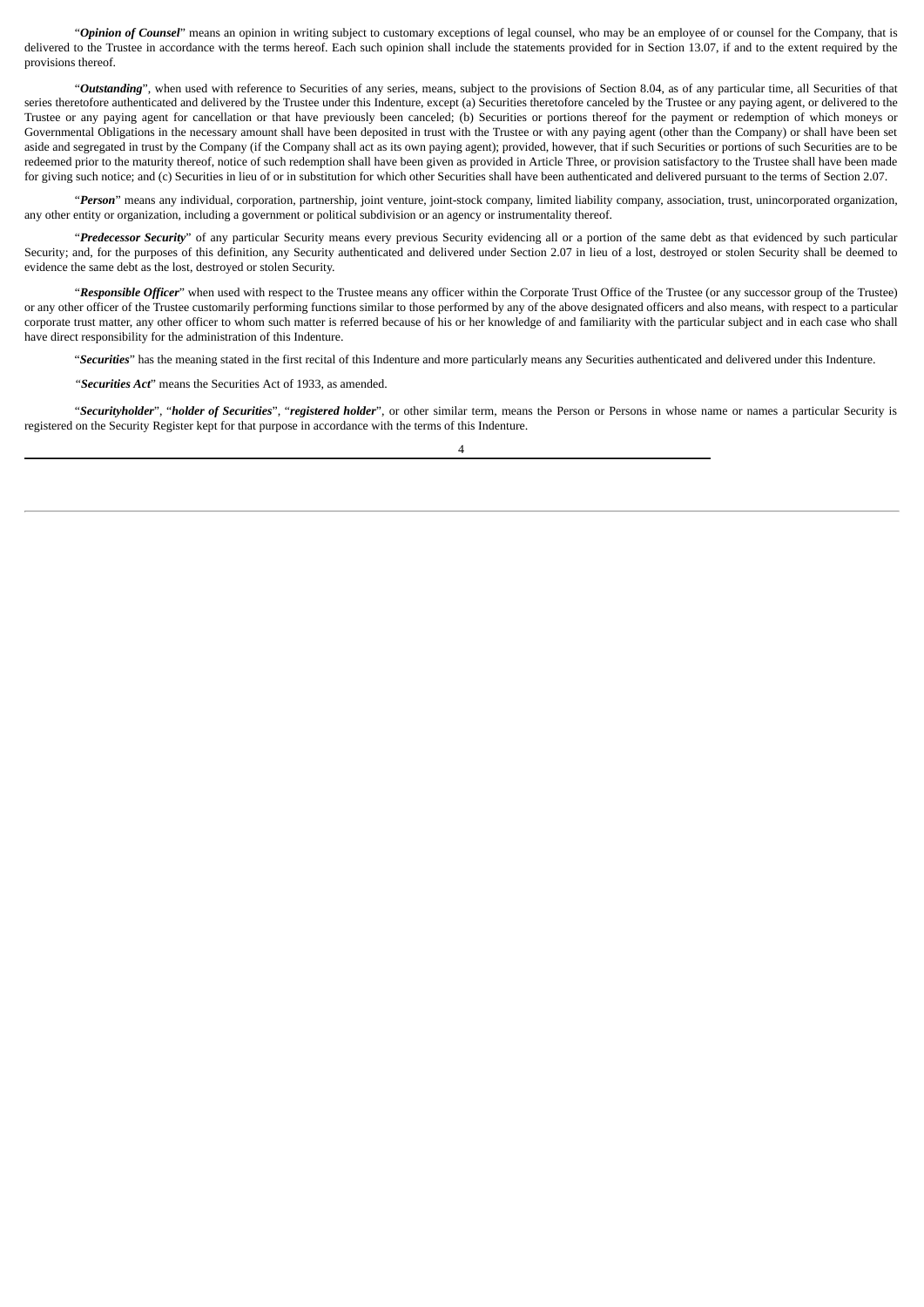"***Opinion of Counsel***" means an opinion in writing subject to customary exceptions of legal counsel, who may be an employee of or counsel for the Company, that is delivered to the Trustee in accordance with the terms hereof. Each such opinion shall include the statements provided for in Section 13.07, if and to the extent required by the provisions thereof.

"***Outstanding***", when used with reference to Securities of any series, means, subject to the provisions of Section 8.04, as of any particular time, all Securities of that series theretofore authenticated and delivered by the Trustee under this Indenture, except (a) Securities theretofore canceled by the Trustee or any paying agent, or delivered to the Trustee or any paying agent for cancellation or that have previously been canceled; (b) Securities or portions thereof for the payment or redemption of which moneys or Governmental Obligations in the necessary amount shall have been deposited in trust with the Trustee or with any paying agent (other than the Company) or shall have been set aside and segregated in trust by the Company (if the Company shall act as its own paying agent); provided, however, that if such Securities or portions of such Securities are to be redeemed prior to the maturity thereof, notice of such redemption shall have been given as provided in Article Three, or provision satisfactory to the Trustee shall have been made for giving such notice; and (c) Securities in lieu of or in substitution for which other Securities shall have been authenticated and delivered pursuant to the terms of Section 2.07.

"***Person***" means any individual, corporation, partnership, joint venture, joint-stock company, limited liability company, association, trust, unincorporated organization, any other entity or organization, including a government or political subdivision or an agency or instrumentality thereof.

"***Predecessor Security***" of any particular Security means every previous Security evidencing all or a portion of the same debt as that evidenced by such particular Security; and, for the purposes of this definition, any Security authenticated and delivered under Section 2.07 in lieu of a lost, destroyed or stolen Security shall be deemed to evidence the same debt as the lost, destroyed or stolen Security.

"***Responsible Officer***" when used with respect to the Trustee means any officer within the Corporate Trust Office of the Trustee (or any successor group of the Trustee) or any other officer of the Trustee customarily performing functions similar to those performed by any of the above designated officers and also means, with respect to a particular corporate trust matter, any other officer to whom such matter is referred because of his or her knowledge of and familiarity with the particular subject and in each case who shall have direct responsibility for the administration of this Indenture.

"***Securities***" has the meaning stated in the first recital of this Indenture and more particularly means any Securities authenticated and delivered under this Indenture.

"***Securities Act***" means the Securities Act of 1933, as amended.

"***Securityholder***", "***holder of Securities***", "***registered holder***", or other similar term, means the Person or Persons in whose name or names a particular Security is registered on the Security Register kept for that purpose in accordance with the terms of this Indenture.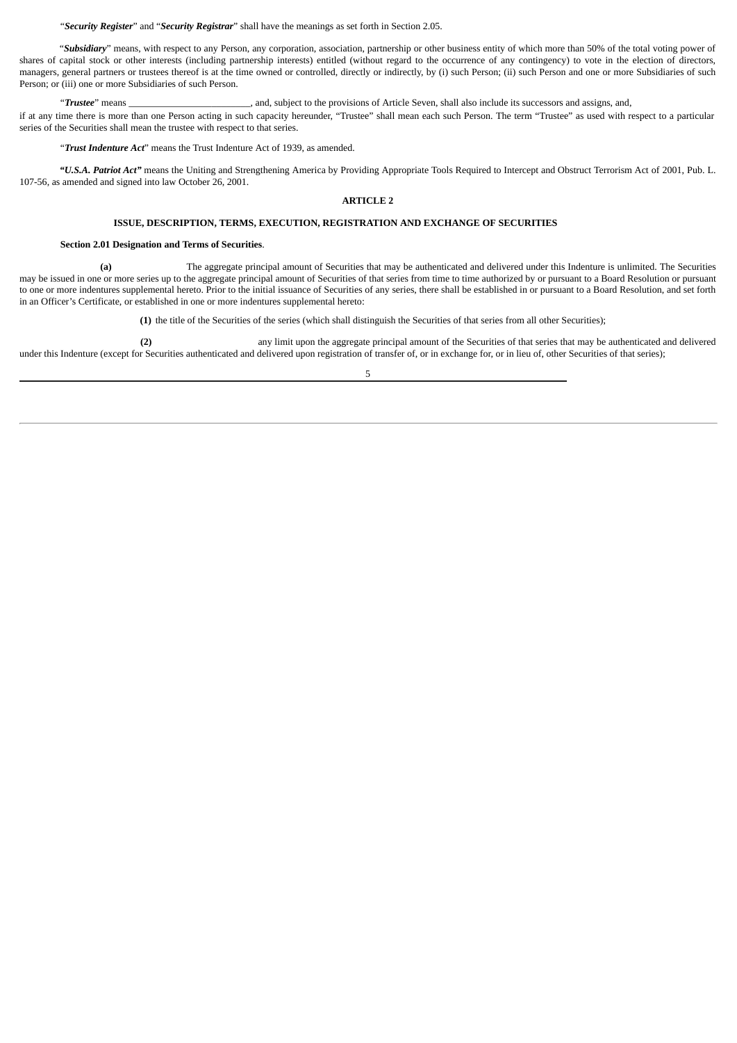"***Security Register***" and "***Security Registrar***" shall have the meanings as set forth in Section 2.05.

"***Subsidiary***" means, with respect to any Person, any corporation, association, partnership or other business entity of which more than 50% of the total voting power of shares of capital stock or other interests (including partnership interests) entitled (without regard to the occurrence of any contingency) to vote in the election of directors, managers, general partners or trustees thereof is at the time owned or controlled, directly or indirectly, by (i) such Person; (ii) such Person and one or more Subsidiaries of such Person; or (iii) one or more Subsidiaries of such Person.

"***Trustee***" means _________________________, and, subject to the provisions of Article Seven, shall also include its successors and assigns, and, if at any time there is more than one Person acting in such capacity hereunder, "Trustee" shall mean each such Person. The term "Trustee" as used with respect to a particular series of the Securities shall mean the trustee with respect to that series.

"***Trust Indenture Act***" means the Trust Indenture Act of 1939, as amended.

***"U.S.A. Patriot Act"*** means the Uniting and Strengthening America by Providing Appropriate Tools Required to Intercept and Obstruct Terrorism Act of 2001, Pub. L. 107-56, as amended and signed into law October 26, 2001.

## ARTICLE 2

## ISSUE, DESCRIPTION, TERMS, EXECUTION, REGISTRATION AND EXCHANGE OF SECURITIES

**Section 2.01 Designation and Terms of Securities**.

**(a)** The aggregate principal amount of Securities that may be authenticated and delivered under this Indenture is unlimited. The Securities may be issued in one or more series up to the aggregate principal amount of Securities of that series from time to time authorized by or pursuant to a Board Resolution or pursuant to one or more indentures supplemental hereto. Prior to the initial issuance of Securities of any series, there shall be established in or pursuant to a Board Resolution, and set forth in an Officer's Certificate, or established in one or more indentures supplemental hereto:

**(1)** the title of the Securities of the series (which shall distinguish the Securities of that series from all other Securities);

**(2)** any limit upon the aggregate principal amount of the Securities of that series that may be authenticated and delivered under this Indenture (except for Securities authenticated and delivered upon registration of transfer of, or in exchange for, or in lieu of, other Securities of that series);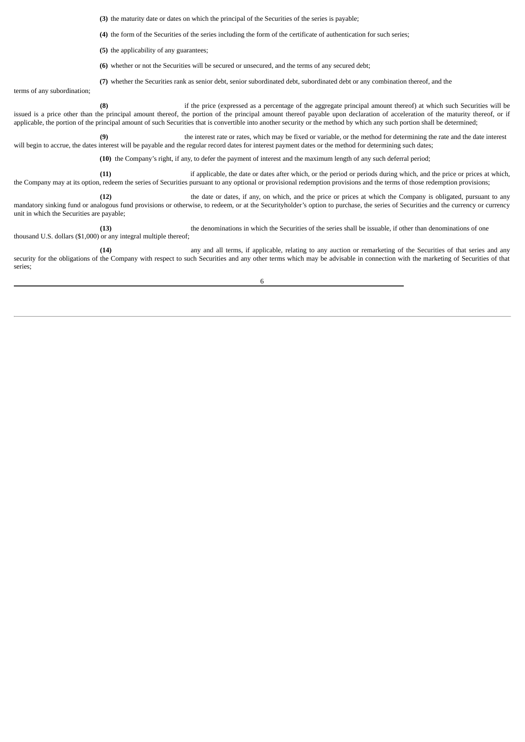**(3)** the maturity date or dates on which the principal of the Securities of the series is payable;

**(4)** the form of the Securities of the series including the form of the certificate of authentication for such series;

**(5)** the applicability of any guarantees;

**(6)** whether or not the Securities will be secured or unsecured, and the terms of any secured debt;

**(7)** whether the Securities rank as senior debt, senior subordinated debt, subordinated debt or any combination thereof, and the terms of any subordination;

**(8)** if the price (expressed as a percentage of the aggregate principal amount thereof) at which such Securities will be issued is a price other than the principal amount thereof, the portion of the principal amount thereof payable upon declaration of acceleration of the maturity thereof, or if applicable, the portion of the principal amount of such Securities that is convertible into another security or the method by which any such portion shall be determined;

**(9)** the interest rate or rates, which may be fixed or variable, or the method for determining the rate and the date interest will begin to accrue, the dates interest will be payable and the regular record dates for interest payment dates or the method for determining such dates;

**(10)** the Company's right, if any, to defer the payment of interest and the maximum length of any such deferral period;

**(11)** if applicable, the date or dates after which, or the period or periods during which, and the price or prices at which, the Company may at its option, redeem the series of Securities pursuant to any optional or provisional redemption provisions and the terms of those redemption provisions;

**(12)** the date or dates, if any, on which, and the price or prices at which the Company is obligated, pursuant to any mandatory sinking fund or analogous fund provisions or otherwise, to redeem, or at the Securityholder's option to purchase, the series of Securities and the currency or currency unit in which the Securities are payable;

**(13)** the denominations in which the Securities of the series shall be issuable, if other than denominations of one thousand U.S. dollars ($1,000) or any integral multiple thereof;

**(14)** any and all terms, if applicable, relating to any auction or remarketing of the Securities of that series and any security for the obligations of the Company with respect to such Securities and any other terms which may be advisable in connection with the marketing of Securities of that series;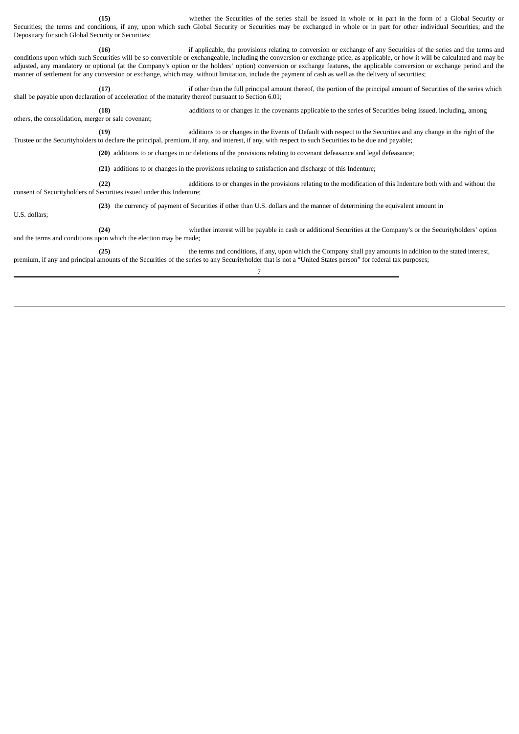**(15)** whether the Securities of the series shall be issued in whole or in part in the form of a Global Security or Securities; the terms and conditions, if any, upon which such Global Security or Securities may be exchanged in whole or in part for other individual Securities; and the Depositary for such Global Security or Securities;

**(16)** if applicable, the provisions relating to conversion or exchange of any Securities of the series and the terms and conditions upon which such Securities will be so convertible or exchangeable, including the conversion or exchange price, as applicable, or how it will be calculated and may be adjusted, any mandatory or optional (at the Company's option or the holders' option) conversion or exchange features, the applicable conversion or exchange period and the manner of settlement for any conversion or exchange, which may, without limitation, include the payment of cash as well as the delivery of securities;

**(17)** if other than the full principal amount thereof, the portion of the principal amount of Securities of the series which shall be payable upon declaration of acceleration of the maturity thereof pursuant to Section 6.01;

**(18)** additions to or changes in the covenants applicable to the series of Securities being issued, including, among others, the consolidation, merger or sale covenant;

**(19)** additions to or changes in the Events of Default with respect to the Securities and any change in the right of the Trustee or the Securityholders to declare the principal, premium, if any, and interest, if any, with respect to such Securities to be due and payable;

**(20)** additions to or changes in or deletions of the provisions relating to covenant defeasance and legal defeasance;

**(21)** additions to or changes in the provisions relating to satisfaction and discharge of this Indenture;

**(22)** additions to or changes in the provisions relating to the modification of this Indenture both with and without the consent of Securityholders of Securities issued under this Indenture;

**(23)** the currency of payment of Securities if other than U.S. dollars and the manner of determining the equivalent amount in U.S. dollars;

**(24)** whether interest will be payable in cash or additional Securities at the Company's or the Securityholders' option and the terms and conditions upon which the election may be made;

**(25)** the terms and conditions, if any, upon which the Company shall pay amounts in addition to the stated interest, premium, if any and principal amounts of the Securities of the series to any Securityholder that is not a "United States person" for federal tax purposes;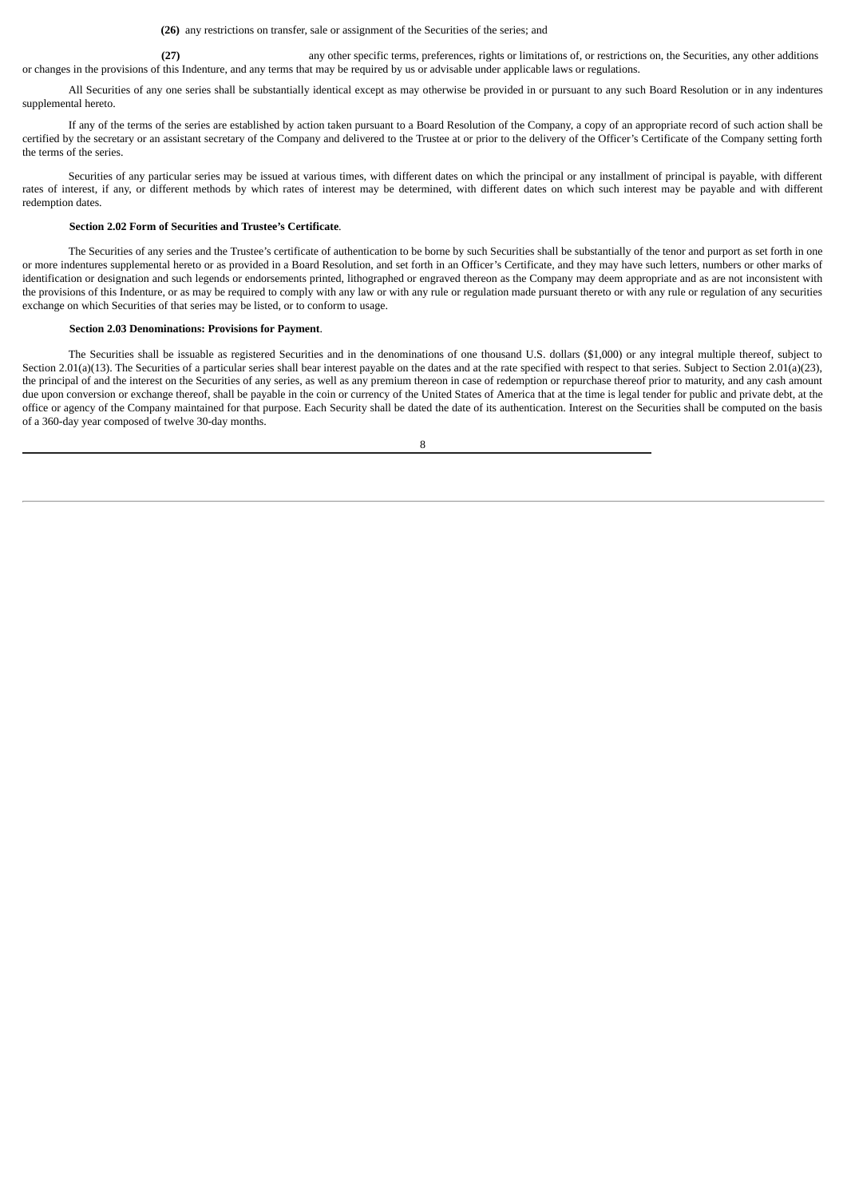**(26)** any restrictions on transfer, sale or assignment of the Securities of the series; and

**(27)** any other specific terms, preferences, rights or limitations of, or restrictions on, the Securities, any other additions or changes in the provisions of this Indenture, and any terms that may be required by us or advisable under applicable laws or regulations.

All Securities of any one series shall be substantially identical except as may otherwise be provided in or pursuant to any such Board Resolution or in any indentures supplemental hereto.

If any of the terms of the series are established by action taken pursuant to a Board Resolution of the Company, a copy of an appropriate record of such action shall be certified by the secretary or an assistant secretary of the Company and delivered to the Trustee at or prior to the delivery of the Officer's Certificate of the Company setting forth the terms of the series.

Securities of any particular series may be issued at various times, with different dates on which the principal or any installment of principal is payable, with different rates of interest, if any, or different methods by which rates of interest may be determined, with different dates on which such interest may be payable and with different redemption dates.

**Section 2.02 Form of Securities and Trustee's Certificate**.

The Securities of any series and the Trustee's certificate of authentication to be borne by such Securities shall be substantially of the tenor and purport as set forth in one or more indentures supplemental hereto or as provided in a Board Resolution, and set forth in an Officer's Certificate, and they may have such letters, numbers or other marks of identification or designation and such legends or endorsements printed, lithographed or engraved thereon as the Company may deem appropriate and as are not inconsistent with the provisions of this Indenture, or as may be required to comply with any law or with any rule or regulation made pursuant thereto or with any rule or regulation of any securities exchange on which Securities of that series may be listed, or to conform to usage.

**Section 2.03 Denominations: Provisions for Payment**.

The Securities shall be issuable as registered Securities and in the denominations of one thousand U.S. dollars ($1,000) or any integral multiple thereof, subject to Section 2.01(a)(13). The Securities of a particular series shall bear interest payable on the dates and at the rate specified with respect to that series. Subject to Section 2.01(a)(23), the principal of and the interest on the Securities of any series, as well as any premium thereon in case of redemption or repurchase thereof prior to maturity, and any cash amount due upon conversion or exchange thereof, shall be payable in the coin or currency of the United States of America that at the time is legal tender for public and private debt, at the office or agency of the Company maintained for that purpose. Each Security shall be dated the date of its authentication. Interest on the Securities shall be computed on the basis of a 360-day year composed of twelve 30-day months.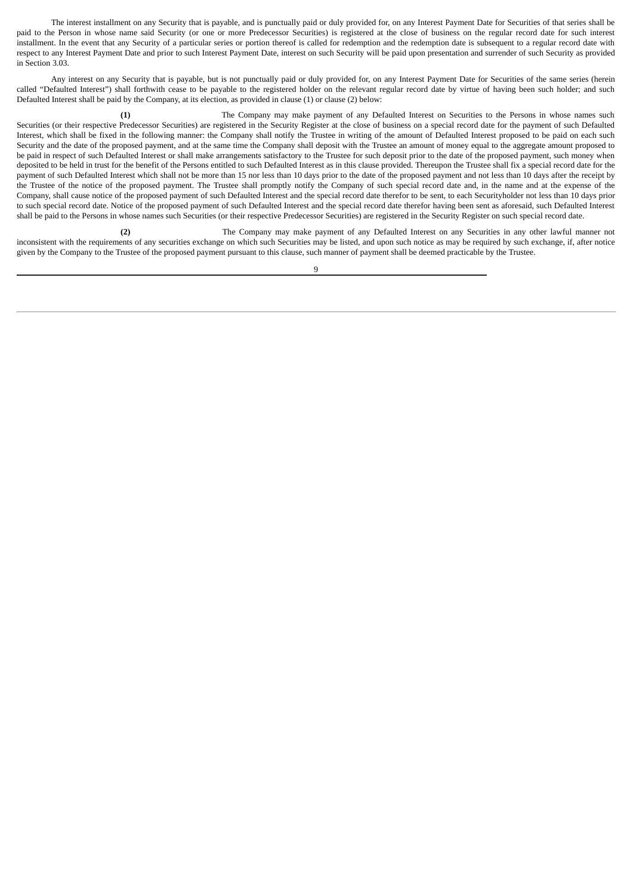The interest installment on any Security that is payable, and is punctually paid or duly provided for, on any Interest Payment Date for Securities of that series shall be paid to the Person in whose name said Security (or one or more Predecessor Securities) is registered at the close of business on the regular record date for such interest installment. In the event that any Security of a particular series or portion thereof is called for redemption and the redemption date is subsequent to a regular record date with respect to any Interest Payment Date and prior to such Interest Payment Date, interest on such Security will be paid upon presentation and surrender of such Security as provided in Section 3.03.

Any interest on any Security that is payable, but is not punctually paid or duly provided for, on any Interest Payment Date for Securities of the same series (herein called "Defaulted Interest") shall forthwith cease to be payable to the registered holder on the relevant regular record date by virtue of having been such holder; and such Defaulted Interest shall be paid by the Company, at its election, as provided in clause (1) or clause (2) below:

**(1)** The Company may make payment of any Defaulted Interest on Securities to the Persons in whose names such Securities (or their respective Predecessor Securities) are registered in the Security Register at the close of business on a special record date for the payment of such Defaulted Interest, which shall be fixed in the following manner: the Company shall notify the Trustee in writing of the amount of Defaulted Interest proposed to be paid on each such Security and the date of the proposed payment, and at the same time the Company shall deposit with the Trustee an amount of money equal to the aggregate amount proposed to be paid in respect of such Defaulted Interest or shall make arrangements satisfactory to the Trustee for such deposit prior to the date of the proposed payment, such money when deposited to be held in trust for the benefit of the Persons entitled to such Defaulted Interest as in this clause provided. Thereupon the Trustee shall fix a special record date for the payment of such Defaulted Interest which shall not be more than 15 nor less than 10 days prior to the date of the proposed payment and not less than 10 days after the receipt by the Trustee of the notice of the proposed payment. The Trustee shall promptly notify the Company of such special record date and, in the name and at the expense of the Company, shall cause notice of the proposed payment of such Defaulted Interest and the special record date therefor to be sent, to each Securityholder not less than 10 days prior to such special record date. Notice of the proposed payment of such Defaulted Interest and the special record date therefor having been sent as aforesaid, such Defaulted Interest shall be paid to the Persons in whose names such Securities (or their respective Predecessor Securities) are registered in the Security Register on such special record date.

**(2)** The Company may make payment of any Defaulted Interest on any Securities in any other lawful manner not inconsistent with the requirements of any securities exchange on which such Securities may be listed, and upon such notice as may be required by such exchange, if, after notice given by the Company to the Trustee of the proposed payment pursuant to this clause, such manner of payment shall be deemed practicable by the Trustee.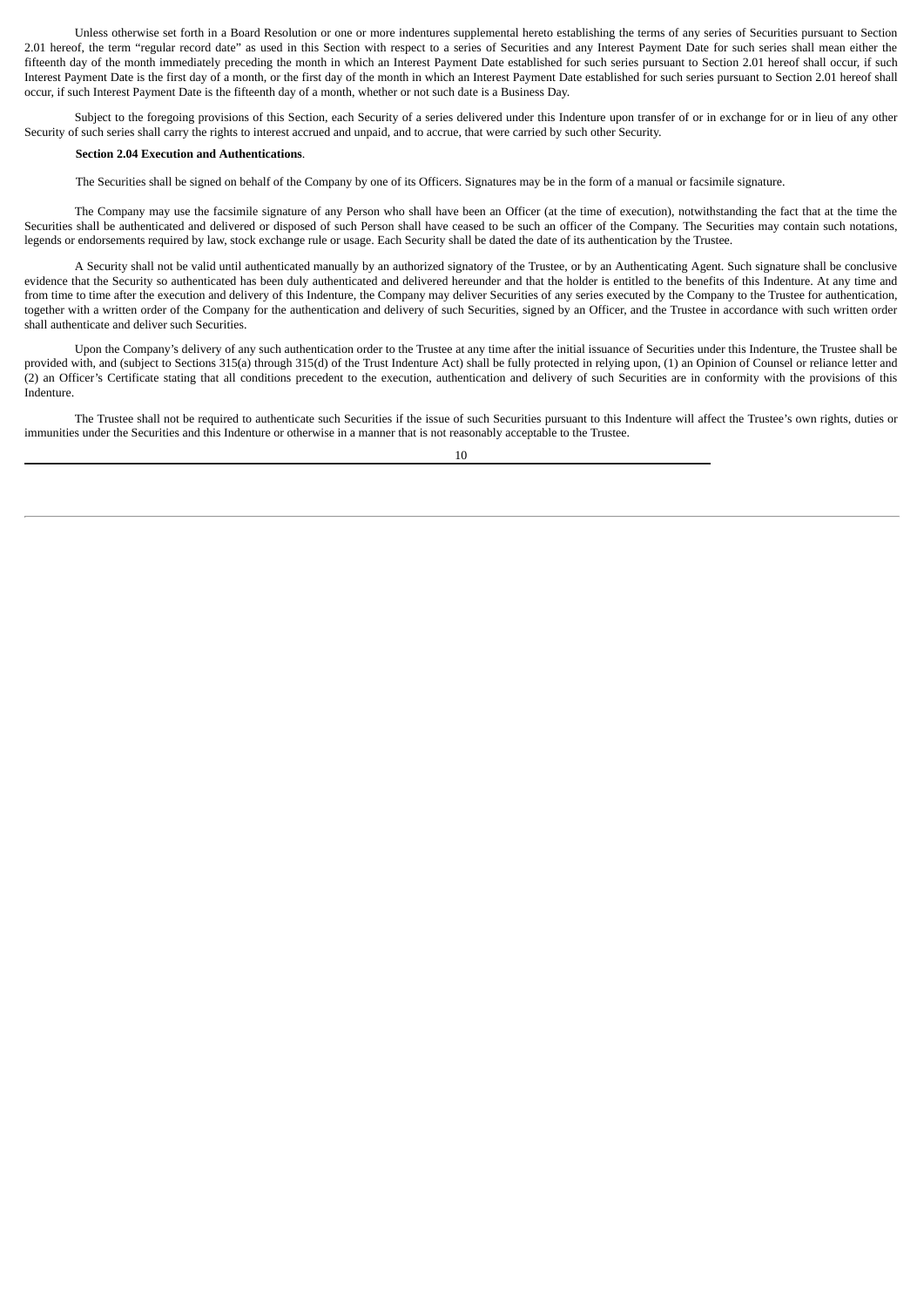Unless otherwise set forth in a Board Resolution or one or more indentures supplemental hereto establishing the terms of any series of Securities pursuant to Section 2.01 hereof, the term "regular record date" as used in this Section with respect to a series of Securities and any Interest Payment Date for such series shall mean either the fifteenth day of the month immediately preceding the month in which an Interest Payment Date established for such series pursuant to Section 2.01 hereof shall occur, if such Interest Payment Date is the first day of a month, or the first day of the month in which an Interest Payment Date established for such series pursuant to Section 2.01 hereof shall occur, if such Interest Payment Date is the fifteenth day of a month, whether or not such date is a Business Day.

Subject to the foregoing provisions of this Section, each Security of a series delivered under this Indenture upon transfer of or in exchange for or in lieu of any other Security of such series shall carry the rights to interest accrued and unpaid, and to accrue, that were carried by such other Security.

**Section 2.04 Execution and Authentications**.

The Securities shall be signed on behalf of the Company by one of its Officers. Signatures may be in the form of a manual or facsimile signature.

The Company may use the facsimile signature of any Person who shall have been an Officer (at the time of execution), notwithstanding the fact that at the time the Securities shall be authenticated and delivered or disposed of such Person shall have ceased to be such an officer of the Company. The Securities may contain such notations, legends or endorsements required by law, stock exchange rule or usage. Each Security shall be dated the date of its authentication by the Trustee.

A Security shall not be valid until authenticated manually by an authorized signatory of the Trustee, or by an Authenticating Agent. Such signature shall be conclusive evidence that the Security so authenticated has been duly authenticated and delivered hereunder and that the holder is entitled to the benefits of this Indenture. At any time and from time to time after the execution and delivery of this Indenture, the Company may deliver Securities of any series executed by the Company to the Trustee for authentication, together with a written order of the Company for the authentication and delivery of such Securities, signed by an Officer, and the Trustee in accordance with such written order shall authenticate and deliver such Securities.

Upon the Company's delivery of any such authentication order to the Trustee at any time after the initial issuance of Securities under this Indenture, the Trustee shall be provided with, and (subject to Sections 315(a) through 315(d) of the Trust Indenture Act) shall be fully protected in relying upon, (1) an Opinion of Counsel or reliance letter and (2) an Officer's Certificate stating that all conditions precedent to the execution, authentication and delivery of such Securities are in conformity with the provisions of this Indenture.

The Trustee shall not be required to authenticate such Securities if the issue of such Securities pursuant to this Indenture will affect the Trustee's own rights, duties or immunities under the Securities and this Indenture or otherwise in a manner that is not reasonably acceptable to the Trustee.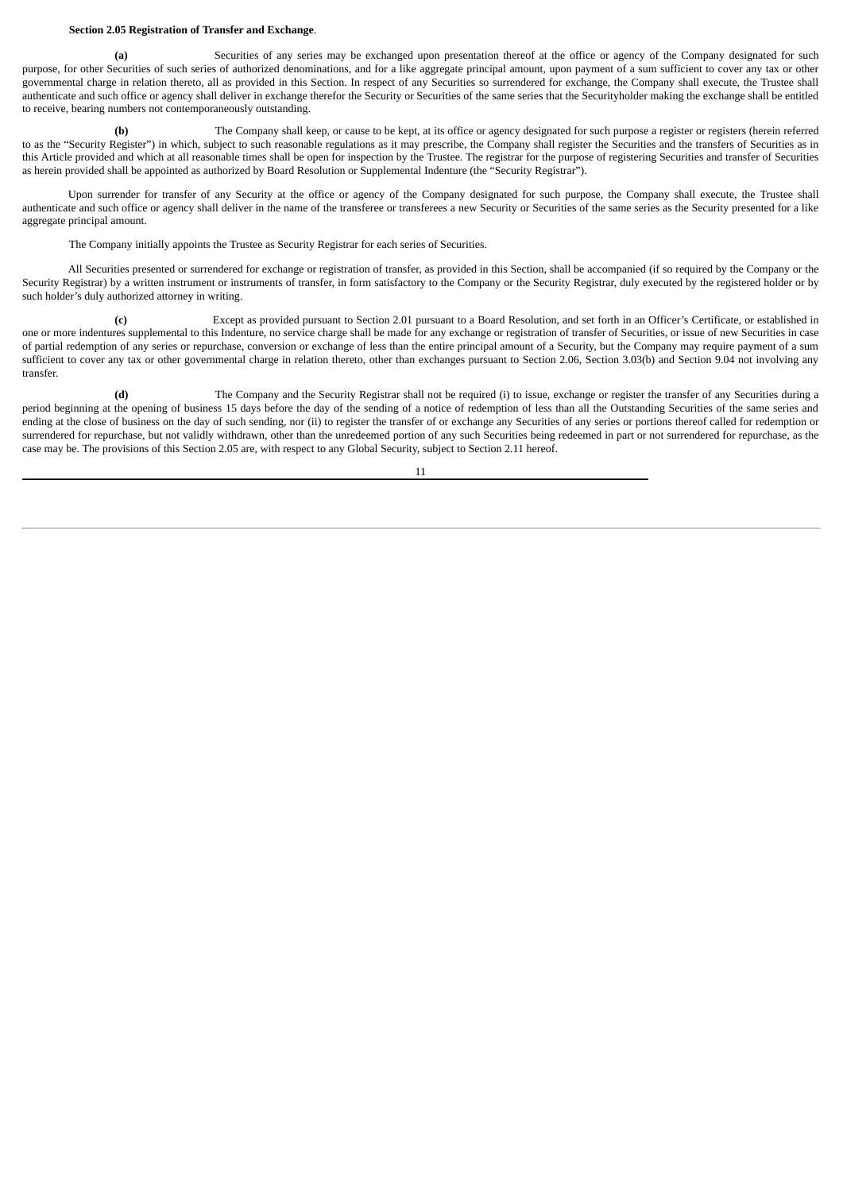**Section 2.05 Registration of Transfer and Exchange**.

**(a)** Securities of any series may be exchanged upon presentation thereof at the office or agency of the Company designated for such purpose, for other Securities of such series of authorized denominations, and for a like aggregate principal amount, upon payment of a sum sufficient to cover any tax or other governmental charge in relation thereto, all as provided in this Section. In respect of any Securities so surrendered for exchange, the Company shall execute, the Trustee shall authenticate and such office or agency shall deliver in exchange therefor the Security or Securities of the same series that the Securityholder making the exchange shall be entitled to receive, bearing numbers not contemporaneously outstanding.

**(b)** The Company shall keep, or cause to be kept, at its office or agency designated for such purpose a register or registers (herein referred to as the "Security Register") in which, subject to such reasonable regulations as it may prescribe, the Company shall register the Securities and the transfers of Securities as in this Article provided and which at all reasonable times shall be open for inspection by the Trustee. The registrar for the purpose of registering Securities and transfer of Securities as herein provided shall be appointed as authorized by Board Resolution or Supplemental Indenture (the "Security Registrar").

Upon surrender for transfer of any Security at the office or agency of the Company designated for such purpose, the Company shall execute, the Trustee shall authenticate and such office or agency shall deliver in the name of the transferee or transferees a new Security or Securities of the same series as the Security presented for a like aggregate principal amount.

The Company initially appoints the Trustee as Security Registrar for each series of Securities.

All Securities presented or surrendered for exchange or registration of transfer, as provided in this Section, shall be accompanied (if so required by the Company or the Security Registrar) by a written instrument or instruments of transfer, in form satisfactory to the Company or the Security Registrar, duly executed by the registered holder or by such holder's duly authorized attorney in writing.

**(c)** Except as provided pursuant to Section 2.01 pursuant to a Board Resolution, and set forth in an Officer's Certificate, or established in one or more indentures supplemental to this Indenture, no service charge shall be made for any exchange or registration of transfer of Securities, or issue of new Securities in case of partial redemption of any series or repurchase, conversion or exchange of less than the entire principal amount of a Security, but the Company may require payment of a sum sufficient to cover any tax or other governmental charge in relation thereto, other than exchanges pursuant to Section 2.06, Section 3.03(b) and Section 9.04 not involving any transfer.

**(d)** The Company and the Security Registrar shall not be required (i) to issue, exchange or register the transfer of any Securities during a period beginning at the opening of business 15 days before the day of the sending of a notice of redemption of less than all the Outstanding Securities of the same series and ending at the close of business on the day of such sending, nor (ii) to register the transfer of or exchange any Securities of any series or portions thereof called for redemption or surrendered for repurchase, but not validly withdrawn, other than the unredeemed portion of any such Securities being redeemed in part or not surrendered for repurchase, as the case may be. The provisions of this Section 2.05 are, with respect to any Global Security, subject to Section 2.11 hereof.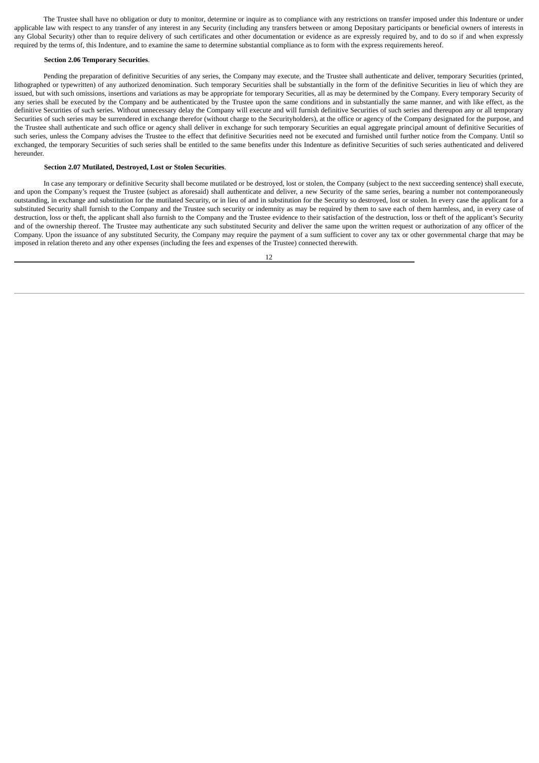The Trustee shall have no obligation or duty to monitor, determine or inquire as to compliance with any restrictions on transfer imposed under this Indenture or under applicable law with respect to any transfer of any interest in any Security (including any transfers between or among Depositary participants or beneficial owners of interests in any Global Security) other than to require delivery of such certificates and other documentation or evidence as are expressly required by, and to do so if and when expressly required by the terms of, this Indenture, and to examine the same to determine substantial compliance as to form with the express requirements hereof.

**Section 2.06 Temporary Securities**.

Pending the preparation of definitive Securities of any series, the Company may execute, and the Trustee shall authenticate and deliver, temporary Securities (printed, lithographed or typewritten) of any authorized denomination. Such temporary Securities shall be substantially in the form of the definitive Securities in lieu of which they are issued, but with such omissions, insertions and variations as may be appropriate for temporary Securities, all as may be determined by the Company. Every temporary Security of any series shall be executed by the Company and be authenticated by the Trustee upon the same conditions and in substantially the same manner, and with like effect, as the definitive Securities of such series. Without unnecessary delay the Company will execute and will furnish definitive Securities of such series and thereupon any or all temporary Securities of such series may be surrendered in exchange therefor (without charge to the Securityholders), at the office or agency of the Company designated for the purpose, and the Trustee shall authenticate and such office or agency shall deliver in exchange for such temporary Securities an equal aggregate principal amount of definitive Securities of such series, unless the Company advises the Trustee to the effect that definitive Securities need not be executed and furnished until further notice from the Company. Until so exchanged, the temporary Securities of such series shall be entitled to the same benefits under this Indenture as definitive Securities of such series authenticated and delivered hereunder.

**Section 2.07 Mutilated, Destroyed, Lost or Stolen Securities**.

In case any temporary or definitive Security shall become mutilated or be destroyed, lost or stolen, the Company (subject to the next succeeding sentence) shall execute, and upon the Company's request the Trustee (subject as aforesaid) shall authenticate and deliver, a new Security of the same series, bearing a number not contemporaneously outstanding, in exchange and substitution for the mutilated Security, or in lieu of and in substitution for the Security so destroyed, lost or stolen. In every case the applicant for a substituted Security shall furnish to the Company and the Trustee such security or indemnity as may be required by them to save each of them harmless, and, in every case of destruction, loss or theft, the applicant shall also furnish to the Company and the Trustee evidence to their satisfaction of the destruction, loss or theft of the applicant's Security and of the ownership thereof. The Trustee may authenticate any such substituted Security and deliver the same upon the written request or authorization of any officer of the Company. Upon the issuance of any substituted Security, the Company may require the payment of a sum sufficient to cover any tax or other governmental charge that may be imposed in relation thereto and any other expenses (including the fees and expenses of the Trustee) connected therewith.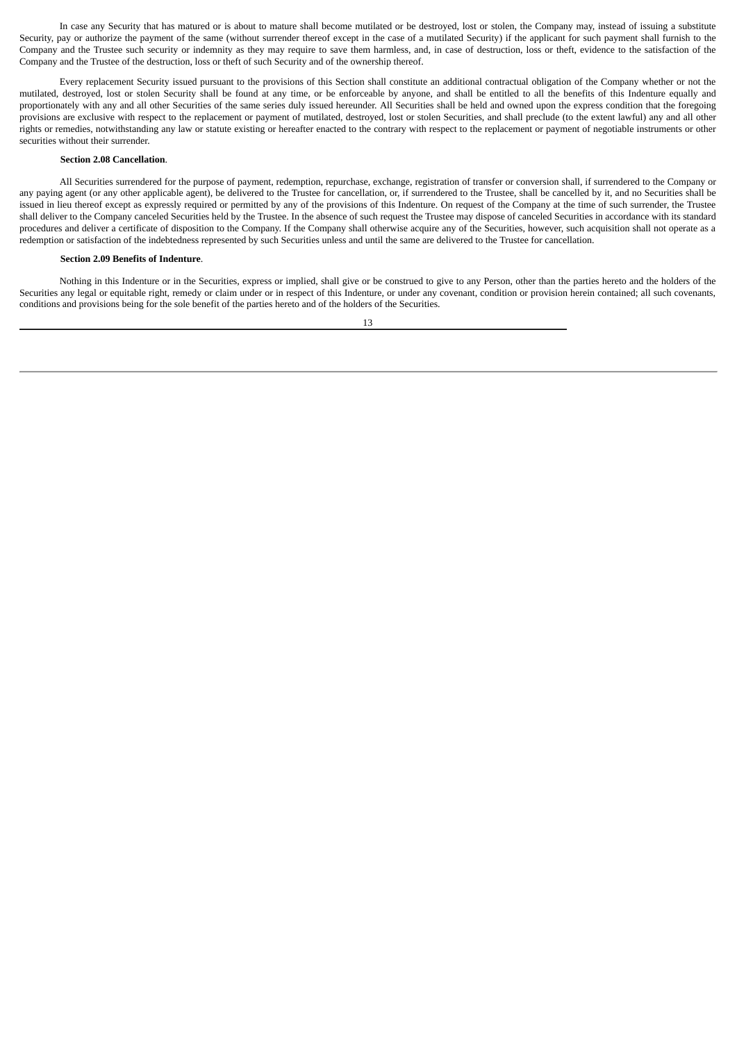In case any Security that has matured or is about to mature shall become mutilated or be destroyed, lost or stolen, the Company may, instead of issuing a substitute Security, pay or authorize the payment of the same (without surrender thereof except in the case of a mutilated Security) if the applicant for such payment shall furnish to the Company and the Trustee such security or indemnity as they may require to save them harmless, and, in case of destruction, loss or theft, evidence to the satisfaction of the Company and the Trustee of the destruction, loss or theft of such Security and of the ownership thereof.

Every replacement Security issued pursuant to the provisions of this Section shall constitute an additional contractual obligation of the Company whether or not the mutilated, destroyed, lost or stolen Security shall be found at any time, or be enforceable by anyone, and shall be entitled to all the benefits of this Indenture equally and proportionately with any and all other Securities of the same series duly issued hereunder. All Securities shall be held and owned upon the express condition that the foregoing provisions are exclusive with respect to the replacement or payment of mutilated, destroyed, lost or stolen Securities, and shall preclude (to the extent lawful) any and all other rights or remedies, notwithstanding any law or statute existing or hereafter enacted to the contrary with respect to the replacement or payment of negotiable instruments or other securities without their surrender.

**Section 2.08 Cancellation**.

All Securities surrendered for the purpose of payment, redemption, repurchase, exchange, registration of transfer or conversion shall, if surrendered to the Company or any paying agent (or any other applicable agent), be delivered to the Trustee for cancellation, or, if surrendered to the Trustee, shall be cancelled by it, and no Securities shall be issued in lieu thereof except as expressly required or permitted by any of the provisions of this Indenture. On request of the Company at the time of such surrender, the Trustee shall deliver to the Company canceled Securities held by the Trustee. In the absence of such request the Trustee may dispose of canceled Securities in accordance with its standard procedures and deliver a certificate of disposition to the Company. If the Company shall otherwise acquire any of the Securities, however, such acquisition shall not operate as a redemption or satisfaction of the indebtedness represented by such Securities unless and until the same are delivered to the Trustee for cancellation.

**Section 2.09 Benefits of Indenture**.

Nothing in this Indenture or in the Securities, express or implied, shall give or be construed to give to any Person, other than the parties hereto and the holders of the Securities any legal or equitable right, remedy or claim under or in respect of this Indenture, or under any covenant, condition or provision herein contained; all such covenants, conditions and provisions being for the sole benefit of the parties hereto and of the holders of the Securities.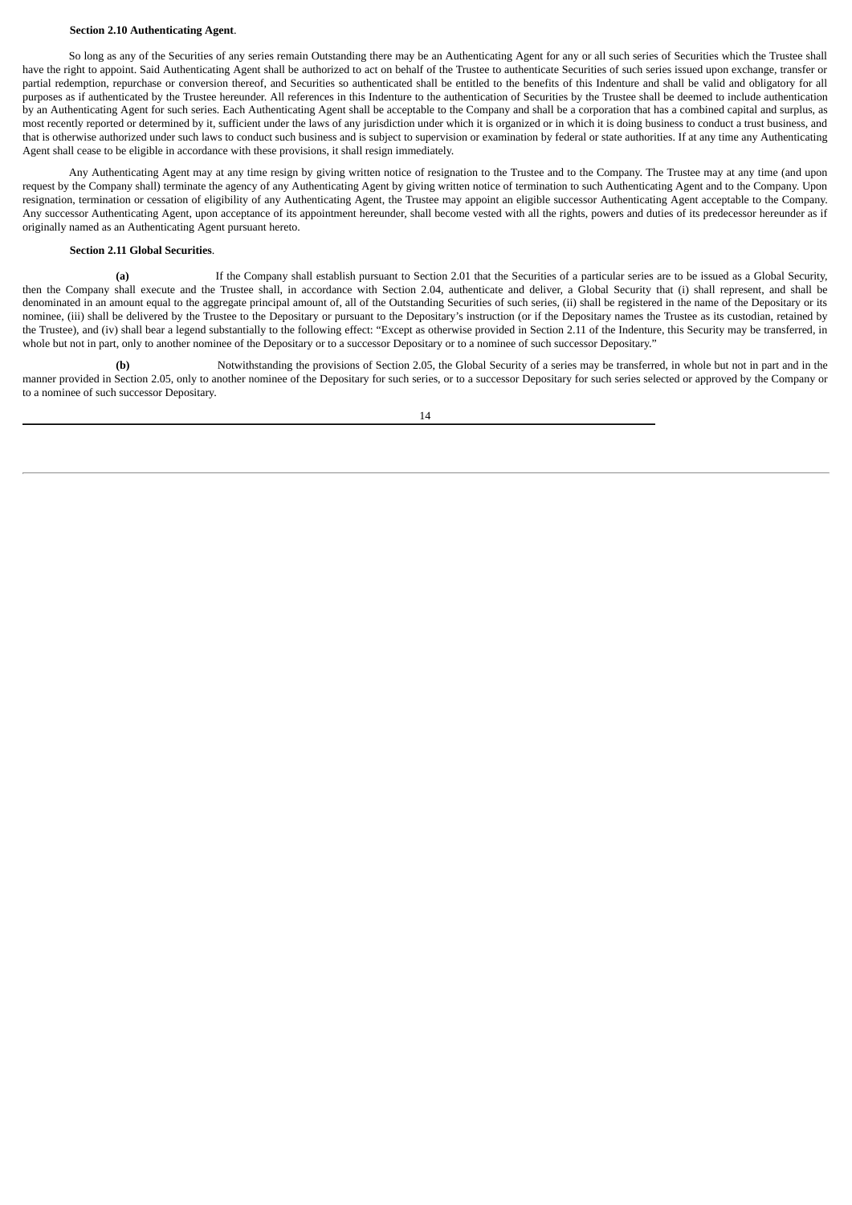**Section 2.10 Authenticating Agent**.

So long as any of the Securities of any series remain Outstanding there may be an Authenticating Agent for any or all such series of Securities which the Trustee shall have the right to appoint. Said Authenticating Agent shall be authorized to act on behalf of the Trustee to authenticate Securities of such series issued upon exchange, transfer or partial redemption, repurchase or conversion thereof, and Securities so authenticated shall be entitled to the benefits of this Indenture and shall be valid and obligatory for all purposes as if authenticated by the Trustee hereunder. All references in this Indenture to the authentication of Securities by the Trustee shall be deemed to include authentication by an Authenticating Agent for such series. Each Authenticating Agent shall be acceptable to the Company and shall be a corporation that has a combined capital and surplus, as most recently reported or determined by it, sufficient under the laws of any jurisdiction under which it is organized or in which it is doing business to conduct a trust business, and that is otherwise authorized under such laws to conduct such business and is subject to supervision or examination by federal or state authorities. If at any time any Authenticating Agent shall cease to be eligible in accordance with these provisions, it shall resign immediately.

Any Authenticating Agent may at any time resign by giving written notice of resignation to the Trustee and to the Company. The Trustee may at any time (and upon request by the Company shall) terminate the agency of any Authenticating Agent by giving written notice of termination to such Authenticating Agent and to the Company. Upon resignation, termination or cessation of eligibility of any Authenticating Agent, the Trustee may appoint an eligible successor Authenticating Agent acceptable to the Company. Any successor Authenticating Agent, upon acceptance of its appointment hereunder, shall become vested with all the rights, powers and duties of its predecessor hereunder as if originally named as an Authenticating Agent pursuant hereto.

**Section 2.11 Global Securities**.

**(a)** If the Company shall establish pursuant to Section 2.01 that the Securities of a particular series are to be issued as a Global Security, then the Company shall execute and the Trustee shall, in accordance with Section 2.04, authenticate and deliver, a Global Security that (i) shall represent, and shall be denominated in an amount equal to the aggregate principal amount of, all of the Outstanding Securities of such series, (ii) shall be registered in the name of the Depositary or its nominee, (iii) shall be delivered by the Trustee to the Depositary or pursuant to the Depositary's instruction (or if the Depositary names the Trustee as its custodian, retained by the Trustee), and (iv) shall bear a legend substantially to the following effect: "Except as otherwise provided in Section 2.11 of the Indenture, this Security may be transferred, in whole but not in part, only to another nominee of the Depositary or to a successor Depositary or to a nominee of such successor Depositary."

**(b)** Notwithstanding the provisions of Section 2.05, the Global Security of a series may be transferred, in whole but not in part and in the manner provided in Section 2.05, only to another nominee of the Depositary for such series, or to a successor Depositary for such series selected or approved by the Company or to a nominee of such successor Depositary.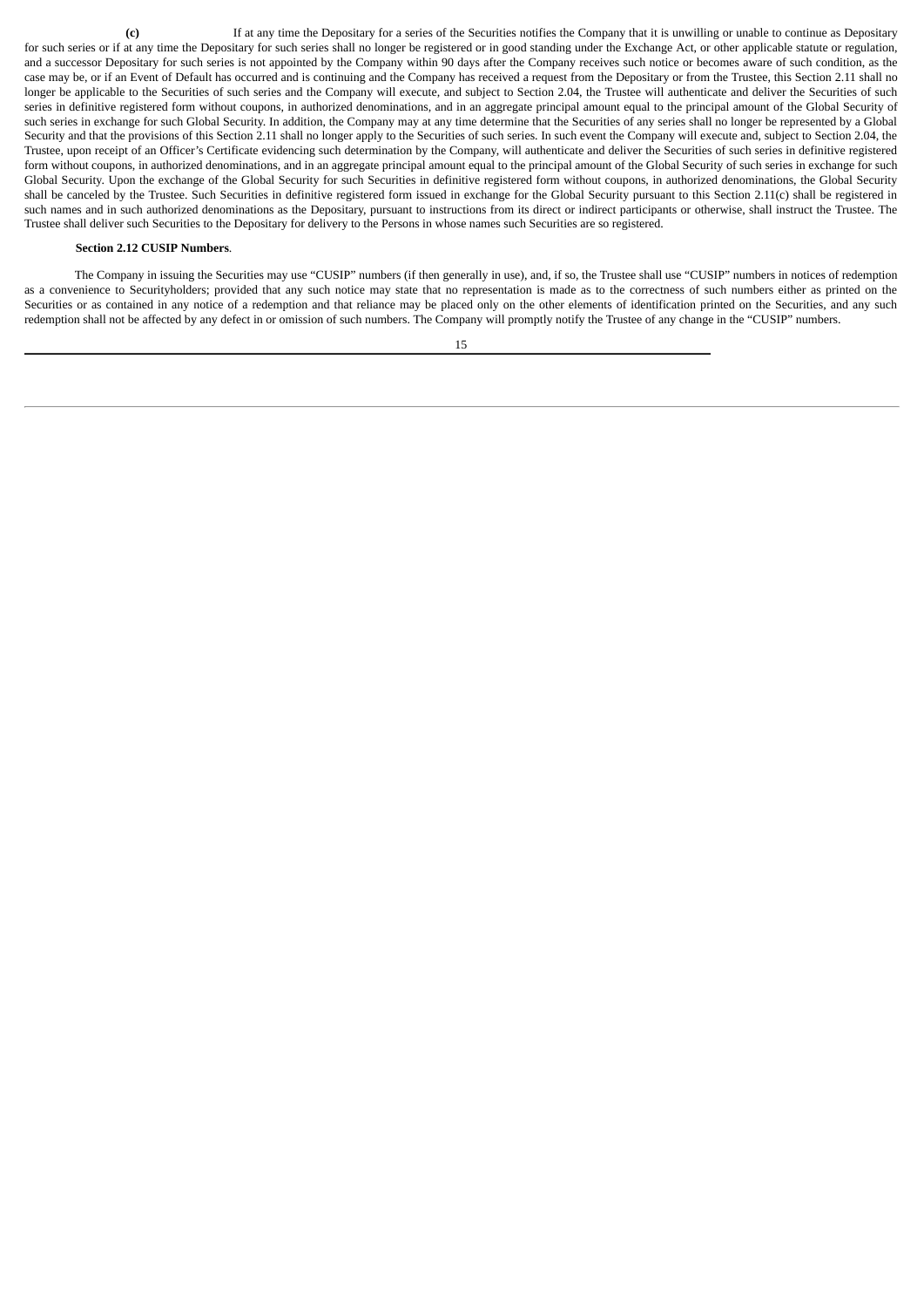**(c)** If at any time the Depositary for a series of the Securities notifies the Company that it is unwilling or unable to continue as Depositary for such series or if at any time the Depositary for such series shall no longer be registered or in good standing under the Exchange Act, or other applicable statute or regulation, and a successor Depositary for such series is not appointed by the Company within 90 days after the Company receives such notice or becomes aware of such condition, as the case may be, or if an Event of Default has occurred and is continuing and the Company has received a request from the Depositary or from the Trustee, this Section 2.11 shall no longer be applicable to the Securities of such series and the Company will execute, and subject to Section 2.04, the Trustee will authenticate and deliver the Securities of such series in definitive registered form without coupons, in authorized denominations, and in an aggregate principal amount equal to the principal amount of the Global Security of such series in exchange for such Global Security. In addition, the Company may at any time determine that the Securities of any series shall no longer be represented by a Global Security and that the provisions of this Section 2.11 shall no longer apply to the Securities of such series. In such event the Company will execute and, subject to Section 2.04, the Trustee, upon receipt of an Officer's Certificate evidencing such determination by the Company, will authenticate and deliver the Securities of such series in definitive registered form without coupons, in authorized denominations, and in an aggregate principal amount equal to the principal amount of the Global Security of such series in exchange for such Global Security. Upon the exchange of the Global Security for such Securities in definitive registered form without coupons, in authorized denominations, the Global Security shall be canceled by the Trustee. Such Securities in definitive registered form issued in exchange for the Global Security pursuant to this Section 2.11(c) shall be registered in such names and in such authorized denominations as the Depositary, pursuant to instructions from its direct or indirect participants or otherwise, shall instruct the Trustee. The Trustee shall deliver such Securities to the Depositary for delivery to the Persons in whose names such Securities are so registered.

**Section 2.12 CUSIP Numbers**.

The Company in issuing the Securities may use "CUSIP" numbers (if then generally in use), and, if so, the Trustee shall use "CUSIP" numbers in notices of redemption as a convenience to Securityholders; provided that any such notice may state that no representation is made as to the correctness of such numbers either as printed on the Securities or as contained in any notice of a redemption and that reliance may be placed only on the other elements of identification printed on the Securities, and any such redemption shall not be affected by any defect in or omission of such numbers. The Company will promptly notify the Trustee of any change in the "CUSIP" numbers.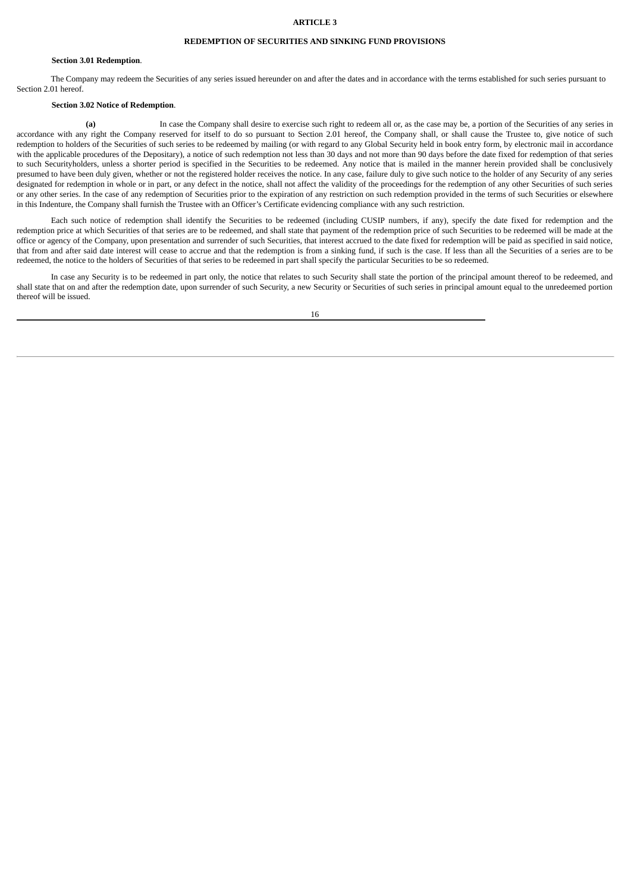# ARTICLE 3

## REDEMPTION OF SECURITIES AND SINKING FUND PROVISIONS

**Section 3.01 Redemption**.

The Company may redeem the Securities of any series issued hereunder on and after the dates and in accordance with the terms established for such series pursuant to Section 2.01 hereof.

**Section 3.02 Notice of Redemption**.

**(a)** In case the Company shall desire to exercise such right to redeem all or, as the case may be, a portion of the Securities of any series in accordance with any right the Company reserved for itself to do so pursuant to Section 2.01 hereof, the Company shall, or shall cause the Trustee to, give notice of such redemption to holders of the Securities of such series to be redeemed by mailing (or with regard to any Global Security held in book entry form, by electronic mail in accordance with the applicable procedures of the Depositary), a notice of such redemption not less than 30 days and not more than 90 days before the date fixed for redemption of that series to such Securityholders, unless a shorter period is specified in the Securities to be redeemed. Any notice that is mailed in the manner herein provided shall be conclusively presumed to have been duly given, whether or not the registered holder receives the notice. In any case, failure duly to give such notice to the holder of any Security of any series designated for redemption in whole or in part, or any defect in the notice, shall not affect the validity of the proceedings for the redemption of any other Securities of such series or any other series. In the case of any redemption of Securities prior to the expiration of any restriction on such redemption provided in the terms of such Securities or elsewhere in this Indenture, the Company shall furnish the Trustee with an Officer's Certificate evidencing compliance with any such restriction.

Each such notice of redemption shall identify the Securities to be redeemed (including CUSIP numbers, if any), specify the date fixed for redemption and the redemption price at which Securities of that series are to be redeemed, and shall state that payment of the redemption price of such Securities to be redeemed will be made at the office or agency of the Company, upon presentation and surrender of such Securities, that interest accrued to the date fixed for redemption will be paid as specified in said notice, that from and after said date interest will cease to accrue and that the redemption is from a sinking fund, if such is the case. If less than all the Securities of a series are to be redeemed, the notice to the holders of Securities of that series to be redeemed in part shall specify the particular Securities to be so redeemed.

In case any Security is to be redeemed in part only, the notice that relates to such Security shall state the portion of the principal amount thereof to be redeemed, and shall state that on and after the redemption date, upon surrender of such Security, a new Security or Securities of such series in principal amount equal to the unredeemed portion thereof will be issued.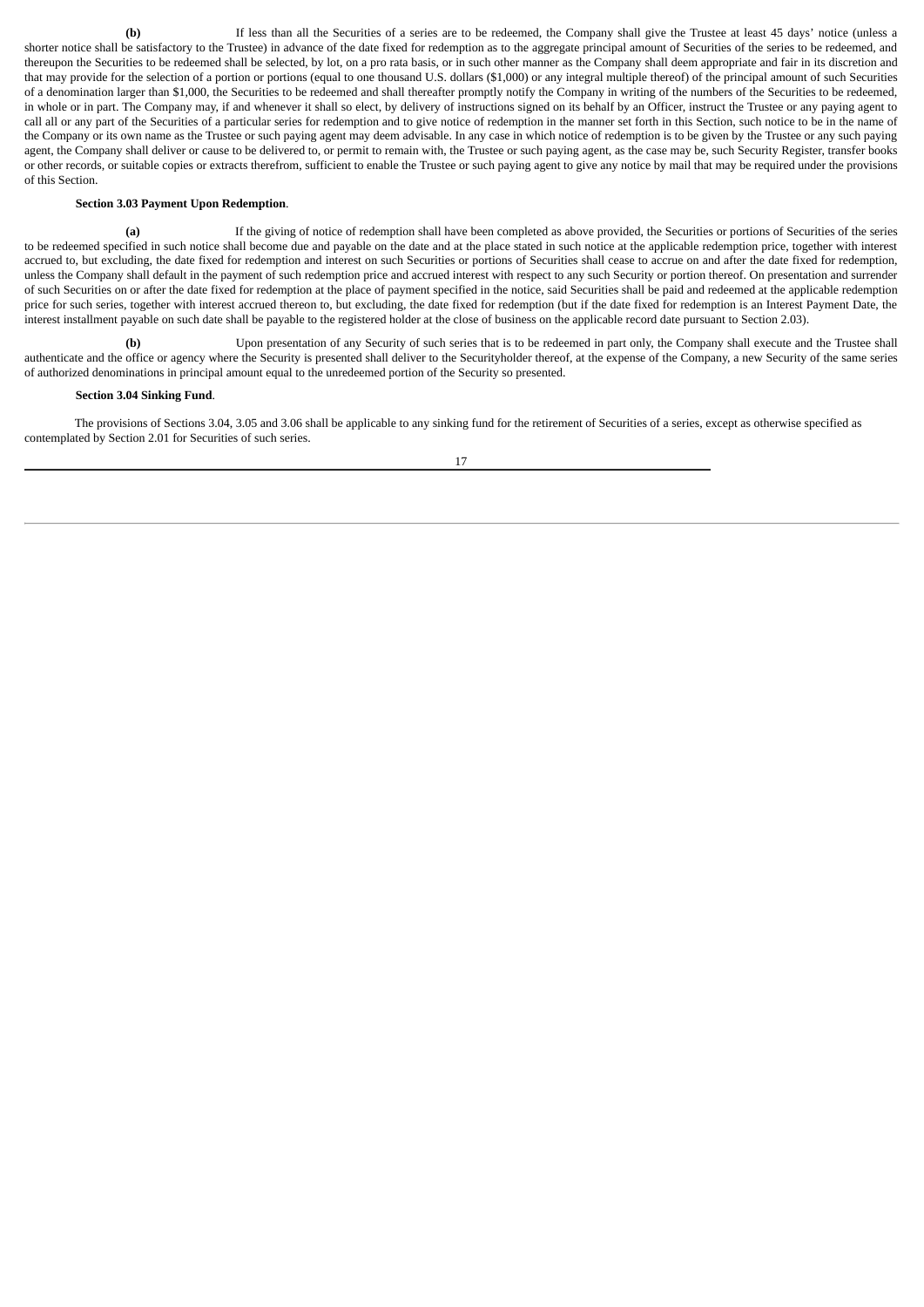**(b)** If less than all the Securities of a series are to be redeemed, the Company shall give the Trustee at least 45 days' notice (unless a shorter notice shall be satisfactory to the Trustee) in advance of the date fixed for redemption as to the aggregate principal amount of Securities of the series to be redeemed, and thereupon the Securities to be redeemed shall be selected, by lot, on a pro rata basis, or in such other manner as the Company shall deem appropriate and fair in its discretion and that may provide for the selection of a portion or portions (equal to one thousand U.S. dollars ($1,000) or any integral multiple thereof) of the principal amount of such Securities of a denomination larger than $1,000, the Securities to be redeemed and shall thereafter promptly notify the Company in writing of the numbers of the Securities to be redeemed, in whole or in part. The Company may, if and whenever it shall so elect, by delivery of instructions signed on its behalf by an Officer, instruct the Trustee or any paying agent to call all or any part of the Securities of a particular series for redemption and to give notice of redemption in the manner set forth in this Section, such notice to be in the name of the Company or its own name as the Trustee or such paying agent may deem advisable. In any case in which notice of redemption is to be given by the Trustee or any such paying agent, the Company shall deliver or cause to be delivered to, or permit to remain with, the Trustee or such paying agent, as the case may be, such Security Register, transfer books or other records, or suitable copies or extracts therefrom, sufficient to enable the Trustee or such paying agent to give any notice by mail that may be required under the provisions of this Section.

**Section 3.03 Payment Upon Redemption**.

**(a)** If the giving of notice of redemption shall have been completed as above provided, the Securities or portions of Securities of the series to be redeemed specified in such notice shall become due and payable on the date and at the place stated in such notice at the applicable redemption price, together with interest accrued to, but excluding, the date fixed for redemption and interest on such Securities or portions of Securities shall cease to accrue on and after the date fixed for redemption, unless the Company shall default in the payment of such redemption price and accrued interest with respect to any such Security or portion thereof. On presentation and surrender of such Securities on or after the date fixed for redemption at the place of payment specified in the notice, said Securities shall be paid and redeemed at the applicable redemption price for such series, together with interest accrued thereon to, but excluding, the date fixed for redemption (but if the date fixed for redemption is an Interest Payment Date, the interest installment payable on such date shall be payable to the registered holder at the close of business on the applicable record date pursuant to Section 2.03).

**(b)** Upon presentation of any Security of such series that is to be redeemed in part only, the Company shall execute and the Trustee shall authenticate and the office or agency where the Security is presented shall deliver to the Securityholder thereof, at the expense of the Company, a new Security of the same series of authorized denominations in principal amount equal to the unredeemed portion of the Security so presented.

**Section 3.04 Sinking Fund**.

The provisions of Sections 3.04, 3.05 and 3.06 shall be applicable to any sinking fund for the retirement of Securities of a series, except as otherwise specified as contemplated by Section 2.01 for Securities of such series.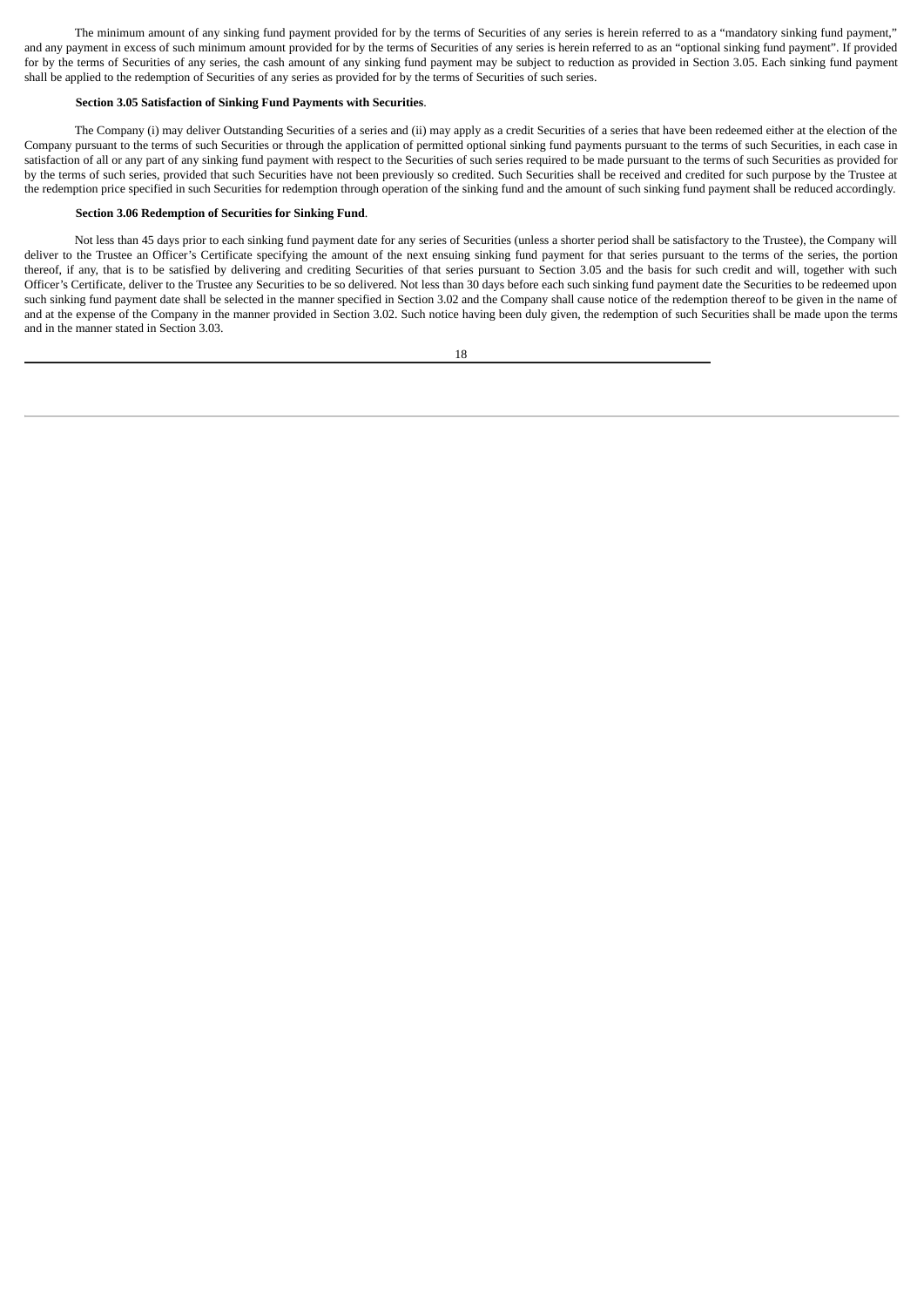The minimum amount of any sinking fund payment provided for by the terms of Securities of any series is herein referred to as a "mandatory sinking fund payment," and any payment in excess of such minimum amount provided for by the terms of Securities of any series is herein referred to as an "optional sinking fund payment". If provided for by the terms of Securities of any series, the cash amount of any sinking fund payment may be subject to reduction as provided in Section 3.05. Each sinking fund payment shall be applied to the redemption of Securities of any series as provided for by the terms of Securities of such series.

**Section 3.05 Satisfaction of Sinking Fund Payments with Securities**.

The Company (i) may deliver Outstanding Securities of a series and (ii) may apply as a credit Securities of a series that have been redeemed either at the election of the Company pursuant to the terms of such Securities or through the application of permitted optional sinking fund payments pursuant to the terms of such Securities, in each case in satisfaction of all or any part of any sinking fund payment with respect to the Securities of such series required to be made pursuant to the terms of such Securities as provided for by the terms of such series, provided that such Securities have not been previously so credited. Such Securities shall be received and credited for such purpose by the Trustee at the redemption price specified in such Securities for redemption through operation of the sinking fund and the amount of such sinking fund payment shall be reduced accordingly.

**Section 3.06 Redemption of Securities for Sinking Fund**.

Not less than 45 days prior to each sinking fund payment date for any series of Securities (unless a shorter period shall be satisfactory to the Trustee), the Company will deliver to the Trustee an Officer's Certificate specifying the amount of the next ensuing sinking fund payment for that series pursuant to the terms of the series, the portion thereof, if any, that is to be satisfied by delivering and crediting Securities of that series pursuant to Section 3.05 and the basis for such credit and will, together with such Officer's Certificate, deliver to the Trustee any Securities to be so delivered. Not less than 30 days before each such sinking fund payment date the Securities to be redeemed upon such sinking fund payment date shall be selected in the manner specified in Section 3.02 and the Company shall cause notice of the redemption thereof to be given in the name of and at the expense of the Company in the manner provided in Section 3.02. Such notice having been duly given, the redemption of such Securities shall be made upon the terms and in the manner stated in Section 3.03.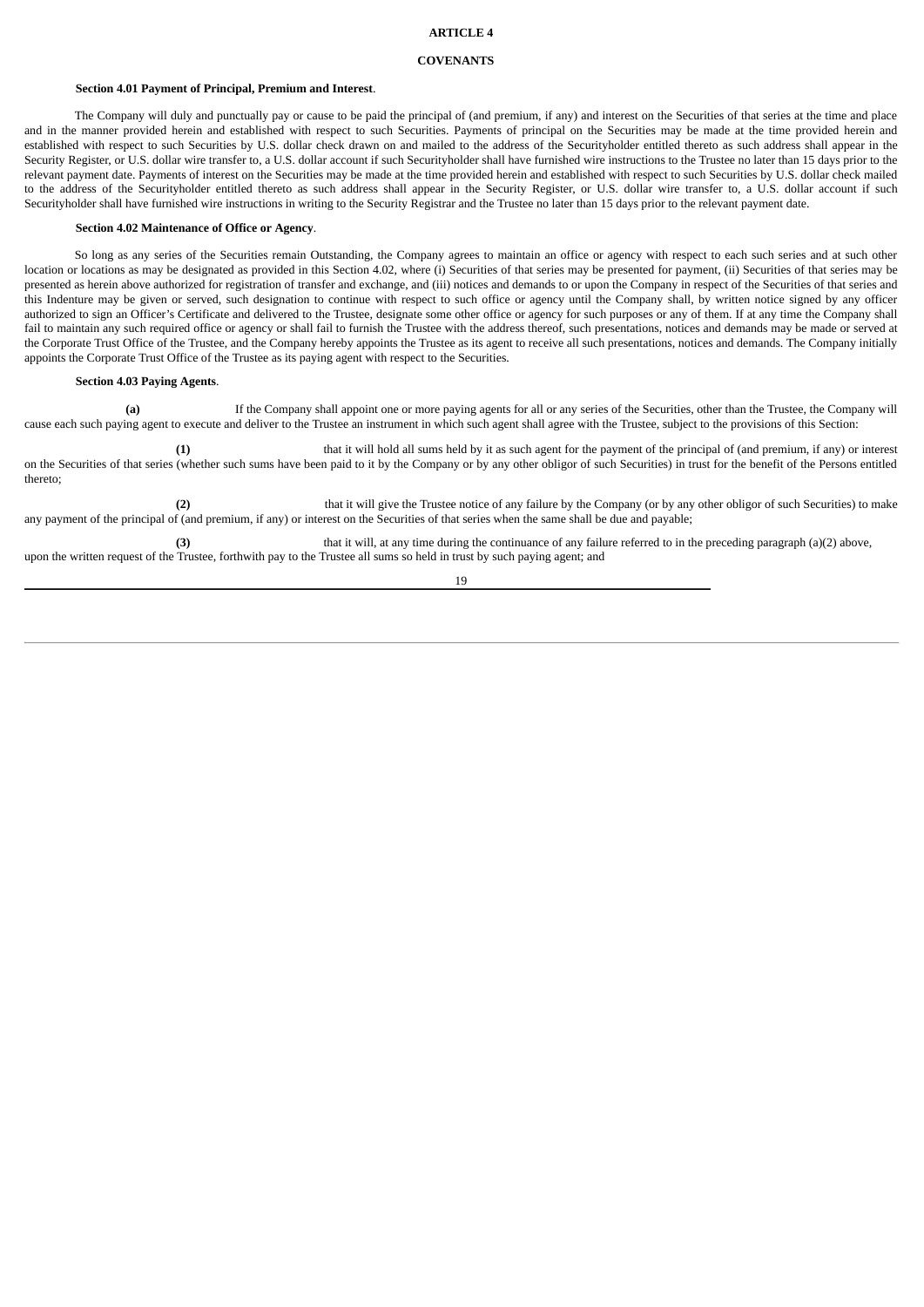# ARTICLE 4

# COVENANTS

**Section 4.01 Payment of Principal, Premium and Interest**.

The Company will duly and punctually pay or cause to be paid the principal of (and premium, if any) and interest on the Securities of that series at the time and place and in the manner provided herein and established with respect to such Securities. Payments of principal on the Securities may be made at the time provided herein and established with respect to such Securities by U.S. dollar check drawn on and mailed to the address of the Securityholder entitled thereto as such address shall appear in the Security Register, or U.S. dollar wire transfer to, a U.S. dollar account if such Securityholder shall have furnished wire instructions to the Trustee no later than 15 days prior to the relevant payment date. Payments of interest on the Securities may be made at the time provided herein and established with respect to such Securities by U.S. dollar check mailed to the address of the Securityholder entitled thereto as such address shall appear in the Security Register, or U.S. dollar wire transfer to, a U.S. dollar account if such Securityholder shall have furnished wire instructions in writing to the Security Registrar and the Trustee no later than 15 days prior to the relevant payment date.

**Section 4.02 Maintenance of Office or Agency**.

So long as any series of the Securities remain Outstanding, the Company agrees to maintain an office or agency with respect to each such series and at such other location or locations as may be designated as provided in this Section 4.02, where (i) Securities of that series may be presented for payment, (ii) Securities of that series may be presented as herein above authorized for registration of transfer and exchange, and (iii) notices and demands to or upon the Company in respect of the Securities of that series and this Indenture may be given or served, such designation to continue with respect to such office or agency until the Company shall, by written notice signed by any officer authorized to sign an Officer's Certificate and delivered to the Trustee, designate some other office or agency for such purposes or any of them. If at any time the Company shall fail to maintain any such required office or agency or shall fail to furnish the Trustee with the address thereof, such presentations, notices and demands may be made or served at the Corporate Trust Office of the Trustee, and the Company hereby appoints the Trustee as its agent to receive all such presentations, notices and demands. The Company initially appoints the Corporate Trust Office of the Trustee as its paying agent with respect to the Securities.

**Section 4.03 Paying Agents**.

**(a)** If the Company shall appoint one or more paying agents for all or any series of the Securities, other than the Trustee, the Company will cause each such paying agent to execute and deliver to the Trustee an instrument in which such agent shall agree with the Trustee, subject to the provisions of this Section:

**(1)** that it will hold all sums held by it as such agent for the payment of the principal of (and premium, if any) or interest on the Securities of that series (whether such sums have been paid to it by the Company or by any other obligor of such Securities) in trust for the benefit of the Persons entitled thereto;

**(2)** that it will give the Trustee notice of any failure by the Company (or by any other obligor of such Securities) to make any payment of the principal of (and premium, if any) or interest on the Securities of that series when the same shall be due and payable;

**(3)** that it will, at any time during the continuance of any failure referred to in the preceding paragraph (a)(2) above, upon the written request of the Trustee, forthwith pay to the Trustee all sums so held in trust by such paying agent; and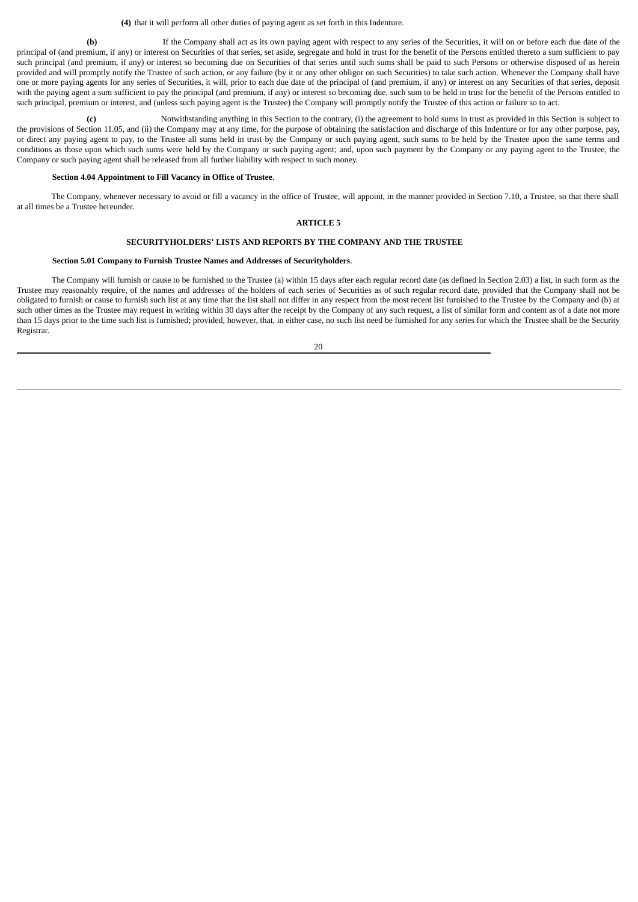**(4)** that it will perform all other duties of paying agent as set forth in this Indenture.

**(b)** If the Company shall act as its own paying agent with respect to any series of the Securities, it will on or before each due date of the principal of (and premium, if any) or interest on Securities of that series, set aside, segregate and hold in trust for the benefit of the Persons entitled thereto a sum sufficient to pay such principal (and premium, if any) or interest so becoming due on Securities of that series until such sums shall be paid to such Persons or otherwise disposed of as herein provided and will promptly notify the Trustee of such action, or any failure (by it or any other obligor on such Securities) to take such action. Whenever the Company shall have one or more paying agents for any series of Securities, it will, prior to each due date of the principal of (and premium, if any) or interest on any Securities of that series, deposit with the paying agent a sum sufficient to pay the principal (and premium, if any) or interest so becoming due, such sum to be held in trust for the benefit of the Persons entitled to such principal, premium or interest, and (unless such paying agent is the Trustee) the Company will promptly notify the Trustee of this action or failure so to act.

**(c)** Notwithstanding anything in this Section to the contrary, (i) the agreement to hold sums in trust as provided in this Section is subject to the provisions of Section 11.05, and (ii) the Company may at any time, for the purpose of obtaining the satisfaction and discharge of this Indenture or for any other purpose, pay, or direct any paying agent to pay, to the Trustee all sums held in trust by the Company or such paying agent, such sums to be held by the Trustee upon the same terms and conditions as those upon which such sums were held by the Company or such paying agent; and, upon such payment by the Company or any paying agent to the Trustee, the Company or such paying agent shall be released from all further liability with respect to such money.

**Section 4.04 Appointment to Fill Vacancy in Office of Trustee**.

The Company, whenever necessary to avoid or fill a vacancy in the office of Trustee, will appoint, in the manner provided in Section 7.10, a Trustee, so that there shall at all times be a Trustee hereunder.

## ARTICLE 5

## SECURITYHOLDERS' LISTS AND REPORTS BY THE COMPANY AND THE TRUSTEE

**Section 5.01 Company to Furnish Trustee Names and Addresses of Securityholders**.

The Company will furnish or cause to be furnished to the Trustee (a) within 15 days after each regular record date (as defined in Section 2.03) a list, in such form as the Trustee may reasonably require, of the names and addresses of the holders of each series of Securities as of such regular record date, provided that the Company shall not be obligated to furnish or cause to furnish such list at any time that the list shall not differ in any respect from the most recent list furnished to the Trustee by the Company and (b) at such other times as the Trustee may request in writing within 30 days after the receipt by the Company of any such request, a list of similar form and content as of a date not more than 15 days prior to the time such list is furnished; provided, however, that, in either case, no such list need be furnished for any series for which the Trustee shall be the Security Registrar.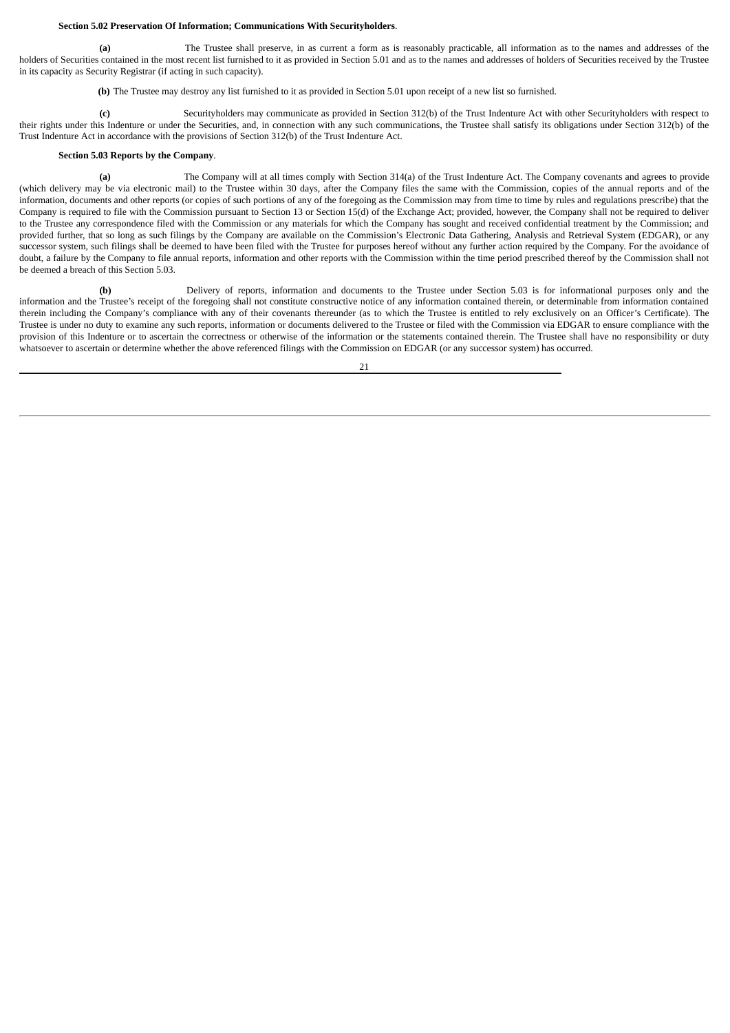**Section 5.02 Preservation Of Information; Communications With Securityholders**.

**(a)** The Trustee shall preserve, in as current a form as is reasonably practicable, all information as to the names and addresses of the holders of Securities contained in the most recent list furnished to it as provided in Section 5.01 and as to the names and addresses of holders of Securities received by the Trustee in its capacity as Security Registrar (if acting in such capacity).

**(b)** The Trustee may destroy any list furnished to it as provided in Section 5.01 upon receipt of a new list so furnished.

**(c)** Securityholders may communicate as provided in Section 312(b) of the Trust Indenture Act with other Securityholders with respect to their rights under this Indenture or under the Securities, and, in connection with any such communications, the Trustee shall satisfy its obligations under Section 312(b) of the Trust Indenture Act in accordance with the provisions of Section 312(b) of the Trust Indenture Act.

**Section 5.03 Reports by the Company**.

**(a)** The Company will at all times comply with Section 314(a) of the Trust Indenture Act. The Company covenants and agrees to provide (which delivery may be via electronic mail) to the Trustee within 30 days, after the Company files the same with the Commission, copies of the annual reports and of the information, documents and other reports (or copies of such portions of any of the foregoing as the Commission may from time to time by rules and regulations prescribe) that the Company is required to file with the Commission pursuant to Section 13 or Section 15(d) of the Exchange Act; provided, however, the Company shall not be required to deliver to the Trustee any correspondence filed with the Commission or any materials for which the Company has sought and received confidential treatment by the Commission; and provided further, that so long as such filings by the Company are available on the Commission's Electronic Data Gathering, Analysis and Retrieval System (EDGAR), or any successor system, such filings shall be deemed to have been filed with the Trustee for purposes hereof without any further action required by the Company. For the avoidance of doubt, a failure by the Company to file annual reports, information and other reports with the Commission within the time period prescribed thereof by the Commission shall not be deemed a breach of this Section 5.03.

**(b)** Delivery of reports, information and documents to the Trustee under Section 5.03 is for informational purposes only and the information and the Trustee's receipt of the foregoing shall not constitute constructive notice of any information contained therein, or determinable from information contained therein including the Company's compliance with any of their covenants thereunder (as to which the Trustee is entitled to rely exclusively on an Officer's Certificate). The Trustee is under no duty to examine any such reports, information or documents delivered to the Trustee or filed with the Commission via EDGAR to ensure compliance with the provision of this Indenture or to ascertain the correctness or otherwise of the information or the statements contained therein. The Trustee shall have no responsibility or duty whatsoever to ascertain or determine whether the above referenced filings with the Commission on EDGAR (or any successor system) has occurred.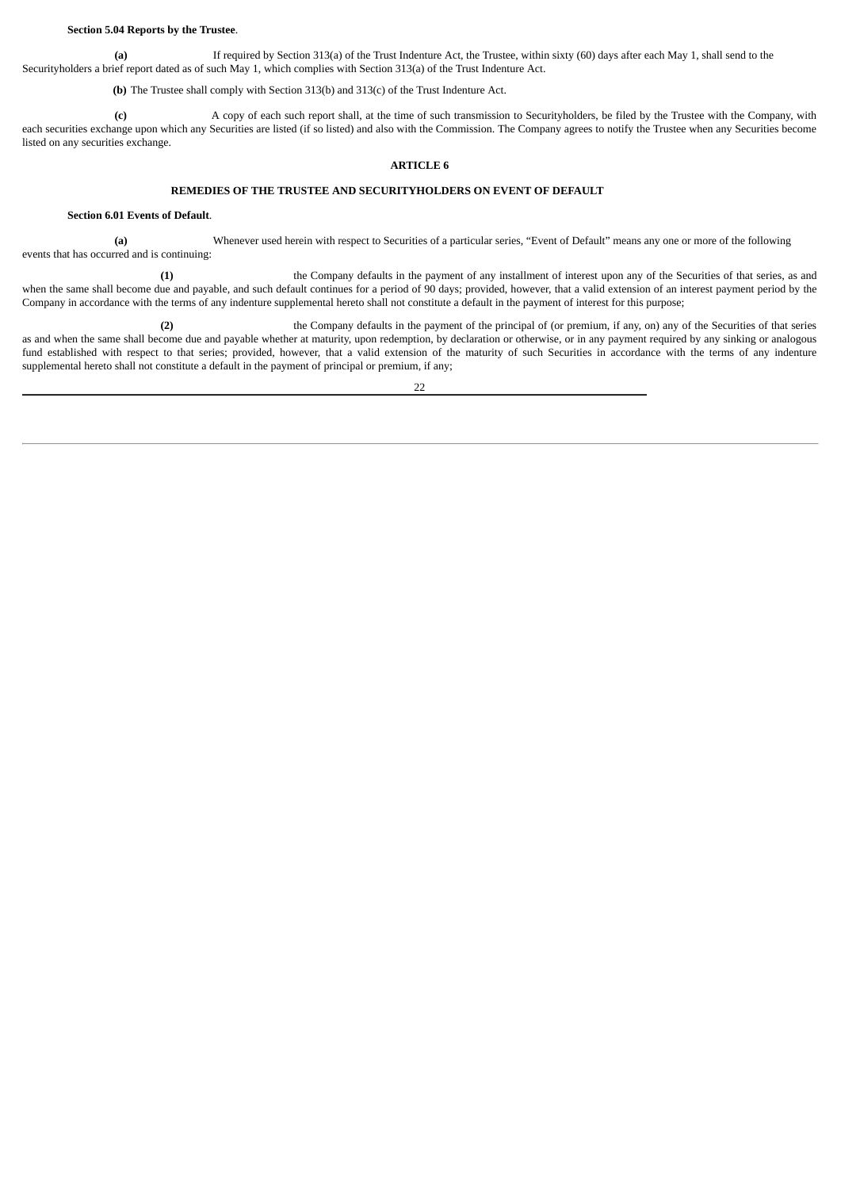**Section 5.04 Reports by the Trustee**.

**(a)** If required by Section 313(a) of the Trust Indenture Act, the Trustee, within sixty (60) days after each May 1, shall send to the Securityholders a brief report dated as of such May 1, which complies with Section 313(a) of the Trust Indenture Act.

**(b)** The Trustee shall comply with Section 313(b) and 313(c) of the Trust Indenture Act.

**(c)** A copy of each such report shall, at the time of such transmission to Securityholders, be filed by the Trustee with the Company, with each securities exchange upon which any Securities are listed (if so listed) and also with the Commission. The Company agrees to notify the Trustee when any Securities become listed on any securities exchange.

## ARTICLE 6

## REMEDIES OF THE TRUSTEE AND SECURITYHOLDERS ON EVENT OF DEFAULT

**Section 6.01 Events of Default**.

**(a)** Whenever used herein with respect to Securities of a particular series, "Event of Default" means any one or more of the following events that has occurred and is continuing:

**(1)** the Company defaults in the payment of any installment of interest upon any of the Securities of that series, as and when the same shall become due and payable, and such default continues for a period of 90 days; provided, however, that a valid extension of an interest payment period by the Company in accordance with the terms of any indenture supplemental hereto shall not constitute a default in the payment of interest for this purpose;

**(2)** the Company defaults in the payment of the principal of (or premium, if any, on) any of the Securities of that series as and when the same shall become due and payable whether at maturity, upon redemption, by declaration or otherwise, or in any payment required by any sinking or analogous fund established with respect to that series; provided, however, that a valid extension of the maturity of such Securities in accordance with the terms of any indenture supplemental hereto shall not constitute a default in the payment of principal or premium, if any;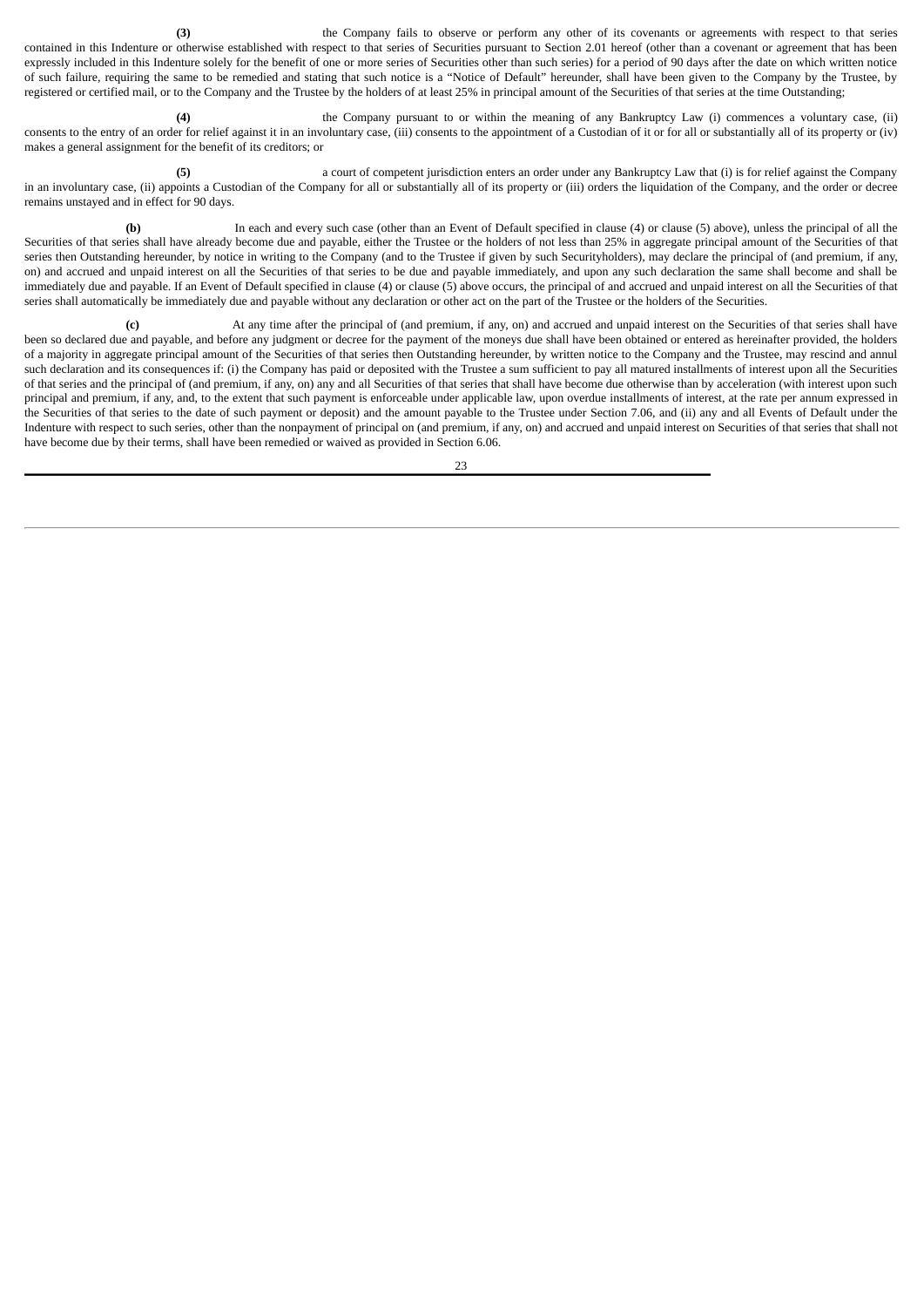**(3)** the Company fails to observe or perform any other of its covenants or agreements with respect to that series contained in this Indenture or otherwise established with respect to that series of Securities pursuant to Section 2.01 hereof (other than a covenant or agreement that has been expressly included in this Indenture solely for the benefit of one or more series of Securities other than such series) for a period of 90 days after the date on which written notice of such failure, requiring the same to be remedied and stating that such notice is a "Notice of Default" hereunder, shall have been given to the Company by the Trustee, by registered or certified mail, or to the Company and the Trustee by the holders of at least 25% in principal amount of the Securities of that series at the time Outstanding;

**(4)** the Company pursuant to or within the meaning of any Bankruptcy Law (i) commences a voluntary case, (ii) consents to the entry of an order for relief against it in an involuntary case, (iii) consents to the appointment of a Custodian of it or for all or substantially all of its property or (iv) makes a general assignment for the benefit of its creditors; or

**(5)** a court of competent jurisdiction enters an order under any Bankruptcy Law that (i) is for relief against the Company in an involuntary case, (ii) appoints a Custodian of the Company for all or substantially all of its property or (iii) orders the liquidation of the Company, and the order or decree remains unstayed and in effect for 90 days.

**(b)** In each and every such case (other than an Event of Default specified in clause (4) or clause (5) above), unless the principal of all the Securities of that series shall have already become due and payable, either the Trustee or the holders of not less than 25% in aggregate principal amount of the Securities of that series then Outstanding hereunder, by notice in writing to the Company (and to the Trustee if given by such Securityholders), may declare the principal of (and premium, if any, on) and accrued and unpaid interest on all the Securities of that series to be due and payable immediately, and upon any such declaration the same shall become and shall be immediately due and payable. If an Event of Default specified in clause (4) or clause (5) above occurs, the principal of and accrued and unpaid interest on all the Securities of that series shall automatically be immediately due and payable without any declaration or other act on the part of the Trustee or the holders of the Securities.

**(c)** At any time after the principal of (and premium, if any, on) and accrued and unpaid interest on the Securities of that series shall have been so declared due and payable, and before any judgment or decree for the payment of the moneys due shall have been obtained or entered as hereinafter provided, the holders of a majority in aggregate principal amount of the Securities of that series then Outstanding hereunder, by written notice to the Company and the Trustee, may rescind and annul such declaration and its consequences if: (i) the Company has paid or deposited with the Trustee a sum sufficient to pay all matured installments of interest upon all the Securities of that series and the principal of (and premium, if any, on) any and all Securities of that series that shall have become due otherwise than by acceleration (with interest upon such principal and premium, if any, and, to the extent that such payment is enforceable under applicable law, upon overdue installments of interest, at the rate per annum expressed in the Securities of that series to the date of such payment or deposit) and the amount payable to the Trustee under Section 7.06, and (ii) any and all Events of Default under the Indenture with respect to such series, other than the nonpayment of principal on (and premium, if any, on) and accrued and unpaid interest on Securities of that series that shall not have become due by their terms, shall have been remedied or waived as provided in Section 6.06.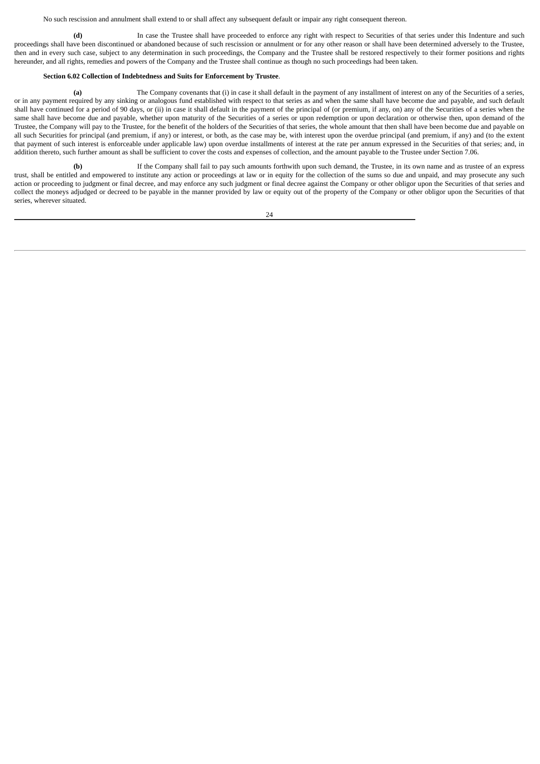No such rescission and annulment shall extend to or shall affect any subsequent default or impair any right consequent thereon.

**(d)** In case the Trustee shall have proceeded to enforce any right with respect to Securities of that series under this Indenture and such proceedings shall have been discontinued or abandoned because of such rescission or annulment or for any other reason or shall have been determined adversely to the Trustee, then and in every such case, subject to any determination in such proceedings, the Company and the Trustee shall be restored respectively to their former positions and rights hereunder, and all rights, remedies and powers of the Company and the Trustee shall continue as though no such proceedings had been taken.

**Section 6.02 Collection of Indebtedness and Suits for Enforcement by Trustee**.

**(a)** The Company covenants that (i) in case it shall default in the payment of any installment of interest on any of the Securities of a series, or in any payment required by any sinking or analogous fund established with respect to that series as and when the same shall have become due and payable, and such default shall have continued for a period of 90 days, or (ii) in case it shall default in the payment of the principal of (or premium, if any, on) any of the Securities of a series when the same shall have become due and payable, whether upon maturity of the Securities of a series or upon redemption or upon declaration or otherwise then, upon demand of the Trustee, the Company will pay to the Trustee, for the benefit of the holders of the Securities of that series, the whole amount that then shall have been become due and payable on all such Securities for principal (and premium, if any) or interest, or both, as the case may be, with interest upon the overdue principal (and premium, if any) and (to the extent that payment of such interest is enforceable under applicable law) upon overdue installments of interest at the rate per annum expressed in the Securities of that series; and, in addition thereto, such further amount as shall be sufficient to cover the costs and expenses of collection, and the amount payable to the Trustee under Section 7.06.

**(b)** If the Company shall fail to pay such amounts forthwith upon such demand, the Trustee, in its own name and as trustee of an express trust, shall be entitled and empowered to institute any action or proceedings at law or in equity for the collection of the sums so due and unpaid, and may prosecute any such action or proceeding to judgment or final decree, and may enforce any such judgment or final decree against the Company or other obligor upon the Securities of that series and collect the moneys adjudged or decreed to be payable in the manner provided by law or equity out of the property of the Company or other obligor upon the Securities of that series, wherever situated.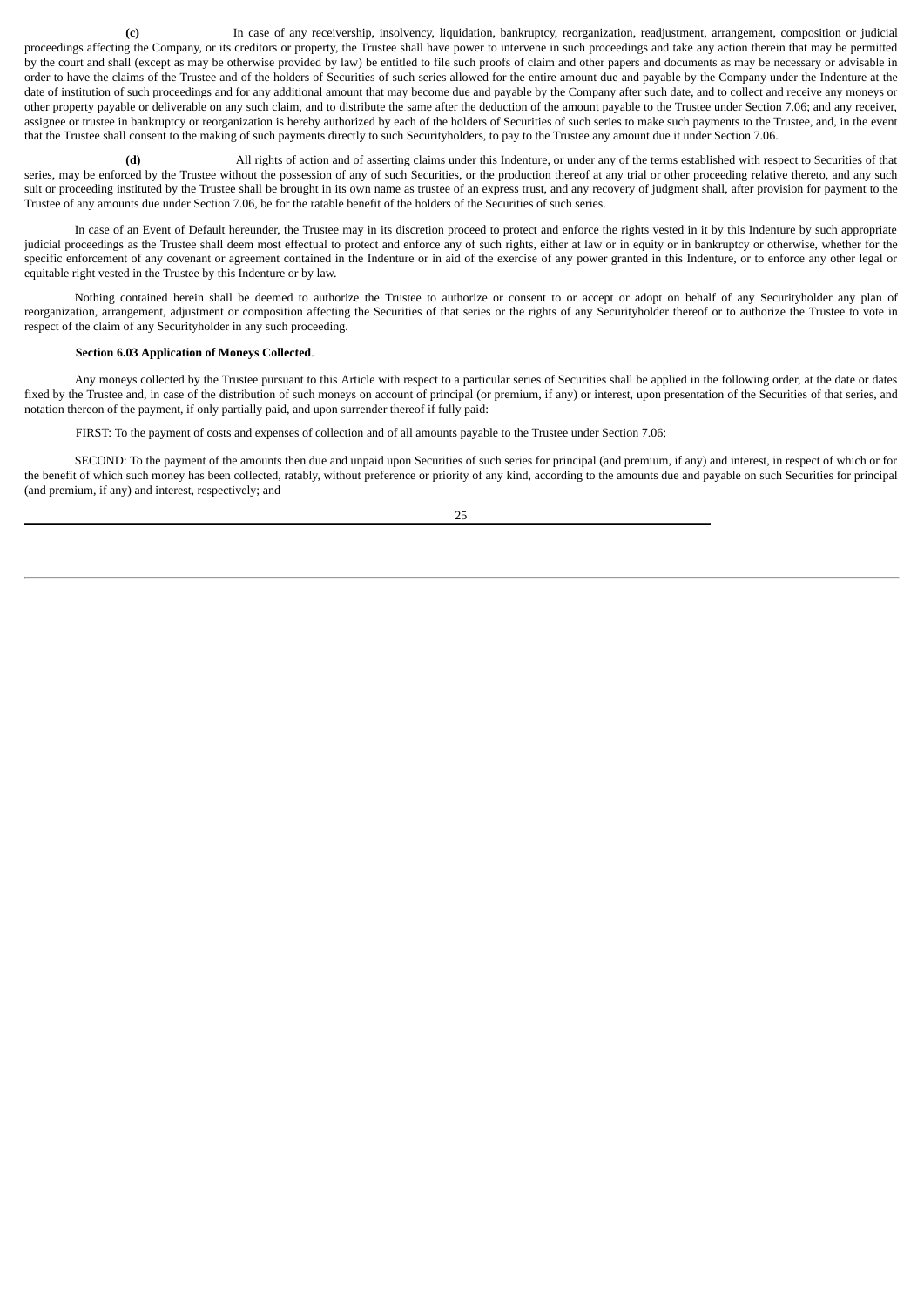**(c)** In case of any receivership, insolvency, liquidation, bankruptcy, reorganization, readjustment, arrangement, composition or judicial proceedings affecting the Company, or its creditors or property, the Trustee shall have power to intervene in such proceedings and take any action therein that may be permitted by the court and shall (except as may be otherwise provided by law) be entitled to file such proofs of claim and other papers and documents as may be necessary or advisable in order to have the claims of the Trustee and of the holders of Securities of such series allowed for the entire amount due and payable by the Company under the Indenture at the date of institution of such proceedings and for any additional amount that may become due and payable by the Company after such date, and to collect and receive any moneys or other property payable or deliverable on any such claim, and to distribute the same after the deduction of the amount payable to the Trustee under Section 7.06; and any receiver, assignee or trustee in bankruptcy or reorganization is hereby authorized by each of the holders of Securities of such series to make such payments to the Trustee, and, in the event that the Trustee shall consent to the making of such payments directly to such Securityholders, to pay to the Trustee any amount due it under Section 7.06.

**(d)** All rights of action and of asserting claims under this Indenture, or under any of the terms established with respect to Securities of that series, may be enforced by the Trustee without the possession of any of such Securities, or the production thereof at any trial or other proceeding relative thereto, and any such suit or proceeding instituted by the Trustee shall be brought in its own name as trustee of an express trust, and any recovery of judgment shall, after provision for payment to the Trustee of any amounts due under Section 7.06, be for the ratable benefit of the holders of the Securities of such series.

In case of an Event of Default hereunder, the Trustee may in its discretion proceed to protect and enforce the rights vested in it by this Indenture by such appropriate judicial proceedings as the Trustee shall deem most effectual to protect and enforce any of such rights, either at law or in equity or in bankruptcy or otherwise, whether for the specific enforcement of any covenant or agreement contained in the Indenture or in aid of the exercise of any power granted in this Indenture, or to enforce any other legal or equitable right vested in the Trustee by this Indenture or by law.

Nothing contained herein shall be deemed to authorize the Trustee to authorize or consent to or accept or adopt on behalf of any Securityholder any plan of reorganization, arrangement, adjustment or composition affecting the Securities of that series or the rights of any Securityholder thereof or to authorize the Trustee to vote in respect of the claim of any Securityholder in any such proceeding.

**Section 6.03 Application of Moneys Collected**.

Any moneys collected by the Trustee pursuant to this Article with respect to a particular series of Securities shall be applied in the following order, at the date or dates fixed by the Trustee and, in case of the distribution of such moneys on account of principal (or premium, if any) or interest, upon presentation of the Securities of that series, and notation thereon of the payment, if only partially paid, and upon surrender thereof if fully paid:

FIRST: To the payment of costs and expenses of collection and of all amounts payable to the Trustee under Section 7.06;

SECOND: To the payment of the amounts then due and unpaid upon Securities of such series for principal (and premium, if any) and interest, in respect of which or for the benefit of which such money has been collected, ratably, without preference or priority of any kind, according to the amounts due and payable on such Securities for principal (and premium, if any) and interest, respectively; and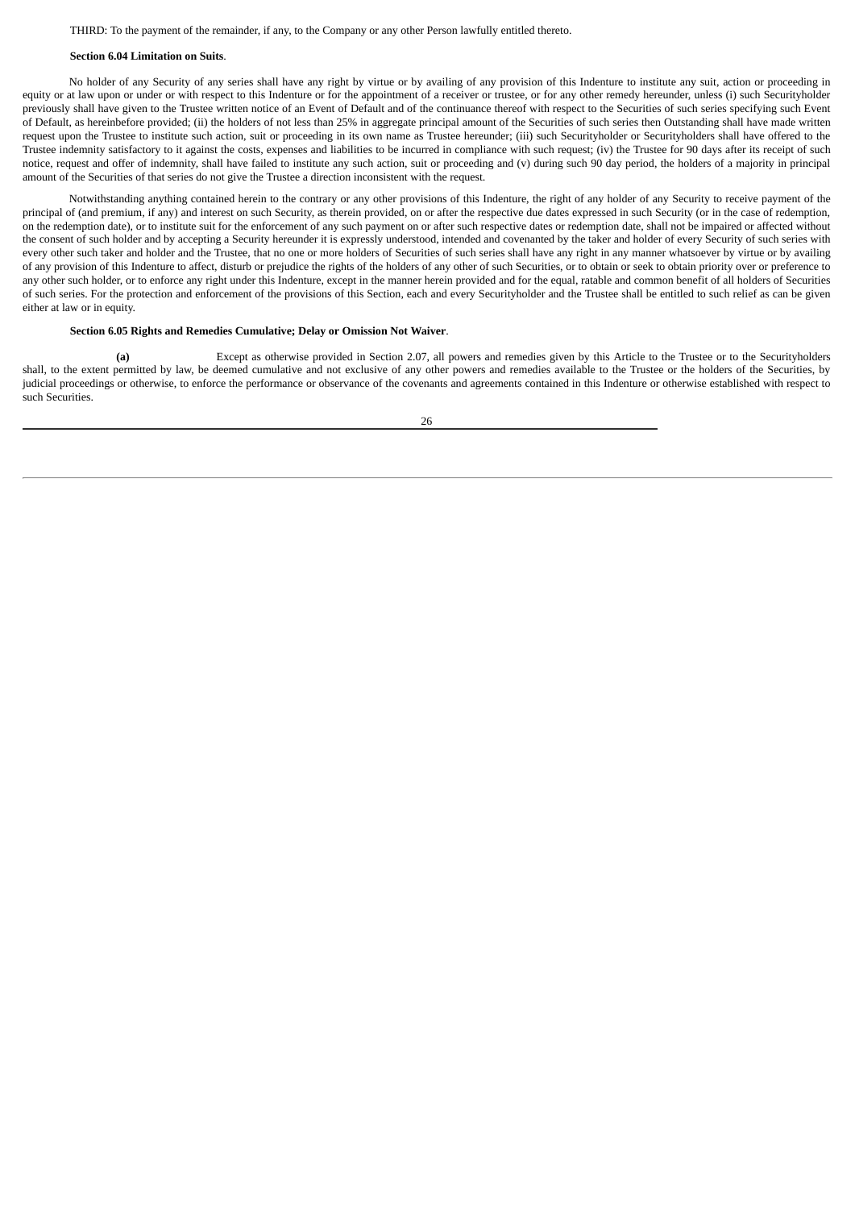THIRD: To the payment of the remainder, if any, to the Company or any other Person lawfully entitled thereto.

**Section 6.04 Limitation on Suits**.

No holder of any Security of any series shall have any right by virtue or by availing of any provision of this Indenture to institute any suit, action or proceeding in equity or at law upon or under or with respect to this Indenture or for the appointment of a receiver or trustee, or for any other remedy hereunder, unless (i) such Securityholder previously shall have given to the Trustee written notice of an Event of Default and of the continuance thereof with respect to the Securities of such series specifying such Event of Default, as hereinbefore provided; (ii) the holders of not less than 25% in aggregate principal amount of the Securities of such series then Outstanding shall have made written request upon the Trustee to institute such action, suit or proceeding in its own name as Trustee hereunder; (iii) such Securityholder or Securityholders shall have offered to the Trustee indemnity satisfactory to it against the costs, expenses and liabilities to be incurred in compliance with such request; (iv) the Trustee for 90 days after its receipt of such notice, request and offer of indemnity, shall have failed to institute any such action, suit or proceeding and (v) during such 90 day period, the holders of a majority in principal amount of the Securities of that series do not give the Trustee a direction inconsistent with the request.

Notwithstanding anything contained herein to the contrary or any other provisions of this Indenture, the right of any holder of any Security to receive payment of the principal of (and premium, if any) and interest on such Security, as therein provided, on or after the respective due dates expressed in such Security (or in the case of redemption, on the redemption date), or to institute suit for the enforcement of any such payment on or after such respective dates or redemption date, shall not be impaired or affected without the consent of such holder and by accepting a Security hereunder it is expressly understood, intended and covenanted by the taker and holder of every Security of such series with every other such taker and holder and the Trustee, that no one or more holders of Securities of such series shall have any right in any manner whatsoever by virtue or by availing of any provision of this Indenture to affect, disturb or prejudice the rights of the holders of any other of such Securities, or to obtain or seek to obtain priority over or preference to any other such holder, or to enforce any right under this Indenture, except in the manner herein provided and for the equal, ratable and common benefit of all holders of Securities of such series. For the protection and enforcement of the provisions of this Section, each and every Securityholder and the Trustee shall be entitled to such relief as can be given either at law or in equity.

**Section 6.05 Rights and Remedies Cumulative; Delay or Omission Not Waiver**.

**(a)** Except as otherwise provided in Section 2.07, all powers and remedies given by this Article to the Trustee or to the Securityholders shall, to the extent permitted by law, be deemed cumulative and not exclusive of any other powers and remedies available to the Trustee or the holders of the Securities, by judicial proceedings or otherwise, to enforce the performance or observance of the covenants and agreements contained in this Indenture or otherwise established with respect to such Securities.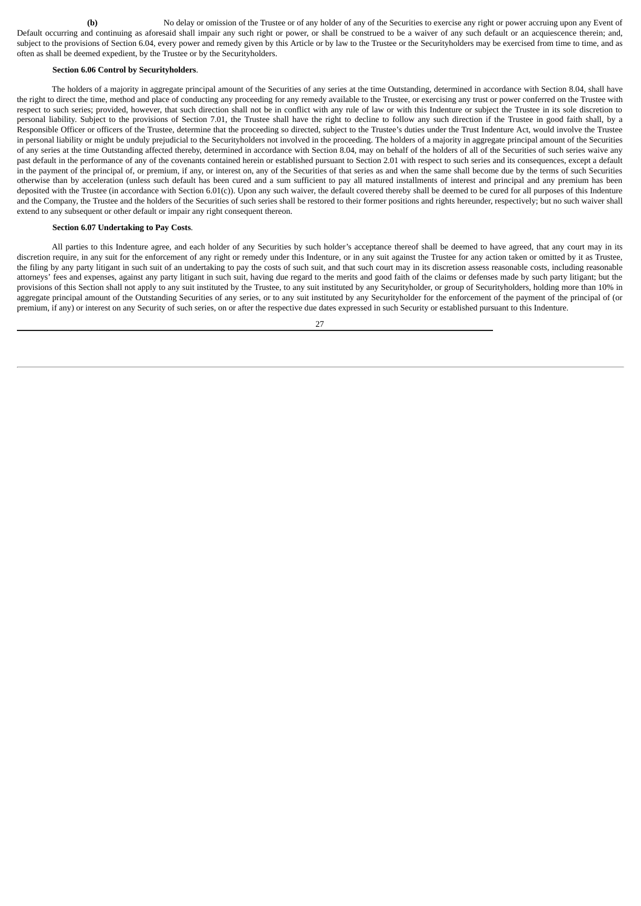**(b)** No delay or omission of the Trustee or of any holder of any of the Securities to exercise any right or power accruing upon any Event of Default occurring and continuing as aforesaid shall impair any such right or power, or shall be construed to be a waiver of any such default or an acquiescence therein; and, subject to the provisions of Section 6.04, every power and remedy given by this Article or by law to the Trustee or the Securityholders may be exercised from time to time, and as often as shall be deemed expedient, by the Trustee or by the Securityholders.

**Section 6.06 Control by Securityholders**.

The holders of a majority in aggregate principal amount of the Securities of any series at the time Outstanding, determined in accordance with Section 8.04, shall have the right to direct the time, method and place of conducting any proceeding for any remedy available to the Trustee, or exercising any trust or power conferred on the Trustee with respect to such series; provided, however, that such direction shall not be in conflict with any rule of law or with this Indenture or subject the Trustee in its sole discretion to personal liability. Subject to the provisions of Section 7.01, the Trustee shall have the right to decline to follow any such direction if the Trustee in good faith shall, by a Responsible Officer or officers of the Trustee, determine that the proceeding so directed, subject to the Trustee's duties under the Trust Indenture Act, would involve the Trustee in personal liability or might be unduly prejudicial to the Securityholders not involved in the proceeding. The holders of a majority in aggregate principal amount of the Securities of any series at the time Outstanding affected thereby, determined in accordance with Section 8.04, may on behalf of the holders of all of the Securities of such series waive any past default in the performance of any of the covenants contained herein or established pursuant to Section 2.01 with respect to such series and its consequences, except a default in the payment of the principal of, or premium, if any, or interest on, any of the Securities of that series as and when the same shall become due by the terms of such Securities otherwise than by acceleration (unless such default has been cured and a sum sufficient to pay all matured installments of interest and principal and any premium has been deposited with the Trustee (in accordance with Section 6.01(c)). Upon any such waiver, the default covered thereby shall be deemed to be cured for all purposes of this Indenture and the Company, the Trustee and the holders of the Securities of such series shall be restored to their former positions and rights hereunder, respectively; but no such waiver shall extend to any subsequent or other default or impair any right consequent thereon.

**Section 6.07 Undertaking to Pay Costs**.

All parties to this Indenture agree, and each holder of any Securities by such holder's acceptance thereof shall be deemed to have agreed, that any court may in its discretion require, in any suit for the enforcement of any right or remedy under this Indenture, or in any suit against the Trustee for any action taken or omitted by it as Trustee, the filing by any party litigant in such suit of an undertaking to pay the costs of such suit, and that such court may in its discretion assess reasonable costs, including reasonable attorneys' fees and expenses, against any party litigant in such suit, having due regard to the merits and good faith of the claims or defenses made by such party litigant; but the provisions of this Section shall not apply to any suit instituted by the Trustee, to any suit instituted by any Securityholder, or group of Securityholders, holding more than 10% in aggregate principal amount of the Outstanding Securities of any series, or to any suit instituted by any Securityholder for the enforcement of the payment of the principal of (or premium, if any) or interest on any Security of such series, on or after the respective due dates expressed in such Security or established pursuant to this Indenture.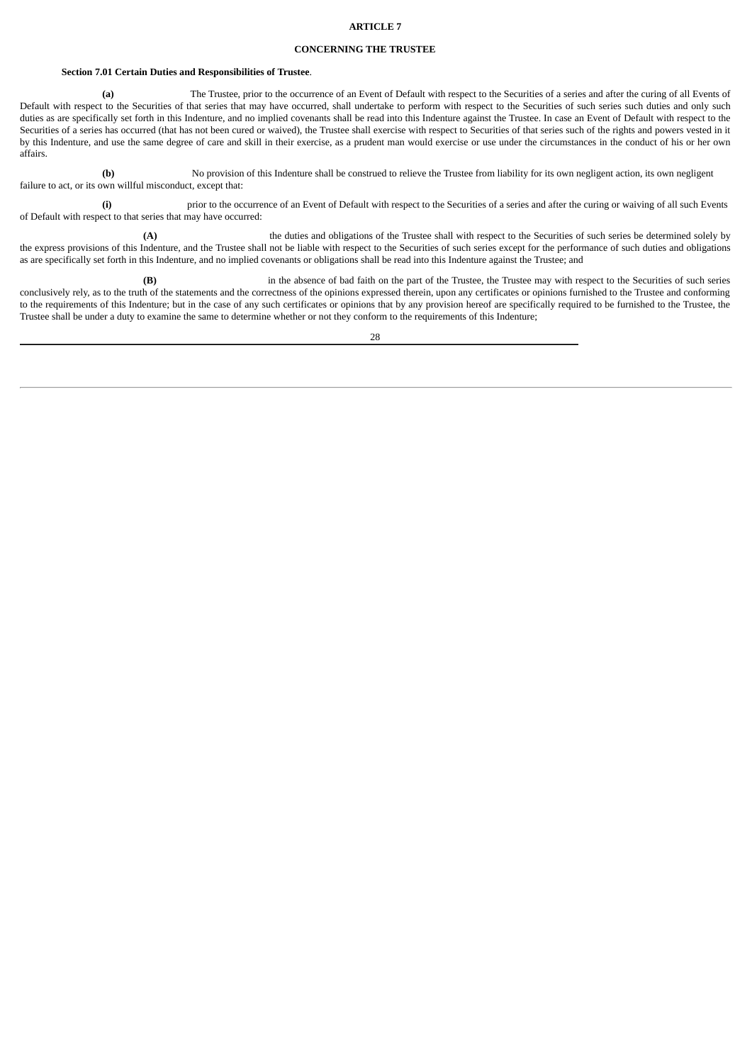## ARTICLE 7

## CONCERNING THE TRUSTEE

**Section 7.01 Certain Duties and Responsibilities of Trustee**.

**(a)** The Trustee, prior to the occurrence of an Event of Default with respect to the Securities of a series and after the curing of all Events of Default with respect to the Securities of that series that may have occurred, shall undertake to perform with respect to the Securities of such series such duties and only such duties as are specifically set forth in this Indenture, and no implied covenants shall be read into this Indenture against the Trustee. In case an Event of Default with respect to the Securities of a series has occurred (that has not been cured or waived), the Trustee shall exercise with respect to Securities of that series such of the rights and powers vested in it by this Indenture, and use the same degree of care and skill in their exercise, as a prudent man would exercise or use under the circumstances in the conduct of his or her own affairs.

**(b)** No provision of this Indenture shall be construed to relieve the Trustee from liability for its own negligent action, its own negligent failure to act, or its own willful misconduct, except that:

**(i)** prior to the occurrence of an Event of Default with respect to the Securities of a series and after the curing or waiving of all such Events of Default with respect to that series that may have occurred:

**(A)** the duties and obligations of the Trustee shall with respect to the Securities of such series be determined solely by the express provisions of this Indenture, and the Trustee shall not be liable with respect to the Securities of such series except for the performance of such duties and obligations as are specifically set forth in this Indenture, and no implied covenants or obligations shall be read into this Indenture against the Trustee; and

**(B)** in the absence of bad faith on the part of the Trustee, the Trustee may with respect to the Securities of such series conclusively rely, as to the truth of the statements and the correctness of the opinions expressed therein, upon any certificates or opinions furnished to the Trustee and conforming to the requirements of this Indenture; but in the case of any such certificates or opinions that by any provision hereof are specifically required to be furnished to the Trustee, the Trustee shall be under a duty to examine the same to determine whether or not they conform to the requirements of this Indenture;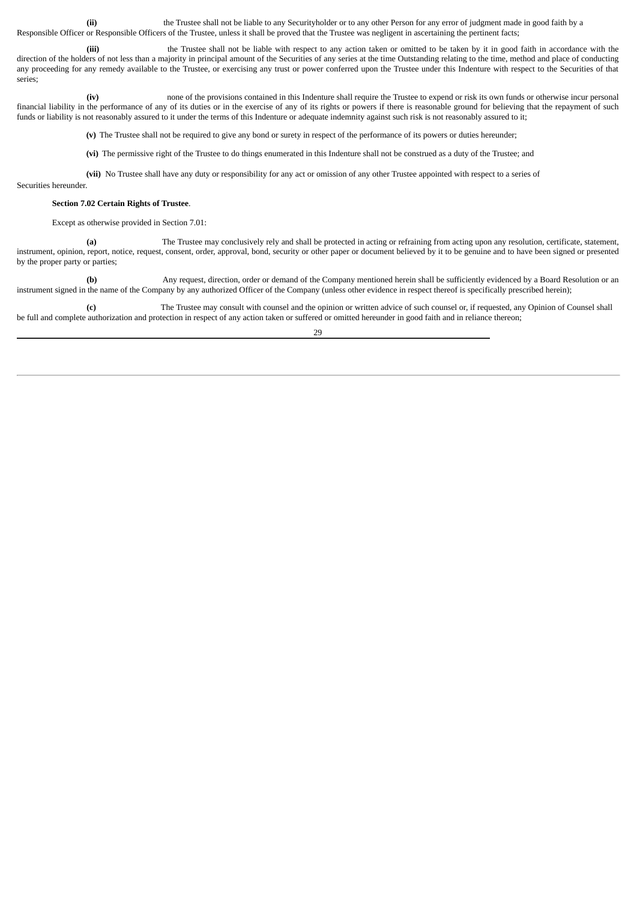**(ii)** the Trustee shall not be liable to any Securityholder or to any other Person for any error of judgment made in good faith by a Responsible Officer or Responsible Officers of the Trustee, unless it shall be proved that the Trustee was negligent in ascertaining the pertinent facts;

**(iii)** the Trustee shall not be liable with respect to any action taken or omitted to be taken by it in good faith in accordance with the direction of the holders of not less than a majority in principal amount of the Securities of any series at the time Outstanding relating to the time, method and place of conducting any proceeding for any remedy available to the Trustee, or exercising any trust or power conferred upon the Trustee under this Indenture with respect to the Securities of that series;

**(iv)** none of the provisions contained in this Indenture shall require the Trustee to expend or risk its own funds or otherwise incur personal financial liability in the performance of any of its duties or in the exercise of any of its rights or powers if there is reasonable ground for believing that the repayment of such funds or liability is not reasonably assured to it under the terms of this Indenture or adequate indemnity against such risk is not reasonably assured to it;

**(v)** The Trustee shall not be required to give any bond or surety in respect of the performance of its powers or duties hereunder;

**(vi)** The permissive right of the Trustee to do things enumerated in this Indenture shall not be construed as a duty of the Trustee; and

**(vii)** No Trustee shall have any duty or responsibility for any act or omission of any other Trustee appointed with respect to a series of Securities hereunder.

**Section 7.02 Certain Rights of Trustee**.

Except as otherwise provided in Section 7.01:

**(a)** The Trustee may conclusively rely and shall be protected in acting or refraining from acting upon any resolution, certificate, statement, instrument, opinion, report, notice, request, consent, order, approval, bond, security or other paper or document believed by it to be genuine and to have been signed or presented by the proper party or parties;

**(b)** Any request, direction, order or demand of the Company mentioned herein shall be sufficiently evidenced by a Board Resolution or an instrument signed in the name of the Company by any authorized Officer of the Company (unless other evidence in respect thereof is specifically prescribed herein);

**(c)** The Trustee may consult with counsel and the opinion or written advice of such counsel or, if requested, any Opinion of Counsel shall be full and complete authorization and protection in respect of any action taken or suffered or omitted hereunder in good faith and in reliance thereon;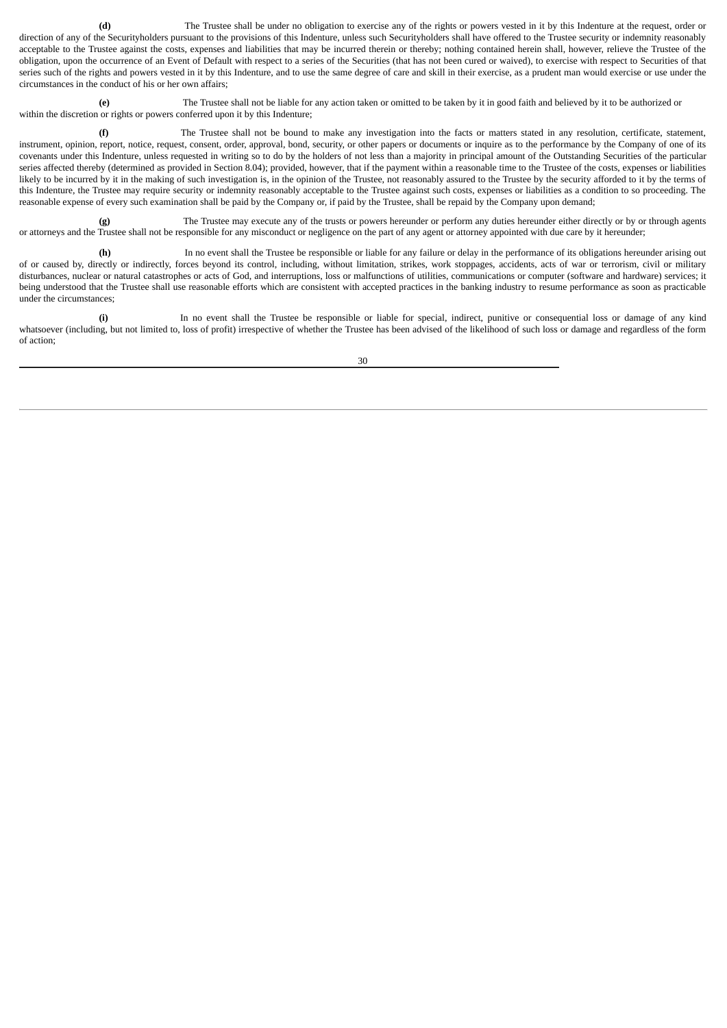**(d)** The Trustee shall be under no obligation to exercise any of the rights or powers vested in it by this Indenture at the request, order or direction of any of the Securityholders pursuant to the provisions of this Indenture, unless such Securityholders shall have offered to the Trustee security or indemnity reasonably acceptable to the Trustee against the costs, expenses and liabilities that may be incurred therein or thereby; nothing contained herein shall, however, relieve the Trustee of the obligation, upon the occurrence of an Event of Default with respect to a series of the Securities (that has not been cured or waived), to exercise with respect to Securities of that series such of the rights and powers vested in it by this Indenture, and to use the same degree of care and skill in their exercise, as a prudent man would exercise or use under the circumstances in the conduct of his or her own affairs;

**(e)** The Trustee shall not be liable for any action taken or omitted to be taken by it in good faith and believed by it to be authorized or within the discretion or rights or powers conferred upon it by this Indenture;

**(f)** The Trustee shall not be bound to make any investigation into the facts or matters stated in any resolution, certificate, statement, instrument, opinion, report, notice, request, consent, order, approval, bond, security, or other papers or documents or inquire as to the performance by the Company of one of its covenants under this Indenture, unless requested in writing so to do by the holders of not less than a majority in principal amount of the Outstanding Securities of the particular series affected thereby (determined as provided in Section 8.04); provided, however, that if the payment within a reasonable time to the Trustee of the costs, expenses or liabilities likely to be incurred by it in the making of such investigation is, in the opinion of the Trustee, not reasonably assured to the Trustee by the security afforded to it by the terms of this Indenture, the Trustee may require security or indemnity reasonably acceptable to the Trustee against such costs, expenses or liabilities as a condition to so proceeding. The reasonable expense of every such examination shall be paid by the Company or, if paid by the Trustee, shall be repaid by the Company upon demand;

**(g)** The Trustee may execute any of the trusts or powers hereunder or perform any duties hereunder either directly or by or through agents or attorneys and the Trustee shall not be responsible for any misconduct or negligence on the part of any agent or attorney appointed with due care by it hereunder;

**(h)** In no event shall the Trustee be responsible or liable for any failure or delay in the performance of its obligations hereunder arising out of or caused by, directly or indirectly, forces beyond its control, including, without limitation, strikes, work stoppages, accidents, acts of war or terrorism, civil or military disturbances, nuclear or natural catastrophes or acts of God, and interruptions, loss or malfunctions of utilities, communications or computer (software and hardware) services; it being understood that the Trustee shall use reasonable efforts which are consistent with accepted practices in the banking industry to resume performance as soon as practicable under the circumstances;

**(i)** In no event shall the Trustee be responsible or liable for special, indirect, punitive or consequential loss or damage of any kind whatsoever (including, but not limited to, loss of profit) irrespective of whether the Trustee has been advised of the likelihood of such loss or damage and regardless of the form of action;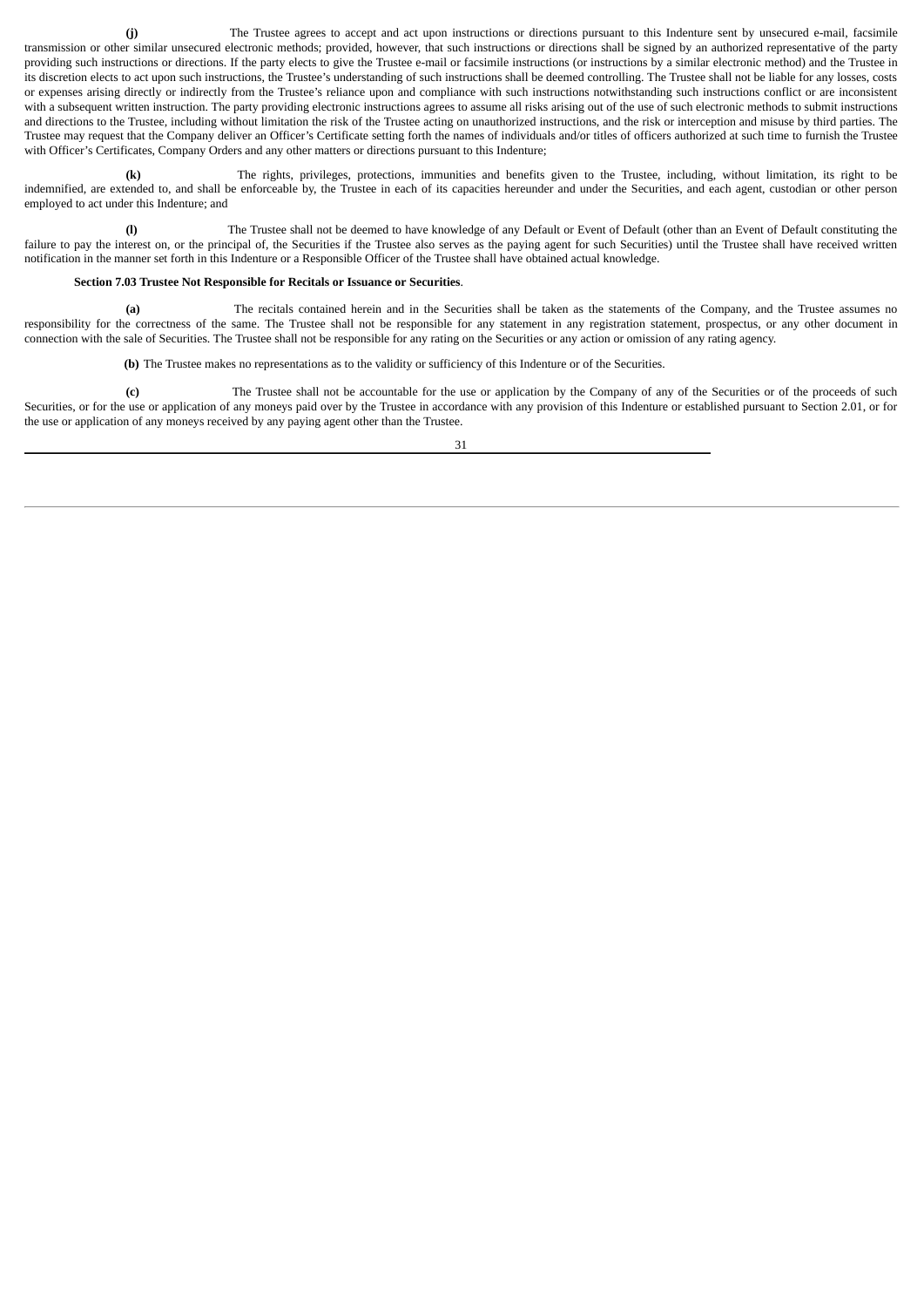**(j)** The Trustee agrees to accept and act upon instructions or directions pursuant to this Indenture sent by unsecured e-mail, facsimile transmission or other similar unsecured electronic methods; provided, however, that such instructions or directions shall be signed by an authorized representative of the party providing such instructions or directions. If the party elects to give the Trustee e-mail or facsimile instructions (or instructions by a similar electronic method) and the Trustee in its discretion elects to act upon such instructions, the Trustee's understanding of such instructions shall be deemed controlling. The Trustee shall not be liable for any losses, costs or expenses arising directly or indirectly from the Trustee's reliance upon and compliance with such instructions notwithstanding such instructions conflict or are inconsistent with a subsequent written instruction. The party providing electronic instructions agrees to assume all risks arising out of the use of such electronic methods to submit instructions and directions to the Trustee, including without limitation the risk of the Trustee acting on unauthorized instructions, and the risk or interception and misuse by third parties. The Trustee may request that the Company deliver an Officer's Certificate setting forth the names of individuals and/or titles of officers authorized at such time to furnish the Trustee with Officer's Certificates, Company Orders and any other matters or directions pursuant to this Indenture;

**(k)** The rights, privileges, protections, immunities and benefits given to the Trustee, including, without limitation, its right to be indemnified, are extended to, and shall be enforceable by, the Trustee in each of its capacities hereunder and under the Securities, and each agent, custodian or other person employed to act under this Indenture; and

**(l)** The Trustee shall not be deemed to have knowledge of any Default or Event of Default (other than an Event of Default constituting the failure to pay the interest on, or the principal of, the Securities if the Trustee also serves as the paying agent for such Securities) until the Trustee shall have received written notification in the manner set forth in this Indenture or a Responsible Officer of the Trustee shall have obtained actual knowledge.

**Section 7.03 Trustee Not Responsible for Recitals or Issuance or Securities**.

**(a)** The recitals contained herein and in the Securities shall be taken as the statements of the Company, and the Trustee assumes no responsibility for the correctness of the same. The Trustee shall not be responsible for any statement in any registration statement, prospectus, or any other document in connection with the sale of Securities. The Trustee shall not be responsible for any rating on the Securities or any action or omission of any rating agency.

**(b)** The Trustee makes no representations as to the validity or sufficiency of this Indenture or of the Securities.

**(c)** The Trustee shall not be accountable for the use or application by the Company of any of the Securities or of the proceeds of such Securities, or for the use or application of any moneys paid over by the Trustee in accordance with any provision of this Indenture or established pursuant to Section 2.01, or for the use or application of any moneys received by any paying agent other than the Trustee.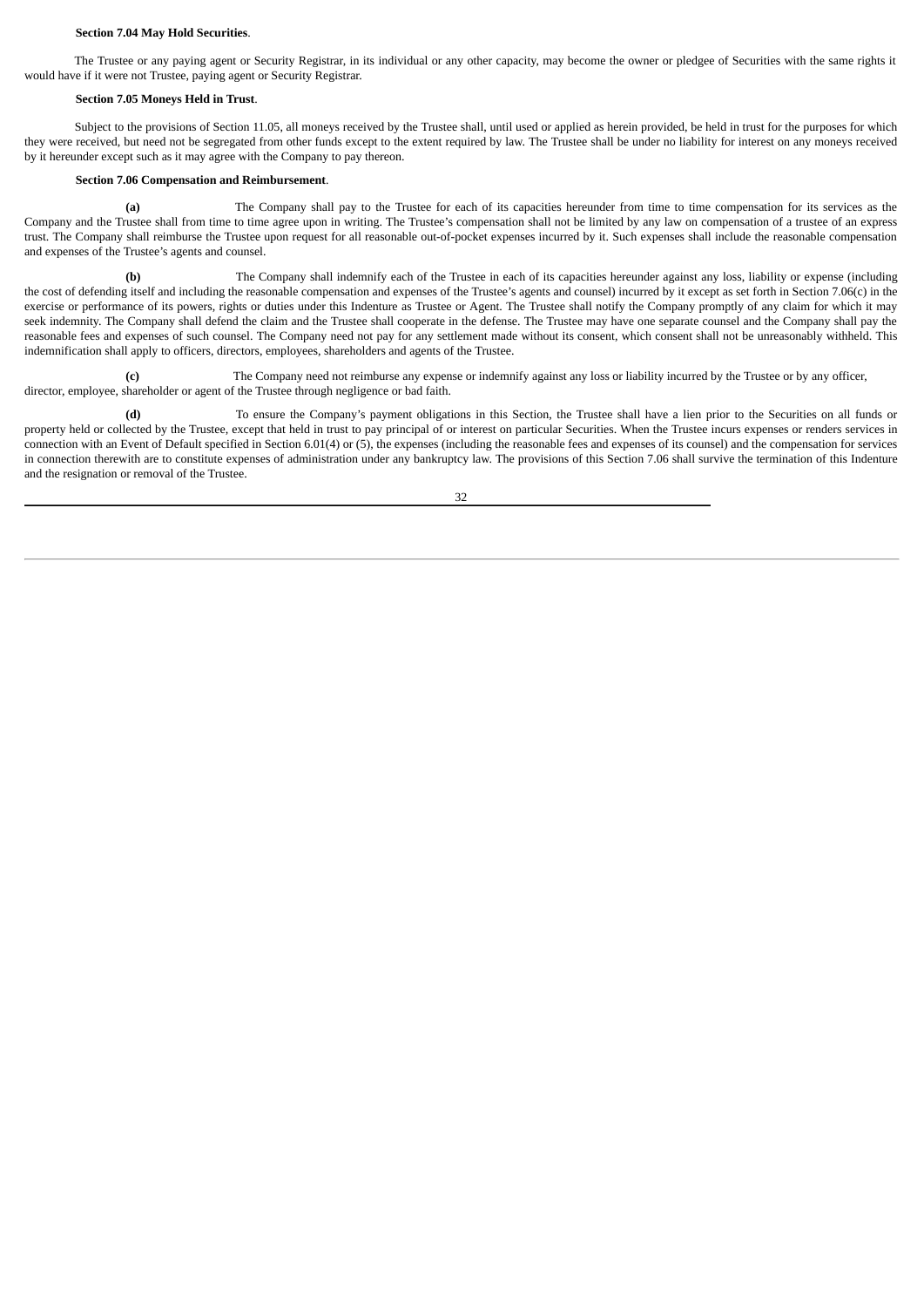**Section 7.04 May Hold Securities**.

The Trustee or any paying agent or Security Registrar, in its individual or any other capacity, may become the owner or pledgee of Securities with the same rights it would have if it were not Trustee, paying agent or Security Registrar.

**Section 7.05 Moneys Held in Trust**.

Subject to the provisions of Section 11.05, all moneys received by the Trustee shall, until used or applied as herein provided, be held in trust for the purposes for which they were received, but need not be segregated from other funds except to the extent required by law. The Trustee shall be under no liability for interest on any moneys received by it hereunder except such as it may agree with the Company to pay thereon.

**Section 7.06 Compensation and Reimbursement**.

**(a)** The Company shall pay to the Trustee for each of its capacities hereunder from time to time compensation for its services as the Company and the Trustee shall from time to time agree upon in writing. The Trustee's compensation shall not be limited by any law on compensation of a trustee of an express trust. The Company shall reimburse the Trustee upon request for all reasonable out-of-pocket expenses incurred by it. Such expenses shall include the reasonable compensation and expenses of the Trustee's agents and counsel.

**(b)** The Company shall indemnify each of the Trustee in each of its capacities hereunder against any loss, liability or expense (including the cost of defending itself and including the reasonable compensation and expenses of the Trustee's agents and counsel) incurred by it except as set forth in Section 7.06(c) in the exercise or performance of its powers, rights or duties under this Indenture as Trustee or Agent. The Trustee shall notify the Company promptly of any claim for which it may seek indemnity. The Company shall defend the claim and the Trustee shall cooperate in the defense. The Trustee may have one separate counsel and the Company shall pay the reasonable fees and expenses of such counsel. The Company need not pay for any settlement made without its consent, which consent shall not be unreasonably withheld. This indemnification shall apply to officers, directors, employees, shareholders and agents of the Trustee.

**(c)** The Company need not reimburse any expense or indemnify against any loss or liability incurred by the Trustee or by any officer, director, employee, shareholder or agent of the Trustee through negligence or bad faith.

**(d)** To ensure the Company's payment obligations in this Section, the Trustee shall have a lien prior to the Securities on all funds or property held or collected by the Trustee, except that held in trust to pay principal of or interest on particular Securities. When the Trustee incurs expenses or renders services in connection with an Event of Default specified in Section 6.01(4) or (5), the expenses (including the reasonable fees and expenses of its counsel) and the compensation for services in connection therewith are to constitute expenses of administration under any bankruptcy law. The provisions of this Section 7.06 shall survive the termination of this Indenture and the resignation or removal of the Trustee.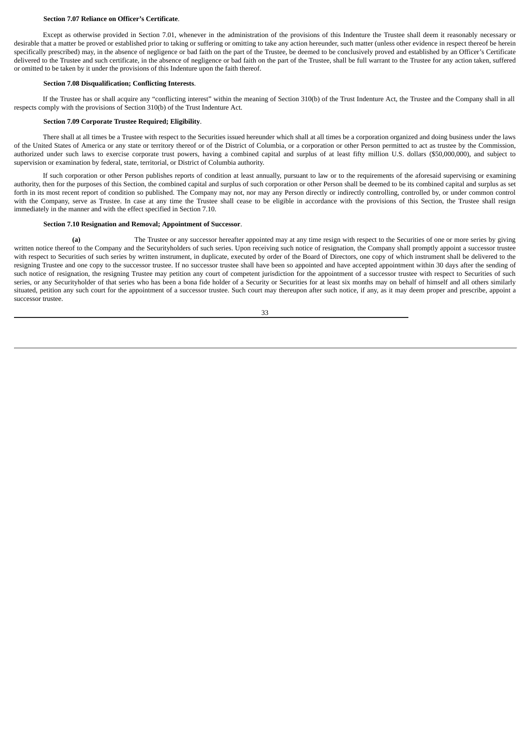**Section 7.07 Reliance on Officer's Certificate**.

Except as otherwise provided in Section 7.01, whenever in the administration of the provisions of this Indenture the Trustee shall deem it reasonably necessary or desirable that a matter be proved or established prior to taking or suffering or omitting to take any action hereunder, such matter (unless other evidence in respect thereof be herein specifically prescribed) may, in the absence of negligence or bad faith on the part of the Trustee, be deemed to be conclusively proved and established by an Officer's Certificate delivered to the Trustee and such certificate, in the absence of negligence or bad faith on the part of the Trustee, shall be full warrant to the Trustee for any action taken, suffered or omitted to be taken by it under the provisions of this Indenture upon the faith thereof.

**Section 7.08 Disqualification; Conflicting Interests**.

If the Trustee has or shall acquire any "conflicting interest" within the meaning of Section 310(b) of the Trust Indenture Act, the Trustee and the Company shall in all respects comply with the provisions of Section 310(b) of the Trust Indenture Act.

**Section 7.09 Corporate Trustee Required; Eligibility**.

There shall at all times be a Trustee with respect to the Securities issued hereunder which shall at all times be a corporation organized and doing business under the laws of the United States of America or any state or territory thereof or of the District of Columbia, or a corporation or other Person permitted to act as trustee by the Commission, authorized under such laws to exercise corporate trust powers, having a combined capital and surplus of at least fifty million U.S. dollars ($50,000,000), and subject to supervision or examination by federal, state, territorial, or District of Columbia authority.

If such corporation or other Person publishes reports of condition at least annually, pursuant to law or to the requirements of the aforesaid supervising or examining authority, then for the purposes of this Section, the combined capital and surplus of such corporation or other Person shall be deemed to be its combined capital and surplus as set forth in its most recent report of condition so published. The Company may not, nor may any Person directly or indirectly controlling, controlled by, or under common control with the Company, serve as Trustee. In case at any time the Trustee shall cease to be eligible in accordance with the provisions of this Section, the Trustee shall resign immediately in the manner and with the effect specified in Section 7.10.

**Section 7.10 Resignation and Removal; Appointment of Successor**.

**(a)** The Trustee or any successor hereafter appointed may at any time resign with respect to the Securities of one or more series by giving written notice thereof to the Company and the Securityholders of such series. Upon receiving such notice of resignation, the Company shall promptly appoint a successor trustee with respect to Securities of such series by written instrument, in duplicate, executed by order of the Board of Directors, one copy of which instrument shall be delivered to the resigning Trustee and one copy to the successor trustee. If no successor trustee shall have been so appointed and have accepted appointment within 30 days after the sending of such notice of resignation, the resigning Trustee may petition any court of competent jurisdiction for the appointment of a successor trustee with respect to Securities of such series, or any Securityholder of that series who has been a bona fide holder of a Security or Securities for at least six months may on behalf of himself and all others similarly situated, petition any such court for the appointment of a successor trustee. Such court may thereupon after such notice, if any, as it may deem proper and prescribe, appoint a successor trustee.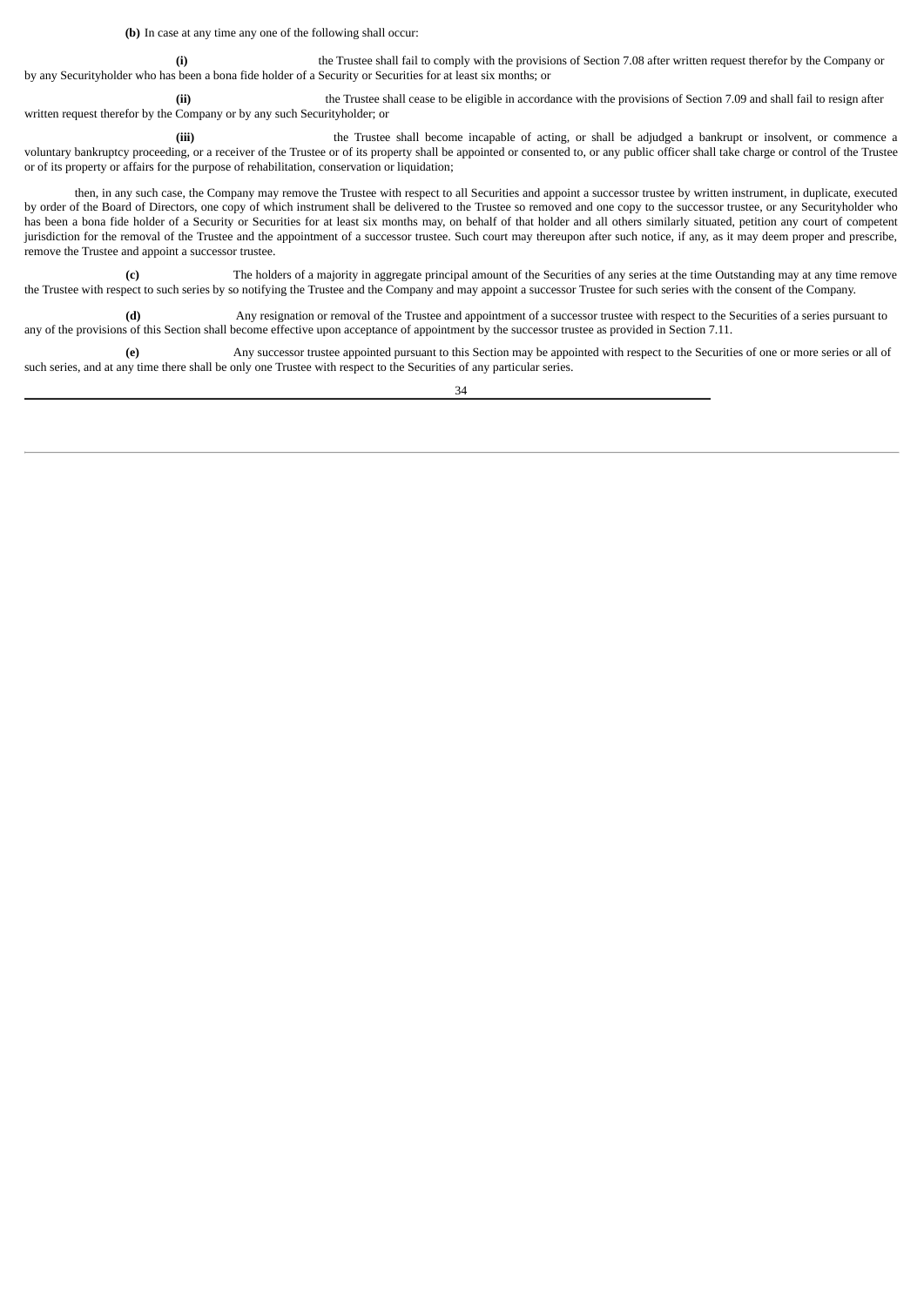**(b)** In case at any time any one of the following shall occur:

**(i)** the Trustee shall fail to comply with the provisions of Section 7.08 after written request therefor by the Company or by any Securityholder who has been a bona fide holder of a Security or Securities for at least six months; or

**(ii)** the Trustee shall cease to be eligible in accordance with the provisions of Section 7.09 and shall fail to resign after written request therefor by the Company or by any such Securityholder; or

**(iii)** the Trustee shall become incapable of acting, or shall be adjudged a bankrupt or insolvent, or commence a voluntary bankruptcy proceeding, or a receiver of the Trustee or of its property shall be appointed or consented to, or any public officer shall take charge or control of the Trustee or of its property or affairs for the purpose of rehabilitation, conservation or liquidation;

then, in any such case, the Company may remove the Trustee with respect to all Securities and appoint a successor trustee by written instrument, in duplicate, executed by order of the Board of Directors, one copy of which instrument shall be delivered to the Trustee so removed and one copy to the successor trustee, or any Securityholder who has been a bona fide holder of a Security or Securities for at least six months may, on behalf of that holder and all others similarly situated, petition any court of competent jurisdiction for the removal of the Trustee and the appointment of a successor trustee. Such court may thereupon after such notice, if any, as it may deem proper and prescribe, remove the Trustee and appoint a successor trustee.

**(c)** The holders of a majority in aggregate principal amount of the Securities of any series at the time Outstanding may at any time remove the Trustee with respect to such series by so notifying the Trustee and the Company and may appoint a successor Trustee for such series with the consent of the Company.

**(d)** Any resignation or removal of the Trustee and appointment of a successor trustee with respect to the Securities of a series pursuant to any of the provisions of this Section shall become effective upon acceptance of appointment by the successor trustee as provided in Section 7.11.

**(e)** Any successor trustee appointed pursuant to this Section may be appointed with respect to the Securities of one or more series or all of such series, and at any time there shall be only one Trustee with respect to the Securities of any particular series.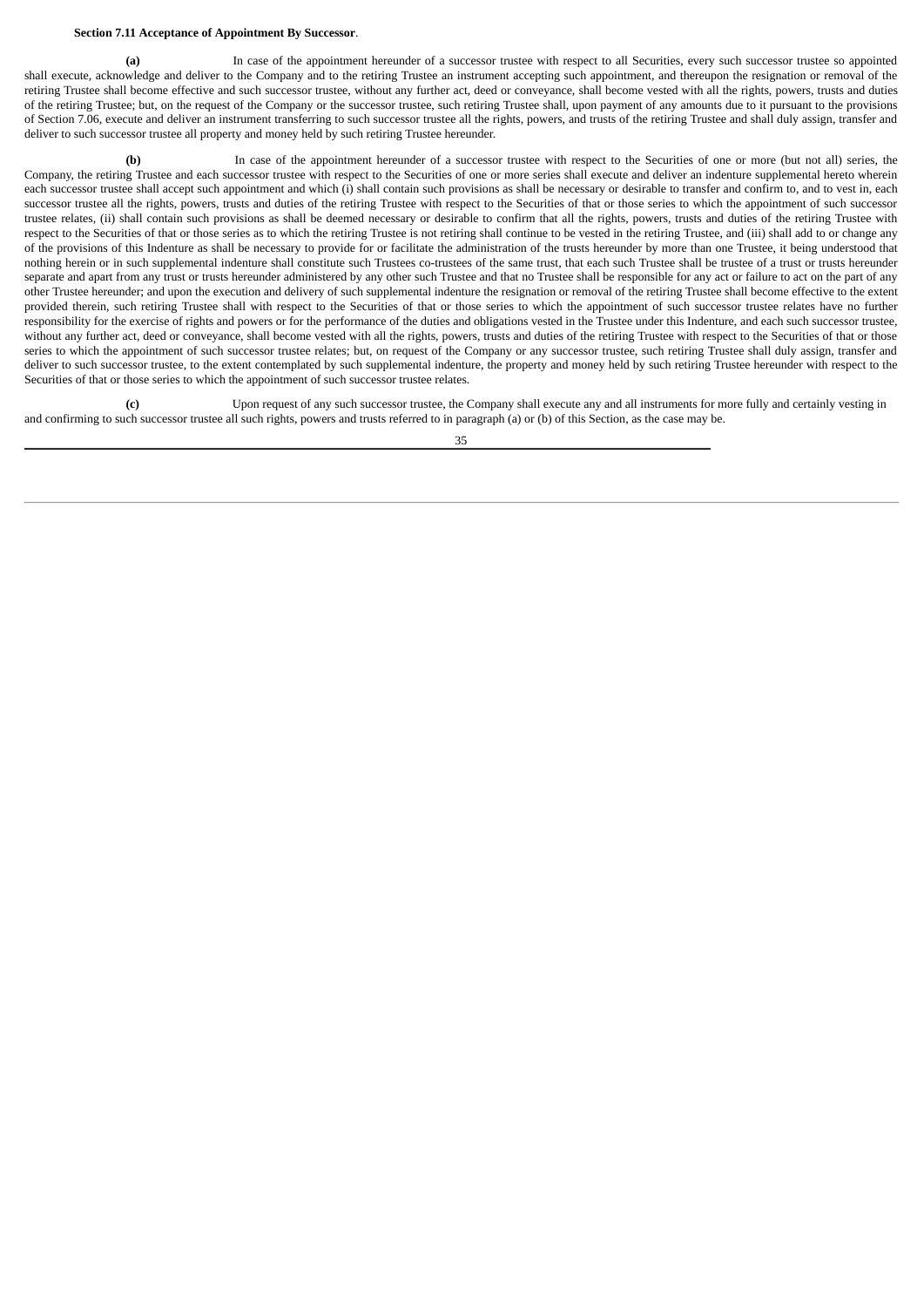**Section 7.11 Acceptance of Appointment By Successor**.

**(a)** In case of the appointment hereunder of a successor trustee with respect to all Securities, every such successor trustee so appointed shall execute, acknowledge and deliver to the Company and to the retiring Trustee an instrument accepting such appointment, and thereupon the resignation or removal of the retiring Trustee shall become effective and such successor trustee, without any further act, deed or conveyance, shall become vested with all the rights, powers, trusts and duties of the retiring Trustee; but, on the request of the Company or the successor trustee, such retiring Trustee shall, upon payment of any amounts due to it pursuant to the provisions of Section 7.06, execute and deliver an instrument transferring to such successor trustee all the rights, powers, and trusts of the retiring Trustee and shall duly assign, transfer and deliver to such successor trustee all property and money held by such retiring Trustee hereunder.

**(b)** In case of the appointment hereunder of a successor trustee with respect to the Securities of one or more (but not all) series, the Company, the retiring Trustee and each successor trustee with respect to the Securities of one or more series shall execute and deliver an indenture supplemental hereto wherein each successor trustee shall accept such appointment and which (i) shall contain such provisions as shall be necessary or desirable to transfer and confirm to, and to vest in, each successor trustee all the rights, powers, trusts and duties of the retiring Trustee with respect to the Securities of that or those series to which the appointment of such successor trustee relates, (ii) shall contain such provisions as shall be deemed necessary or desirable to confirm that all the rights, powers, trusts and duties of the retiring Trustee with respect to the Securities of that or those series as to which the retiring Trustee is not retiring shall continue to be vested in the retiring Trustee, and (iii) shall add to or change any of the provisions of this Indenture as shall be necessary to provide for or facilitate the administration of the trusts hereunder by more than one Trustee, it being understood that nothing herein or in such supplemental indenture shall constitute such Trustees co-trustees of the same trust, that each such Trustee shall be trustee of a trust or trusts hereunder separate and apart from any trust or trusts hereunder administered by any other such Trustee and that no Trustee shall be responsible for any act or failure to act on the part of any other Trustee hereunder; and upon the execution and delivery of such supplemental indenture the resignation or removal of the retiring Trustee shall become effective to the extent provided therein, such retiring Trustee shall with respect to the Securities of that or those series to which the appointment of such successor trustee relates have no further responsibility for the exercise of rights and powers or for the performance of the duties and obligations vested in the Trustee under this Indenture, and each such successor trustee, without any further act, deed or conveyance, shall become vested with all the rights, powers, trusts and duties of the retiring Trustee with respect to the Securities of that or those series to which the appointment of such successor trustee relates; but, on request of the Company or any successor trustee, such retiring Trustee shall duly assign, transfer and deliver to such successor trustee, to the extent contemplated by such supplemental indenture, the property and money held by such retiring Trustee hereunder with respect to the Securities of that or those series to which the appointment of such successor trustee relates.

**(c)** Upon request of any such successor trustee, the Company shall execute any and all instruments for more fully and certainly vesting in and confirming to such successor trustee all such rights, powers and trusts referred to in paragraph (a) or (b) of this Section, as the case may be.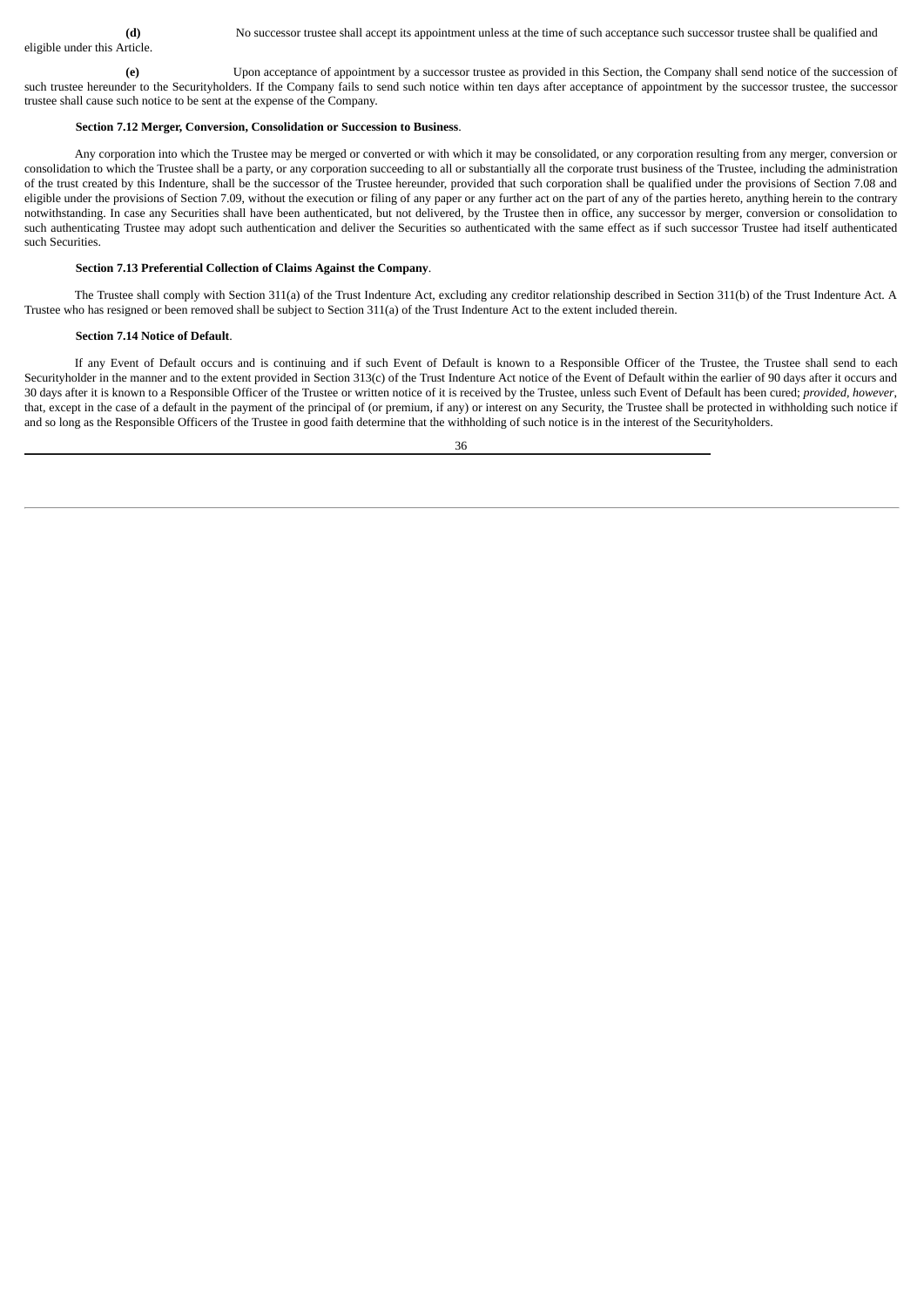**(d)** No successor trustee shall accept its appointment unless at the time of such acceptance such successor trustee shall be qualified and eligible under this Article.

**(e)** Upon acceptance of appointment by a successor trustee as provided in this Section, the Company shall send notice of the succession of such trustee hereunder to the Securityholders. If the Company fails to send such notice within ten days after acceptance of appointment by the successor trustee, the successor trustee shall cause such notice to be sent at the expense of the Company.

**Section 7.12 Merger, Conversion, Consolidation or Succession to Business**.

Any corporation into which the Trustee may be merged or converted or with which it may be consolidated, or any corporation resulting from any merger, conversion or consolidation to which the Trustee shall be a party, or any corporation succeeding to all or substantially all the corporate trust business of the Trustee, including the administration of the trust created by this Indenture, shall be the successor of the Trustee hereunder, provided that such corporation shall be qualified under the provisions of Section 7.08 and eligible under the provisions of Section 7.09, without the execution or filing of any paper or any further act on the part of any of the parties hereto, anything herein to the contrary notwithstanding. In case any Securities shall have been authenticated, but not delivered, by the Trustee then in office, any successor by merger, conversion or consolidation to such authenticating Trustee may adopt such authentication and deliver the Securities so authenticated with the same effect as if such successor Trustee had itself authenticated such Securities.

**Section 7.13 Preferential Collection of Claims Against the Company**.

The Trustee shall comply with Section 311(a) of the Trust Indenture Act, excluding any creditor relationship described in Section 311(b) of the Trust Indenture Act. A Trustee who has resigned or been removed shall be subject to Section 311(a) of the Trust Indenture Act to the extent included therein.

**Section 7.14 Notice of Default**.

If any Event of Default occurs and is continuing and if such Event of Default is known to a Responsible Officer of the Trustee, the Trustee shall send to each Securityholder in the manner and to the extent provided in Section 313(c) of the Trust Indenture Act notice of the Event of Default within the earlier of 90 days after it occurs and 30 days after it is known to a Responsible Officer of the Trustee or written notice of it is received by the Trustee, unless such Event of Default has been cured; *provided*, *however*, that, except in the case of a default in the payment of the principal of (or premium, if any) or interest on any Security, the Trustee shall be protected in withholding such notice if and so long as the Responsible Officers of the Trustee in good faith determine that the withholding of such notice is in the interest of the Securityholders.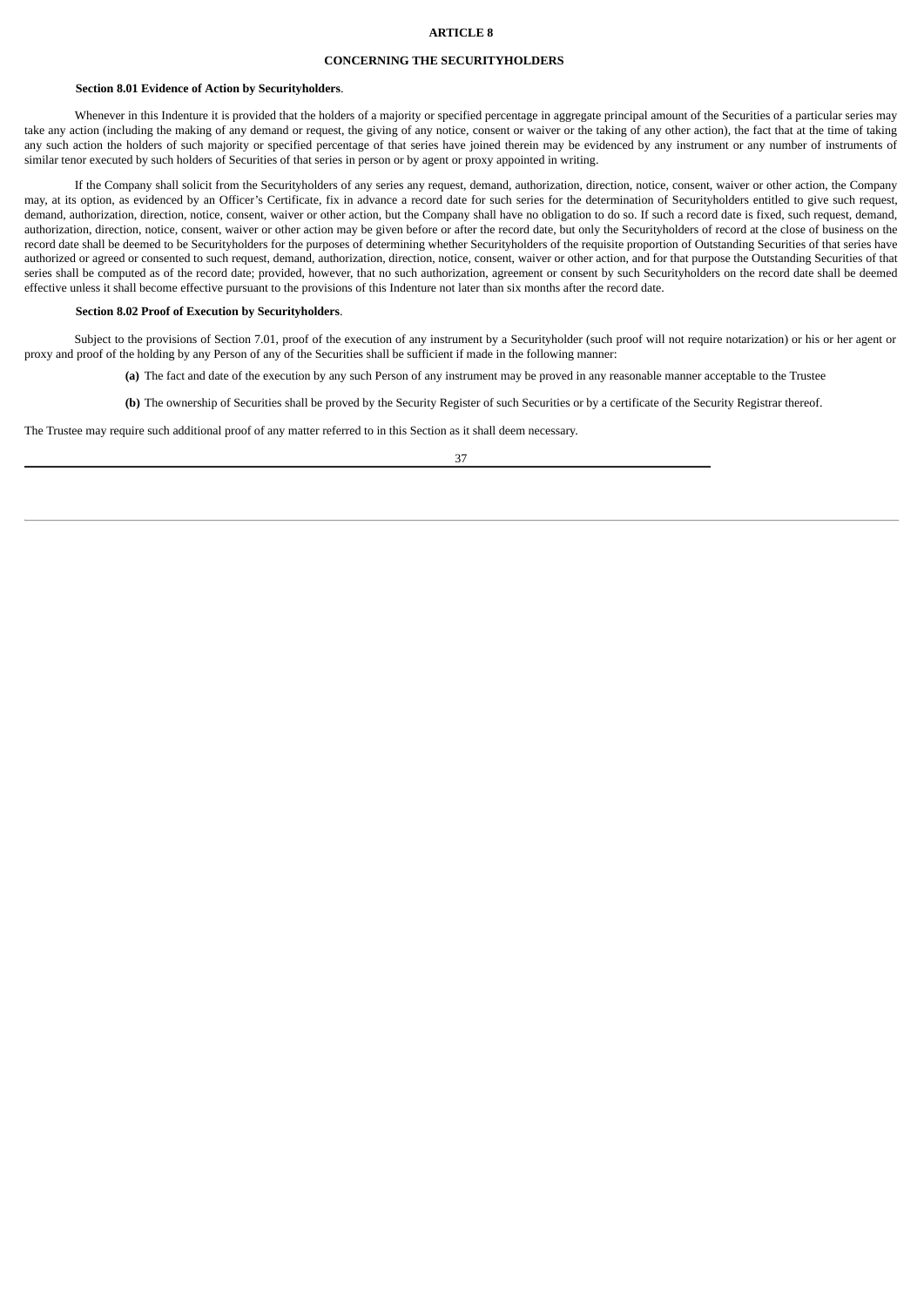# ARTICLE 8

## CONCERNING THE SECURITYHOLDERS

**Section 8.01 Evidence of Action by Securityholders**.

Whenever in this Indenture it is provided that the holders of a majority or specified percentage in aggregate principal amount of the Securities of a particular series may take any action (including the making of any demand or request, the giving of any notice, consent or waiver or the taking of any other action), the fact that at the time of taking any such action the holders of such majority or specified percentage of that series have joined therein may be evidenced by any instrument or any number of instruments of similar tenor executed by such holders of Securities of that series in person or by agent or proxy appointed in writing.

If the Company shall solicit from the Securityholders of any series any request, demand, authorization, direction, notice, consent, waiver or other action, the Company may, at its option, as evidenced by an Officer's Certificate, fix in advance a record date for such series for the determination of Securityholders entitled to give such request, demand, authorization, direction, notice, consent, waiver or other action, but the Company shall have no obligation to do so. If such a record date is fixed, such request, demand, authorization, direction, notice, consent, waiver or other action may be given before or after the record date, but only the Securityholders of record at the close of business on the record date shall be deemed to be Securityholders for the purposes of determining whether Securityholders of the requisite proportion of Outstanding Securities of that series have authorized or agreed or consented to such request, demand, authorization, direction, notice, consent, waiver or other action, and for that purpose the Outstanding Securities of that series shall be computed as of the record date; provided, however, that no such authorization, agreement or consent by such Securityholders on the record date shall be deemed effective unless it shall become effective pursuant to the provisions of this Indenture not later than six months after the record date.

**Section 8.02 Proof of Execution by Securityholders**.

Subject to the provisions of Section 7.01, proof of the execution of any instrument by a Securityholder (such proof will not require notarization) or his or her agent or proxy and proof of the holding by any Person of any of the Securities shall be sufficient if made in the following manner:

**(a)** The fact and date of the execution by any such Person of any instrument may be proved in any reasonable manner acceptable to the Trustee

**(b)** The ownership of Securities shall be proved by the Security Register of such Securities or by a certificate of the Security Registrar thereof.

The Trustee may require such additional proof of any matter referred to in this Section as it shall deem necessary.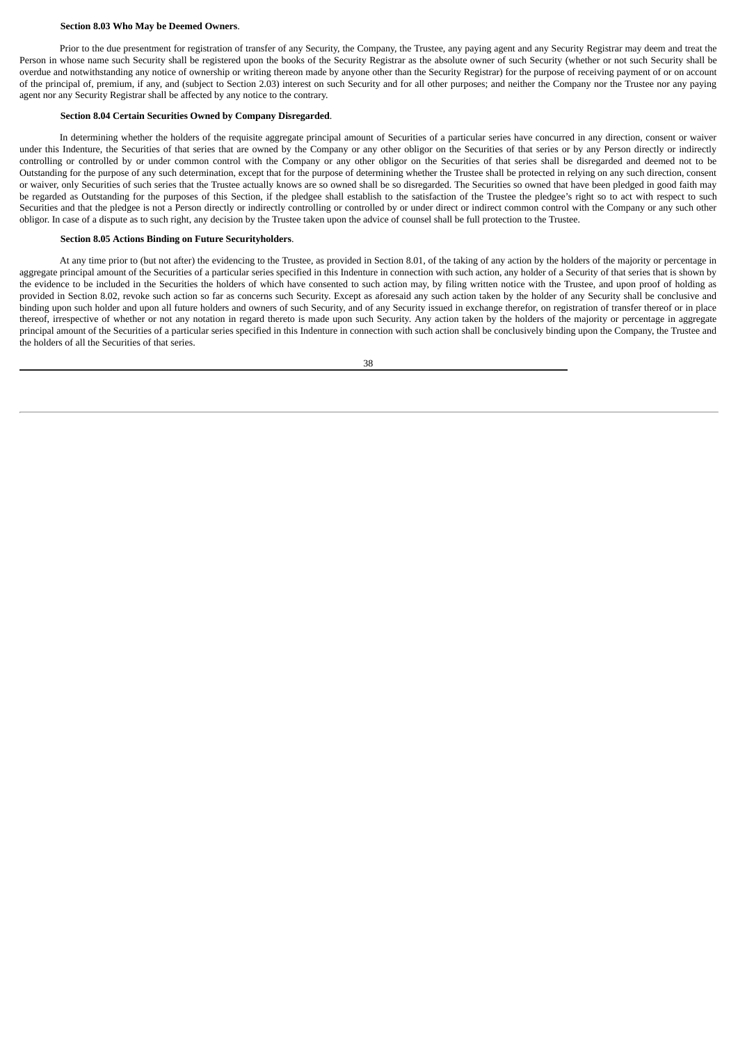**Section 8.03 Who May be Deemed Owners**.

Prior to the due presentment for registration of transfer of any Security, the Company, the Trustee, any paying agent and any Security Registrar may deem and treat the Person in whose name such Security shall be registered upon the books of the Security Registrar as the absolute owner of such Security (whether or not such Security shall be overdue and notwithstanding any notice of ownership or writing thereon made by anyone other than the Security Registrar) for the purpose of receiving payment of or on account of the principal of, premium, if any, and (subject to Section 2.03) interest on such Security and for all other purposes; and neither the Company nor the Trustee nor any paying agent nor any Security Registrar shall be affected by any notice to the contrary.

**Section 8.04 Certain Securities Owned by Company Disregarded**.

In determining whether the holders of the requisite aggregate principal amount of Securities of a particular series have concurred in any direction, consent or waiver under this Indenture, the Securities of that series that are owned by the Company or any other obligor on the Securities of that series or by any Person directly or indirectly controlling or controlled by or under common control with the Company or any other obligor on the Securities of that series shall be disregarded and deemed not to be Outstanding for the purpose of any such determination, except that for the purpose of determining whether the Trustee shall be protected in relying on any such direction, consent or waiver, only Securities of such series that the Trustee actually knows are so owned shall be so disregarded. The Securities so owned that have been pledged in good faith may be regarded as Outstanding for the purposes of this Section, if the pledgee shall establish to the satisfaction of the Trustee the pledgee's right so to act with respect to such Securities and that the pledgee is not a Person directly or indirectly controlling or controlled by or under direct or indirect common control with the Company or any such other obligor. In case of a dispute as to such right, any decision by the Trustee taken upon the advice of counsel shall be full protection to the Trustee.

**Section 8.05 Actions Binding on Future Securityholders**.

At any time prior to (but not after) the evidencing to the Trustee, as provided in Section 8.01, of the taking of any action by the holders of the majority or percentage in aggregate principal amount of the Securities of a particular series specified in this Indenture in connection with such action, any holder of a Security of that series that is shown by the evidence to be included in the Securities the holders of which have consented to such action may, by filing written notice with the Trustee, and upon proof of holding as provided in Section 8.02, revoke such action so far as concerns such Security. Except as aforesaid any such action taken by the holder of any Security shall be conclusive and binding upon such holder and upon all future holders and owners of such Security, and of any Security issued in exchange therefor, on registration of transfer thereof or in place thereof, irrespective of whether or not any notation in regard thereto is made upon such Security. Any action taken by the holders of the majority or percentage in aggregate principal amount of the Securities of a particular series specified in this Indenture in connection with such action shall be conclusively binding upon the Company, the Trustee and the holders of all the Securities of that series.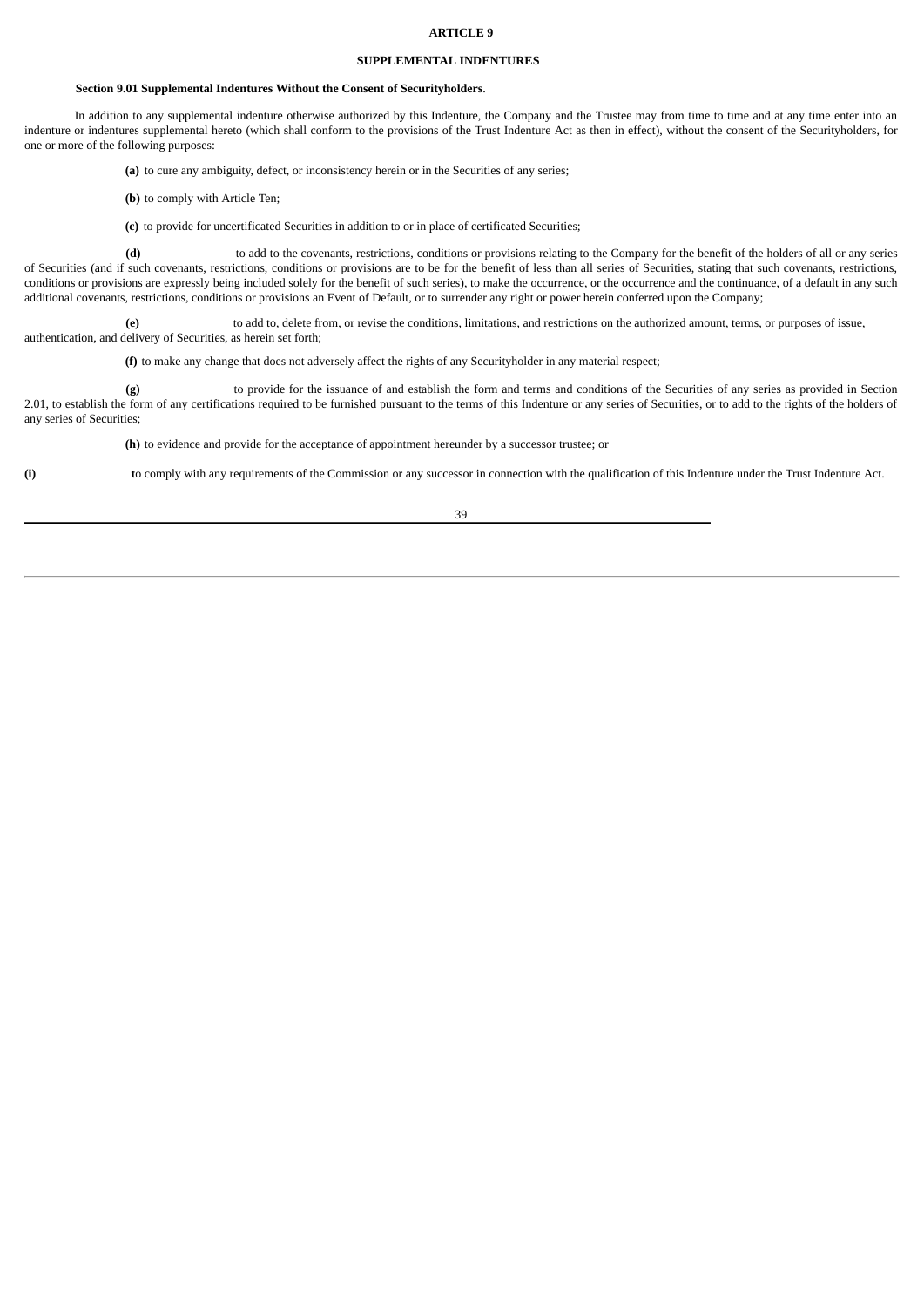# ARTICLE 9

## SUPPLEMENTAL INDENTURES

**Section 9.01 Supplemental Indentures Without the Consent of Securityholders**.

In addition to any supplemental indenture otherwise authorized by this Indenture, the Company and the Trustee may from time to time and at any time enter into an indenture or indentures supplemental hereto (which shall conform to the provisions of the Trust Indenture Act as then in effect), without the consent of the Securityholders, for one or more of the following purposes:

**(a)** to cure any ambiguity, defect, or inconsistency herein or in the Securities of any series;

**(b)** to comply with Article Ten;

**(c)** to provide for uncertificated Securities in addition to or in place of certificated Securities;

**(d)** to add to the covenants, restrictions, conditions or provisions relating to the Company for the benefit of the holders of all or any series of Securities (and if such covenants, restrictions, conditions or provisions are to be for the benefit of less than all series of Securities, stating that such covenants, restrictions, conditions or provisions are expressly being included solely for the benefit of such series), to make the occurrence, or the occurrence and the continuance, of a default in any such additional covenants, restrictions, conditions or provisions an Event of Default, or to surrender any right or power herein conferred upon the Company;

**(e)** to add to, delete from, or revise the conditions, limitations, and restrictions on the authorized amount, terms, or purposes of issue, authentication, and delivery of Securities, as herein set forth;

**(f)** to make any change that does not adversely affect the rights of any Securityholder in any material respect;

**(g)** to provide for the issuance of and establish the form and terms and conditions of the Securities of any series as provided in Section 2.01, to establish the form of any certifications required to be furnished pursuant to the terms of this Indenture or any series of Securities, or to add to the rights of the holders of any series of Securities;

**(h)** to evidence and provide for the acceptance of appointment hereunder by a successor trustee; or

**(i)** to comply with any requirements of the Commission or any successor in connection with the qualification of this Indenture under the Trust Indenture Act.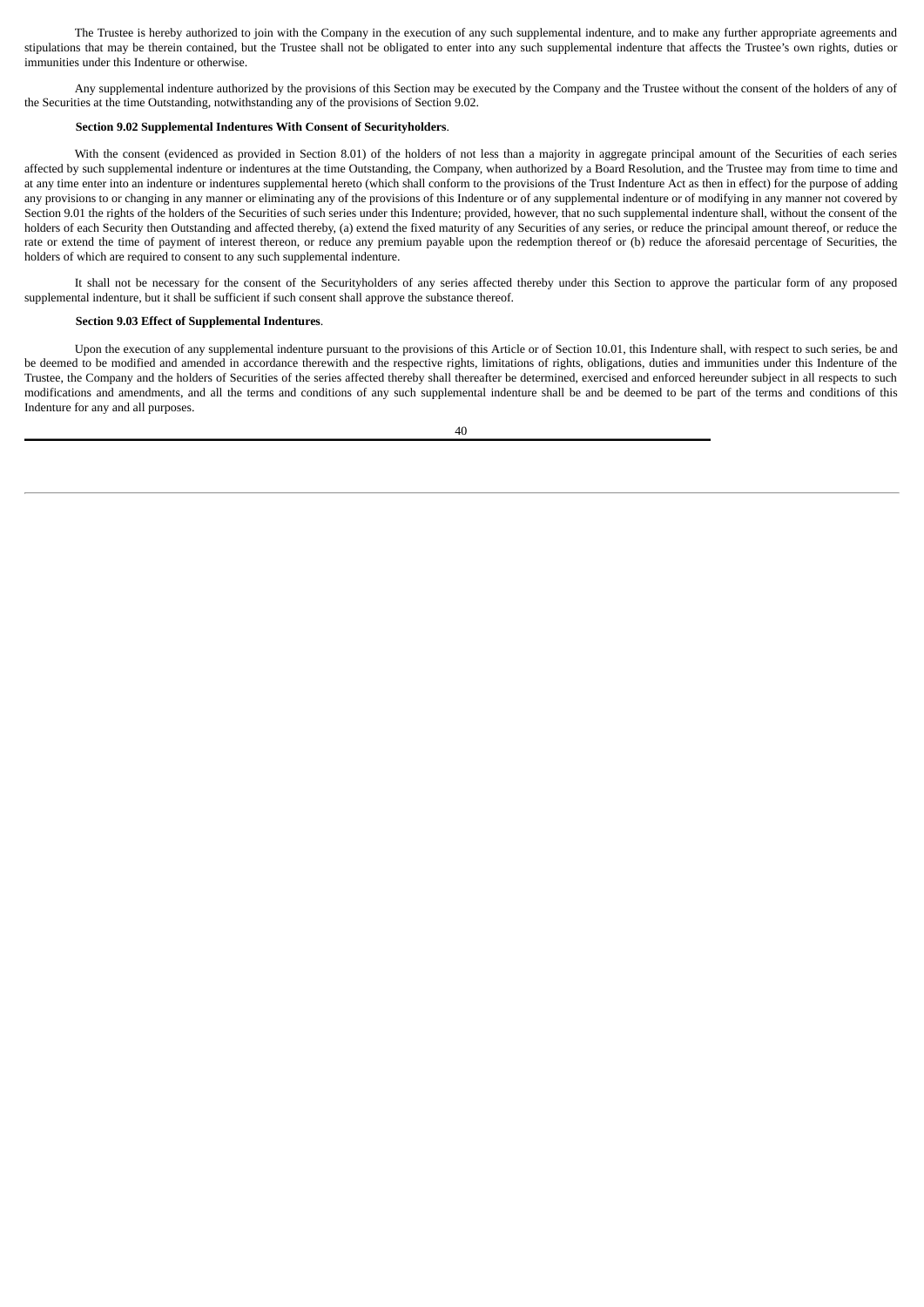The Trustee is hereby authorized to join with the Company in the execution of any such supplemental indenture, and to make any further appropriate agreements and stipulations that may be therein contained, but the Trustee shall not be obligated to enter into any such supplemental indenture that affects the Trustee's own rights, duties or immunities under this Indenture or otherwise.

Any supplemental indenture authorized by the provisions of this Section may be executed by the Company and the Trustee without the consent of the holders of any of the Securities at the time Outstanding, notwithstanding any of the provisions of Section 9.02.

**Section 9.02 Supplemental Indentures With Consent of Securityholders**.

With the consent (evidenced as provided in Section 8.01) of the holders of not less than a majority in aggregate principal amount of the Securities of each series affected by such supplemental indenture or indentures at the time Outstanding, the Company, when authorized by a Board Resolution, and the Trustee may from time to time and at any time enter into an indenture or indentures supplemental hereto (which shall conform to the provisions of the Trust Indenture Act as then in effect) for the purpose of adding any provisions to or changing in any manner or eliminating any of the provisions of this Indenture or of any supplemental indenture or of modifying in any manner not covered by Section 9.01 the rights of the holders of the Securities of such series under this Indenture; provided, however, that no such supplemental indenture shall, without the consent of the holders of each Security then Outstanding and affected thereby, (a) extend the fixed maturity of any Securities of any series, or reduce the principal amount thereof, or reduce the rate or extend the time of payment of interest thereon, or reduce any premium payable upon the redemption thereof or (b) reduce the aforesaid percentage of Securities, the holders of which are required to consent to any such supplemental indenture.

It shall not be necessary for the consent of the Securityholders of any series affected thereby under this Section to approve the particular form of any proposed supplemental indenture, but it shall be sufficient if such consent shall approve the substance thereof.

**Section 9.03 Effect of Supplemental Indentures**.

Upon the execution of any supplemental indenture pursuant to the provisions of this Article or of Section 10.01, this Indenture shall, with respect to such series, be and be deemed to be modified and amended in accordance therewith and the respective rights, limitations of rights, obligations, duties and immunities under this Indenture of the Trustee, the Company and the holders of Securities of the series affected thereby shall thereafter be determined, exercised and enforced hereunder subject in all respects to such modifications and amendments, and all the terms and conditions of any such supplemental indenture shall be and be deemed to be part of the terms and conditions of this Indenture for any and all purposes.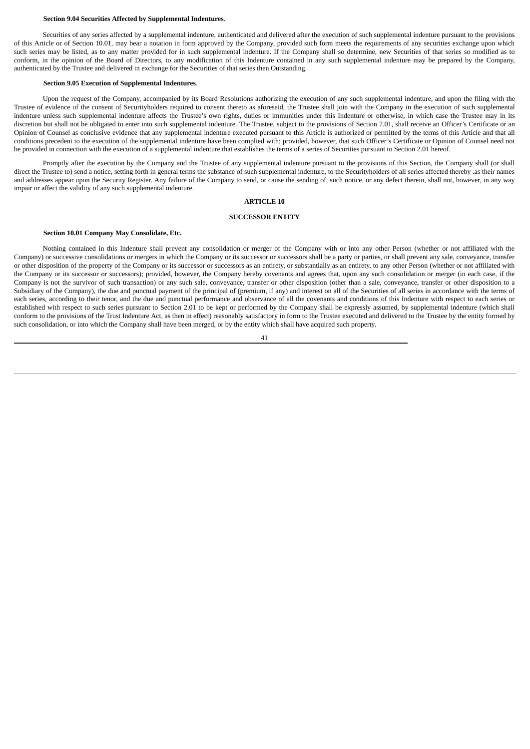**Section 9.04 Securities Affected by Supplemental Indentures**.

Securities of any series affected by a supplemental indenture, authenticated and delivered after the execution of such supplemental indenture pursuant to the provisions of this Article or of Section 10.01, may bear a notation in form approved by the Company, provided such form meets the requirements of any securities exchange upon which such series may be listed, as to any matter provided for in such supplemental indenture. If the Company shall so determine, new Securities of that series so modified as to conform, in the opinion of the Board of Directors, to any modification of this Indenture contained in any such supplemental indenture may be prepared by the Company, authenticated by the Trustee and delivered in exchange for the Securities of that series then Outstanding.

**Section 9.05 Execution of Supplemental Indentures**.

Upon the request of the Company, accompanied by its Board Resolutions authorizing the execution of any such supplemental indenture, and upon the filing with the Trustee of evidence of the consent of Securityholders required to consent thereto as aforesaid, the Trustee shall join with the Company in the execution of such supplemental indenture unless such supplemental indenture affects the Trustee's own rights, duties or immunities under this Indenture or otherwise, in which case the Trustee may in its discretion but shall not be obligated to enter into such supplemental indenture. The Trustee, subject to the provisions of Section 7.01, shall receive an Officer's Certificate or an Opinion of Counsel as conclusive evidence that any supplemental indenture executed pursuant to this Article is authorized or permitted by the terms of this Article and that all conditions precedent to the execution of the supplemental indenture have been complied with; provided, however, that such Officer's Certificate or Opinion of Counsel need not be provided in connection with the execution of a supplemental indenture that establishes the terms of a series of Securities pursuant to Section 2.01 hereof.

Promptly after the execution by the Company and the Trustee of any supplemental indenture pursuant to the provisions of this Section, the Company shall (or shall direct the Trustee to) send a notice, setting forth in general terms the substance of such supplemental indenture, to the Securityholders of all series affected thereby .as their names and addresses appear upon the Security Register. Any failure of the Company to send, or cause the sending of, such notice, or any defect therein, shall not, however, in any way impair or affect the validity of any such supplemental indenture.

## ARTICLE 10

## SUCCESSOR ENTITY

**Section 10.01 Company May Consolidate, Etc.**

Nothing contained in this Indenture shall prevent any consolidation or merger of the Company with or into any other Person (whether or not affiliated with the Company) or successive consolidations or mergers in which the Company or its successor or successors shall be a party or parties, or shall prevent any sale, conveyance, transfer or other disposition of the property of the Company or its successor or successors as an entirety, or substantially as an entirety, to any other Person (whether or not affiliated with the Company or its successor or successors); provided, however, the Company hereby covenants and agrees that, upon any such consolidation or merger (in each case, if the Company is not the survivor of such transaction) or any such sale, conveyance, transfer or other disposition (other than a sale, conveyance, transfer or other disposition to a Subsidiary of the Company), the due and punctual payment of the principal of (premium, if any) and interest on all of the Securities of all series in accordance with the terms of each series, according to their tenor, and the due and punctual performance and observance of all the covenants and conditions of this Indenture with respect to each series or established with respect to such series pursuant to Section 2.01 to be kept or performed by the Company shall be expressly assumed, by supplemental indenture (which shall conform to the provisions of the Trust Indenture Act, as then in effect) reasonably satisfactory in form to the Trustee executed and delivered to the Trustee by the entity formed by such consolidation, or into which the Company shall have been merged, or by the entity which shall have acquired such property.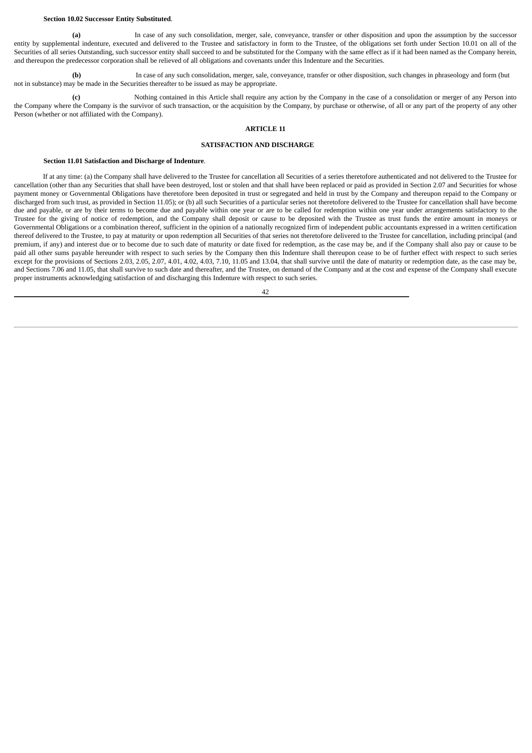**Section 10.02 Successor Entity Substituted**.

**(a)** In case of any such consolidation, merger, sale, conveyance, transfer or other disposition and upon the assumption by the successor entity by supplemental indenture, executed and delivered to the Trustee and satisfactory in form to the Trustee, of the obligations set forth under Section 10.01 on all of the Securities of all series Outstanding, such successor entity shall succeed to and be substituted for the Company with the same effect as if it had been named as the Company herein, and thereupon the predecessor corporation shall be relieved of all obligations and covenants under this Indenture and the Securities.

**(b)** In case of any such consolidation, merger, sale, conveyance, transfer or other disposition, such changes in phraseology and form (but not in substance) may be made in the Securities thereafter to be issued as may be appropriate.

**(c)** Nothing contained in this Article shall require any action by the Company in the case of a consolidation or merger of any Person into the Company where the Company is the survivor of such transaction, or the acquisition by the Company, by purchase or otherwise, of all or any part of the property of any other Person (whether or not affiliated with the Company).

## ARTICLE 11

## SATISFACTION AND DISCHARGE

**Section 11.01 Satisfaction and Discharge of Indenture**.

If at any time: (a) the Company shall have delivered to the Trustee for cancellation all Securities of a series theretofore authenticated and not delivered to the Trustee for cancellation (other than any Securities that shall have been destroyed, lost or stolen and that shall have been replaced or paid as provided in Section 2.07 and Securities for whose payment money or Governmental Obligations have theretofore been deposited in trust or segregated and held in trust by the Company and thereupon repaid to the Company or discharged from such trust, as provided in Section 11.05); or (b) all such Securities of a particular series not theretofore delivered to the Trustee for cancellation shall have become due and payable, or are by their terms to become due and payable within one year or are to be called for redemption within one year under arrangements satisfactory to the Trustee for the giving of notice of redemption, and the Company shall deposit or cause to be deposited with the Trustee as trust funds the entire amount in moneys or Governmental Obligations or a combination thereof, sufficient in the opinion of a nationally recognized firm of independent public accountants expressed in a written certification thereof delivered to the Trustee, to pay at maturity or upon redemption all Securities of that series not theretofore delivered to the Trustee for cancellation, including principal (and premium, if any) and interest due or to become due to such date of maturity or date fixed for redemption, as the case may be, and if the Company shall also pay or cause to be paid all other sums payable hereunder with respect to such series by the Company then this Indenture shall thereupon cease to be of further effect with respect to such series except for the provisions of Sections 2.03, 2.05, 2.07, 4.01, 4.02, 4.03, 7.10, 11.05 and 13.04, that shall survive until the date of maturity or redemption date, as the case may be, and Sections 7.06 and 11.05, that shall survive to such date and thereafter, and the Trustee, on demand of the Company and at the cost and expense of the Company shall execute proper instruments acknowledging satisfaction of and discharging this Indenture with respect to such series.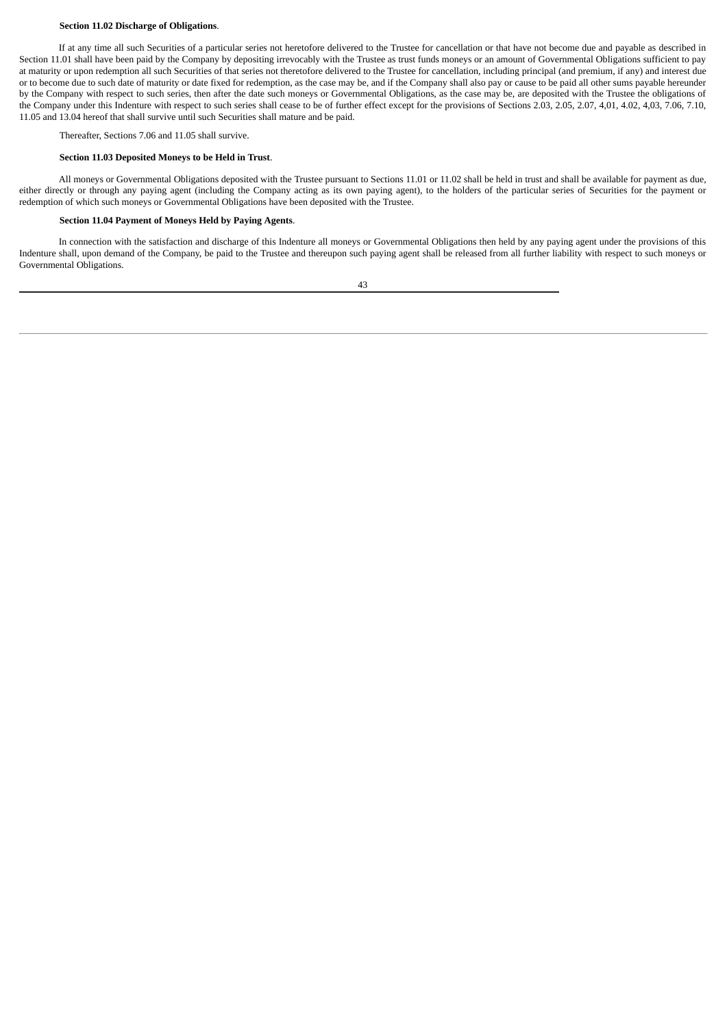**Section 11.02 Discharge of Obligations**.

If at any time all such Securities of a particular series not heretofore delivered to the Trustee for cancellation or that have not become due and payable as described in Section 11.01 shall have been paid by the Company by depositing irrevocably with the Trustee as trust funds moneys or an amount of Governmental Obligations sufficient to pay at maturity or upon redemption all such Securities of that series not theretofore delivered to the Trustee for cancellation, including principal (and premium, if any) and interest due or to become due to such date of maturity or date fixed for redemption, as the case may be, and if the Company shall also pay or cause to be paid all other sums payable hereunder by the Company with respect to such series, then after the date such moneys or Governmental Obligations, as the case may be, are deposited with the Trustee the obligations of the Company under this Indenture with respect to such series shall cease to be of further effect except for the provisions of Sections 2.03, 2.05, 2.07, 4,01, 4.02, 4,03, 7.06, 7.10, 11.05 and 13.04 hereof that shall survive until such Securities shall mature and be paid.

Thereafter, Sections 7.06 and 11.05 shall survive.

**Section 11.03 Deposited Moneys to be Held in Trust**.

All moneys or Governmental Obligations deposited with the Trustee pursuant to Sections 11.01 or 11.02 shall be held in trust and shall be available for payment as due, either directly or through any paying agent (including the Company acting as its own paying agent), to the holders of the particular series of Securities for the payment or redemption of which such moneys or Governmental Obligations have been deposited with the Trustee.

**Section 11.04 Payment of Moneys Held by Paying Agents**.

In connection with the satisfaction and discharge of this Indenture all moneys or Governmental Obligations then held by any paying agent under the provisions of this Indenture shall, upon demand of the Company, be paid to the Trustee and thereupon such paying agent shall be released from all further liability with respect to such moneys or Governmental Obligations.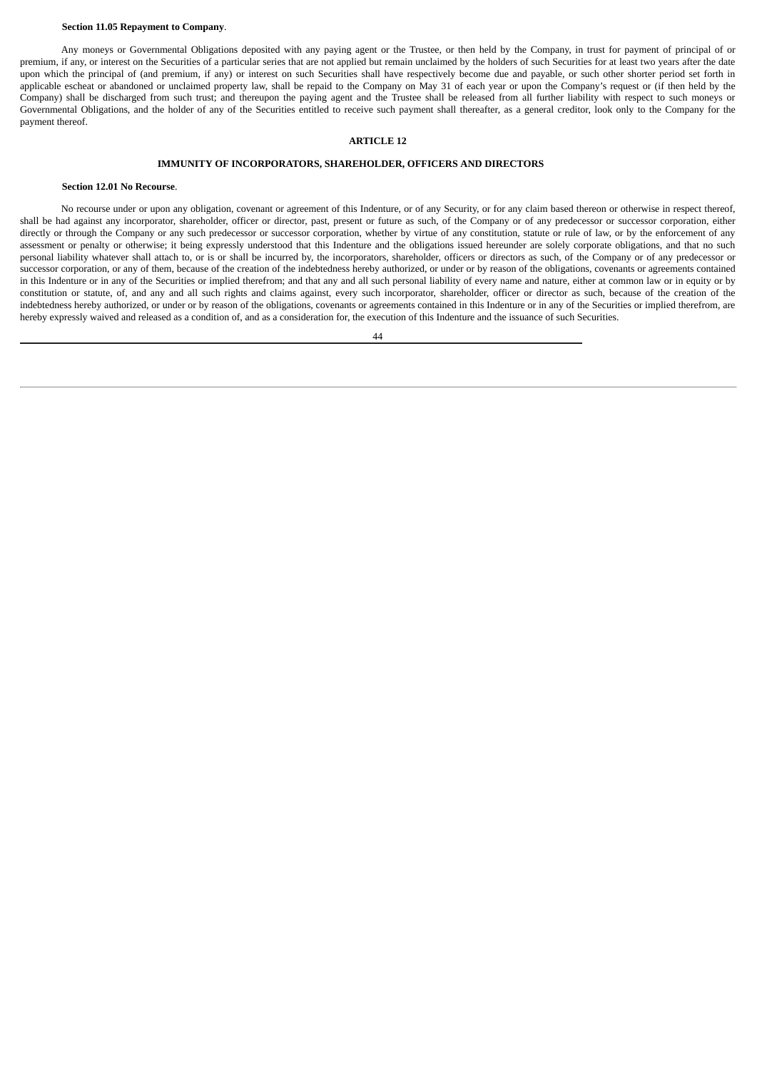**Section 11.05 Repayment to Company**.

Any moneys or Governmental Obligations deposited with any paying agent or the Trustee, or then held by the Company, in trust for payment of principal of or premium, if any, or interest on the Securities of a particular series that are not applied but remain unclaimed by the holders of such Securities for at least two years after the date upon which the principal of (and premium, if any) or interest on such Securities shall have respectively become due and payable, or such other shorter period set forth in applicable escheat or abandoned or unclaimed property law, shall be repaid to the Company on May 31 of each year or upon the Company's request or (if then held by the Company) shall be discharged from such trust; and thereupon the paying agent and the Trustee shall be released from all further liability with respect to such moneys or Governmental Obligations, and the holder of any of the Securities entitled to receive such payment shall thereafter, as a general creditor, look only to the Company for the payment thereof.

## ARTICLE 12

## IMMUNITY OF INCORPORATORS, SHAREHOLDER, OFFICERS AND DIRECTORS

**Section 12.01 No Recourse**.

No recourse under or upon any obligation, covenant or agreement of this Indenture, or of any Security, or for any claim based thereon or otherwise in respect thereof, shall be had against any incorporator, shareholder, officer or director, past, present or future as such, of the Company or of any predecessor or successor corporation, either directly or through the Company or any such predecessor or successor corporation, whether by virtue of any constitution, statute or rule of law, or by the enforcement of any assessment or penalty or otherwise; it being expressly understood that this Indenture and the obligations issued hereunder are solely corporate obligations, and that no such personal liability whatever shall attach to, or is or shall be incurred by, the incorporators, shareholder, officers or directors as such, of the Company or of any predecessor or successor corporation, or any of them, because of the creation of the indebtedness hereby authorized, or under or by reason of the obligations, covenants or agreements contained in this Indenture or in any of the Securities or implied therefrom; and that any and all such personal liability of every name and nature, either at common law or in equity or by constitution or statute, of, and any and all such rights and claims against, every such incorporator, shareholder, officer or director as such, because of the creation of the indebtedness hereby authorized, or under or by reason of the obligations, covenants or agreements contained in this Indenture or in any of the Securities or implied therefrom, are hereby expressly waived and released as a condition of, and as a consideration for, the execution of this Indenture and the issuance of such Securities.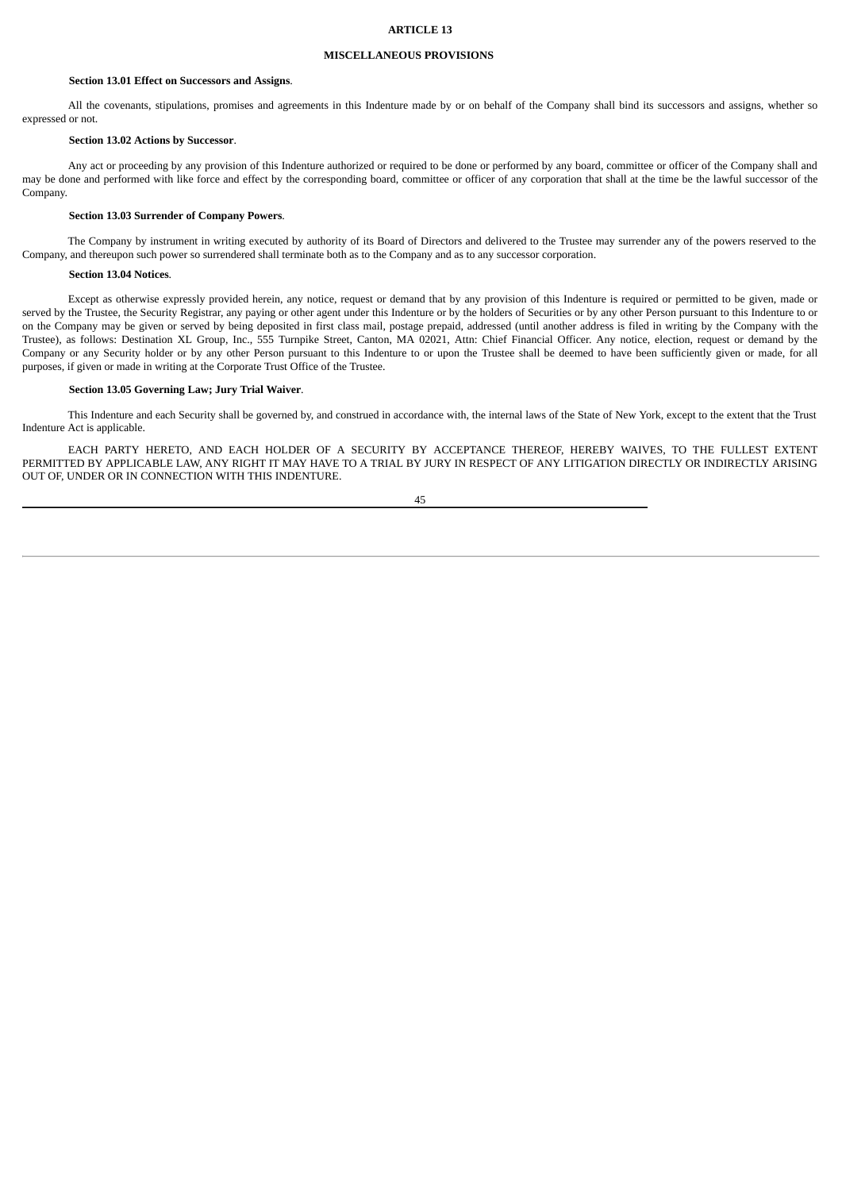# ARTICLE 13

## MISCELLANEOUS PROVISIONS

**Section 13.01 Effect on Successors and Assigns**.

All the covenants, stipulations, promises and agreements in this Indenture made by or on behalf of the Company shall bind its successors and assigns, whether so expressed or not.

**Section 13.02 Actions by Successor**.

Any act or proceeding by any provision of this Indenture authorized or required to be done or performed by any board, committee or officer of the Company shall and may be done and performed with like force and effect by the corresponding board, committee or officer of any corporation that shall at the time be the lawful successor of the Company.

**Section 13.03 Surrender of Company Powers**.

The Company by instrument in writing executed by authority of its Board of Directors and delivered to the Trustee may surrender any of the powers reserved to the Company, and thereupon such power so surrendered shall terminate both as to the Company and as to any successor corporation.

**Section 13.04 Notices**.

Except as otherwise expressly provided herein, any notice, request or demand that by any provision of this Indenture is required or permitted to be given, made or served by the Trustee, the Security Registrar, any paying or other agent under this Indenture or by the holders of Securities or by any other Person pursuant to this Indenture to or on the Company may be given or served by being deposited in first class mail, postage prepaid, addressed (until another address is filed in writing by the Company with the Trustee), as follows: Destination XL Group, Inc., 555 Turnpike Street, Canton, MA 02021, Attn: Chief Financial Officer. Any notice, election, request or demand by the Company or any Security holder or by any other Person pursuant to this Indenture to or upon the Trustee shall be deemed to have been sufficiently given or made, for all purposes, if given or made in writing at the Corporate Trust Office of the Trustee.

**Section 13.05 Governing Law; Jury Trial Waiver**.

This Indenture and each Security shall be governed by, and construed in accordance with, the internal laws of the State of New York, except to the extent that the Trust Indenture Act is applicable.

EACH PARTY HERETO, AND EACH HOLDER OF A SECURITY BY ACCEPTANCE THEREOF, HEREBY WAIVES, TO THE FULLEST EXTENT PERMITTED BY APPLICABLE LAW, ANY RIGHT IT MAY HAVE TO A TRIAL BY JURY IN RESPECT OF ANY LITIGATION DIRECTLY OR INDIRECTLY ARISING OUT OF, UNDER OR IN CONNECTION WITH THIS INDENTURE.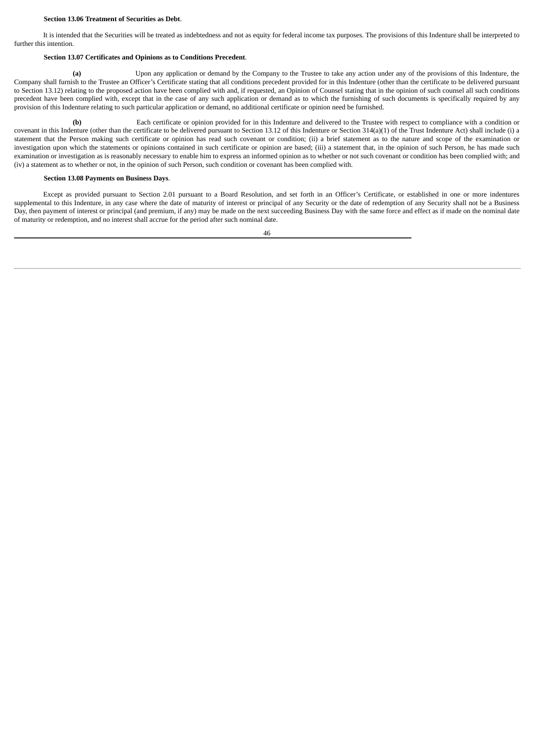**Section 13.06 Treatment of Securities as Debt**.

It is intended that the Securities will be treated as indebtedness and not as equity for federal income tax purposes. The provisions of this Indenture shall be interpreted to further this intention.

**Section 13.07 Certificates and Opinions as to Conditions Precedent**.

**(a)** Upon any application or demand by the Company to the Trustee to take any action under any of the provisions of this Indenture, the Company shall furnish to the Trustee an Officer's Certificate stating that all conditions precedent provided for in this Indenture (other than the certificate to be delivered pursuant to Section 13.12) relating to the proposed action have been complied with and, if requested, an Opinion of Counsel stating that in the opinion of such counsel all such conditions precedent have been complied with, except that in the case of any such application or demand as to which the furnishing of such documents is specifically required by any provision of this Indenture relating to such particular application or demand, no additional certificate or opinion need be furnished.

**(b)** Each certificate or opinion provided for in this Indenture and delivered to the Trustee with respect to compliance with a condition or covenant in this Indenture (other than the certificate to be delivered pursuant to Section 13.12 of this Indenture or Section 314(a)(1) of the Trust Indenture Act) shall include (i) a statement that the Person making such certificate or opinion has read such covenant or condition; (ii) a brief statement as to the nature and scope of the examination or investigation upon which the statements or opinions contained in such certificate or opinion are based; (iii) a statement that, in the opinion of such Person, he has made such examination or investigation as is reasonably necessary to enable him to express an informed opinion as to whether or not such covenant or condition has been complied with; and (iv) a statement as to whether or not, in the opinion of such Person, such condition or covenant has been complied with.

**Section 13.08 Payments on Business Days**.

Except as provided pursuant to Section 2.01 pursuant to a Board Resolution, and set forth in an Officer's Certificate, or established in one or more indentures supplemental to this Indenture, in any case where the date of maturity of interest or principal of any Security or the date of redemption of any Security shall not be a Business Day, then payment of interest or principal (and premium, if any) may be made on the next succeeding Business Day with the same force and effect as if made on the nominal date of maturity or redemption, and no interest shall accrue for the period after such nominal date.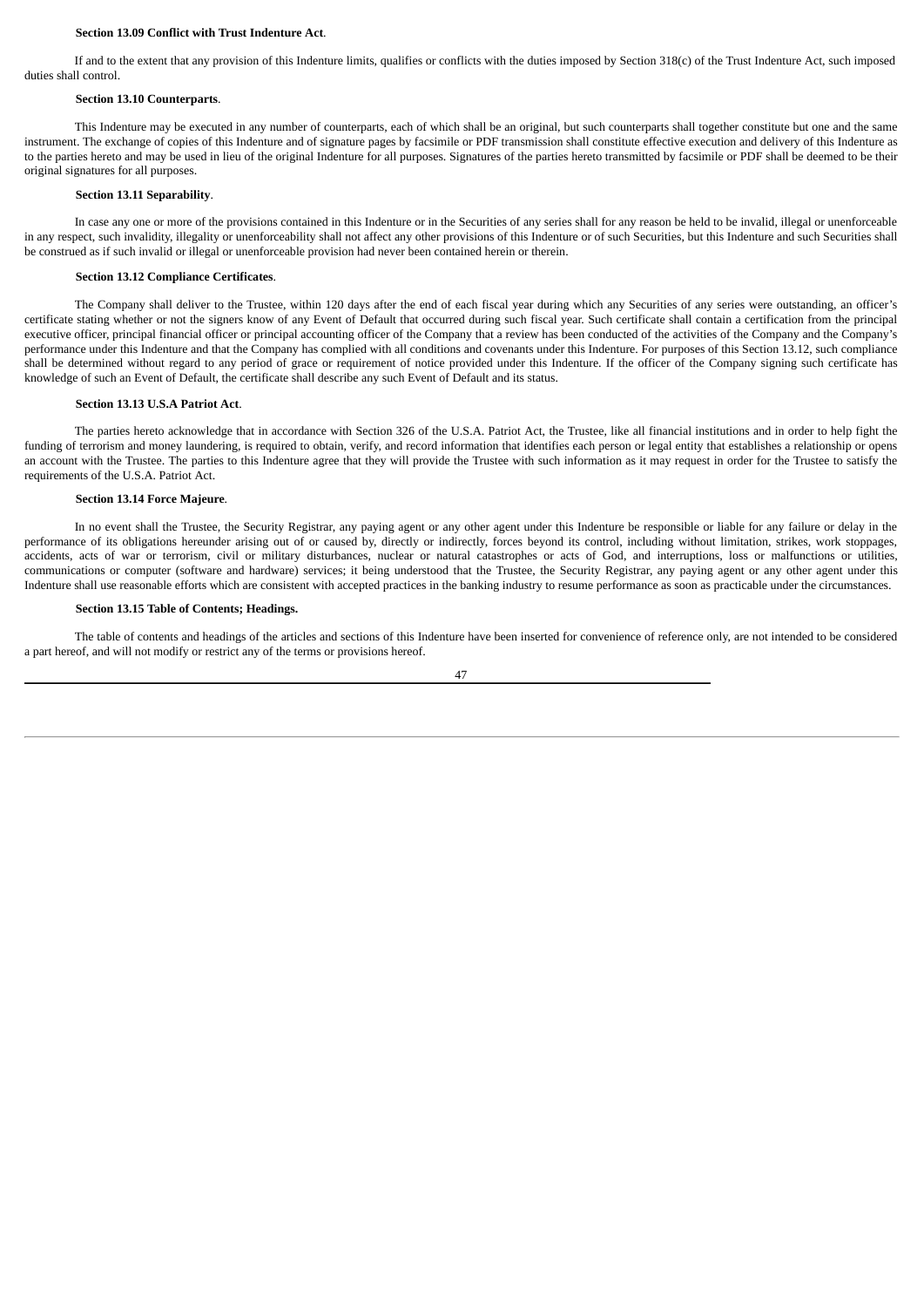**Section 13.09 Conflict with Trust Indenture Act**.

If and to the extent that any provision of this Indenture limits, qualifies or conflicts with the duties imposed by Section 318(c) of the Trust Indenture Act, such imposed duties shall control.

**Section 13.10 Counterparts**.

This Indenture may be executed in any number of counterparts, each of which shall be an original, but such counterparts shall together constitute but one and the same instrument. The exchange of copies of this Indenture and of signature pages by facsimile or PDF transmission shall constitute effective execution and delivery of this Indenture as to the parties hereto and may be used in lieu of the original Indenture for all purposes. Signatures of the parties hereto transmitted by facsimile or PDF shall be deemed to be their original signatures for all purposes.

**Section 13.11 Separability**.

In case any one or more of the provisions contained in this Indenture or in the Securities of any series shall for any reason be held to be invalid, illegal or unenforceable in any respect, such invalidity, illegality or unenforceability shall not affect any other provisions of this Indenture or of such Securities, but this Indenture and such Securities shall be construed as if such invalid or illegal or unenforceable provision had never been contained herein or therein.

**Section 13.12 Compliance Certificates**.

The Company shall deliver to the Trustee, within 120 days after the end of each fiscal year during which any Securities of any series were outstanding, an officer's certificate stating whether or not the signers know of any Event of Default that occurred during such fiscal year. Such certificate shall contain a certification from the principal executive officer, principal financial officer or principal accounting officer of the Company that a review has been conducted of the activities of the Company and the Company's performance under this Indenture and that the Company has complied with all conditions and covenants under this Indenture. For purposes of this Section 13.12, such compliance shall be determined without regard to any period of grace or requirement of notice provided under this Indenture. If the officer of the Company signing such certificate has knowledge of such an Event of Default, the certificate shall describe any such Event of Default and its status.

**Section 13.13 U.S.A Patriot Act**.

The parties hereto acknowledge that in accordance with Section 326 of the U.S.A. Patriot Act, the Trustee, like all financial institutions and in order to help fight the funding of terrorism and money laundering, is required to obtain, verify, and record information that identifies each person or legal entity that establishes a relationship or opens an account with the Trustee. The parties to this Indenture agree that they will provide the Trustee with such information as it may request in order for the Trustee to satisfy the requirements of the U.S.A. Patriot Act.

**Section 13.14 Force Majeure**.

In no event shall the Trustee, the Security Registrar, any paying agent or any other agent under this Indenture be responsible or liable for any failure or delay in the performance of its obligations hereunder arising out of or caused by, directly or indirectly, forces beyond its control, including without limitation, strikes, work stoppages, accidents, acts of war or terrorism, civil or military disturbances, nuclear or natural catastrophes or acts of God, and interruptions, loss or malfunctions or utilities, communications or computer (software and hardware) services; it being understood that the Trustee, the Security Registrar, any paying agent or any other agent under this Indenture shall use reasonable efforts which are consistent with accepted practices in the banking industry to resume performance as soon as practicable under the circumstances.

**Section 13.15 Table of Contents; Headings.**

The table of contents and headings of the articles and sections of this Indenture have been inserted for convenience of reference only, are not intended to be considered a part hereof, and will not modify or restrict any of the terms or provisions hereof.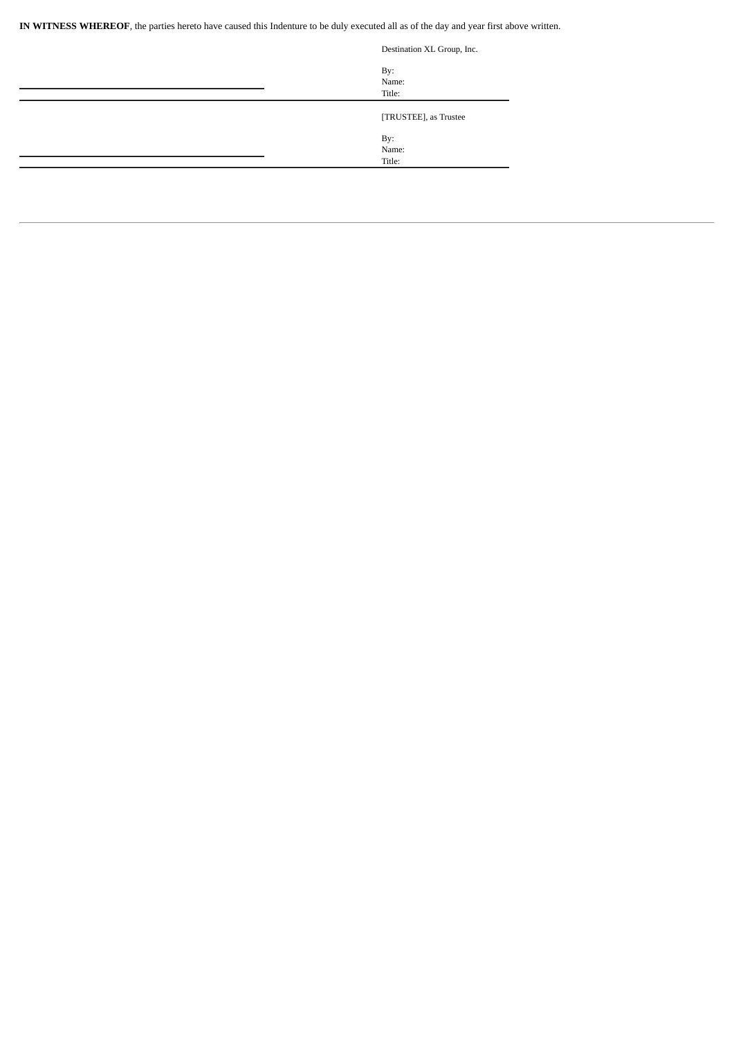**IN WITNESS WHEREOF**, the parties hereto have caused this Indenture to be duly executed all as of the day and year first above written.

Destination XL Group, Inc.

By:
Name:
Title:

[TRUSTEE], as Trustee

By:
Name:
Title: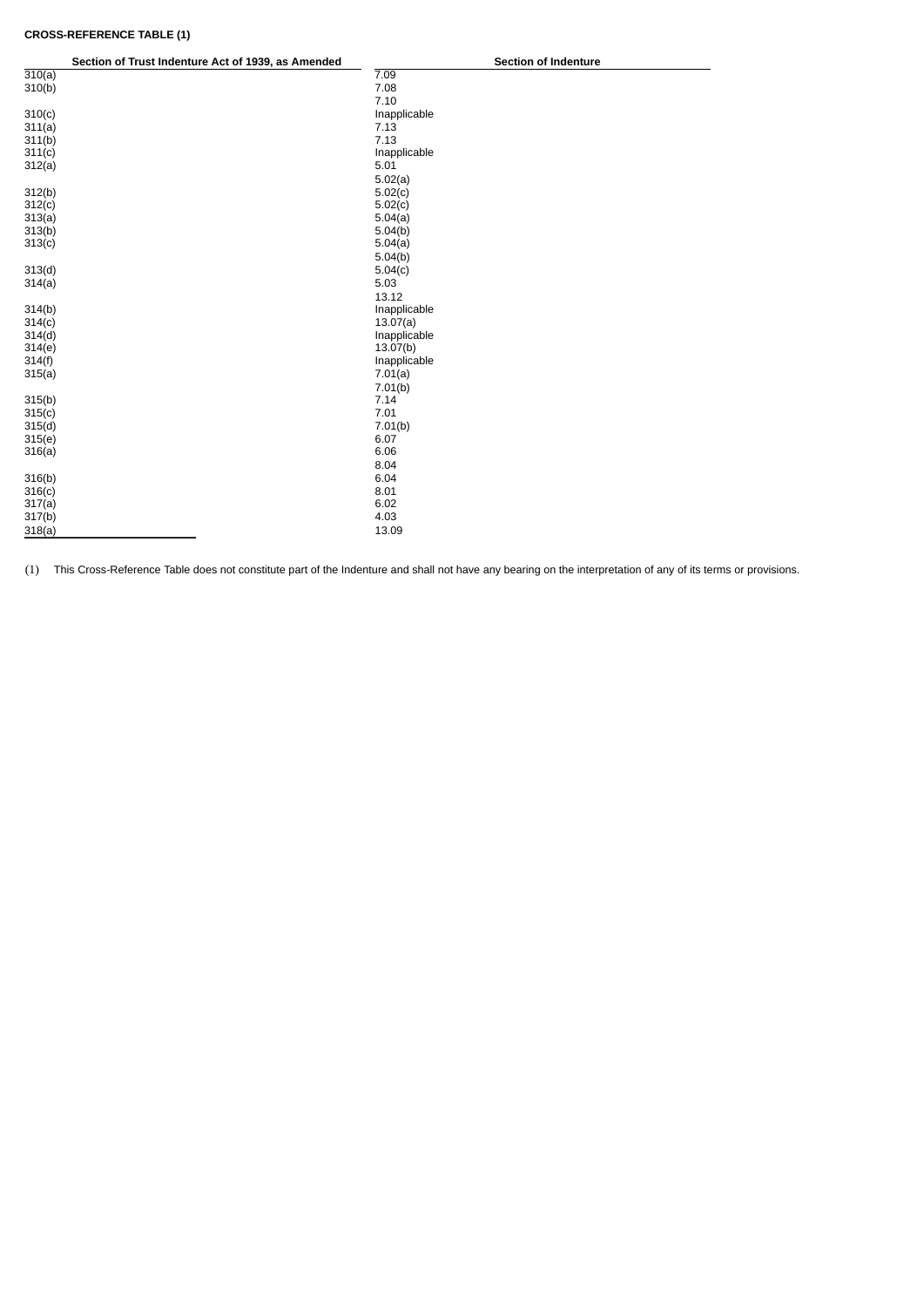**CROSS-REFERENCE TABLE (1)**

| Section of Trust Indenture Act of 1939, as Amended | Section of Indenture |
|---|---|
| 310(a) | 7.09 |
| 310(b) | 7.08 |
| | 7.10 |
| 310(c) | Inapplicable |
| 311(a) | 7.13 |
| 311(b) | 7.13 |
| 311(c) | Inapplicable |
| 312(a) | 5.01 |
| | 5.02(a) |
| 312(b) | 5.02(c) |
| 312(c) | 5.02(c) |
| 313(a) | 5.04(a) |
| 313(b) | 5.04(b) |
| 313(c) | 5.04(a) |
| | 5.04(b) |
| 313(d) | 5.04(c) |
| 314(a) | 5.03 |
| | 13.12 |
| 314(b) | Inapplicable |
| 314(c) | 13.07(a) |
| 314(d) | Inapplicable |
| 314(e) | 13.07(b) |
| 314(f) | Inapplicable |
| 315(a) | 7.01(a) |
| | 7.01(b) |
| 315(b) | 7.14 |
| 315(c) | 7.01 |
| 315(d) | 7.01(b) |
| 315(e) | 6.07 |
| 316(a) | 6.06 |
| | 8.04 |
| 316(b) | 6.04 |
| 316(c) | 8.01 |
| 317(a) | 6.02 |
| 317(b) | 4.03 |
| 318(a) | 13.09 |

(1) This Cross-Reference Table does not constitute part of the Indenture and shall not have any bearing on the interpretation of any of its terms or provisions.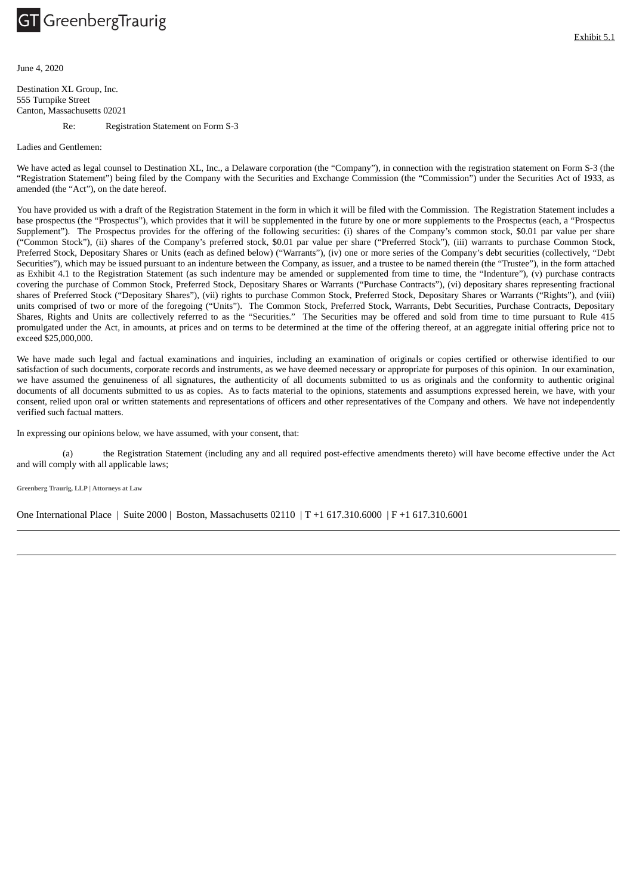Exhibit 5.1

June 4, 2020

Destination XL Group, Inc.
555 Turnpike Street
Canton, Massachusetts 02021

Re: Registration Statement on Form S-3

Ladies and Gentlemen:

We have acted as legal counsel to Destination XL, Inc., a Delaware corporation (the "Company"), in connection with the registration statement on Form S-3 (the "Registration Statement") being filed by the Company with the Securities and Exchange Commission (the "Commission") under the Securities Act of 1933, as amended (the "Act"), on the date hereof.

You have provided us with a draft of the Registration Statement in the form in which it will be filed with the Commission. The Registration Statement includes a base prospectus (the "Prospectus"), which provides that it will be supplemented in the future by one or more supplements to the Prospectus (each, a "Prospectus Supplement"). The Prospectus provides for the offering of the following securities: (i) shares of the Company's common stock, $0.01 par value per share ("Common Stock"), (ii) shares of the Company's preferred stock, $0.01 par value per share ("Preferred Stock"), (iii) warrants to purchase Common Stock, Preferred Stock, Depositary Shares or Units (each as defined below) ("Warrants"), (iv) one or more series of the Company's debt securities (collectively, "Debt Securities"), which may be issued pursuant to an indenture between the Company, as issuer, and a trustee to be named therein (the "Trustee"), in the form attached as Exhibit 4.1 to the Registration Statement (as such indenture may be amended or supplemented from time to time, the "Indenture"), (v) purchase contracts covering the purchase of Common Stock, Preferred Stock, Depositary Shares or Warrants ("Purchase Contracts"), (vi) depositary shares representing fractional shares of Preferred Stock ("Depositary Shares"), (vii) rights to purchase Common Stock, Preferred Stock, Depositary Shares or Warrants ("Rights"), and (viii) units comprised of two or more of the foregoing ("Units"). The Common Stock, Preferred Stock, Warrants, Debt Securities, Purchase Contracts, Depositary Shares, Rights and Units are collectively referred to as the "Securities." The Securities may be offered and sold from time to time pursuant to Rule 415 promulgated under the Act, in amounts, at prices and on terms to be determined at the time of the offering thereof, at an aggregate initial offering price not to exceed $25,000,000.

We have made such legal and factual examinations and inquiries, including an examination of originals or copies certified or otherwise identified to our satisfaction of such documents, corporate records and instruments, as we have deemed necessary or appropriate for purposes of this opinion. In our examination, we have assumed the genuineness of all signatures, the authenticity of all documents submitted to us as originals and the conformity to authentic original documents of all documents submitted to us as copies. As to facts material to the opinions, statements and assumptions expressed herein, we have, with your consent, relied upon oral or written statements and representations of officers and other representatives of the Company and others. We have not independently verified such factual matters.

In expressing our opinions below, we have assumed, with your consent, that:

(a) the Registration Statement (including any and all required post-effective amendments thereto) will have become effective under the Act and will comply with all applicable laws;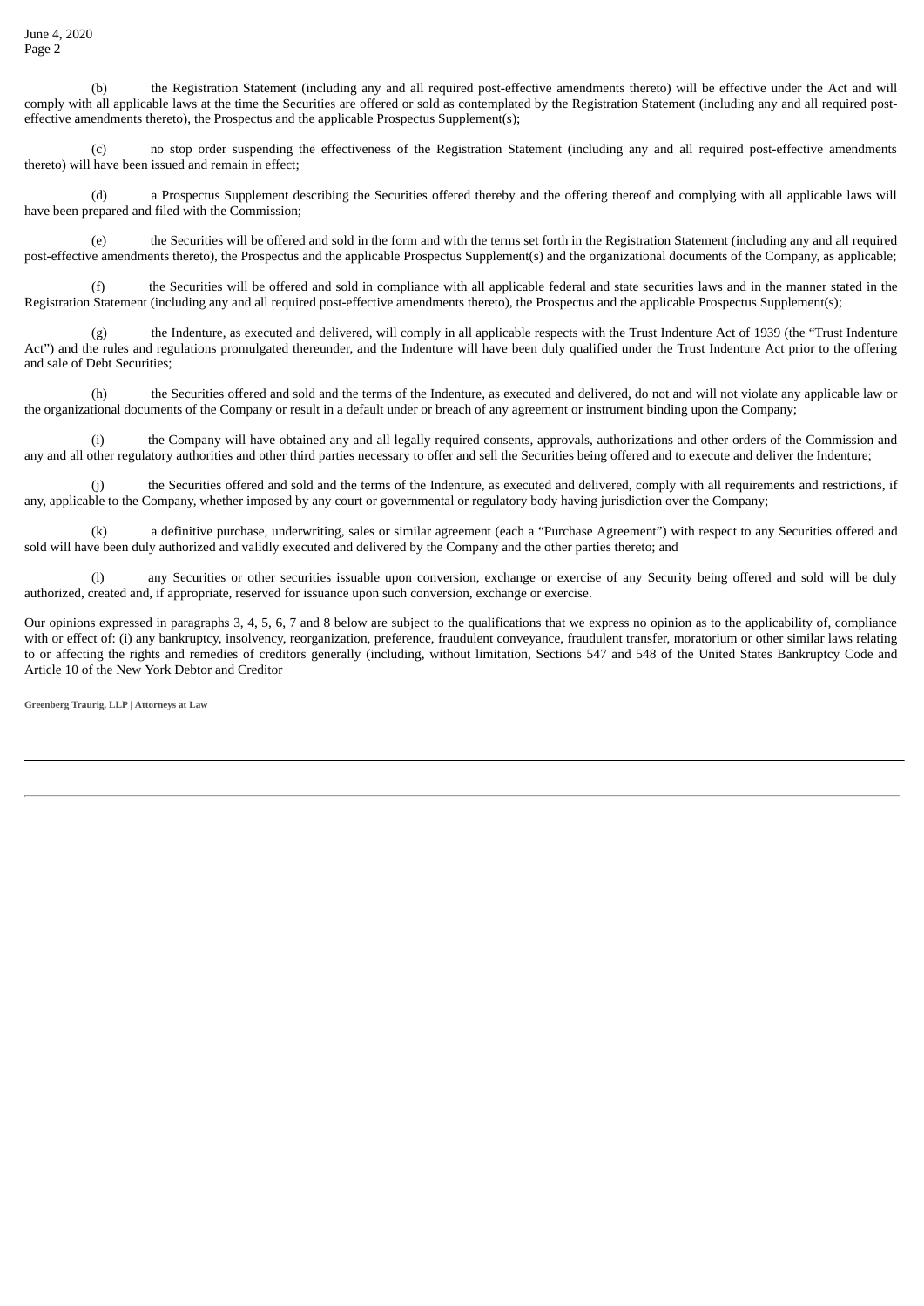(b) the Registration Statement (including any and all required post-effective amendments thereto) will be effective under the Act and will comply with all applicable laws at the time the Securities are offered or sold as contemplated by the Registration Statement (including any and all required post-effective amendments thereto), the Prospectus and the applicable Prospectus Supplement(s);

(c) no stop order suspending the effectiveness of the Registration Statement (including any and all required post-effective amendments thereto) will have been issued and remain in effect;

(d) a Prospectus Supplement describing the Securities offered thereby and the offering thereof and complying with all applicable laws will have been prepared and filed with the Commission;

(e) the Securities will be offered and sold in the form and with the terms set forth in the Registration Statement (including any and all required post-effective amendments thereto), the Prospectus and the applicable Prospectus Supplement(s) and the organizational documents of the Company, as applicable;

(f) the Securities will be offered and sold in compliance with all applicable federal and state securities laws and in the manner stated in the Registration Statement (including any and all required post-effective amendments thereto), the Prospectus and the applicable Prospectus Supplement(s);

(g) the Indenture, as executed and delivered, will comply in all applicable respects with the Trust Indenture Act of 1939 (the "Trust Indenture Act") and the rules and regulations promulgated thereunder, and the Indenture will have been duly qualified under the Trust Indenture Act prior to the offering and sale of Debt Securities;

(h) the Securities offered and sold and the terms of the Indenture, as executed and delivered, do not and will not violate any applicable law or the organizational documents of the Company or result in a default under or breach of any agreement or instrument binding upon the Company;

(i) the Company will have obtained any and all legally required consents, approvals, authorizations and other orders of the Commission and any and all other regulatory authorities and other third parties necessary to offer and sell the Securities being offered and to execute and deliver the Indenture;

(j) the Securities offered and sold and the terms of the Indenture, as executed and delivered, comply with all requirements and restrictions, if any, applicable to the Company, whether imposed by any court or governmental or regulatory body having jurisdiction over the Company;

(k) a definitive purchase, underwriting, sales or similar agreement (each a "Purchase Agreement") with respect to any Securities offered and sold will have been duly authorized and validly executed and delivered by the Company and the other parties thereto; and

(l) any Securities or other securities issuable upon conversion, exchange or exercise of any Security being offered and sold will be duly authorized, created and, if appropriate, reserved for issuance upon such conversion, exchange or exercise.

Our opinions expressed in paragraphs 3, 4, 5, 6, 7 and 8 below are subject to the qualifications that we express no opinion as to the applicability of, compliance with or effect of: (i) any bankruptcy, insolvency, reorganization, preference, fraudulent conveyance, fraudulent transfer, moratorium or other similar laws relating to or affecting the rights and remedies of creditors generally (including, without limitation, Sections 547 and 548 of the United States Bankruptcy Code and Article 10 of the New York Debtor and Creditor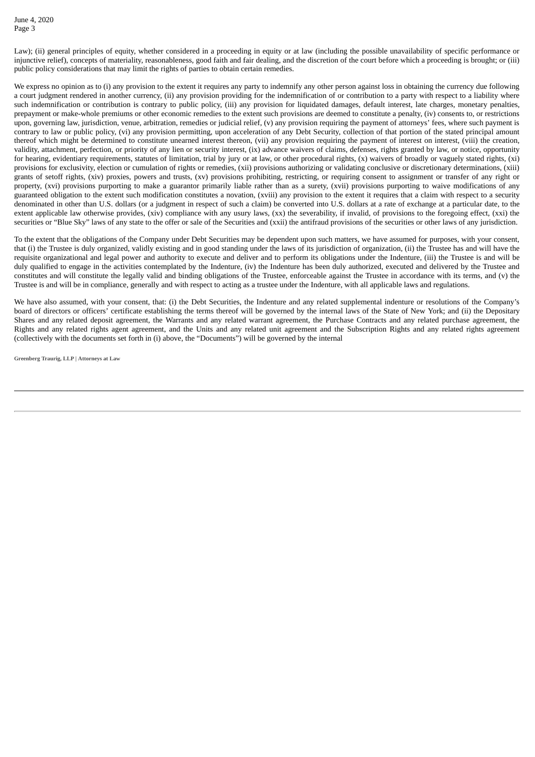Law); (ii) general principles of equity, whether considered in a proceeding in equity or at law (including the possible unavailability of specific performance or injunctive relief), concepts of materiality, reasonableness, good faith and fair dealing, and the discretion of the court before which a proceeding is brought; or (iii) public policy considerations that may limit the rights of parties to obtain certain remedies.

We express no opinion as to (i) any provision to the extent it requires any party to indemnify any other person against loss in obtaining the currency due following a court judgment rendered in another currency, (ii) any provision providing for the indemnification of or contribution to a party with respect to a liability where such indemnification or contribution is contrary to public policy, (iii) any provision for liquidated damages, default interest, late charges, monetary penalties, prepayment or make-whole premiums or other economic remedies to the extent such provisions are deemed to constitute a penalty, (iv) consents to, or restrictions upon, governing law, jurisdiction, venue, arbitration, remedies or judicial relief, (v) any provision requiring the payment of attorneys' fees, where such payment is contrary to law or public policy, (vi) any provision permitting, upon acceleration of any Debt Security, collection of that portion of the stated principal amount thereof which might be determined to constitute unearned interest thereon, (vii) any provision requiring the payment of interest on interest, (viii) the creation, validity, attachment, perfection, or priority of any lien or security interest, (ix) advance waivers of claims, defenses, rights granted by law, or notice, opportunity for hearing, evidentiary requirements, statutes of limitation, trial by jury or at law, or other procedural rights, (x) waivers of broadly or vaguely stated rights, (xi) provisions for exclusivity, election or cumulation of rights or remedies, (xii) provisions authorizing or validating conclusive or discretionary determinations, (xiii) grants of setoff rights, (xiv) proxies, powers and trusts, (xv) provisions prohibiting, restricting, or requiring consent to assignment or transfer of any right or property, (xvi) provisions purporting to make a guarantor primarily liable rather than as a surety, (xvii) provisions purporting to waive modifications of any guaranteed obligation to the extent such modification constitutes a novation, (xviii) any provision to the extent it requires that a claim with respect to a security denominated in other than U.S. dollars (or a judgment in respect of such a claim) be converted into U.S. dollars at a rate of exchange at a particular date, to the extent applicable law otherwise provides, (xiv) compliance with any usury laws, (xx) the severability, if invalid, of provisions to the foregoing effect, (xxi) the securities or "Blue Sky" laws of any state to the offer or sale of the Securities and (xxii) the antifraud provisions of the securities or other laws of any jurisdiction.

To the extent that the obligations of the Company under Debt Securities may be dependent upon such matters, we have assumed for purposes, with your consent, that (i) the Trustee is duly organized, validly existing and in good standing under the laws of its jurisdiction of organization, (ii) the Trustee has and will have the requisite organizational and legal power and authority to execute and deliver and to perform its obligations under the Indenture, (iii) the Trustee is and will be duly qualified to engage in the activities contemplated by the Indenture, (iv) the Indenture has been duly authorized, executed and delivered by the Trustee and constitutes and will constitute the legally valid and binding obligations of the Trustee, enforceable against the Trustee in accordance with its terms, and (v) the Trustee is and will be in compliance, generally and with respect to acting as a trustee under the Indenture, with all applicable laws and regulations.

We have also assumed, with your consent, that: (i) the Debt Securities, the Indenture and any related supplemental indenture or resolutions of the Company's board of directors or officers' certificate establishing the terms thereof will be governed by the internal laws of the State of New York; and (ii) the Depositary Shares and any related deposit agreement, the Warrants and any related warrant agreement, the Purchase Contracts and any related purchase agreement, the Rights and any related rights agent agreement, and the Units and any related unit agreement and the Subscription Rights and any related rights agreement (collectively with the documents set forth in (i) above, the "Documents") will be governed by the internal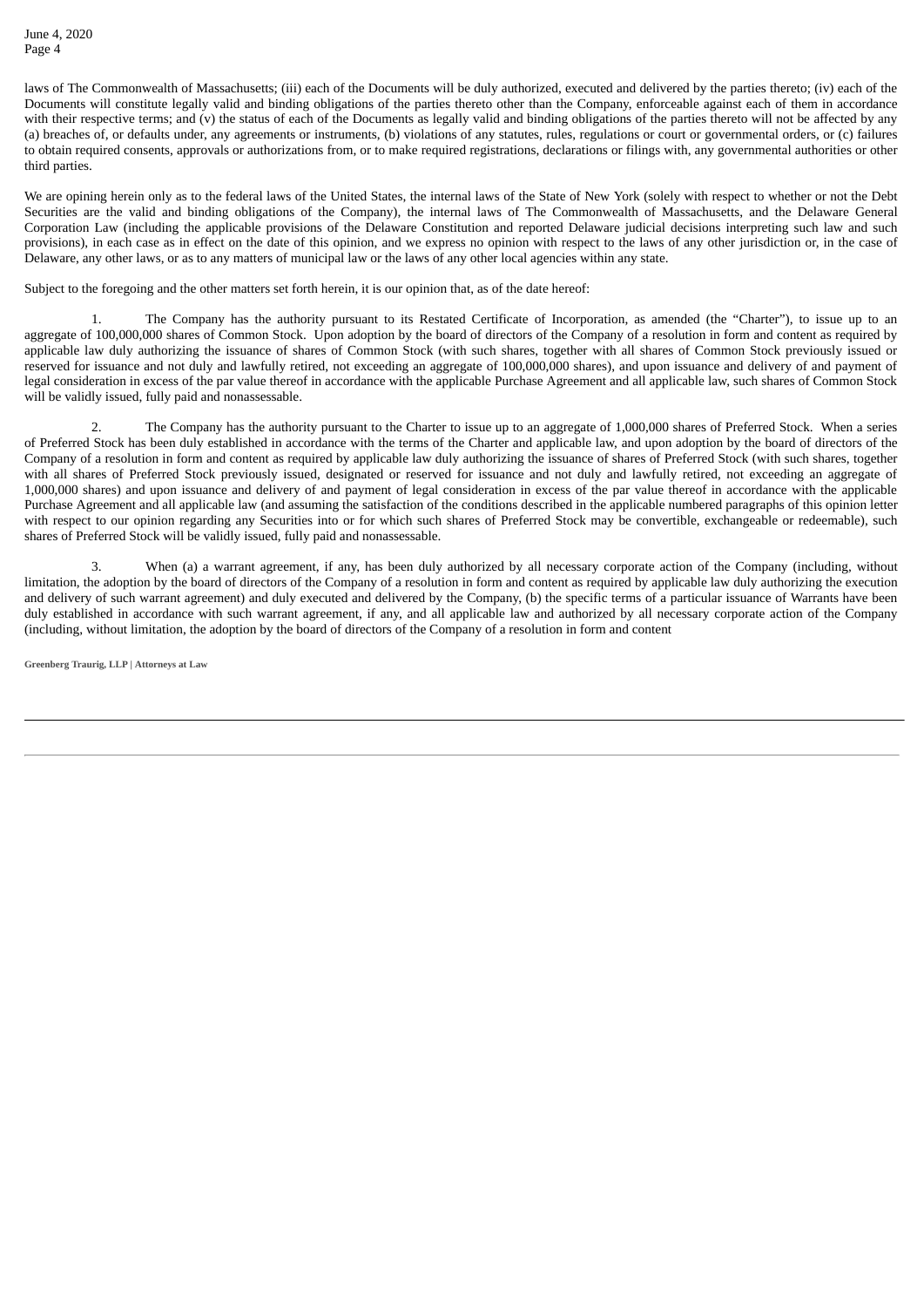laws of The Commonwealth of Massachusetts; (iii) each of the Documents will be duly authorized, executed and delivered by the parties thereto; (iv) each of the Documents will constitute legally valid and binding obligations of the parties thereto other than the Company, enforceable against each of them in accordance with their respective terms; and (v) the status of each of the Documents as legally valid and binding obligations of the parties thereto will not be affected by any (a) breaches of, or defaults under, any agreements or instruments, (b) violations of any statutes, rules, regulations or court or governmental orders, or (c) failures to obtain required consents, approvals or authorizations from, or to make required registrations, declarations or filings with, any governmental authorities or other third parties.

We are opining herein only as to the federal laws of the United States, the internal laws of the State of New York (solely with respect to whether or not the Debt Securities are the valid and binding obligations of the Company), the internal laws of The Commonwealth of Massachusetts, and the Delaware General Corporation Law (including the applicable provisions of the Delaware Constitution and reported Delaware judicial decisions interpreting such law and such provisions), in each case as in effect on the date of this opinion, and we express no opinion with respect to the laws of any other jurisdiction or, in the case of Delaware, any other laws, or as to any matters of municipal law or the laws of any other local agencies within any state.

Subject to the foregoing and the other matters set forth herein, it is our opinion that, as of the date hereof:

1. The Company has the authority pursuant to its Restated Certificate of Incorporation, as amended (the "Charter"), to issue up to an aggregate of 100,000,000 shares of Common Stock. Upon adoption by the board of directors of the Company of a resolution in form and content as required by applicable law duly authorizing the issuance of shares of Common Stock (with such shares, together with all shares of Common Stock previously issued or reserved for issuance and not duly and lawfully retired, not exceeding an aggregate of 100,000,000 shares), and upon issuance and delivery of and payment of legal consideration in excess of the par value thereof in accordance with the applicable Purchase Agreement and all applicable law, such shares of Common Stock will be validly issued, fully paid and nonassessable.

2. The Company has the authority pursuant to the Charter to issue up to an aggregate of 1,000,000 shares of Preferred Stock. When a series of Preferred Stock has been duly established in accordance with the terms of the Charter and applicable law, and upon adoption by the board of directors of the Company of a resolution in form and content as required by applicable law duly authorizing the issuance of shares of Preferred Stock (with such shares, together with all shares of Preferred Stock previously issued, designated or reserved for issuance and not duly and lawfully retired, not exceeding an aggregate of 1,000,000 shares) and upon issuance and delivery of and payment of legal consideration in excess of the par value thereof in accordance with the applicable Purchase Agreement and all applicable law (and assuming the satisfaction of the conditions described in the applicable numbered paragraphs of this opinion letter with respect to our opinion regarding any Securities into or for which such shares of Preferred Stock may be convertible, exchangeable or redeemable), such shares of Preferred Stock will be validly issued, fully paid and nonassessable.

3. When (a) a warrant agreement, if any, has been duly authorized by all necessary corporate action of the Company (including, without limitation, the adoption by the board of directors of the Company of a resolution in form and content as required by applicable law duly authorizing the execution and delivery of such warrant agreement) and duly executed and delivered by the Company, (b) the specific terms of a particular issuance of Warrants have been duly established in accordance with such warrant agreement, if any, and all applicable law and authorized by all necessary corporate action of the Company (including, without limitation, the adoption by the board of directors of the Company of a resolution in form and content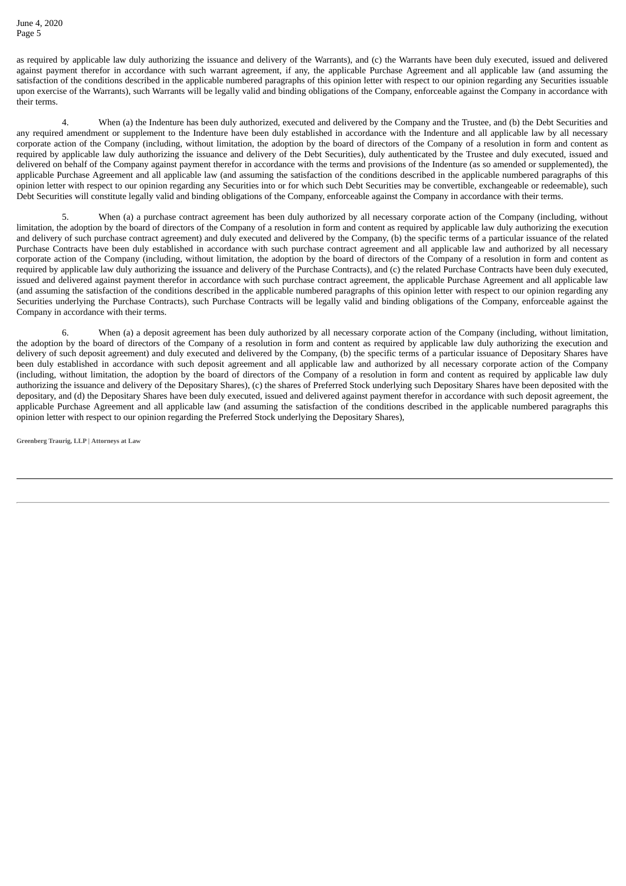as required by applicable law duly authorizing the issuance and delivery of the Warrants), and (c) the Warrants have been duly executed, issued and delivered against payment therefor in accordance with such warrant agreement, if any, the applicable Purchase Agreement and all applicable law (and assuming the satisfaction of the conditions described in the applicable numbered paragraphs of this opinion letter with respect to our opinion regarding any Securities issuable upon exercise of the Warrants), such Warrants will be legally valid and binding obligations of the Company, enforceable against the Company in accordance with their terms.

4. When (a) the Indenture has been duly authorized, executed and delivered by the Company and the Trustee, and (b) the Debt Securities and any required amendment or supplement to the Indenture have been duly established in accordance with the Indenture and all applicable law by all necessary corporate action of the Company (including, without limitation, the adoption by the board of directors of the Company of a resolution in form and content as required by applicable law duly authorizing the issuance and delivery of the Debt Securities), duly authenticated by the Trustee and duly executed, issued and delivered on behalf of the Company against payment therefor in accordance with the terms and provisions of the Indenture (as so amended or supplemented), the applicable Purchase Agreement and all applicable law (and assuming the satisfaction of the conditions described in the applicable numbered paragraphs of this opinion letter with respect to our opinion regarding any Securities into or for which such Debt Securities may be convertible, exchangeable or redeemable), such Debt Securities will constitute legally valid and binding obligations of the Company, enforceable against the Company in accordance with their terms.

5. When (a) a purchase contract agreement has been duly authorized by all necessary corporate action of the Company (including, without limitation, the adoption by the board of directors of the Company of a resolution in form and content as required by applicable law duly authorizing the execution and delivery of such purchase contract agreement) and duly executed and delivered by the Company, (b) the specific terms of a particular issuance of the related Purchase Contracts have been duly established in accordance with such purchase contract agreement and all applicable law and authorized by all necessary corporate action of the Company (including, without limitation, the adoption by the board of directors of the Company of a resolution in form and content as required by applicable law duly authorizing the issuance and delivery of the Purchase Contracts), and (c) the related Purchase Contracts have been duly executed, issued and delivered against payment therefor in accordance with such purchase contract agreement, the applicable Purchase Agreement and all applicable law (and assuming the satisfaction of the conditions described in the applicable numbered paragraphs of this opinion letter with respect to our opinion regarding any Securities underlying the Purchase Contracts), such Purchase Contracts will be legally valid and binding obligations of the Company, enforceable against the Company in accordance with their terms.

6. When (a) a deposit agreement has been duly authorized by all necessary corporate action of the Company (including, without limitation, the adoption by the board of directors of the Company of a resolution in form and content as required by applicable law duly authorizing the execution and delivery of such deposit agreement) and duly executed and delivered by the Company, (b) the specific terms of a particular issuance of Depositary Shares have been duly established in accordance with such deposit agreement and all applicable law and authorized by all necessary corporate action of the Company (including, without limitation, the adoption by the board of directors of the Company of a resolution in form and content as required by applicable law duly authorizing the issuance and delivery of the Depositary Shares), (c) the shares of Preferred Stock underlying such Depositary Shares have been deposited with the depositary, and (d) the Depositary Shares have been duly executed, issued and delivered against payment therefor in accordance with such deposit agreement, the applicable Purchase Agreement and all applicable law (and assuming the satisfaction of the conditions described in the applicable numbered paragraphs this opinion letter with respect to our opinion regarding the Preferred Stock underlying the Depositary Shares),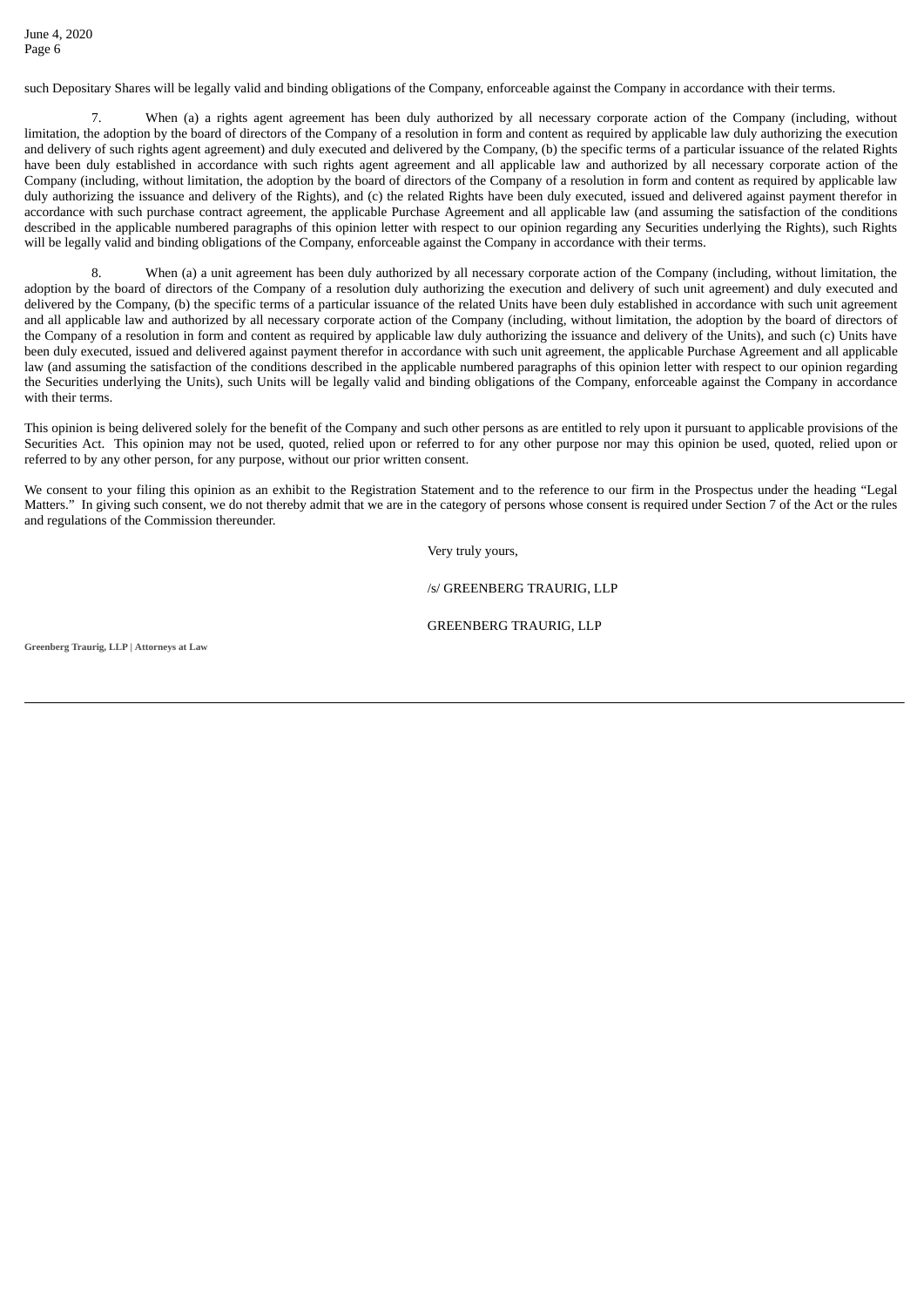such Depositary Shares will be legally valid and binding obligations of the Company, enforceable against the Company in accordance with their terms.

7. When (a) a rights agent agreement has been duly authorized by all necessary corporate action of the Company (including, without limitation, the adoption by the board of directors of the Company of a resolution in form and content as required by applicable law duly authorizing the execution and delivery of such rights agent agreement) and duly executed and delivered by the Company, (b) the specific terms of a particular issuance of the related Rights have been duly established in accordance with such rights agent agreement and all applicable law and authorized by all necessary corporate action of the Company (including, without limitation, the adoption by the board of directors of the Company of a resolution in form and content as required by applicable law duly authorizing the issuance and delivery of the Rights), and (c) the related Rights have been duly executed, issued and delivered against payment therefor in accordance with such purchase contract agreement, the applicable Purchase Agreement and all applicable law (and assuming the satisfaction of the conditions described in the applicable numbered paragraphs of this opinion letter with respect to our opinion regarding any Securities underlying the Rights), such Rights will be legally valid and binding obligations of the Company, enforceable against the Company in accordance with their terms.

8. When (a) a unit agreement has been duly authorized by all necessary corporate action of the Company (including, without limitation, the adoption by the board of directors of the Company of a resolution duly authorizing the execution and delivery of such unit agreement) and duly executed and delivered by the Company, (b) the specific terms of a particular issuance of the related Units have been duly established in accordance with such unit agreement and all applicable law and authorized by all necessary corporate action of the Company (including, without limitation, the adoption by the board of directors of the Company of a resolution in form and content as required by applicable law duly authorizing the issuance and delivery of the Units), and such (c) Units have been duly executed, issued and delivered against payment therefor in accordance with such unit agreement, the applicable Purchase Agreement and all applicable law (and assuming the satisfaction of the conditions described in the applicable numbered paragraphs of this opinion letter with respect to our opinion regarding the Securities underlying the Units), such Units will be legally valid and binding obligations of the Company, enforceable against the Company in accordance with their terms.

This opinion is being delivered solely for the benefit of the Company and such other persons as are entitled to rely upon it pursuant to applicable provisions of the Securities Act. This opinion may not be used, quoted, relied upon or referred to for any other purpose nor may this opinion be used, quoted, relied upon or referred to by any other person, for any purpose, without our prior written consent.

We consent to your filing this opinion as an exhibit to the Registration Statement and to the reference to our firm in the Prospectus under the heading "Legal Matters." In giving such consent, we do not thereby admit that we are in the category of persons whose consent is required under Section 7 of the Act or the rules and regulations of the Commission thereunder.

Very truly yours,

/s/ GREENBERG TRAURIG, LLP

GREENBERG TRAURIG, LLP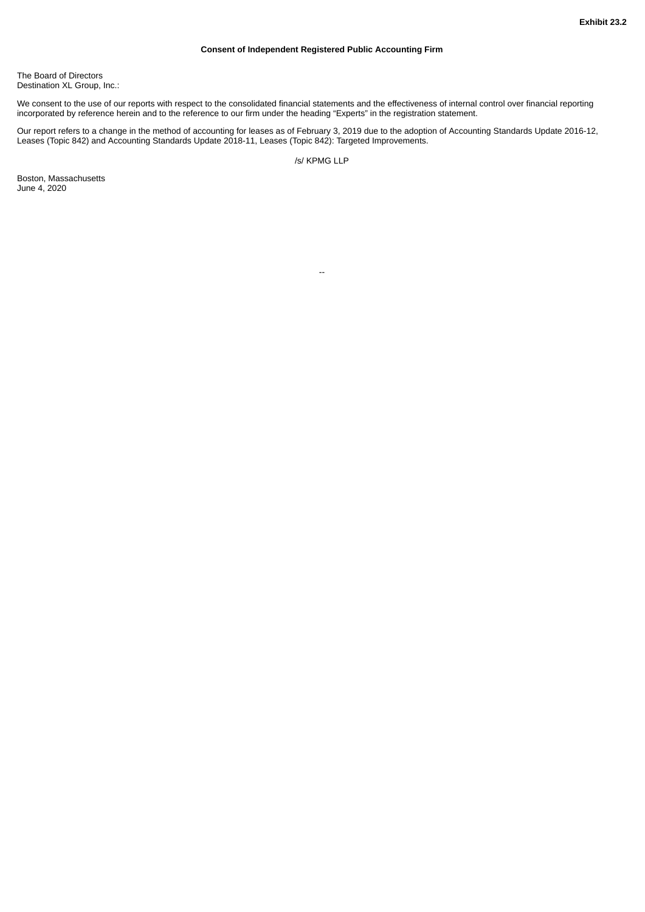**Exhibit 23.2**

**Consent of Independent Registered Public Accounting Firm**

The Board of Directors
Destination XL Group, Inc.:

We consent to the use of our reports with respect to the consolidated financial statements and the effectiveness of internal control over financial reporting incorporated by reference herein and to the reference to our firm under the heading “Experts” in the registration statement.

Our report refers to a change in the method of accounting for leases as of February 3, 2019 due to the adoption of Accounting Standards Update 2016-12, Leases (Topic 842) and Accounting Standards Update 2018-11, Leases (Topic 842): Targeted Improvements.

/s/ KPMG LLP

Boston, Massachusetts
June 4, 2020